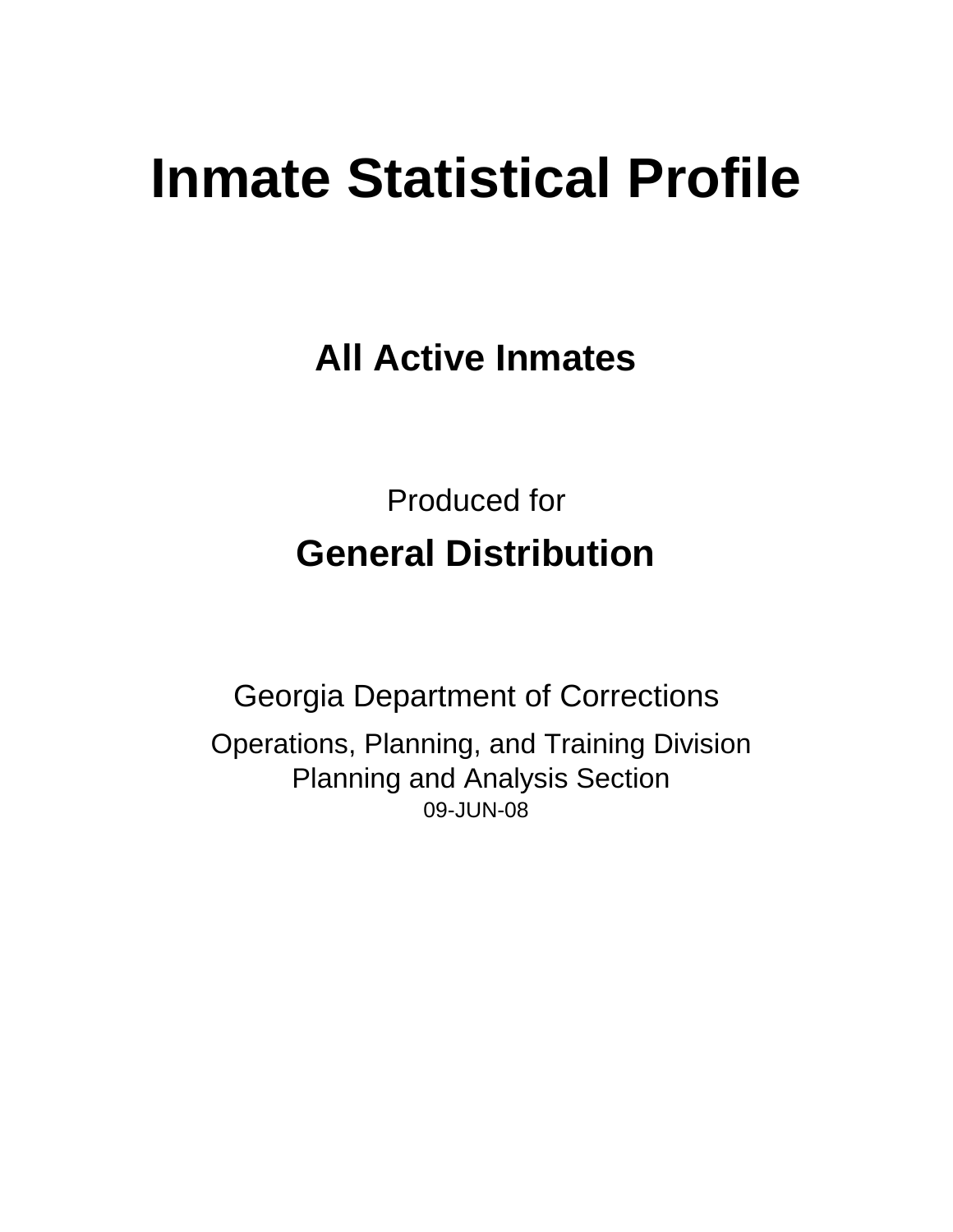# Inmate Statistical Profile

## All Active Inmates

Produced for

## General Distribution

Georgia Department of Corrections

Operations, Planning, and Training Division
Planning and Analysis Section
09-JUN-08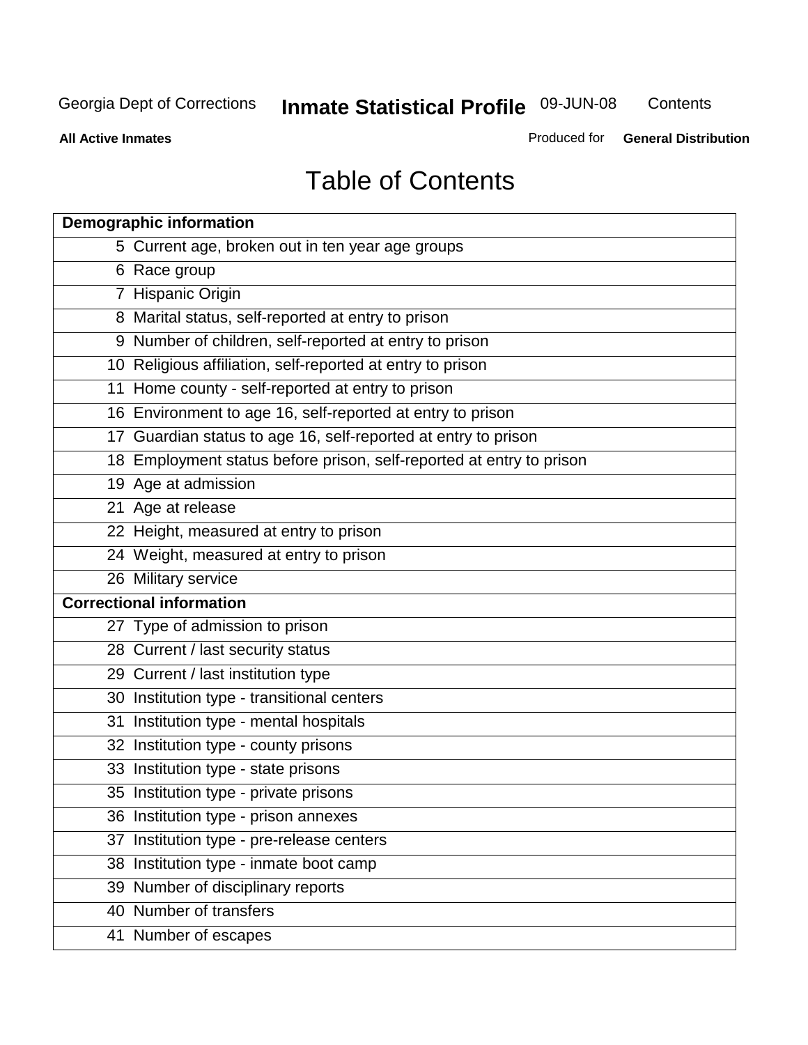# Table of Contents

| Demographic information | |
|---|---|
| 5 | Current age, broken out in ten year age groups |
| 6 | Race group |
| 7 | Hispanic Origin |
| 8 | Marital status, self-reported at entry to prison |
| 9 | Number of children, self-reported at entry to prison |
| 10 | Religious affiliation, self-reported at entry to prison |
| 11 | Home county - self-reported at entry to prison |
| 16 | Environment to age 16, self-reported at entry to prison |
| 17 | Guardian status to age 16, self-reported at entry to prison |
| 18 | Employment status before prison, self-reported at entry to prison |
| 19 | Age at admission |
| 21 | Age at release |
| 22 | Height, measured at entry to prison |
| 24 | Weight, measured at entry to prison |
| 26 | Military service |
| **Correctional information** | |
| 27 | Type of admission to prison |
| 28 | Current / last security status |
| 29 | Current / last institution type |
| 30 | Institution type - transitional centers |
| 31 | Institution type - mental hospitals |
| 32 | Institution type - county prisons |
| 33 | Institution type - state prisons |
| 35 | Institution type - private prisons |
| 36 | Institution type - prison annexes |
| 37 | Institution type - pre-release centers |
| 38 | Institution type - inmate boot camp |
| 39 | Number of disciplinary reports |
| 40 | Number of transfers |
| 41 | Number of escapes |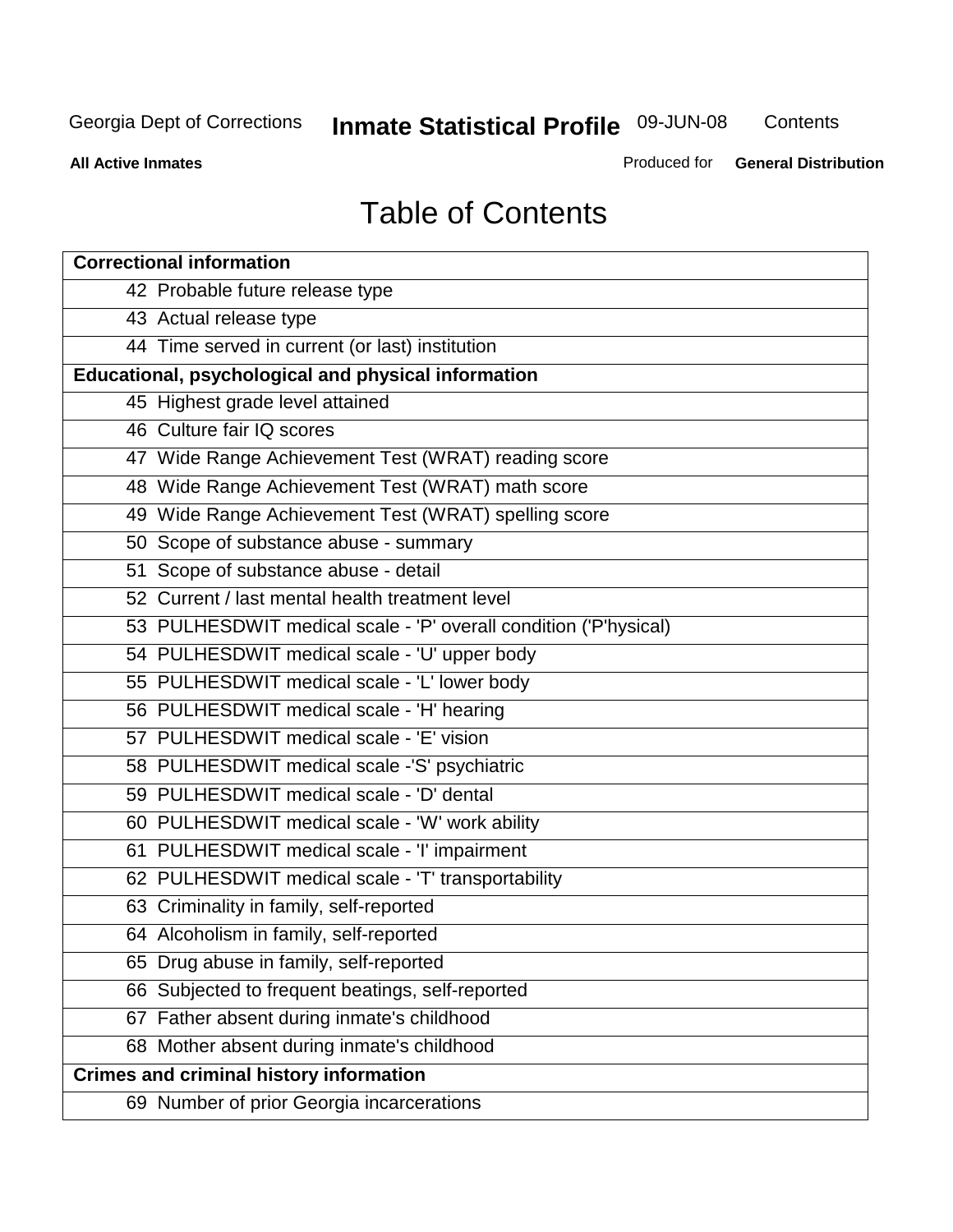# Table of Contents

| Correctional information | |
|---|---|
| 42 | Probable future release type |
| 43 | Actual release type |
| 44 | Time served in current (or last) institution |
| **Educational, psychological and physical information** | |
| 45 | Highest grade level attained |
| 46 | Culture fair IQ scores |
| 47 | Wide Range Achievement Test (WRAT) reading score |
| 48 | Wide Range Achievement Test (WRAT) math score |
| 49 | Wide Range Achievement Test (WRAT) spelling score |
| 50 | Scope of substance abuse - summary |
| 51 | Scope of substance abuse - detail |
| 52 | Current / last mental health treatment level |
| 53 | PULHESDWIT medical scale - 'P' overall condition ('P'hysical) |
| 54 | PULHESDWIT medical scale - 'U' upper body |
| 55 | PULHESDWIT medical scale - 'L' lower body |
| 56 | PULHESDWIT medical scale - 'H' hearing |
| 57 | PULHESDWIT medical scale - 'E' vision |
| 58 | PULHESDWIT medical scale -'S' psychiatric |
| 59 | PULHESDWIT medical scale - 'D' dental |
| 60 | PULHESDWIT medical scale - 'W' work ability |
| 61 | PULHESDWIT medical scale - 'I' impairment |
| 62 | PULHESDWIT medical scale - 'T' transportability |
| 63 | Criminality in family, self-reported |
| 64 | Alcoholism in family, self-reported |
| 65 | Drug abuse in family, self-reported |
| 66 | Subjected to frequent beatings, self-reported |
| 67 | Father absent during inmate's childhood |
| 68 | Mother absent during inmate's childhood |
| **Crimes and criminal history information** | |
| 69 | Number of prior Georgia incarcerations |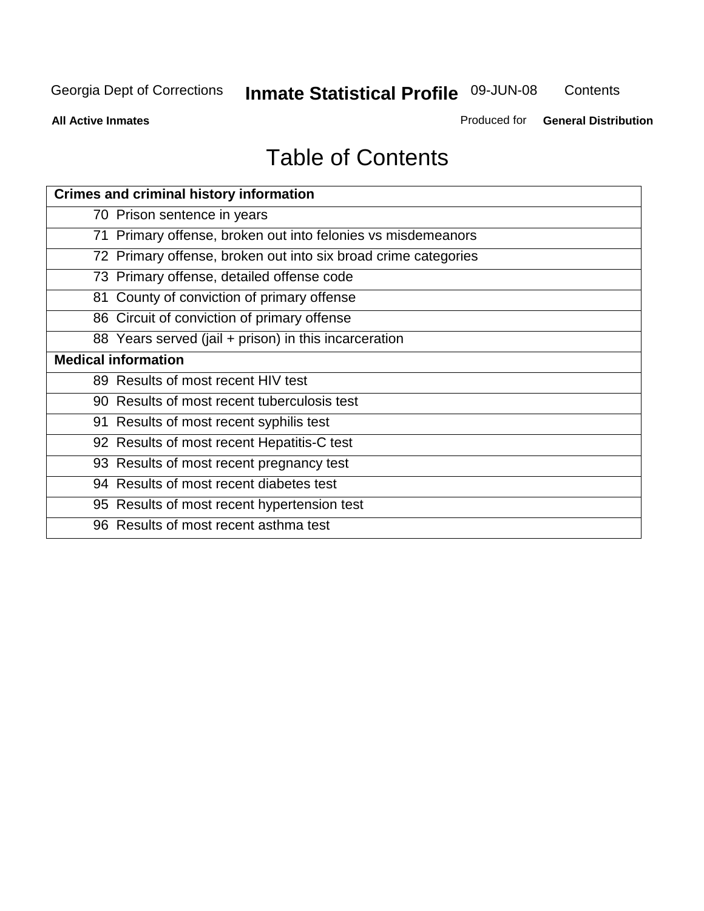# Table of Contents

| Crimes and criminal history information |
|---|
| 70 Prison sentence in years |
| 71 Primary offense, broken out into felonies vs misdemeanors |
| 72 Primary offense, broken out into six broad crime categories |
| 73 Primary offense, detailed offense code |
| 81 County of conviction of primary offense |
| 86 Circuit of conviction of primary offense |
| 88 Years served (jail + prison) in this incarceration |
| **Medical information** |
| 89 Results of most recent HIV test |
| 90 Results of most recent tuberculosis test |
| 91 Results of most recent syphilis test |
| 92 Results of most recent Hepatitis-C test |
| 93 Results of most recent pregnancy test |
| 94 Results of most recent diabetes test |
| 95 Results of most recent hypertension test |
| 96 Results of most recent asthma test |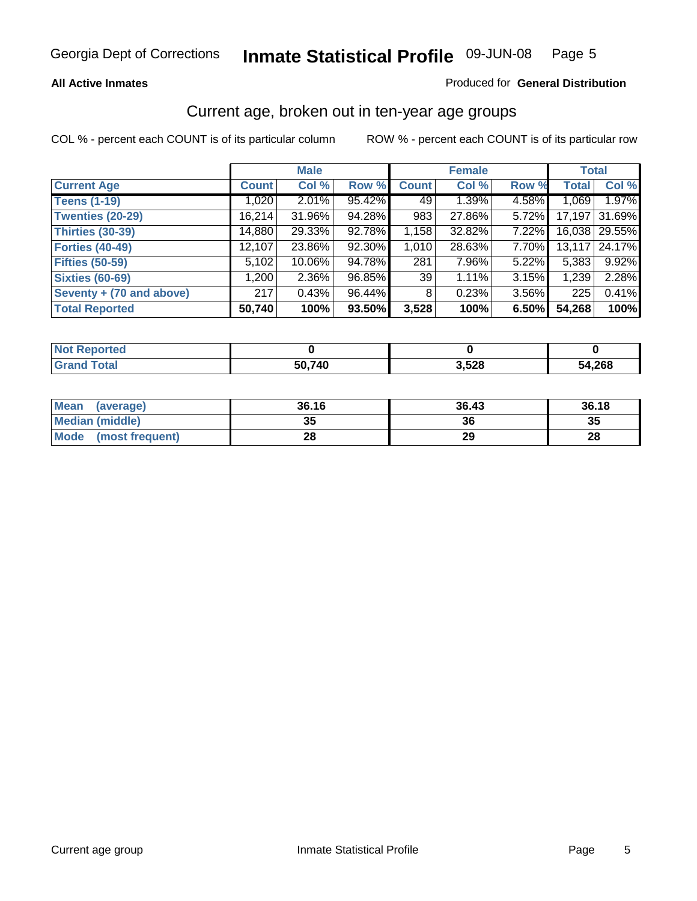**All Active Inmates** — Produced for **General Distribution**

## Current age, broken out in ten-year age groups

COL % - percent each COUNT is of its particular column    ROW % - percent each COUNT is of its particular row

| | Male | | | Female | | | Total | |
|---|---|---|---|---|---|---|---|---|
| **Current Age** | **Count** | **Col %** | **Row %** | **Count** | **Col %** | **Row %** | **Total** | **Col %** |
| **Teens (1-19)** | 1,020 | 2.01% | 95.42% | 49 | 1.39% | 4.58% | 1,069 | 1.97% |
| **Twenties (20-29)** | 16,214 | 31.96% | 94.28% | 983 | 27.86% | 5.72% | 17,197 | 31.69% |
| **Thirties (30-39)** | 14,880 | 29.33% | 92.78% | 1,158 | 32.82% | 7.22% | 16,038 | 29.55% |
| **Forties (40-49)** | 12,107 | 23.86% | 92.30% | 1,010 | 28.63% | 7.70% | 13,117 | 24.17% |
| **Fifties (50-59)** | 5,102 | 10.06% | 94.78% | 281 | 7.96% | 5.22% | 5,383 | 9.92% |
| **Sixties (60-69)** | 1,200 | 2.36% | 96.85% | 39 | 1.11% | 3.15% | 1,239 | 2.28% |
| **Seventy + (70 and above)** | 217 | 0.43% | 96.44% | 8 | 0.23% | 3.56% | 225 | 0.41% |
| **Total Reported** | **50,740** | **100%** | **93.50%** | **3,528** | **100%** | **6.50%** | **54,268** | **100%** |

| | Male | Female | Total |
|---|---|---|---|
| **Not Reported** | **0** | **0** | **0** |
| **Grand Total** | **50,740** | **3,528** | **54,268** |

| | Male | Female | Total |
|---|---|---|---|
| **Mean (average)** | **36.16** | **36.43** | **36.18** |
| **Median (middle)** | **35** | **36** | **35** |
| **Mode (most frequent)** | **28** | **29** | **28** |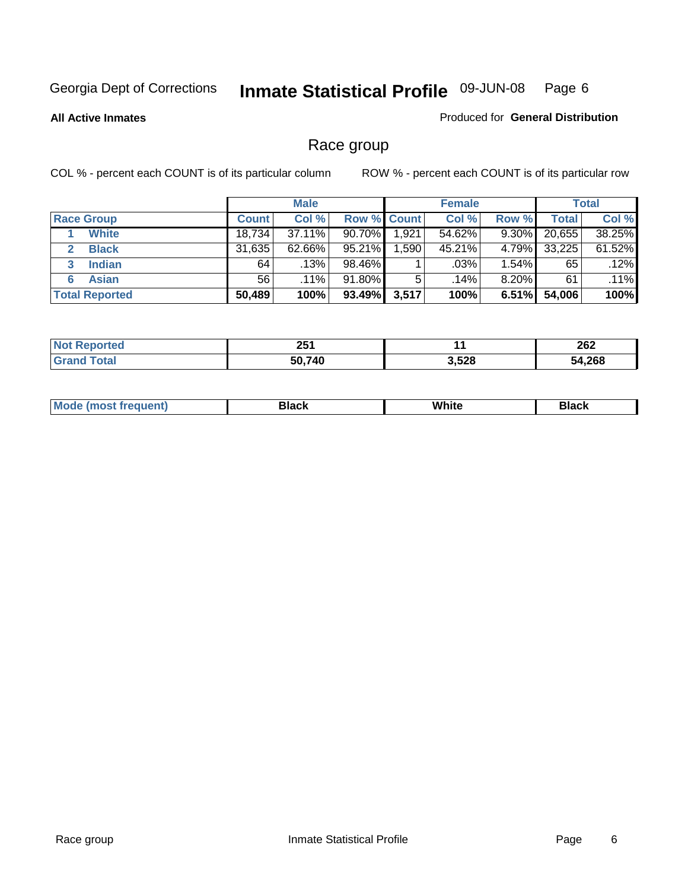Georgia Dept of Corrections **Inmate Statistical Profile** 09-JUN-08

**All Active Inmates**

Produced for **General Distribution**

## Race group

COL % - percent each COUNT is of its particular column ROW % - percent each COUNT is of its particular row

| | Male | | | Female | | | Total | |
|---|---|---|---|---|---|---|---|---|
| **Race Group** | **Count** | **Col %** | **Row %** | **Count** | **Col %** | **Row %** | **Total** | **Col %** |
| 1 **White** | 18,734 | 37.11% | 90.70% | 1,921 | 54.62% | 9.30% | 20,655 | 38.25% |
| 2 **Black** | 31,635 | 62.66% | 95.21% | 1,590 | 45.21% | 4.79% | 33,225 | 61.52% |
| 3 **Indian** | 64 | .13% | 98.46% | 1 | .03% | 1.54% | 65 | .12% |
| 6 **Asian** | 56 | .11% | 91.80% | 5 | .14% | 8.20% | 61 | .11% |
| **Total Reported** | **50,489** | **100%** | **93.49%** | **3,517** | **100%** | **6.51%** | **54,006** | **100%** |

| | Male | Female | Total |
|---|---|---|---|
| **Not Reported** | **251** | **11** | **262** |
| **Grand Total** | **50,740** | **3,528** | **54,268** |

| | Male | Female | Total |
|---|---|---|---|
| **Mode (most frequent)** | **Black** | **White** | **Black** |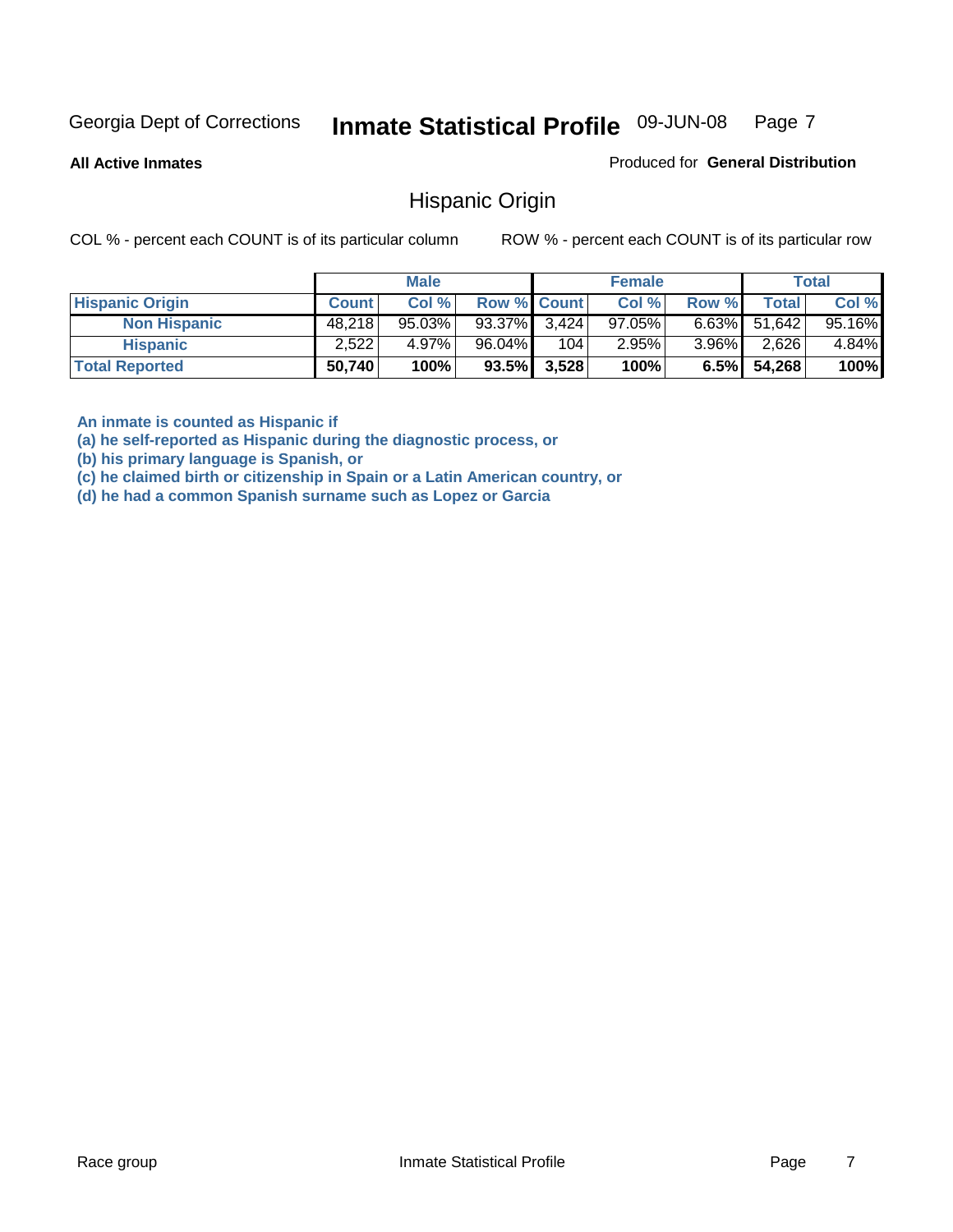Georgia Dept of Corrections **Inmate Statistical Profile** 09-JUN-08

**All Active Inmates**

Produced for **General Distribution**

## Hispanic Origin

COL % - percent each COUNT is of its particular column

ROW % - percent each COUNT is of its particular row

| | Male | | | Female | | | Total | |
|---|---|---|---|---|---|---|---|---|
| **Hispanic Origin** | **Count** | **Col %** | **Row %** | **Count** | **Col %** | **Row %** | **Total** | **Col %** |
| **Non Hispanic** | 48,218 | 95.03% | 93.37% | 3,424 | 97.05% | 6.63% | 51,642 | 95.16% |
| **Hispanic** | 2,522 | 4.97% | 96.04% | 104 | 2.95% | 3.96% | 2,626 | 4.84% |
| **Total Reported** | **50,740** | **100%** | **93.5%** | **3,528** | **100%** | **6.5%** | **54,268** | **100%** |

**An inmate is counted as Hispanic if**
**(a) he self-reported as Hispanic during the diagnostic process, or**
**(b) his primary language is Spanish, or**
**(c) he claimed birth or citizenship in Spain or a Latin American country, or**
**(d) he had a common Spanish surname such as Lopez or Garcia**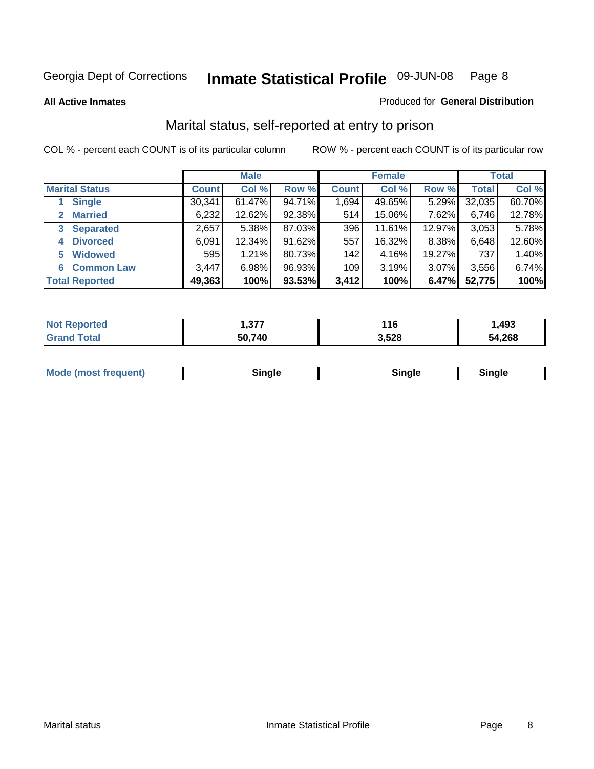Georgia Dept of Corrections **Inmate Statistical Profile** 09-JUN-08

**All Active Inmates**

Produced for **General Distribution**

## Marital status, self-reported at entry to prison

COL % - percent each COUNT is of its particular column ROW % - percent each COUNT is of its particular row

| | Male | | | Female | | | Total | |
|---|---|---|---|---|---|---|---|---|
| **Marital Status** | **Count** | **Col %** | **Row %** | **Count** | **Col %** | **Row %** | **Total** | **Col %** |
| 1 **Single** | 30,341 | 61.47% | 94.71% | 1,694 | 49.65% | 5.29% | 32,035 | 60.70% |
| 2 **Married** | 6,232 | 12.62% | 92.38% | 514 | 15.06% | 7.62% | 6,746 | 12.78% |
| 3 **Separated** | 2,657 | 5.38% | 87.03% | 396 | 11.61% | 12.97% | 3,053 | 5.78% |
| 4 **Divorced** | 6,091 | 12.34% | 91.62% | 557 | 16.32% | 8.38% | 6,648 | 12.60% |
| 5 **Widowed** | 595 | 1.21% | 80.73% | 142 | 4.16% | 19.27% | 737 | 1.40% |
| 6 **Common Law** | 3,447 | 6.98% | 96.93% | 109 | 3.19% | 3.07% | 3,556 | 6.74% |
| **Total Reported** | **49,363** | **100%** | **93.53%** | **3,412** | **100%** | **6.47%** | **52,775** | **100%** |

| | Male | Female | Total |
|---|---|---|---|
| **Not Reported** | **1,377** | **116** | **1,493** |
| **Grand Total** | **50,740** | **3,528** | **54,268** |

| | Male | Female | Total |
|---|---|---|---|
| **Mode (most frequent)** | **Single** | **Single** | **Single** |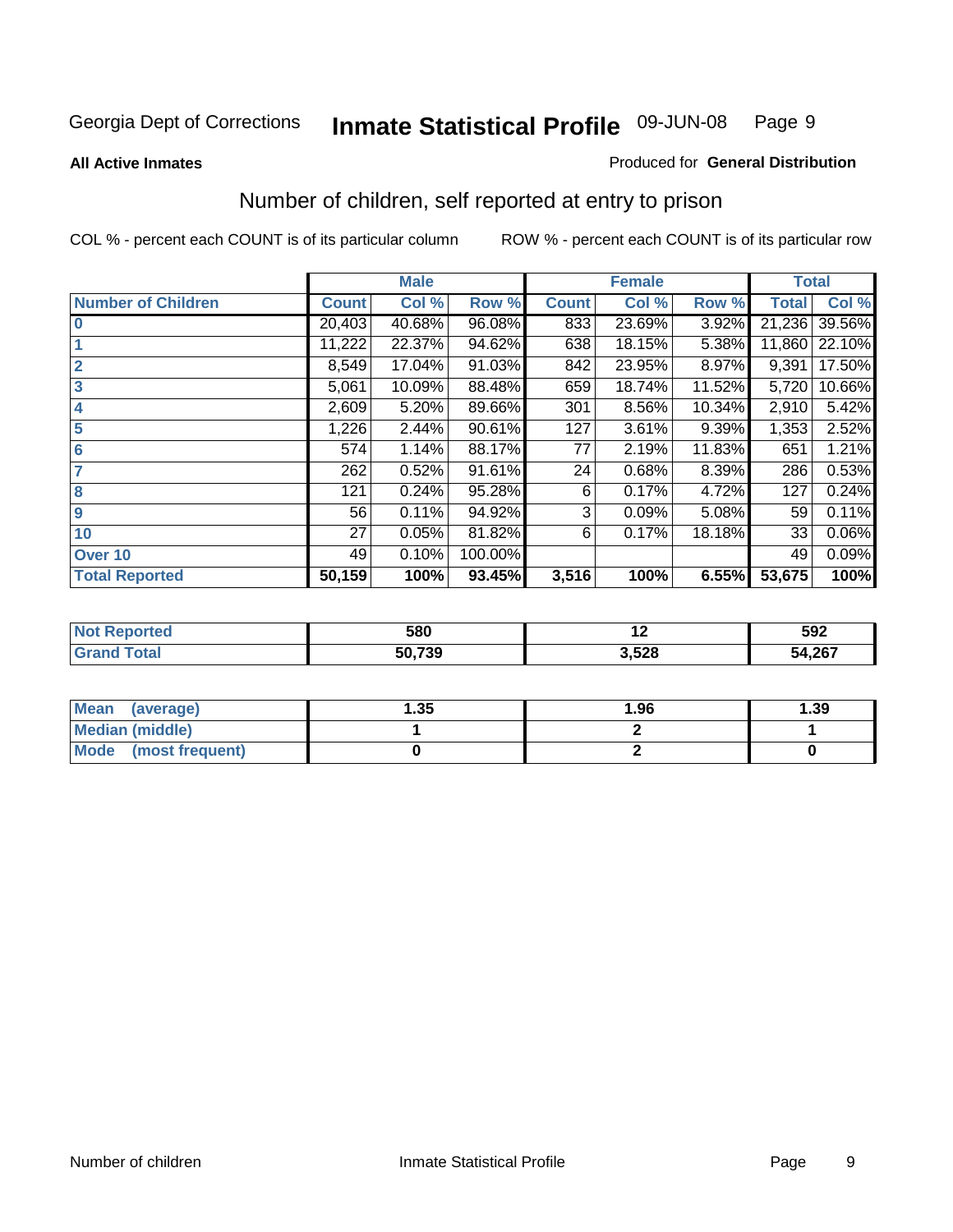Georgia Dept of Corrections **Inmate Statistical Profile** 09-JUN-08

**All Active Inmates**

Produced for **General Distribution**

## Number of children, self reported at entry to prison

COL % - percent each COUNT is of its particular column

ROW % - percent each COUNT is of its particular row

| | Male | | | Female | | | Total | |
|---|---|---|---|---|---|---|---|---|
| **Number of Children** | **Count** | **Col %** | **Row %** | **Count** | **Col %** | **Row %** | **Total** | **Col %** |
| **0** | 20,403 | 40.68% | 96.08% | 833 | 23.69% | 3.92% | 21,236 | 39.56% |
| **1** | 11,222 | 22.37% | 94.62% | 638 | 18.15% | 5.38% | 11,860 | 22.10% |
| **2** | 8,549 | 17.04% | 91.03% | 842 | 23.95% | 8.97% | 9,391 | 17.50% |
| **3** | 5,061 | 10.09% | 88.48% | 659 | 18.74% | 11.52% | 5,720 | 10.66% |
| **4** | 2,609 | 5.20% | 89.66% | 301 | 8.56% | 10.34% | 2,910 | 5.42% |
| **5** | 1,226 | 2.44% | 90.61% | 127 | 3.61% | 9.39% | 1,353 | 2.52% |
| **6** | 574 | 1.14% | 88.17% | 77 | 2.19% | 11.83% | 651 | 1.21% |
| **7** | 262 | 0.52% | 91.61% | 24 | 0.68% | 8.39% | 286 | 0.53% |
| **8** | 121 | 0.24% | 95.28% | 6 | 0.17% | 4.72% | 127 | 0.24% |
| **9** | 56 | 0.11% | 94.92% | 3 | 0.09% | 5.08% | 59 | 0.11% |
| **10** | 27 | 0.05% | 81.82% | 6 | 0.17% | 18.18% | 33 | 0.06% |
| **Over 10** | 49 | 0.10% | 100.00% | | | | 49 | 0.09% |
| **Total Reported** | **50,159** | **100%** | **93.45%** | **3,516** | **100%** | **6.55%** | **53,675** | **100%** |

| | Male | Female | Total |
|---|---|---|---|
| **Not Reported** | **580** | **12** | **592** |
| **Grand Total** | **50,739** | **3,528** | **54,267** |

| | Male | Female | Total |
|---|---|---|---|
| **Mean (average)** | **1.35** | **1.96** | **1.39** |
| **Median (middle)** | **1** | **2** | **1** |
| **Mode (most frequent)** | **0** | **2** | **0** |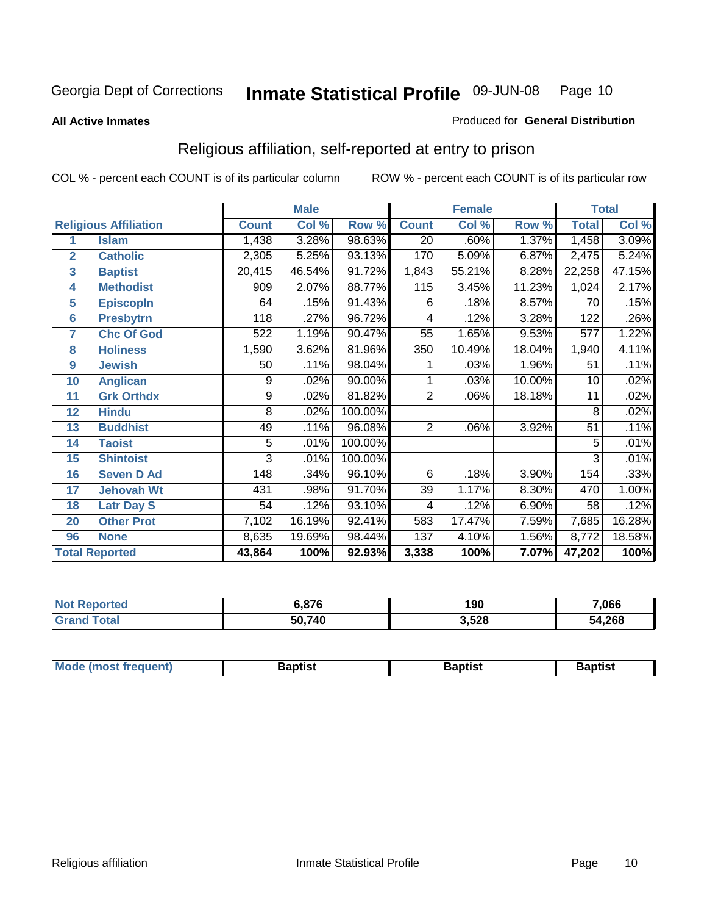Georgia Dept of Corrections **Inmate Statistical Profile** 09-JUN-08

**All Active Inmates** Produced for **General Distribution**

## Religious affiliation, self-reported at entry to prison

COL % - percent each COUNT is of its particular column ROW % - percent each COUNT is of its particular row

| | | Male | | | Female | | | Total | |
|---|---|---|---|---|---|---|---|---|---|
| **Religious Affiliation** | | **Count** | **Col %** | **Row %** | **Count** | **Col %** | **Row %** | **Total** | **Col %** |
| 1 | Islam | 1,438 | 3.28% | 98.63% | 20 | .60% | 1.37% | 1,458 | 3.09% |
| 2 | Catholic | 2,305 | 5.25% | 93.13% | 170 | 5.09% | 6.87% | 2,475 | 5.24% |
| 3 | Baptist | 20,415 | 46.54% | 91.72% | 1,843 | 55.21% | 8.28% | 22,258 | 47.15% |
| 4 | Methodist | 909 | 2.07% | 88.77% | 115 | 3.45% | 11.23% | 1,024 | 2.17% |
| 5 | Episcopln | 64 | .15% | 91.43% | 6 | .18% | 8.57% | 70 | .15% |
| 6 | Presbytrn | 118 | .27% | 96.72% | 4 | .12% | 3.28% | 122 | .26% |
| 7 | Chc Of God | 522 | 1.19% | 90.47% | 55 | 1.65% | 9.53% | 577 | 1.22% |
| 8 | Holiness | 1,590 | 3.62% | 81.96% | 350 | 10.49% | 18.04% | 1,940 | 4.11% |
| 9 | Jewish | 50 | .11% | 98.04% | 1 | .03% | 1.96% | 51 | .11% |
| 10 | Anglican | 9 | .02% | 90.00% | 1 | .03% | 10.00% | 10 | .02% |
| 11 | Grk Orthdx | 9 | .02% | 81.82% | 2 | .06% | 18.18% | 11 | .02% |
| 12 | Hindu | 8 | .02% | 100.00% | | | | 8 | .02% |
| 13 | Buddhist | 49 | .11% | 96.08% | 2 | .06% | 3.92% | 51 | .11% |
| 14 | Taoist | 5 | .01% | 100.00% | | | | 5 | .01% |
| 15 | Shintoist | 3 | .01% | 100.00% | | | | 3 | .01% |
| 16 | Seven D Ad | 148 | .34% | 96.10% | 6 | .18% | 3.90% | 154 | .33% |
| 17 | Jehovah Wt | 431 | .98% | 91.70% | 39 | 1.17% | 8.30% | 470 | 1.00% |
| 18 | Latr Day S | 54 | .12% | 93.10% | 4 | .12% | 6.90% | 58 | .12% |
| 20 | Other Prot | 7,102 | 16.19% | 92.41% | 583 | 17.47% | 7.59% | 7,685 | 16.28% |
| 96 | None | 8,635 | 19.69% | 98.44% | 137 | 4.10% | 1.56% | 8,772 | 18.58% |
| **Total Reported** | | **43,864** | **100%** | **92.93%** | **3,338** | **100%** | **7.07%** | **47,202** | **100%** |

| | Male | Female | Total |
|---|---|---|---|
| **Not Reported** | **6,876** | **190** | **7,066** |
| **Grand Total** | **50,740** | **3,528** | **54,268** |

| | Male | Female | Total |
|---|---|---|---|
| **Mode (most frequent)** | **Baptist** | **Baptist** | **Baptist** |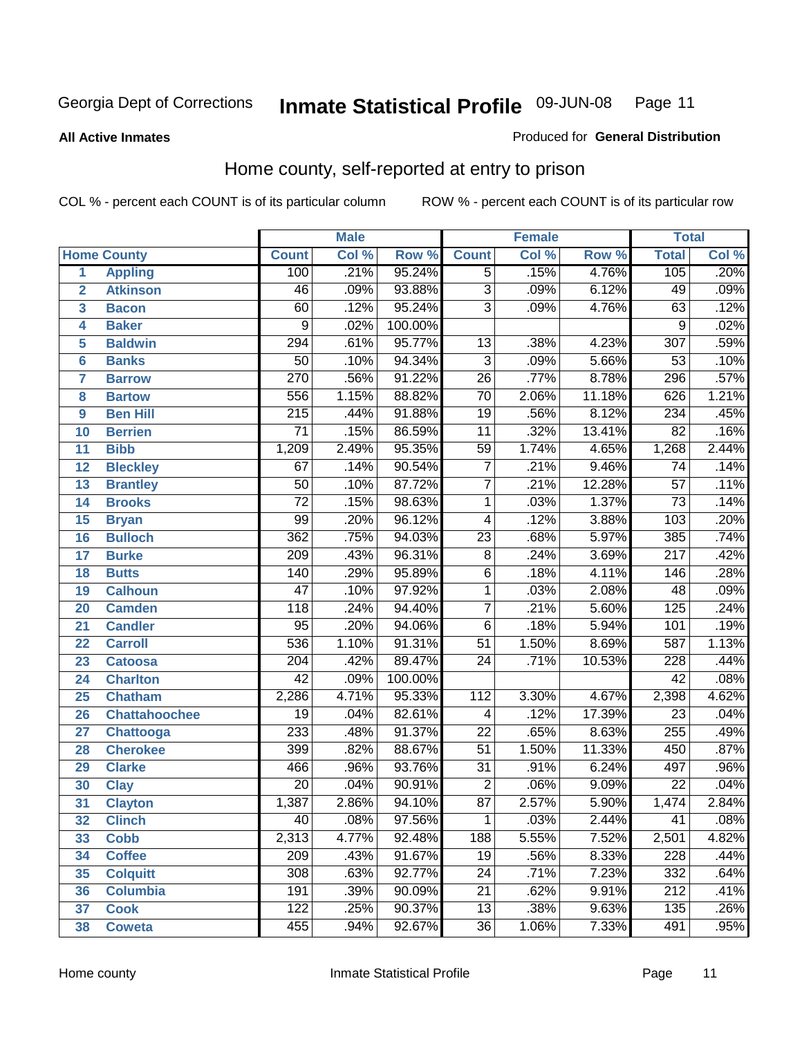Georgia Dept of Corrections **Inmate Statistical Profile** 09-JUN-08

**All Active Inmates** Produced for **General Distribution**

## Home county, self-reported at entry to prison

COL % - percent each COUNT is of its particular column ROW % - percent each COUNT is of its particular row

| Home County | | Male | | | Female | | | Total | |
|---|---|---|---|---|---|---|---|---|---|
| | | Count | Col % | Row % | Count | Col % | Row % | Total | Col % |
| 1 | Appling | 100 | .21% | 95.24% | 5 | .15% | 4.76% | 105 | .20% |
| 2 | Atkinson | 46 | .09% | 93.88% | 3 | .09% | 6.12% | 49 | .09% |
| 3 | Bacon | 60 | .12% | 95.24% | 3 | .09% | 4.76% | 63 | .12% |
| 4 | Baker | 9 | .02% | 100.00% | | | | 9 | .02% |
| 5 | Baldwin | 294 | .61% | 95.77% | 13 | .38% | 4.23% | 307 | .59% |
| 6 | Banks | 50 | .10% | 94.34% | 3 | .09% | 5.66% | 53 | .10% |
| 7 | Barrow | 270 | .56% | 91.22% | 26 | .77% | 8.78% | 296 | .57% |
| 8 | Bartow | 556 | 1.15% | 88.82% | 70 | 2.06% | 11.18% | 626 | 1.21% |
| 9 | Ben Hill | 215 | .44% | 91.88% | 19 | .56% | 8.12% | 234 | .45% |
| 10 | Berrien | 71 | .15% | 86.59% | 11 | .32% | 13.41% | 82 | .16% |
| 11 | Bibb | 1,209 | 2.49% | 95.35% | 59 | 1.74% | 4.65% | 1,268 | 2.44% |
| 12 | Bleckley | 67 | .14% | 90.54% | 7 | .21% | 9.46% | 74 | .14% |
| 13 | Brantley | 50 | .10% | 87.72% | 7 | .21% | 12.28% | 57 | .11% |
| 14 | Brooks | 72 | .15% | 98.63% | 1 | .03% | 1.37% | 73 | .14% |
| 15 | Bryan | 99 | .20% | 96.12% | 4 | .12% | 3.88% | 103 | .20% |
| 16 | Bulloch | 362 | .75% | 94.03% | 23 | .68% | 5.97% | 385 | .74% |
| 17 | Burke | 209 | .43% | 96.31% | 8 | .24% | 3.69% | 217 | .42% |
| 18 | Butts | 140 | .29% | 95.89% | 6 | .18% | 4.11% | 146 | .28% |
| 19 | Calhoun | 47 | .10% | 97.92% | 1 | .03% | 2.08% | 48 | .09% |
| 20 | Camden | 118 | .24% | 94.40% | 7 | .21% | 5.60% | 125 | .24% |
| 21 | Candler | 95 | .20% | 94.06% | 6 | .18% | 5.94% | 101 | .19% |
| 22 | Carroll | 536 | 1.10% | 91.31% | 51 | 1.50% | 8.69% | 587 | 1.13% |
| 23 | Catoosa | 204 | .42% | 89.47% | 24 | .71% | 10.53% | 228 | .44% |
| 24 | Charlton | 42 | .09% | 100.00% | | | | 42 | .08% |
| 25 | Chatham | 2,286 | 4.71% | 95.33% | 112 | 3.30% | 4.67% | 2,398 | 4.62% |
| 26 | Chattahoochee | 19 | .04% | 82.61% | 4 | .12% | 17.39% | 23 | .04% |
| 27 | Chattooga | 233 | .48% | 91.37% | 22 | .65% | 8.63% | 255 | .49% |
| 28 | Cherokee | 399 | .82% | 88.67% | 51 | 1.50% | 11.33% | 450 | .87% |
| 29 | Clarke | 466 | .96% | 93.76% | 31 | .91% | 6.24% | 497 | .96% |
| 30 | Clay | 20 | .04% | 90.91% | 2 | .06% | 9.09% | 22 | .04% |
| 31 | Clayton | 1,387 | 2.86% | 94.10% | 87 | 2.57% | 5.90% | 1,474 | 2.84% |
| 32 | Clinch | 40 | .08% | 97.56% | 1 | .03% | 2.44% | 41 | .08% |
| 33 | Cobb | 2,313 | 4.77% | 92.48% | 188 | 5.55% | 7.52% | 2,501 | 4.82% |
| 34 | Coffee | 209 | .43% | 91.67% | 19 | .56% | 8.33% | 228 | .44% |
| 35 | Colquitt | 308 | .63% | 92.77% | 24 | .71% | 7.23% | 332 | .64% |
| 36 | Columbia | 191 | .39% | 90.09% | 21 | .62% | 9.91% | 212 | .41% |
| 37 | Cook | 122 | .25% | 90.37% | 13 | .38% | 9.63% | 135 | .26% |
| 38 | Coweta | 455 | .94% | 92.67% | 36 | 1.06% | 7.33% | 491 | .95% |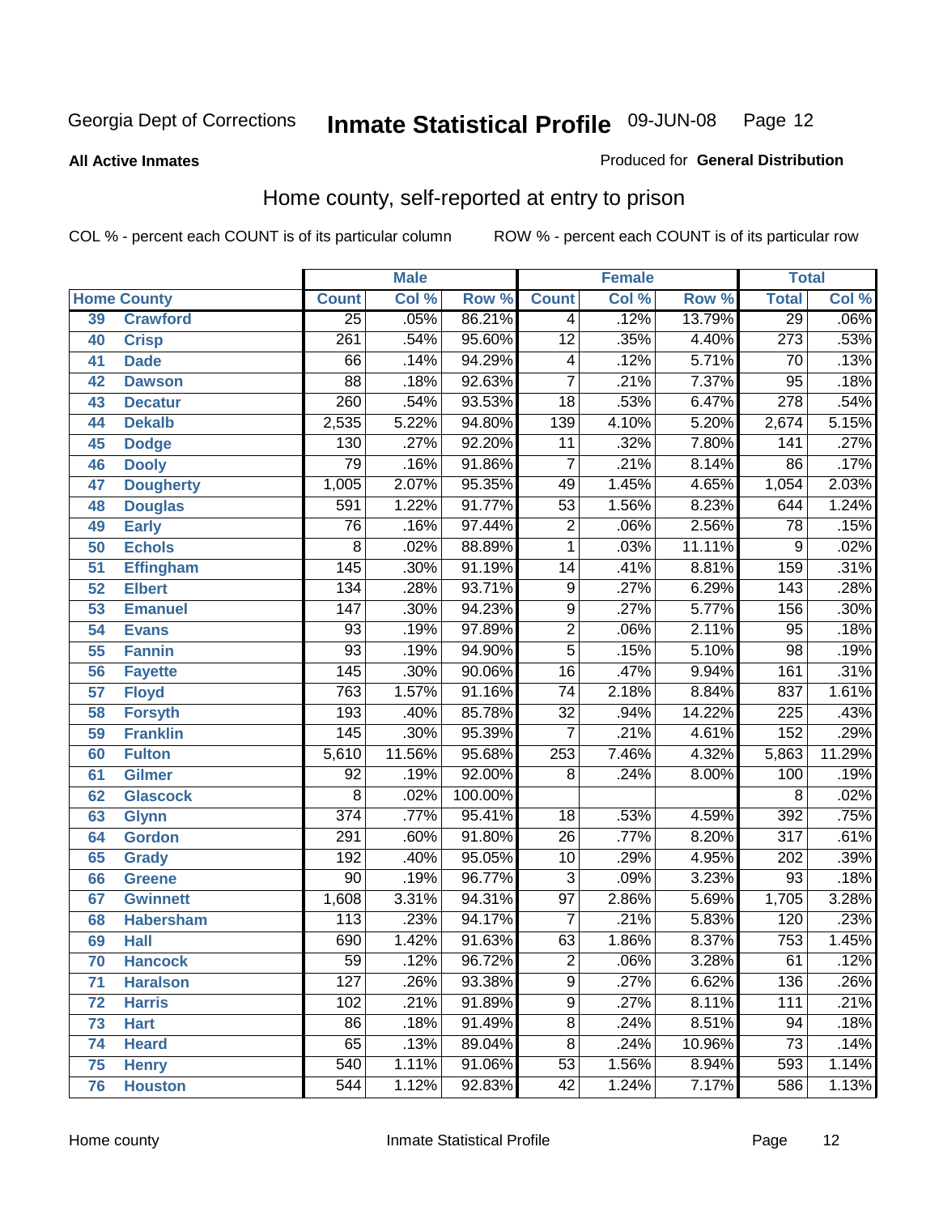Georgia Dept of Corrections **Inmate Statistical Profile** 09-JUN-08

**All Active Inmates**

Produced for **General Distribution**

## Home county, self-reported at entry to prison

COL % - percent each COUNT is of its particular column ROW % - percent each COUNT is of its particular row

| Home County | | Male | | | Female | | | Total | |
|---|---|---|---|---|---|---|---|---|---|
| | | Count | Col % | Row % | Count | Col % | Row % | Total | Col % |
| 39 | Crawford | 25 | .05% | 86.21% | 4 | .12% | 13.79% | 29 | .06% |
| 40 | Crisp | 261 | .54% | 95.60% | 12 | .35% | 4.40% | 273 | .53% |
| 41 | Dade | 66 | .14% | 94.29% | 4 | .12% | 5.71% | 70 | .13% |
| 42 | Dawson | 88 | .18% | 92.63% | 7 | .21% | 7.37% | 95 | .18% |
| 43 | Decatur | 260 | .54% | 93.53% | 18 | .53% | 6.47% | 278 | .54% |
| 44 | Dekalb | 2,535 | 5.22% | 94.80% | 139 | 4.10% | 5.20% | 2,674 | 5.15% |
| 45 | Dodge | 130 | .27% | 92.20% | 11 | .32% | 7.80% | 141 | .27% |
| 46 | Dooly | 79 | .16% | 91.86% | 7 | .21% | 8.14% | 86 | .17% |
| 47 | Dougherty | 1,005 | 2.07% | 95.35% | 49 | 1.45% | 4.65% | 1,054 | 2.03% |
| 48 | Douglas | 591 | 1.22% | 91.77% | 53 | 1.56% | 8.23% | 644 | 1.24% |
| 49 | Early | 76 | .16% | 97.44% | 2 | .06% | 2.56% | 78 | .15% |
| 50 | Echols | 8 | .02% | 88.89% | 1 | .03% | 11.11% | 9 | .02% |
| 51 | Effingham | 145 | .30% | 91.19% | 14 | .41% | 8.81% | 159 | .31% |
| 52 | Elbert | 134 | .28% | 93.71% | 9 | .27% | 6.29% | 143 | .28% |
| 53 | Emanuel | 147 | .30% | 94.23% | 9 | .27% | 5.77% | 156 | .30% |
| 54 | Evans | 93 | .19% | 97.89% | 2 | .06% | 2.11% | 95 | .18% |
| 55 | Fannin | 93 | .19% | 94.90% | 5 | .15% | 5.10% | 98 | .19% |
| 56 | Fayette | 145 | .30% | 90.06% | 16 | .47% | 9.94% | 161 | .31% |
| 57 | Floyd | 763 | 1.57% | 91.16% | 74 | 2.18% | 8.84% | 837 | 1.61% |
| 58 | Forsyth | 193 | .40% | 85.78% | 32 | .94% | 14.22% | 225 | .43% |
| 59 | Franklin | 145 | .30% | 95.39% | 7 | .21% | 4.61% | 152 | .29% |
| 60 | Fulton | 5,610 | 11.56% | 95.68% | 253 | 7.46% | 4.32% | 5,863 | 11.29% |
| 61 | Gilmer | 92 | .19% | 92.00% | 8 | .24% | 8.00% | 100 | .19% |
| 62 | Glascock | 8 | .02% | 100.00% | | | | 8 | .02% |
| 63 | Glynn | 374 | .77% | 95.41% | 18 | .53% | 4.59% | 392 | .75% |
| 64 | Gordon | 291 | .60% | 91.80% | 26 | .77% | 8.20% | 317 | .61% |
| 65 | Grady | 192 | .40% | 95.05% | 10 | .29% | 4.95% | 202 | .39% |
| 66 | Greene | 90 | .19% | 96.77% | 3 | .09% | 3.23% | 93 | .18% |
| 67 | Gwinnett | 1,608 | 3.31% | 94.31% | 97 | 2.86% | 5.69% | 1,705 | 3.28% |
| 68 | Habersham | 113 | .23% | 94.17% | 7 | .21% | 5.83% | 120 | .23% |
| 69 | Hall | 690 | 1.42% | 91.63% | 63 | 1.86% | 8.37% | 753 | 1.45% |
| 70 | Hancock | 59 | .12% | 96.72% | 2 | .06% | 3.28% | 61 | .12% |
| 71 | Haralson | 127 | .26% | 93.38% | 9 | .27% | 6.62% | 136 | .26% |
| 72 | Harris | 102 | .21% | 91.89% | 9 | .27% | 8.11% | 111 | .21% |
| 73 | Hart | 86 | .18% | 91.49% | 8 | .24% | 8.51% | 94 | .18% |
| 74 | Heard | 65 | .13% | 89.04% | 8 | .24% | 10.96% | 73 | .14% |
| 75 | Henry | 540 | 1.11% | 91.06% | 53 | 1.56% | 8.94% | 593 | 1.14% |
| 76 | Houston | 544 | 1.12% | 92.83% | 42 | 1.24% | 7.17% | 586 | 1.13% |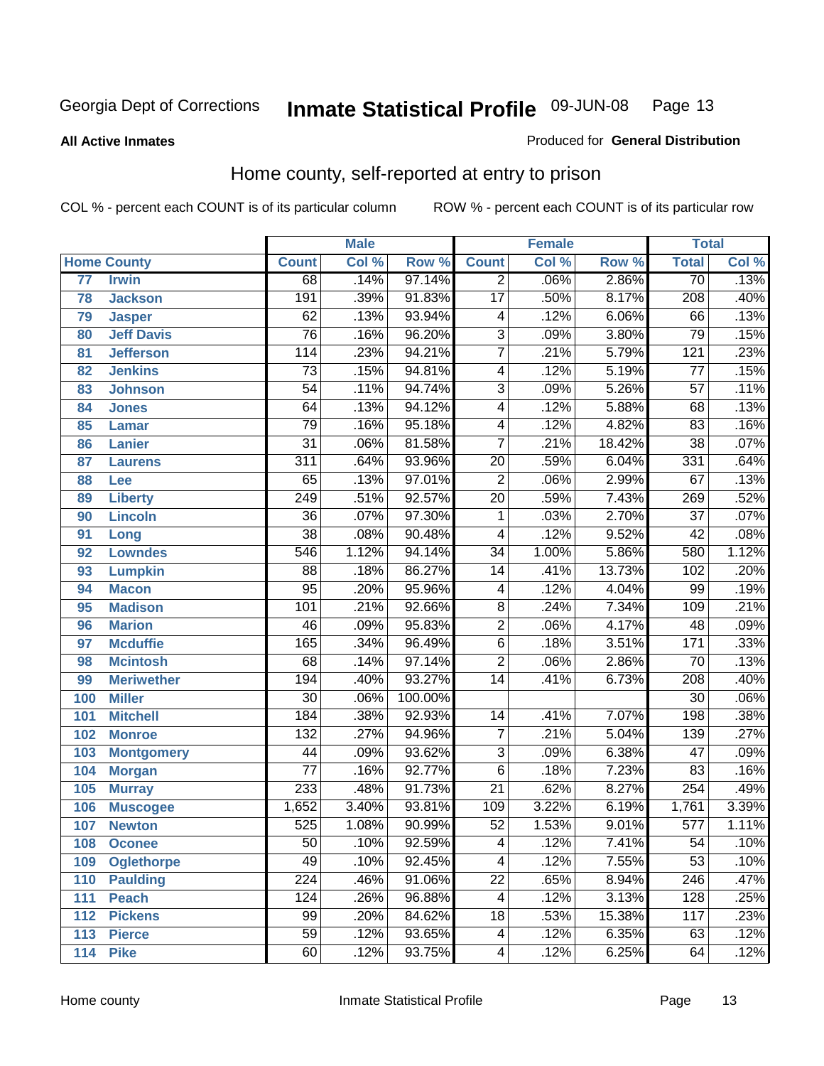Georgia Dept of Corrections **Inmate Statistical Profile** 09-JUN-08

**All Active Inmates**

Produced for **General Distribution**

## Home county, self-reported at entry to prison

COL % - percent each COUNT is of its particular column ROW % - percent each COUNT is of its particular row

| Home County | | Male | | | Female | | | Total | |
|---|---|---|---|---|---|---|---|---|---|
| | | Count | Col % | Row % | Count | Col % | Row % | Total | Col % |
| 77 | Irwin | 68 | .14% | 97.14% | 2 | .06% | 2.86% | 70 | .13% |
| 78 | Jackson | 191 | .39% | 91.83% | 17 | .50% | 8.17% | 208 | .40% |
| 79 | Jasper | 62 | .13% | 93.94% | 4 | .12% | 6.06% | 66 | .13% |
| 80 | Jeff Davis | 76 | .16% | 96.20% | 3 | .09% | 3.80% | 79 | .15% |
| 81 | Jefferson | 114 | .23% | 94.21% | 7 | .21% | 5.79% | 121 | .23% |
| 82 | Jenkins | 73 | .15% | 94.81% | 4 | .12% | 5.19% | 77 | .15% |
| 83 | Johnson | 54 | .11% | 94.74% | 3 | .09% | 5.26% | 57 | .11% |
| 84 | Jones | 64 | .13% | 94.12% | 4 | .12% | 5.88% | 68 | .13% |
| 85 | Lamar | 79 | .16% | 95.18% | 4 | .12% | 4.82% | 83 | .16% |
| 86 | Lanier | 31 | .06% | 81.58% | 7 | .21% | 18.42% | 38 | .07% |
| 87 | Laurens | 311 | .64% | 93.96% | 20 | .59% | 6.04% | 331 | .64% |
| 88 | Lee | 65 | .13% | 97.01% | 2 | .06% | 2.99% | 67 | .13% |
| 89 | Liberty | 249 | .51% | 92.57% | 20 | .59% | 7.43% | 269 | .52% |
| 90 | Lincoln | 36 | .07% | 97.30% | 1 | .03% | 2.70% | 37 | .07% |
| 91 | Long | 38 | .08% | 90.48% | 4 | .12% | 9.52% | 42 | .08% |
| 92 | Lowndes | 546 | 1.12% | 94.14% | 34 | 1.00% | 5.86% | 580 | 1.12% |
| 93 | Lumpkin | 88 | .18% | 86.27% | 14 | .41% | 13.73% | 102 | .20% |
| 94 | Macon | 95 | .20% | 95.96% | 4 | .12% | 4.04% | 99 | .19% |
| 95 | Madison | 101 | .21% | 92.66% | 8 | .24% | 7.34% | 109 | .21% |
| 96 | Marion | 46 | .09% | 95.83% | 2 | .06% | 4.17% | 48 | .09% |
| 97 | Mcduffie | 165 | .34% | 96.49% | 6 | .18% | 3.51% | 171 | .33% |
| 98 | Mcintosh | 68 | .14% | 97.14% | 2 | .06% | 2.86% | 70 | .13% |
| 99 | Meriwether | 194 | .40% | 93.27% | 14 | .41% | 6.73% | 208 | .40% |
| 100 | Miller | 30 | .06% | 100.00% | | | | 30 | .06% |
| 101 | Mitchell | 184 | .38% | 92.93% | 14 | .41% | 7.07% | 198 | .38% |
| 102 | Monroe | 132 | .27% | 94.96% | 7 | .21% | 5.04% | 139 | .27% |
| 103 | Montgomery | 44 | .09% | 93.62% | 3 | .09% | 6.38% | 47 | .09% |
| 104 | Morgan | 77 | .16% | 92.77% | 6 | .18% | 7.23% | 83 | .16% |
| 105 | Murray | 233 | .48% | 91.73% | 21 | .62% | 8.27% | 254 | .49% |
| 106 | Muscogee | 1,652 | 3.40% | 93.81% | 109 | 3.22% | 6.19% | 1,761 | 3.39% |
| 107 | Newton | 525 | 1.08% | 90.99% | 52 | 1.53% | 9.01% | 577 | 1.11% |
| 108 | Oconee | 50 | .10% | 92.59% | 4 | .12% | 7.41% | 54 | .10% |
| 109 | Oglethorpe | 49 | .10% | 92.45% | 4 | .12% | 7.55% | 53 | .10% |
| 110 | Paulding | 224 | .46% | 91.06% | 22 | .65% | 8.94% | 246 | .47% |
| 111 | Peach | 124 | .26% | 96.88% | 4 | .12% | 3.13% | 128 | .25% |
| 112 | Pickens | 99 | .20% | 84.62% | 18 | .53% | 15.38% | 117 | .23% |
| 113 | Pierce | 59 | .12% | 93.65% | 4 | .12% | 6.35% | 63 | .12% |
| 114 | Pike | 60 | .12% | 93.75% | 4 | .12% | 6.25% | 64 | .12% |

Home county Inmate Statistical Profile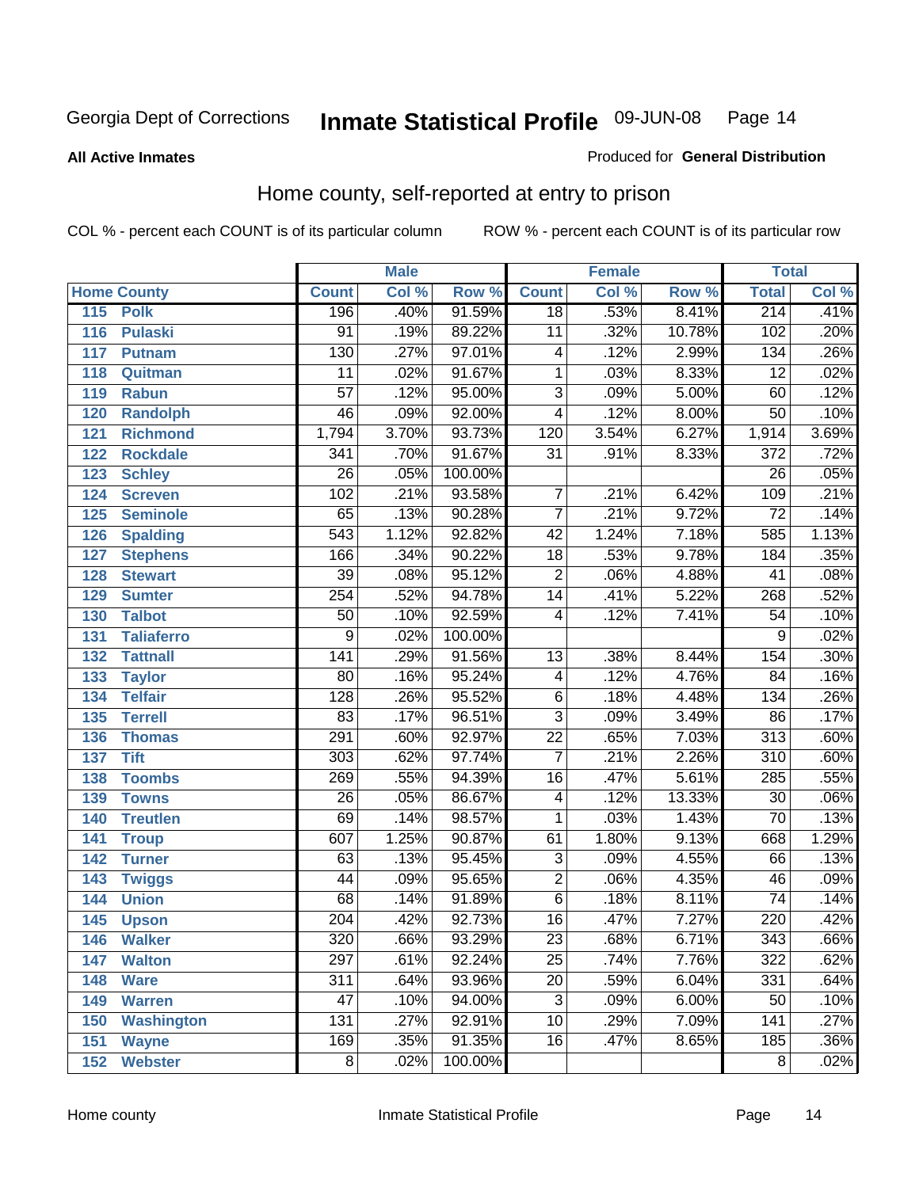**All Active Inmates**

Produced for **General Distribution**

## Home county, self-reported at entry to prison

COL % - percent each COUNT is of its particular column

ROW % - percent each COUNT is of its particular row

| | | Male | | | Female | | | Total | |
|---|---|---|---|---|---|---|---|---|---|
| **Home County** | | **Count** | **Col %** | **Row %** | **Count** | **Col %** | **Row %** | **Total** | **Col %** |
| 115 | Polk | 196 | .40% | 91.59% | 18 | .53% | 8.41% | 214 | .41% |
| 116 | Pulaski | 91 | .19% | 89.22% | 11 | .32% | 10.78% | 102 | .20% |
| 117 | Putnam | 130 | .27% | 97.01% | 4 | .12% | 2.99% | 134 | .26% |
| 118 | Quitman | 11 | .02% | 91.67% | 1 | .03% | 8.33% | 12 | .02% |
| 119 | Rabun | 57 | .12% | 95.00% | 3 | .09% | 5.00% | 60 | .12% |
| 120 | Randolph | 46 | .09% | 92.00% | 4 | .12% | 8.00% | 50 | .10% |
| 121 | Richmond | 1,794 | 3.70% | 93.73% | 120 | 3.54% | 6.27% | 1,914 | 3.69% |
| 122 | Rockdale | 341 | .70% | 91.67% | 31 | .91% | 8.33% | 372 | .72% |
| 123 | Schley | 26 | .05% | 100.00% | | | | 26 | .05% |
| 124 | Screven | 102 | .21% | 93.58% | 7 | .21% | 6.42% | 109 | .21% |
| 125 | Seminole | 65 | .13% | 90.28% | 7 | .21% | 9.72% | 72 | .14% |
| 126 | Spalding | 543 | 1.12% | 92.82% | 42 | 1.24% | 7.18% | 585 | 1.13% |
| 127 | Stephens | 166 | .34% | 90.22% | 18 | .53% | 9.78% | 184 | .35% |
| 128 | Stewart | 39 | .08% | 95.12% | 2 | .06% | 4.88% | 41 | .08% |
| 129 | Sumter | 254 | .52% | 94.78% | 14 | .41% | 5.22% | 268 | .52% |
| 130 | Talbot | 50 | .10% | 92.59% | 4 | .12% | 7.41% | 54 | .10% |
| 131 | Taliaferro | 9 | .02% | 100.00% | | | | 9 | .02% |
| 132 | Tattnall | 141 | .29% | 91.56% | 13 | .38% | 8.44% | 154 | .30% |
| 133 | Taylor | 80 | .16% | 95.24% | 4 | .12% | 4.76% | 84 | .16% |
| 134 | Telfair | 128 | .26% | 95.52% | 6 | .18% | 4.48% | 134 | .26% |
| 135 | Terrell | 83 | .17% | 96.51% | 3 | .09% | 3.49% | 86 | .17% |
| 136 | Thomas | 291 | .60% | 92.97% | 22 | .65% | 7.03% | 313 | .60% |
| 137 | Tift | 303 | .62% | 97.74% | 7 | .21% | 2.26% | 310 | .60% |
| 138 | Toombs | 269 | .55% | 94.39% | 16 | .47% | 5.61% | 285 | .55% |
| 139 | Towns | 26 | .05% | 86.67% | 4 | .12% | 13.33% | 30 | .06% |
| 140 | Treutlen | 69 | .14% | 98.57% | 1 | .03% | 1.43% | 70 | .13% |
| 141 | Troup | 607 | 1.25% | 90.87% | 61 | 1.80% | 9.13% | 668 | 1.29% |
| 142 | Turner | 63 | .13% | 95.45% | 3 | .09% | 4.55% | 66 | .13% |
| 143 | Twiggs | 44 | .09% | 95.65% | 2 | .06% | 4.35% | 46 | .09% |
| 144 | Union | 68 | .14% | 91.89% | 6 | .18% | 8.11% | 74 | .14% |
| 145 | Upson | 204 | .42% | 92.73% | 16 | .47% | 7.27% | 220 | .42% |
| 146 | Walker | 320 | .66% | 93.29% | 23 | .68% | 6.71% | 343 | .66% |
| 147 | Walton | 297 | .61% | 92.24% | 25 | .74% | 7.76% | 322 | .62% |
| 148 | Ware | 311 | .64% | 93.96% | 20 | .59% | 6.04% | 331 | .64% |
| 149 | Warren | 47 | .10% | 94.00% | 3 | .09% | 6.00% | 50 | .10% |
| 150 | Washington | 131 | .27% | 92.91% | 10 | .29% | 7.09% | 141 | .27% |
| 151 | Wayne | 169 | .35% | 91.35% | 16 | .47% | 8.65% | 185 | .36% |
| 152 | Webster | 8 | .02% | 100.00% | | | | 8 | .02% |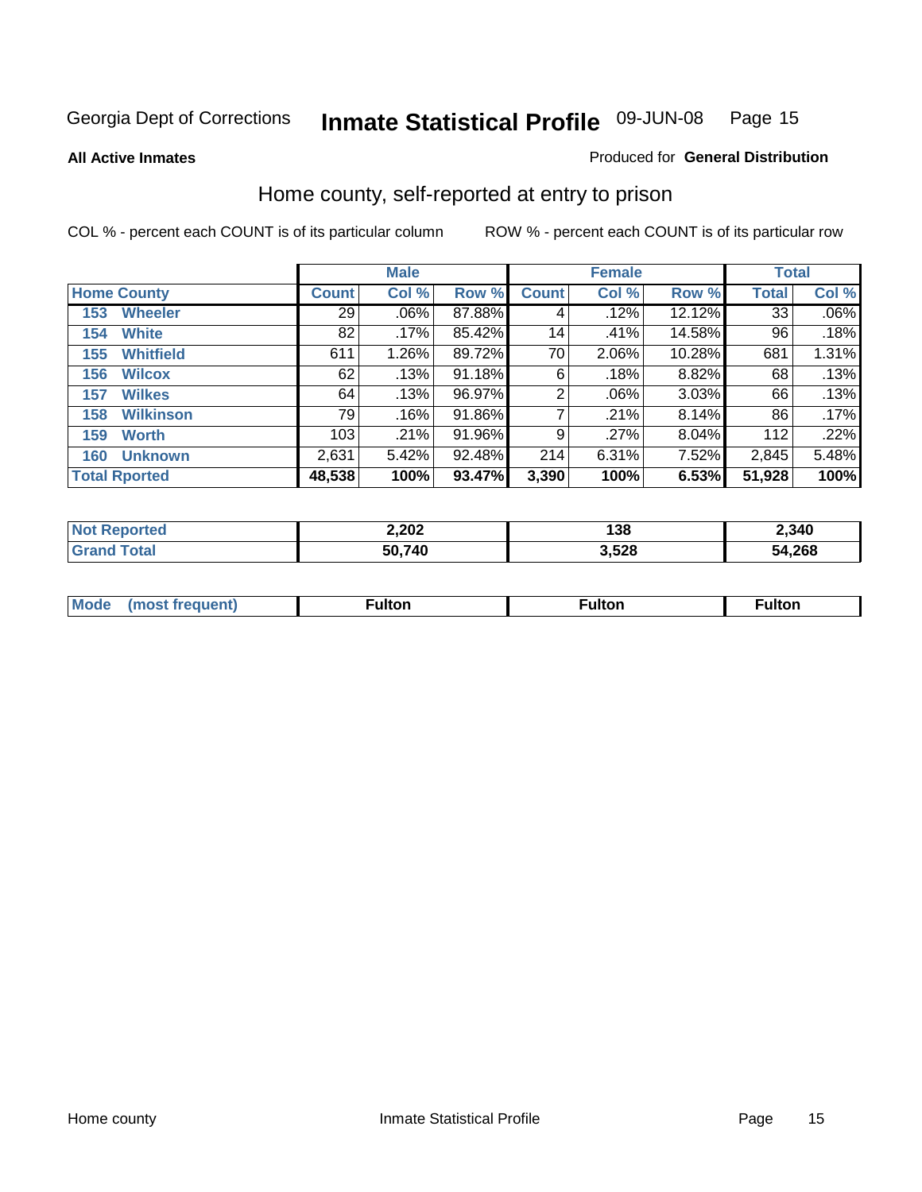Georgia Dept of Corrections **Inmate Statistical Profile** 09-JUN-08

**All Active Inmates**

Produced for **General Distribution**

## Home county, self-reported at entry to prison

COL % - percent each COUNT is of its particular column ROW % - percent each COUNT is of its particular row

| | Male | | | Female | | | Total | |
|---|---|---|---|---|---|---|---|---|
| **Home County** | **Count** | **Col %** | **Row %** | **Count** | **Col %** | **Row %** | **Total** | **Col %** |
| 153 Wheeler | 29 | .06% | 87.88% | 4 | .12% | 12.12% | 33 | .06% |
| 154 White | 82 | .17% | 85.42% | 14 | .41% | 14.58% | 96 | .18% |
| 155 Whitfield | 611 | 1.26% | 89.72% | 70 | 2.06% | 10.28% | 681 | 1.31% |
| 156 Wilcox | 62 | .13% | 91.18% | 6 | .18% | 8.82% | 68 | .13% |
| 157 Wilkes | 64 | .13% | 96.97% | 2 | .06% | 3.03% | 66 | .13% |
| 158 Wilkinson | 79 | .16% | 91.86% | 7 | .21% | 8.14% | 86 | .17% |
| 159 Worth | 103 | .21% | 91.96% | 9 | .27% | 8.04% | 112 | .22% |
| 160 Unknown | 2,631 | 5.42% | 92.48% | 214 | 6.31% | 7.52% | 2,845 | 5.48% |
| **Total Rported** | **48,538** | **100%** | **93.47%** | **3,390** | **100%** | **6.53%** | **51,928** | **100%** |

| | Male | Female | Total |
|---|---|---|---|
| **Not Reported** | **2,202** | **138** | **2,340** |
| **Grand Total** | **50,740** | **3,528** | **54,268** |

| | Male | Female | Total |
|---|---|---|---|
| **Mode (most frequent)** | **Fulton** | **Fulton** | **Fulton** |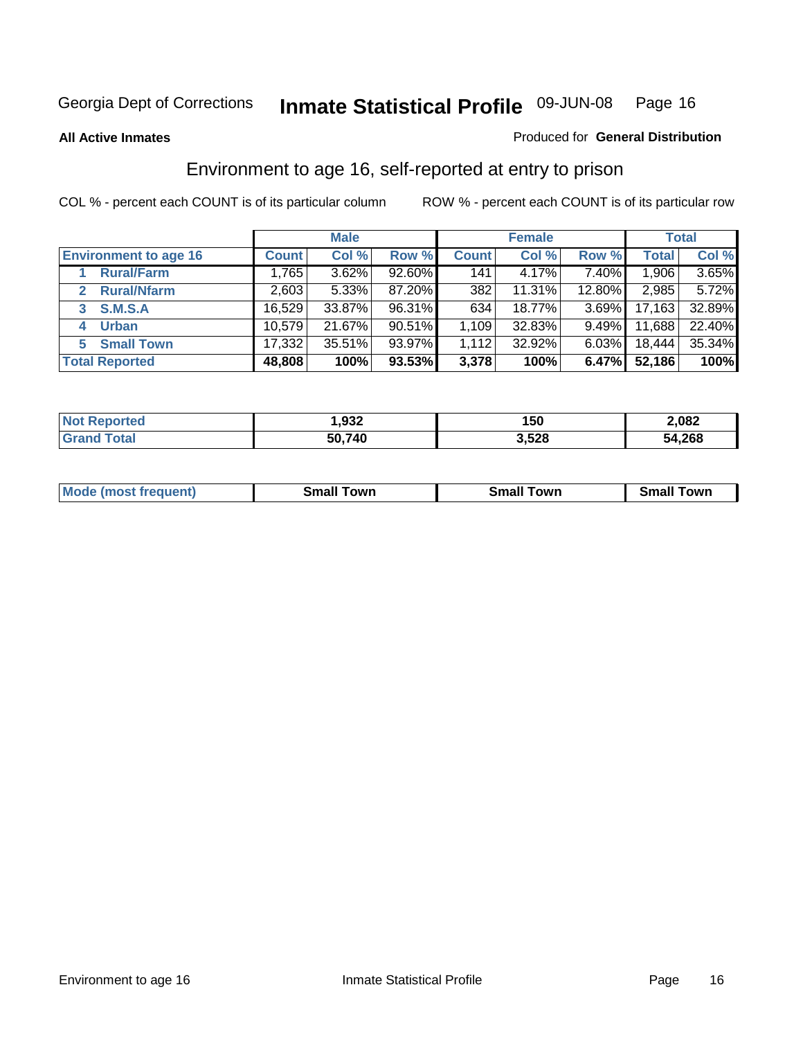Georgia Dept of Corrections **Inmate Statistical Profile** 09-JUN-08

**All Active Inmates**

Produced for **General Distribution**

## Environment to age 16, self-reported at entry to prison

COL % - percent each COUNT is of its particular column ROW % - percent each COUNT is of its particular row

| | Male | | | Female | | | Total | |
|---|---|---|---|---|---|---|---|---|
| **Environment to age 16** | **Count** | **Col %** | **Row %** | **Count** | **Col %** | **Row %** | **Total** | **Col %** |
| 1 **Rural/Farm** | 1,765 | 3.62% | 92.60% | 141 | 4.17% | 7.40% | 1,906 | 3.65% |
| 2 **Rural/Nfarm** | 2,603 | 5.33% | 87.20% | 382 | 11.31% | 12.80% | 2,985 | 5.72% |
| 3 **S.M.S.A** | 16,529 | 33.87% | 96.31% | 634 | 18.77% | 3.69% | 17,163 | 32.89% |
| 4 **Urban** | 10,579 | 21.67% | 90.51% | 1,109 | 32.83% | 9.49% | 11,688 | 22.40% |
| 5 **Small Town** | 17,332 | 35.51% | 93.97% | 1,112 | 32.92% | 6.03% | 18,444 | 35.34% |
| **Total Reported** | **48,808** | **100%** | **93.53%** | **3,378** | **100%** | **6.47%** | **52,186** | **100%** |

| | Male | Female | Total |
|---|---|---|---|
| **Not Reported** | **1,932** | **150** | **2,082** |
| **Grand Total** | **50,740** | **3,528** | **54,268** |

| | Male | Female | Total |
|---|---|---|---|
| **Mode (most frequent)** | **Small Town** | **Small Town** | **Small Town** |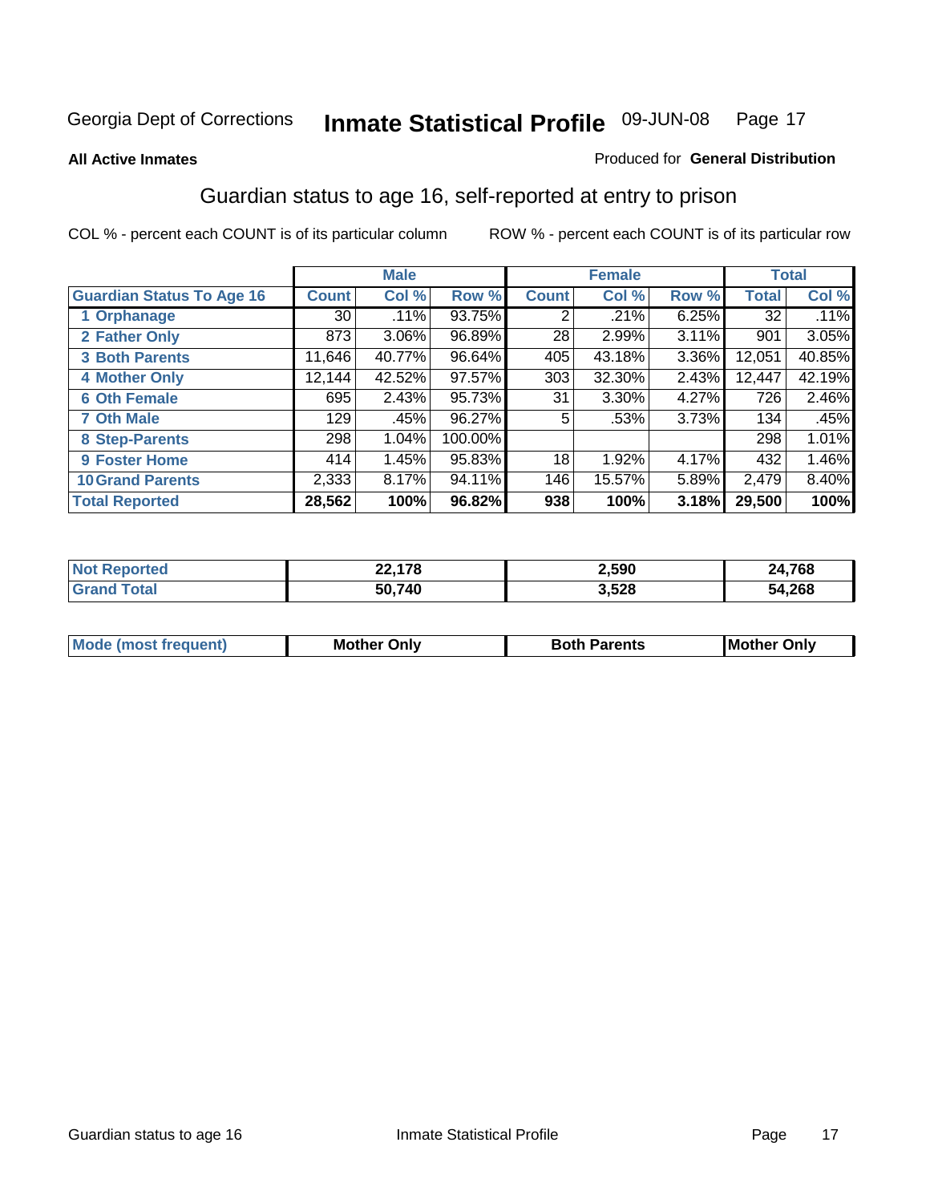Georgia Dept of Corrections **Inmate Statistical Profile** 09-JUN-08

**All Active Inmates** Produced for **General Distribution**

## Guardian status to age 16, self-reported at entry to prison

COL % - percent each COUNT is of its particular column ROW % - percent each COUNT is of its particular row

| | Male | | | Female | | | Total | |
|---|---|---|---|---|---|---|---|---|
| **Guardian Status To Age 16** | **Count** | **Col %** | **Row %** | **Count** | **Col %** | **Row %** | **Total** | **Col %** |
| 1 Orphanage | 30 | .11% | 93.75% | 2 | .21% | 6.25% | 32 | .11% |
| 2 Father Only | 873 | 3.06% | 96.89% | 28 | 2.99% | 3.11% | 901 | 3.05% |
| 3 Both Parents | 11,646 | 40.77% | 96.64% | 405 | 43.18% | 3.36% | 12,051 | 40.85% |
| 4 Mother Only | 12,144 | 42.52% | 97.57% | 303 | 32.30% | 2.43% | 12,447 | 42.19% |
| 6 Oth Female | 695 | 2.43% | 95.73% | 31 | 3.30% | 4.27% | 726 | 2.46% |
| 7 Oth Male | 129 | .45% | 96.27% | 5 | .53% | 3.73% | 134 | .45% |
| 8 Step-Parents | 298 | 1.04% | 100.00% | | | | 298 | 1.01% |
| 9 Foster Home | 414 | 1.45% | 95.83% | 18 | 1.92% | 4.17% | 432 | 1.46% |
| 10 Grand Parents | 2,333 | 8.17% | 94.11% | 146 | 15.57% | 5.89% | 2,479 | 8.40% |
| **Total Reported** | **28,562** | **100%** | **96.82%** | **938** | **100%** | **3.18%** | **29,500** | **100%** |

| | Male | Female | Total |
|---|---|---|---|
| Not Reported | 22,178 | 2,590 | 24,768 |
| Grand Total | 50,740 | 3,528 | 54,268 |

| | Male | Female | Total |
|---|---|---|---|
| Mode (most frequent) | Mother Only | Both Parents | Mother Only |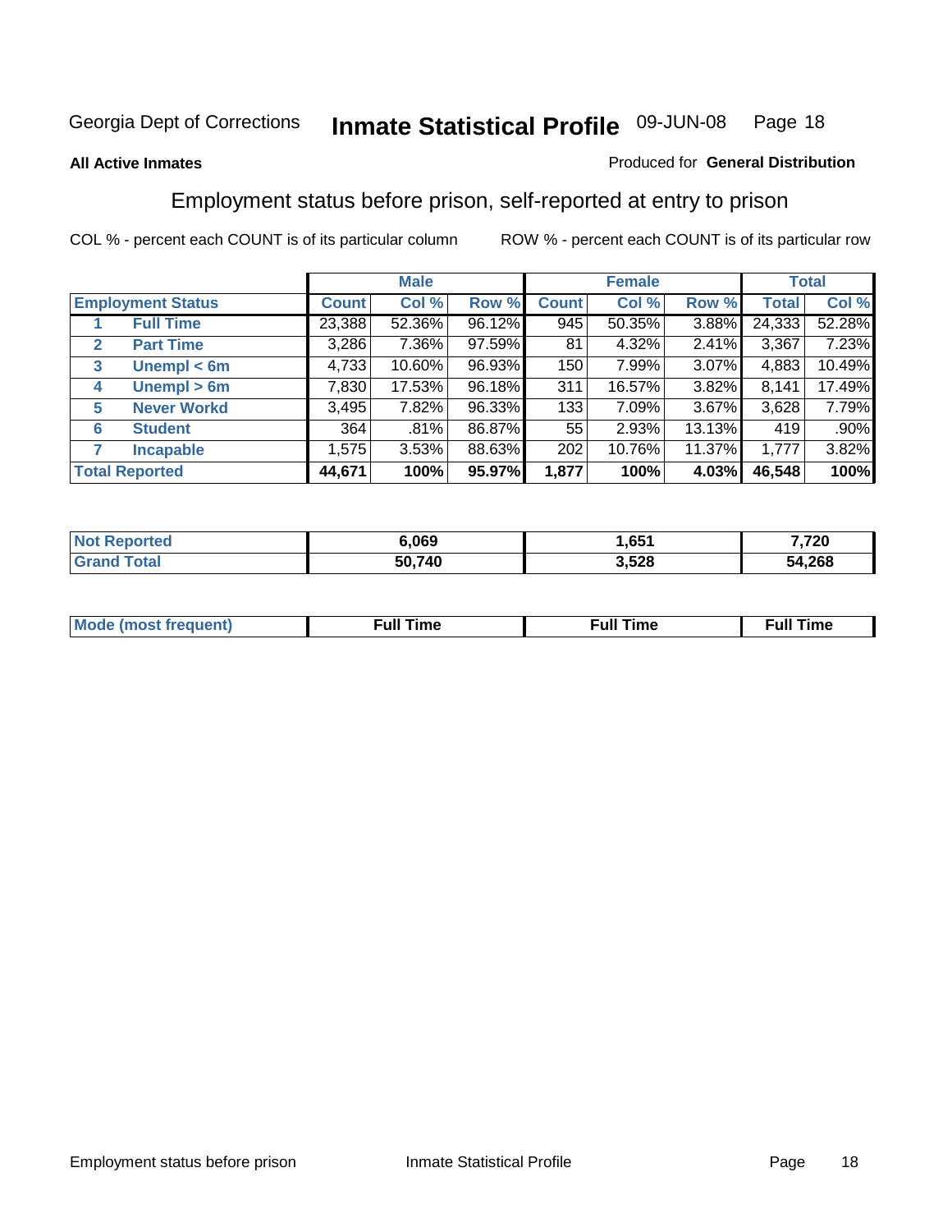Georgia Dept of Corrections **Inmate Statistical Profile** 09-JUN-08

**All Active Inmates**

Produced for **General Distribution**

## Employment status before prison, self-reported at entry to prison

COL % - percent each COUNT is of its particular column ROW % - percent each COUNT is of its particular row

| | | Male | | | Female | | | Total | |
|---|---|---|---|---|---|---|---|---|---|
| **Employment Status** | | **Count** | **Col %** | **Row %** | **Count** | **Col %** | **Row %** | **Total** | **Col %** |
| 1 | **Full Time** | 23,388 | 52.36% | 96.12% | 945 | 50.35% | 3.88% | 24,333 | 52.28% |
| 2 | **Part Time** | 3,286 | 7.36% | 97.59% | 81 | 4.32% | 2.41% | 3,367 | 7.23% |
| 3 | **Unempl < 6m** | 4,733 | 10.60% | 96.93% | 150 | 7.99% | 3.07% | 4,883 | 10.49% |
| 4 | **Unempl > 6m** | 7,830 | 17.53% | 96.18% | 311 | 16.57% | 3.82% | 8,141 | 17.49% |
| 5 | **Never Workd** | 3,495 | 7.82% | 96.33% | 133 | 7.09% | 3.67% | 3,628 | 7.79% |
| 6 | **Student** | 364 | .81% | 86.87% | 55 | 2.93% | 13.13% | 419 | .90% |
| 7 | **Incapable** | 1,575 | 3.53% | 88.63% | 202 | 10.76% | 11.37% | 1,777 | 3.82% |
| **Total Reported** | | **44,671** | **100%** | **95.97%** | **1,877** | **100%** | **4.03%** | **46,548** | **100%** |

| | Male | Female | Total |
|---|---|---|---|
| **Not Reported** | **6,069** | **1,651** | **7,720** |
| **Grand Total** | **50,740** | **3,528** | **54,268** |

| | Male | Female | Total |
|---|---|---|---|
| **Mode (most frequent)** | **Full Time** | **Full Time** | **Full Time** |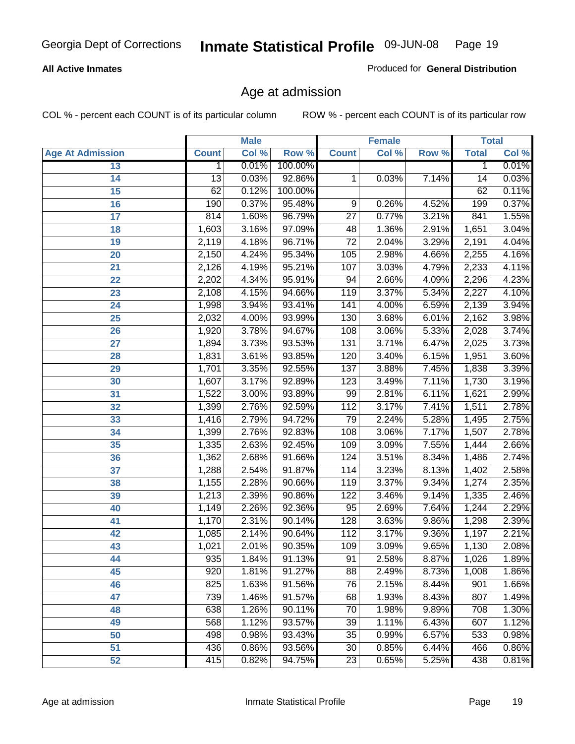**All Active Inmates**

Produced for **General Distribution**

## Age at admission

COL % - percent each COUNT is of its particular column

ROW % - percent each COUNT is of its particular row

| | Male | | | Female | | | Total | |
|---|---|---|---|---|---|---|---|---|
| **Age At Admission** | **Count** | **Col %** | **Row %** | **Count** | **Col %** | **Row %** | **Total** | **Col %** |
| 13 | 1 | 0.01% | 100.00% | | | | 1 | 0.01% |
| 14 | 13 | 0.03% | 92.86% | 1 | 0.03% | 7.14% | 14 | 0.03% |
| 15 | 62 | 0.12% | 100.00% | | | | 62 | 0.11% |
| 16 | 190 | 0.37% | 95.48% | 9 | 0.26% | 4.52% | 199 | 0.37% |
| 17 | 814 | 1.60% | 96.79% | 27 | 0.77% | 3.21% | 841 | 1.55% |
| 18 | 1,603 | 3.16% | 97.09% | 48 | 1.36% | 2.91% | 1,651 | 3.04% |
| 19 | 2,119 | 4.18% | 96.71% | 72 | 2.04% | 3.29% | 2,191 | 4.04% |
| 20 | 2,150 | 4.24% | 95.34% | 105 | 2.98% | 4.66% | 2,255 | 4.16% |
| 21 | 2,126 | 4.19% | 95.21% | 107 | 3.03% | 4.79% | 2,233 | 4.11% |
| 22 | 2,202 | 4.34% | 95.91% | 94 | 2.66% | 4.09% | 2,296 | 4.23% |
| 23 | 2,108 | 4.15% | 94.66% | 119 | 3.37% | 5.34% | 2,227 | 4.10% |
| 24 | 1,998 | 3.94% | 93.41% | 141 | 4.00% | 6.59% | 2,139 | 3.94% |
| 25 | 2,032 | 4.00% | 93.99% | 130 | 3.68% | 6.01% | 2,162 | 3.98% |
| 26 | 1,920 | 3.78% | 94.67% | 108 | 3.06% | 5.33% | 2,028 | 3.74% |
| 27 | 1,894 | 3.73% | 93.53% | 131 | 3.71% | 6.47% | 2,025 | 3.73% |
| 28 | 1,831 | 3.61% | 93.85% | 120 | 3.40% | 6.15% | 1,951 | 3.60% |
| 29 | 1,701 | 3.35% | 92.55% | 137 | 3.88% | 7.45% | 1,838 | 3.39% |
| 30 | 1,607 | 3.17% | 92.89% | 123 | 3.49% | 7.11% | 1,730 | 3.19% |
| 31 | 1,522 | 3.00% | 93.89% | 99 | 2.81% | 6.11% | 1,621 | 2.99% |
| 32 | 1,399 | 2.76% | 92.59% | 112 | 3.17% | 7.41% | 1,511 | 2.78% |
| 33 | 1,416 | 2.79% | 94.72% | 79 | 2.24% | 5.28% | 1,495 | 2.75% |
| 34 | 1,399 | 2.76% | 92.83% | 108 | 3.06% | 7.17% | 1,507 | 2.78% |
| 35 | 1,335 | 2.63% | 92.45% | 109 | 3.09% | 7.55% | 1,444 | 2.66% |
| 36 | 1,362 | 2.68% | 91.66% | 124 | 3.51% | 8.34% | 1,486 | 2.74% |
| 37 | 1,288 | 2.54% | 91.87% | 114 | 3.23% | 8.13% | 1,402 | 2.58% |
| 38 | 1,155 | 2.28% | 90.66% | 119 | 3.37% | 9.34% | 1,274 | 2.35% |
| 39 | 1,213 | 2.39% | 90.86% | 122 | 3.46% | 9.14% | 1,335 | 2.46% |
| 40 | 1,149 | 2.26% | 92.36% | 95 | 2.69% | 7.64% | 1,244 | 2.29% |
| 41 | 1,170 | 2.31% | 90.14% | 128 | 3.63% | 9.86% | 1,298 | 2.39% |
| 42 | 1,085 | 2.14% | 90.64% | 112 | 3.17% | 9.36% | 1,197 | 2.21% |
| 43 | 1,021 | 2.01% | 90.35% | 109 | 3.09% | 9.65% | 1,130 | 2.08% |
| 44 | 935 | 1.84% | 91.13% | 91 | 2.58% | 8.87% | 1,026 | 1.89% |
| 45 | 920 | 1.81% | 91.27% | 88 | 2.49% | 8.73% | 1,008 | 1.86% |
| 46 | 825 | 1.63% | 91.56% | 76 | 2.15% | 8.44% | 901 | 1.66% |
| 47 | 739 | 1.46% | 91.57% | 68 | 1.93% | 8.43% | 807 | 1.49% |
| 48 | 638 | 1.26% | 90.11% | 70 | 1.98% | 9.89% | 708 | 1.30% |
| 49 | 568 | 1.12% | 93.57% | 39 | 1.11% | 6.43% | 607 | 1.12% |
| 50 | 498 | 0.98% | 93.43% | 35 | 0.99% | 6.57% | 533 | 0.98% |
| 51 | 436 | 0.86% | 93.56% | 30 | 0.85% | 6.44% | 466 | 0.86% |
| 52 | 415 | 0.82% | 94.75% | 23 | 0.65% | 5.25% | 438 | 0.81% |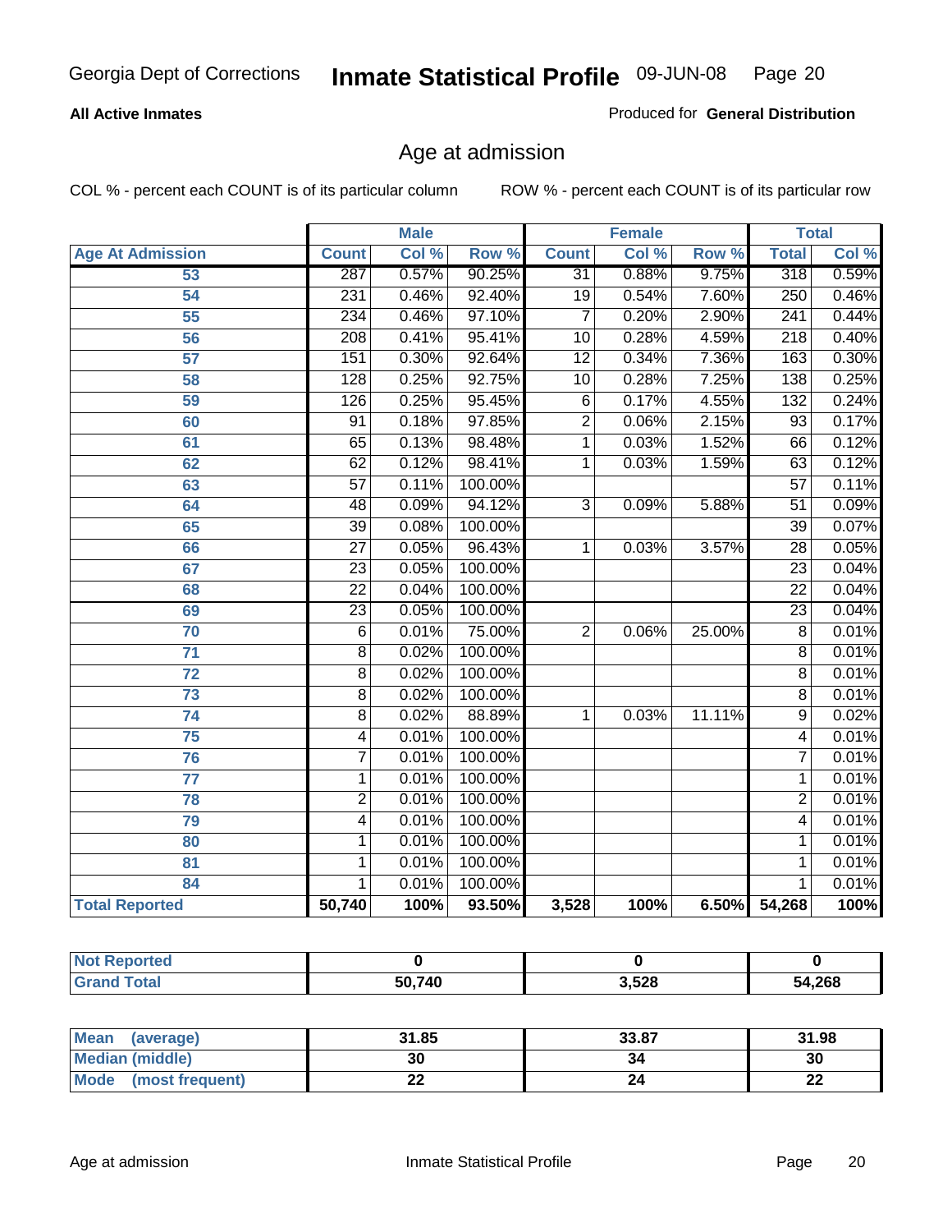Georgia Dept of Corrections **Inmate Statistical Profile** 09-JUN-08

**All Active Inmates**

Produced for **General Distribution**

## Age at admission

COL % - percent each COUNT is of its particular column ROW % - percent each COUNT is of its particular row

| | Male | | | Female | | | Total | |
|---|---|---|---|---|---|---|---|---|
| **Age At Admission** | **Count** | **Col %** | **Row %** | **Count** | **Col %** | **Row %** | **Total** | **Col %** |
| 53 | 287 | 0.57% | 90.25% | 31 | 0.88% | 9.75% | 318 | 0.59% |
| 54 | 231 | 0.46% | 92.40% | 19 | 0.54% | 7.60% | 250 | 0.46% |
| 55 | 234 | 0.46% | 97.10% | 7 | 0.20% | 2.90% | 241 | 0.44% |
| 56 | 208 | 0.41% | 95.41% | 10 | 0.28% | 4.59% | 218 | 0.40% |
| 57 | 151 | 0.30% | 92.64% | 12 | 0.34% | 7.36% | 163 | 0.30% |
| 58 | 128 | 0.25% | 92.75% | 10 | 0.28% | 7.25% | 138 | 0.25% |
| 59 | 126 | 0.25% | 95.45% | 6 | 0.17% | 4.55% | 132 | 0.24% |
| 60 | 91 | 0.18% | 97.85% | 2 | 0.06% | 2.15% | 93 | 0.17% |
| 61 | 65 | 0.13% | 98.48% | 1 | 0.03% | 1.52% | 66 | 0.12% |
| 62 | 62 | 0.12% | 98.41% | 1 | 0.03% | 1.59% | 63 | 0.12% |
| 63 | 57 | 0.11% | 100.00% | | | | 57 | 0.11% |
| 64 | 48 | 0.09% | 94.12% | 3 | 0.09% | 5.88% | 51 | 0.09% |
| 65 | 39 | 0.08% | 100.00% | | | | 39 | 0.07% |
| 66 | 27 | 0.05% | 96.43% | 1 | 0.03% | 3.57% | 28 | 0.05% |
| 67 | 23 | 0.05% | 100.00% | | | | 23 | 0.04% |
| 68 | 22 | 0.04% | 100.00% | | | | 22 | 0.04% |
| 69 | 23 | 0.05% | 100.00% | | | | 23 | 0.04% |
| 70 | 6 | 0.01% | 75.00% | 2 | 0.06% | 25.00% | 8 | 0.01% |
| 71 | 8 | 0.02% | 100.00% | | | | 8 | 0.01% |
| 72 | 8 | 0.02% | 100.00% | | | | 8 | 0.01% |
| 73 | 8 | 0.02% | 100.00% | | | | 8 | 0.01% |
| 74 | 8 | 0.02% | 88.89% | 1 | 0.03% | 11.11% | 9 | 0.02% |
| 75 | 4 | 0.01% | 100.00% | | | | 4 | 0.01% |
| 76 | 7 | 0.01% | 100.00% | | | | 7 | 0.01% |
| 77 | 1 | 0.01% | 100.00% | | | | 1 | 0.01% |
| 78 | 2 | 0.01% | 100.00% | | | | 2 | 0.01% |
| 79 | 4 | 0.01% | 100.00% | | | | 4 | 0.01% |
| 80 | 1 | 0.01% | 100.00% | | | | 1 | 0.01% |
| 81 | 1 | 0.01% | 100.00% | | | | 1 | 0.01% |
| 84 | 1 | 0.01% | 100.00% | | | | 1 | 0.01% |
| **Total Reported** | **50,740** | **100%** | **93.50%** | **3,528** | **100%** | **6.50%** | **54,268** | **100%** |

| | Male | Female | Total |
|---|---|---|---|
| **Not Reported** | **0** | **0** | **0** |
| **Grand Total** | **50,740** | **3,528** | **54,268** |

| | Male | Female | Total |
|---|---|---|---|
| **Mean (average)** | **31.85** | **33.87** | **31.98** |
| **Median (middle)** | **30** | **34** | **30** |
| **Mode (most frequent)** | **22** | **24** | **22** |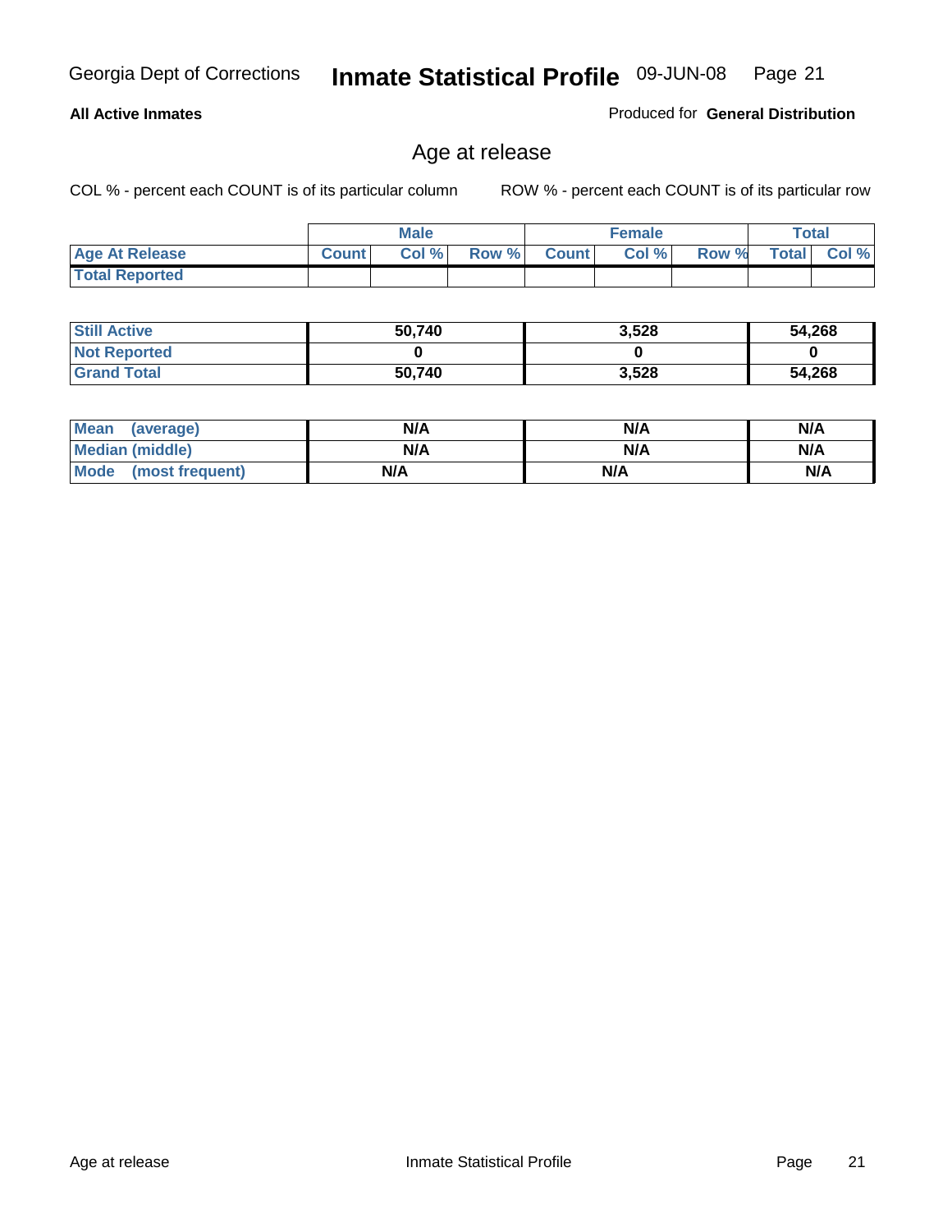Georgia Dept of Corrections **Inmate Statistical Profile** 09-JUN-08

**All Active Inmates** Produced for **General Distribution**

## Age at release

COL % - percent each COUNT is of its particular column ROW % - percent each COUNT is of its particular row

| | Male | | | Female | | | Total | |
|---|---|---|---|---|---|---|---|---|
| **Age At Release** | **Count** | **Col %** | **Row %** | **Count** | **Col %** | **Row %** | **Total** | **Col %** |
| **Total Reported** | | | | | | | | |

| | Male | Female | Total |
|---|---|---|---|
| **Still Active** | **50,740** | **3,528** | **54,268** |
| **Not Reported** | **0** | **0** | **0** |
| **Grand Total** | **50,740** | **3,528** | **54,268** |

| | Male | Female | Total |
|---|---|---|---|
| **Mean (average)** | **N/A** | **N/A** | **N/A** |
| **Median (middle)** | **N/A** | **N/A** | **N/A** |
| **Mode (most frequent)** | **N/A** | **N/A** | **N/A** |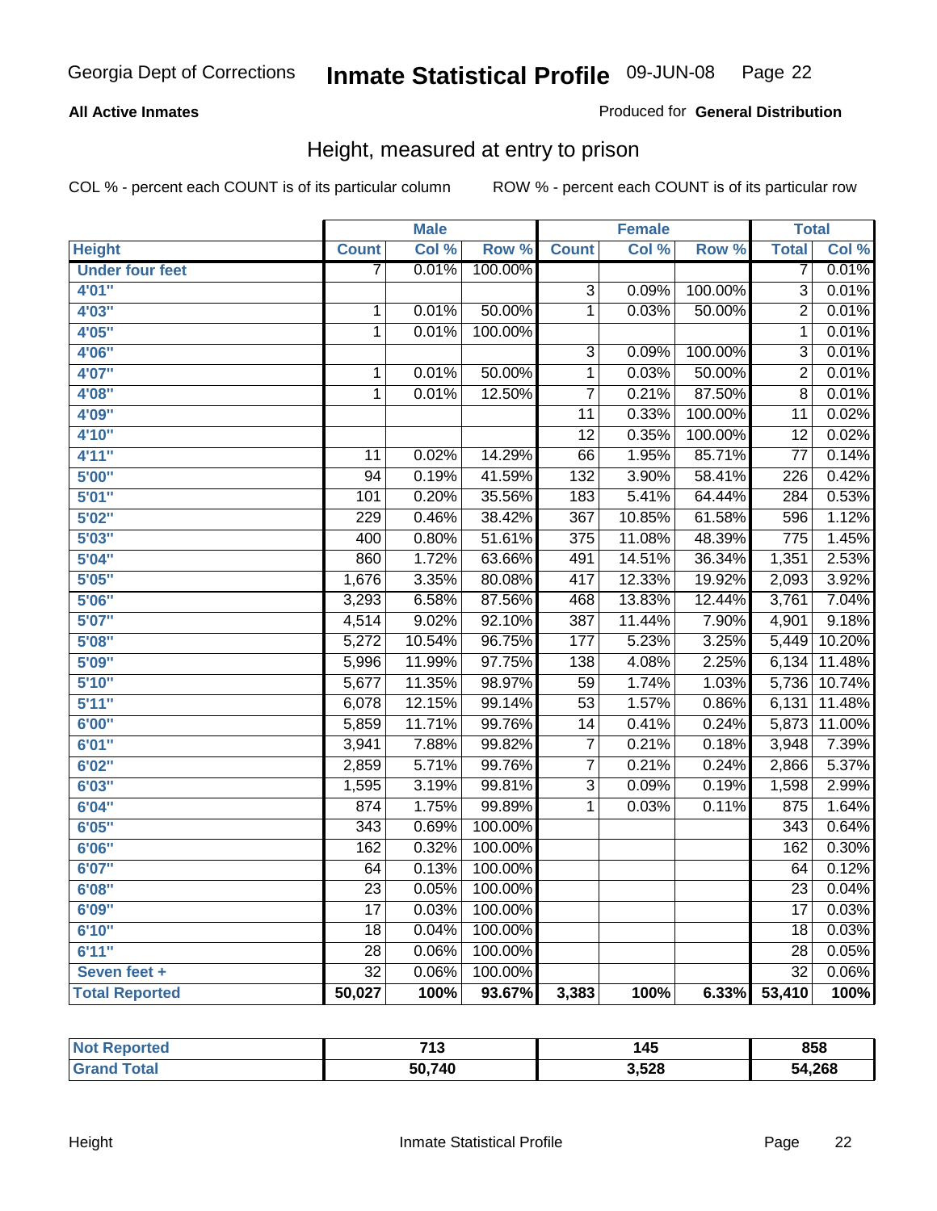Georgia Dept of Corrections **Inmate Statistical Profile** 09-JUN-08

**All Active Inmates**

Produced for **General Distribution**

## Height, measured at entry to prison

COL % - percent each COUNT is of its particular column    ROW % - percent each COUNT is of its particular row

| | Male | | | Female | | | Total | |
|---|---|---|---|---|---|---|---|---|
| **Height** | **Count** | **Col %** | **Row %** | **Count** | **Col %** | **Row %** | **Total** | **Col %** |
| **Under four feet** | 7 | 0.01% | 100.00% | | | | 7 | 0.01% |
| **4'01"** | | | | 3 | 0.09% | 100.00% | 3 | 0.01% |
| **4'03"** | 1 | 0.01% | 50.00% | 1 | 0.03% | 50.00% | 2 | 0.01% |
| **4'05"** | 1 | 0.01% | 100.00% | | | | 1 | 0.01% |
| **4'06"** | | | | 3 | 0.09% | 100.00% | 3 | 0.01% |
| **4'07"** | 1 | 0.01% | 50.00% | 1 | 0.03% | 50.00% | 2 | 0.01% |
| **4'08"** | 1 | 0.01% | 12.50% | 7 | 0.21% | 87.50% | 8 | 0.01% |
| **4'09"** | | | | 11 | 0.33% | 100.00% | 11 | 0.02% |
| **4'10"** | | | | 12 | 0.35% | 100.00% | 12 | 0.02% |
| **4'11"** | 11 | 0.02% | 14.29% | 66 | 1.95% | 85.71% | 77 | 0.14% |
| **5'00"** | 94 | 0.19% | 41.59% | 132 | 3.90% | 58.41% | 226 | 0.42% |
| **5'01"** | 101 | 0.20% | 35.56% | 183 | 5.41% | 64.44% | 284 | 0.53% |
| **5'02"** | 229 | 0.46% | 38.42% | 367 | 10.85% | 61.58% | 596 | 1.12% |
| **5'03"** | 400 | 0.80% | 51.61% | 375 | 11.08% | 48.39% | 775 | 1.45% |
| **5'04"** | 860 | 1.72% | 63.66% | 491 | 14.51% | 36.34% | 1,351 | 2.53% |
| **5'05"** | 1,676 | 3.35% | 80.08% | 417 | 12.33% | 19.92% | 2,093 | 3.92% |
| **5'06"** | 3,293 | 6.58% | 87.56% | 468 | 13.83% | 12.44% | 3,761 | 7.04% |
| **5'07"** | 4,514 | 9.02% | 92.10% | 387 | 11.44% | 7.90% | 4,901 | 9.18% |
| **5'08"** | 5,272 | 10.54% | 96.75% | 177 | 5.23% | 3.25% | 5,449 | 10.20% |
| **5'09"** | 5,996 | 11.99% | 97.75% | 138 | 4.08% | 2.25% | 6,134 | 11.48% |
| **5'10"** | 5,677 | 11.35% | 98.97% | 59 | 1.74% | 1.03% | 5,736 | 10.74% |
| **5'11"** | 6,078 | 12.15% | 99.14% | 53 | 1.57% | 0.86% | 6,131 | 11.48% |
| **6'00"** | 5,859 | 11.71% | 99.76% | 14 | 0.41% | 0.24% | 5,873 | 11.00% |
| **6'01"** | 3,941 | 7.88% | 99.82% | 7 | 0.21% | 0.18% | 3,948 | 7.39% |
| **6'02"** | 2,859 | 5.71% | 99.76% | 7 | 0.21% | 0.24% | 2,866 | 5.37% |
| **6'03"** | 1,595 | 3.19% | 99.81% | 3 | 0.09% | 0.19% | 1,598 | 2.99% |
| **6'04"** | 874 | 1.75% | 99.89% | 1 | 0.03% | 0.11% | 875 | 1.64% |
| **6'05"** | 343 | 0.69% | 100.00% | | | | 343 | 0.64% |
| **6'06"** | 162 | 0.32% | 100.00% | | | | 162 | 0.30% |
| **6'07"** | 64 | 0.13% | 100.00% | | | | 64 | 0.12% |
| **6'08"** | 23 | 0.05% | 100.00% | | | | 23 | 0.04% |
| **6'09"** | 17 | 0.03% | 100.00% | | | | 17 | 0.03% |
| **6'10"** | 18 | 0.04% | 100.00% | | | | 18 | 0.03% |
| **6'11"** | 28 | 0.06% | 100.00% | | | | 28 | 0.05% |
| **Seven feet +** | 32 | 0.06% | 100.00% | | | | 32 | 0.06% |
| **Total Reported** | **50,027** | **100%** | **93.67%** | **3,383** | **100%** | **6.33%** | **53,410** | **100%** |

| | Male | Female | Total |
|---|---|---|---|
| **Not Reported** | **713** | **145** | **858** |
| **Grand Total** | **50,740** | **3,528** | **54,268** |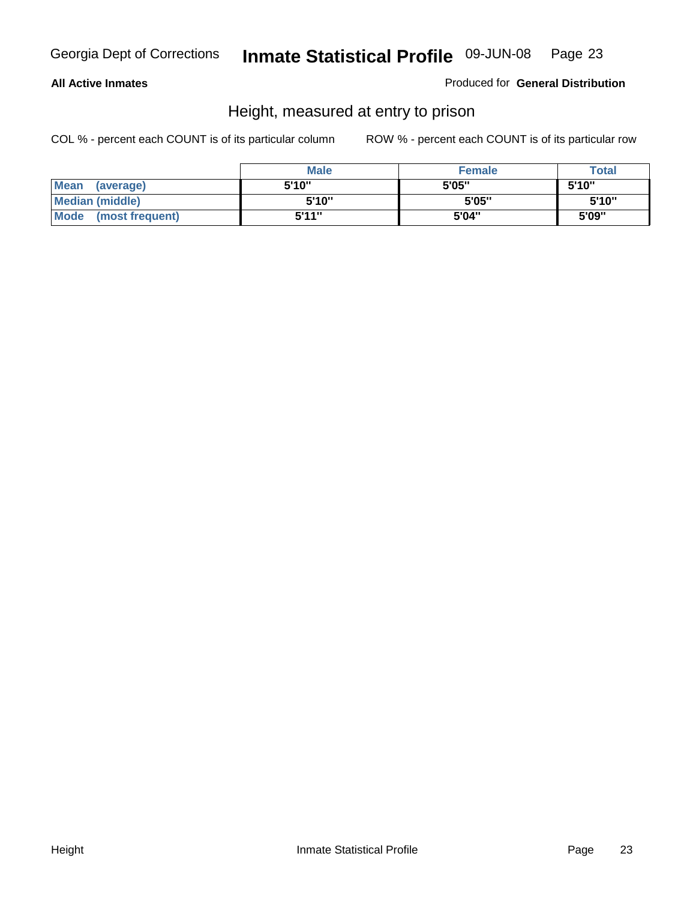**All Active Inmates** Produced for **General Distribution**

## Height, measured at entry to prison

COL % - percent each COUNT is of its particular column ROW % - percent each COUNT is of its particular row

| | Male | Female | Total |
|---|---|---|---|
| Mean (average) | 5'10" | 5'05" | 5'10" |
| Median (middle) | 5'10" | 5'05" | 5'10" |
| Mode (most frequent) | 5'11" | 5'04" | 5'09" |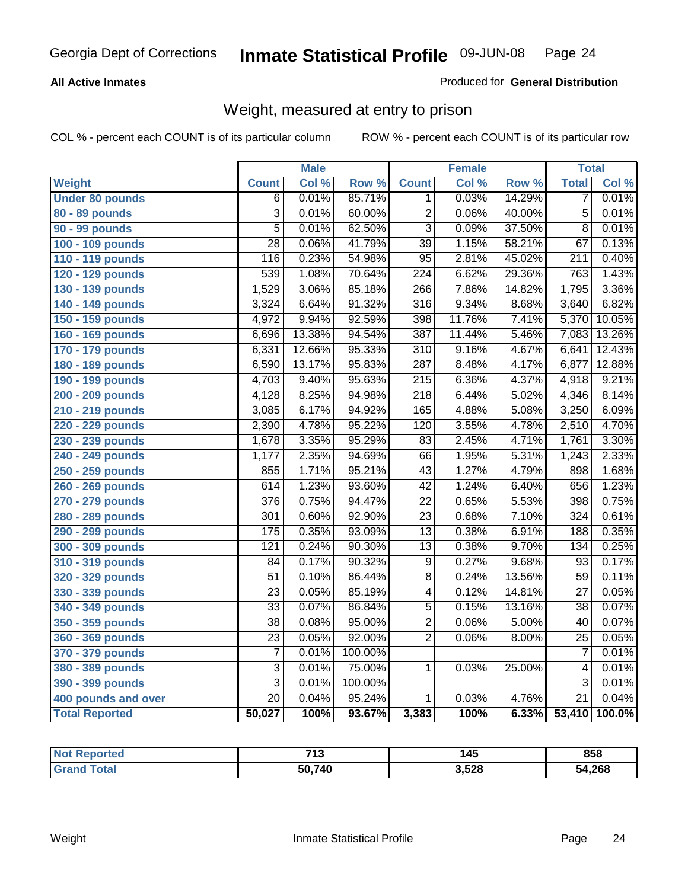**All Active Inmates**

Produced for **General Distribution**

## Weight, measured at entry to prison

COL % - percent each COUNT is of its particular column

ROW % - percent each COUNT is of its particular row

| | Male | | | Female | | | Total | |
|---|---|---|---|---|---|---|---|---|
| **Weight** | **Count** | **Col %** | **Row %** | **Count** | **Col %** | **Row %** | **Total** | **Col %** |
| Under 80 pounds | 6 | 0.01% | 85.71% | 1 | 0.03% | 14.29% | 7 | 0.01% |
| 80 - 89 pounds | 3 | 0.01% | 60.00% | 2 | 0.06% | 40.00% | 5 | 0.01% |
| 90 - 99 pounds | 5 | 0.01% | 62.50% | 3 | 0.09% | 37.50% | 8 | 0.01% |
| 100 - 109 pounds | 28 | 0.06% | 41.79% | 39 | 1.15% | 58.21% | 67 | 0.13% |
| 110 - 119 pounds | 116 | 0.23% | 54.98% | 95 | 2.81% | 45.02% | 211 | 0.40% |
| 120 - 129 pounds | 539 | 1.08% | 70.64% | 224 | 6.62% | 29.36% | 763 | 1.43% |
| 130 - 139 pounds | 1,529 | 3.06% | 85.18% | 266 | 7.86% | 14.82% | 1,795 | 3.36% |
| 140 - 149 pounds | 3,324 | 6.64% | 91.32% | 316 | 9.34% | 8.68% | 3,640 | 6.82% |
| 150 - 159 pounds | 4,972 | 9.94% | 92.59% | 398 | 11.76% | 7.41% | 5,370 | 10.05% |
| 160 - 169 pounds | 6,696 | 13.38% | 94.54% | 387 | 11.44% | 5.46% | 7,083 | 13.26% |
| 170 - 179 pounds | 6,331 | 12.66% | 95.33% | 310 | 9.16% | 4.67% | 6,641 | 12.43% |
| 180 - 189 pounds | 6,590 | 13.17% | 95.83% | 287 | 8.48% | 4.17% | 6,877 | 12.88% |
| 190 - 199 pounds | 4,703 | 9.40% | 95.63% | 215 | 6.36% | 4.37% | 4,918 | 9.21% |
| 200 - 209 pounds | 4,128 | 8.25% | 94.98% | 218 | 6.44% | 5.02% | 4,346 | 8.14% |
| 210 - 219 pounds | 3,085 | 6.17% | 94.92% | 165 | 4.88% | 5.08% | 3,250 | 6.09% |
| 220 - 229 pounds | 2,390 | 4.78% | 95.22% | 120 | 3.55% | 4.78% | 2,510 | 4.70% |
| 230 - 239 pounds | 1,678 | 3.35% | 95.29% | 83 | 2.45% | 4.71% | 1,761 | 3.30% |
| 240 - 249 pounds | 1,177 | 2.35% | 94.69% | 66 | 1.95% | 5.31% | 1,243 | 2.33% |
| 250 - 259 pounds | 855 | 1.71% | 95.21% | 43 | 1.27% | 4.79% | 898 | 1.68% |
| 260 - 269 pounds | 614 | 1.23% | 93.60% | 42 | 1.24% | 6.40% | 656 | 1.23% |
| 270 - 279 pounds | 376 | 0.75% | 94.47% | 22 | 0.65% | 5.53% | 398 | 0.75% |
| 280 - 289 pounds | 301 | 0.60% | 92.90% | 23 | 0.68% | 7.10% | 324 | 0.61% |
| 290 - 299 pounds | 175 | 0.35% | 93.09% | 13 | 0.38% | 6.91% | 188 | 0.35% |
| 300 - 309 pounds | 121 | 0.24% | 90.30% | 13 | 0.38% | 9.70% | 134 | 0.25% |
| 310 - 319 pounds | 84 | 0.17% | 90.32% | 9 | 0.27% | 9.68% | 93 | 0.17% |
| 320 - 329 pounds | 51 | 0.10% | 86.44% | 8 | 0.24% | 13.56% | 59 | 0.11% |
| 330 - 339 pounds | 23 | 0.05% | 85.19% | 4 | 0.12% | 14.81% | 27 | 0.05% |
| 340 - 349 pounds | 33 | 0.07% | 86.84% | 5 | 0.15% | 13.16% | 38 | 0.07% |
| 350 - 359 pounds | 38 | 0.08% | 95.00% | 2 | 0.06% | 5.00% | 40 | 0.07% |
| 360 - 369 pounds | 23 | 0.05% | 92.00% | 2 | 0.06% | 8.00% | 25 | 0.05% |
| 370 - 379 pounds | 7 | 0.01% | 100.00% | | | | 7 | 0.01% |
| 380 - 389 pounds | 3 | 0.01% | 75.00% | 1 | 0.03% | 25.00% | 4 | 0.01% |
| 390 - 399 pounds | 3 | 0.01% | 100.00% | | | | 3 | 0.01% |
| 400 pounds and over | 20 | 0.04% | 95.24% | 1 | 0.03% | 4.76% | 21 | 0.04% |
| **Total Reported** | **50,027** | **100%** | **93.67%** | **3,383** | **100%** | **6.33%** | **53,410** | **100.0%** |

| | Male | Female | Total |
|---|---|---|---|
| Not Reported | 713 | 145 | 858 |
| Grand Total | 50,740 | 3,528 | 54,268 |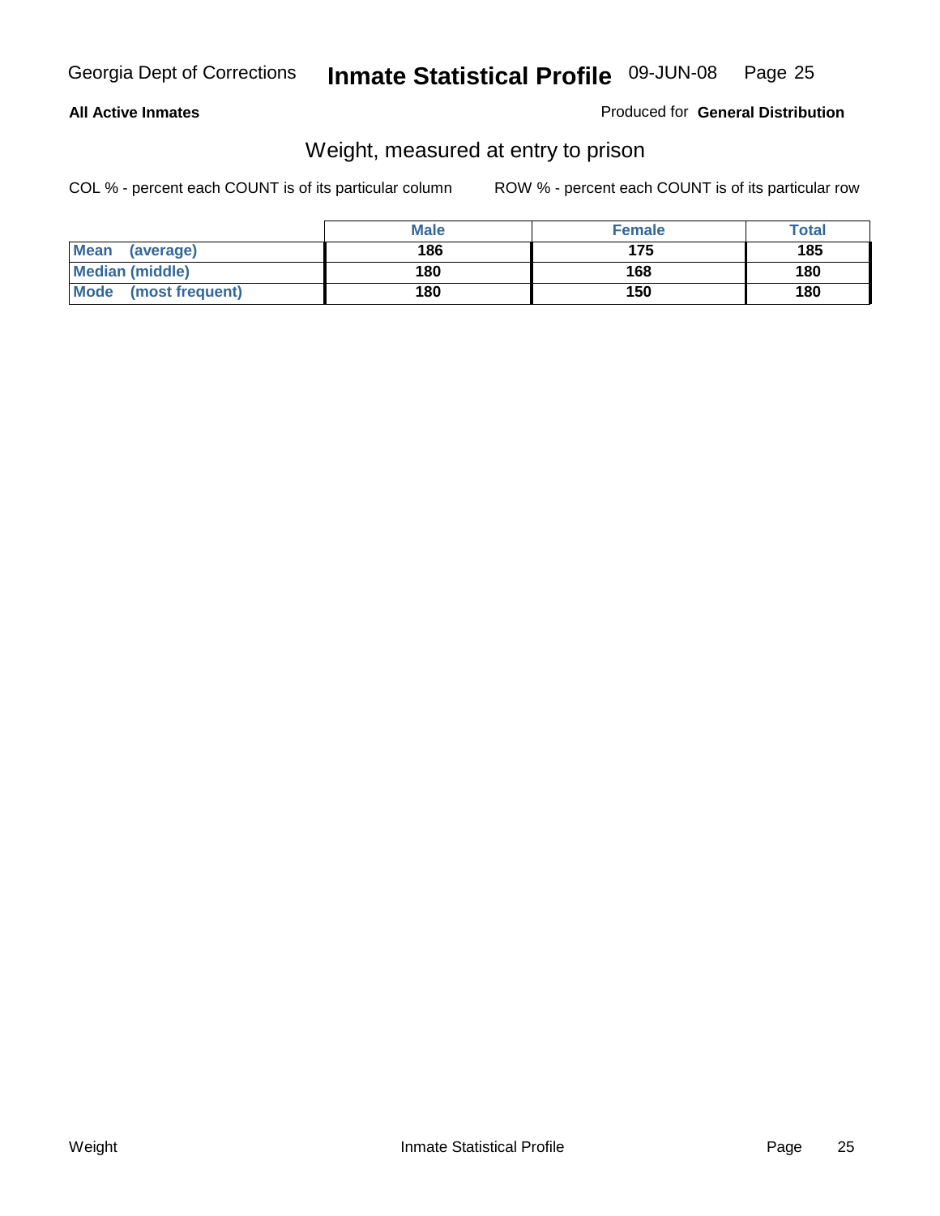**All Active Inmates**

Produced for **General Distribution**

## Weight, measured at entry to prison

COL % - percent each COUNT is of its particular column

ROW % - percent each COUNT is of its particular row

| | Male | Female | Total |
|---|---|---|---|
| **Mean (average)** | 186 | 175 | 185 |
| **Median (middle)** | 180 | 168 | 180 |
| **Mode (most frequent)** | 180 | 150 | 180 |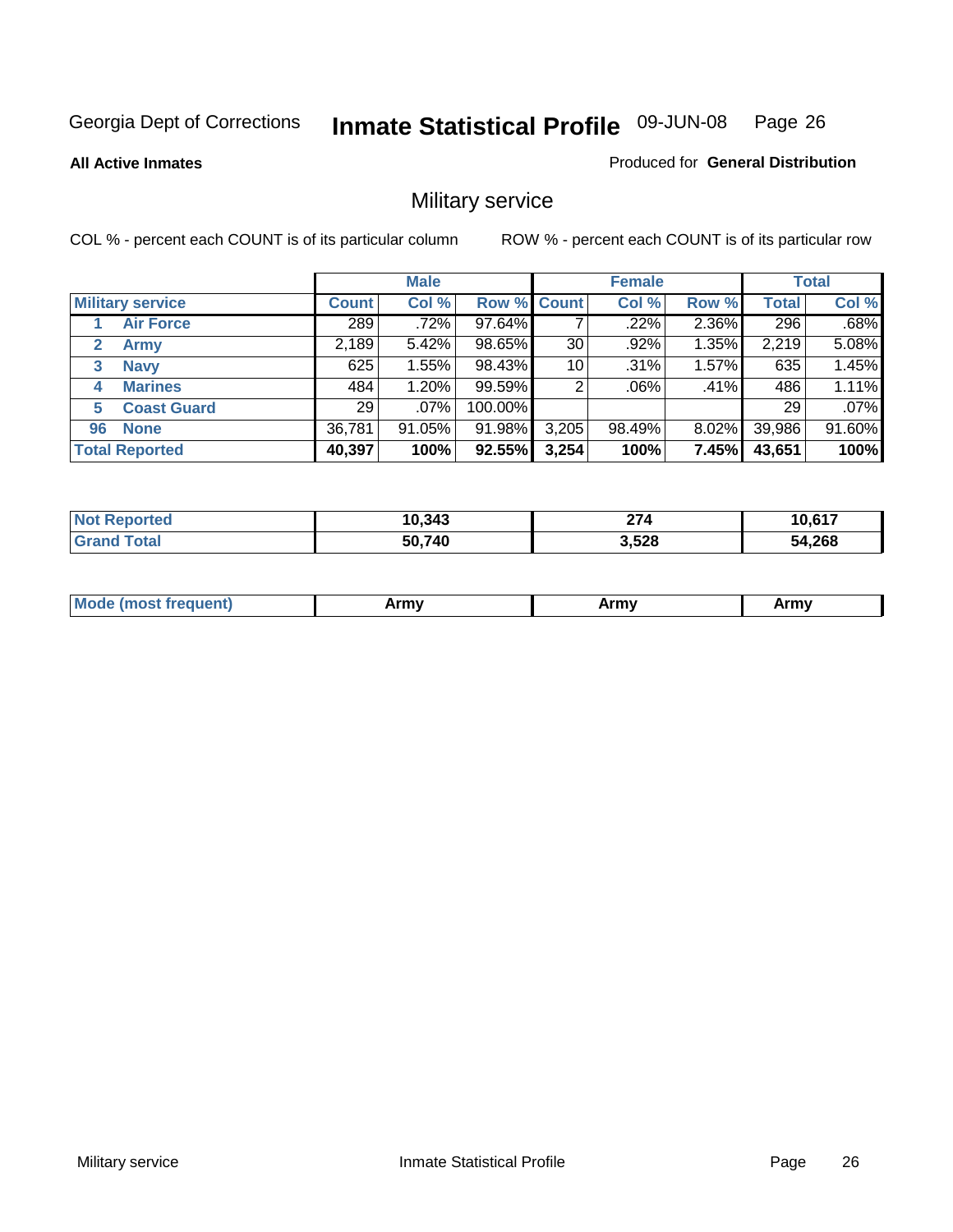Georgia Dept of Corrections **Inmate Statistical Profile** 09-JUN-08 Page 26

**All Active Inmates**

Produced for **General Distribution**

## Military service

COL % - percent each COUNT is of its particular column

ROW % - percent each COUNT is of its particular row

| | Male | | | Female | | | Total | |
|---|---|---|---|---|---|---|---|---|
| **Military service** | **Count** | **Col %** | **Row %** | **Count** | **Col %** | **Row %** | **Total** | **Col %** |
| 1 **Air Force** | 289 | .72% | 97.64% | 7 | .22% | 2.36% | 296 | .68% |
| 2 **Army** | 2,189 | 5.42% | 98.65% | 30 | .92% | 1.35% | 2,219 | 5.08% |
| 3 **Navy** | 625 | 1.55% | 98.43% | 10 | .31% | 1.57% | 635 | 1.45% |
| 4 **Marines** | 484 | 1.20% | 99.59% | 2 | .06% | .41% | 486 | 1.11% |
| 5 **Coast Guard** | 29 | .07% | 100.00% | | | | 29 | .07% |
| 96 **None** | 36,781 | 91.05% | 91.98% | 3,205 | 98.49% | 8.02% | 39,986 | 91.60% |
| **Total Reported** | **40,397** | **100%** | **92.55%** | **3,254** | **100%** | **7.45%** | **43,651** | **100%** |

| | Male | Female | Total |
|---|---|---|---|
| **Not Reported** | **10,343** | **274** | **10,617** |
| **Grand Total** | **50,740** | **3,528** | **54,268** |

| | Male | Female | Total |
|---|---|---|---|
| **Mode (most frequent)** | **Army** | **Army** | **Army** |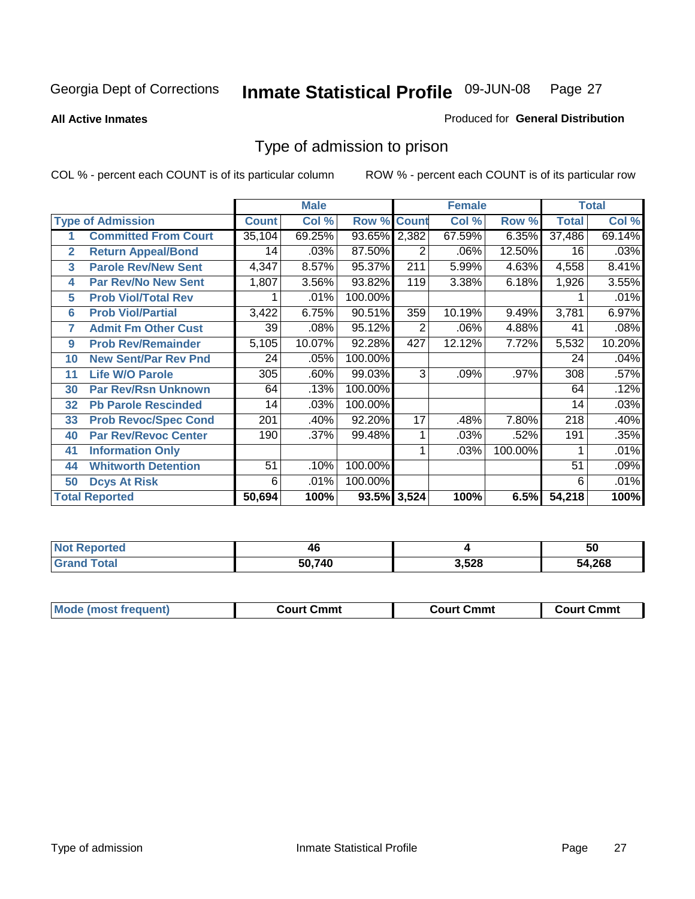Georgia Dept of Corrections **Inmate Statistical Profile** 09-JUN-08

**All Active Inmates**

Produced for **General Distribution**

## Type of admission to prison

COL % - percent each COUNT is of its particular column

ROW % - percent each COUNT is of its particular row

| | | Male | | | Female | | | Total | |
|---|---|---|---|---|---|---|---|---|---|
| **Type of Admission** | | **Count** | **Col %** | **Row %** | **Count** | **Col %** | **Row %** | **Total** | **Col %** |
| 1 | **Committed From Court** | 35,104 | 69.25% | 93.65% | 2,382 | 67.59% | 6.35% | 37,486 | 69.14% |
| 2 | **Return Appeal/Bond** | 14 | .03% | 87.50% | 2 | .06% | 12.50% | 16 | .03% |
| 3 | **Parole Rev/New Sent** | 4,347 | 8.57% | 95.37% | 211 | 5.99% | 4.63% | 4,558 | 8.41% |
| 4 | **Par Rev/No New Sent** | 1,807 | 3.56% | 93.82% | 119 | 3.38% | 6.18% | 1,926 | 3.55% |
| 5 | **Prob Viol/Total Rev** | 1 | .01% | 100.00% | | | | 1 | .01% |
| 6 | **Prob Viol/Partial** | 3,422 | 6.75% | 90.51% | 359 | 10.19% | 9.49% | 3,781 | 6.97% |
| 7 | **Admit Fm Other Cust** | 39 | .08% | 95.12% | 2 | .06% | 4.88% | 41 | .08% |
| 9 | **Prob Rev/Remainder** | 5,105 | 10.07% | 92.28% | 427 | 12.12% | 7.72% | 5,532 | 10.20% |
| 10 | **New Sent/Par Rev Pnd** | 24 | .05% | 100.00% | | | | 24 | .04% |
| 11 | **Life W/O Parole** | 305 | .60% | 99.03% | 3 | .09% | .97% | 308 | .57% |
| 30 | **Par Rev/Rsn Unknown** | 64 | .13% | 100.00% | | | | 64 | .12% |
| 32 | **Pb Parole Rescinded** | 14 | .03% | 100.00% | | | | 14 | .03% |
| 33 | **Prob Revoc/Spec Cond** | 201 | .40% | 92.20% | 17 | .48% | 7.80% | 218 | .40% |
| 40 | **Par Rev/Revoc Center** | 190 | .37% | 99.48% | 1 | .03% | .52% | 191 | .35% |
| 41 | **Information Only** | | | | 1 | .03% | 100.00% | 1 | .01% |
| 44 | **Whitworth Detention** | 51 | .10% | 100.00% | | | | 51 | .09% |
| 50 | **Dcys At Risk** | 6 | .01% | 100.00% | | | | 6 | .01% |
| **Total Reported** | | **50,694** | **100%** | **93.5%** | **3,524** | **100%** | **6.5%** | **54,218** | **100%** |

| | Male | Female | Total |
|---|---|---|---|
| **Not Reported** | **46** | **4** | **50** |
| **Grand Total** | **50,740** | **3,528** | **54,268** |

| | Male | Female | Total |
|---|---|---|---|
| **Mode (most frequent)** | **Court Cmmt** | **Court Cmmt** | **Court Cmmt** |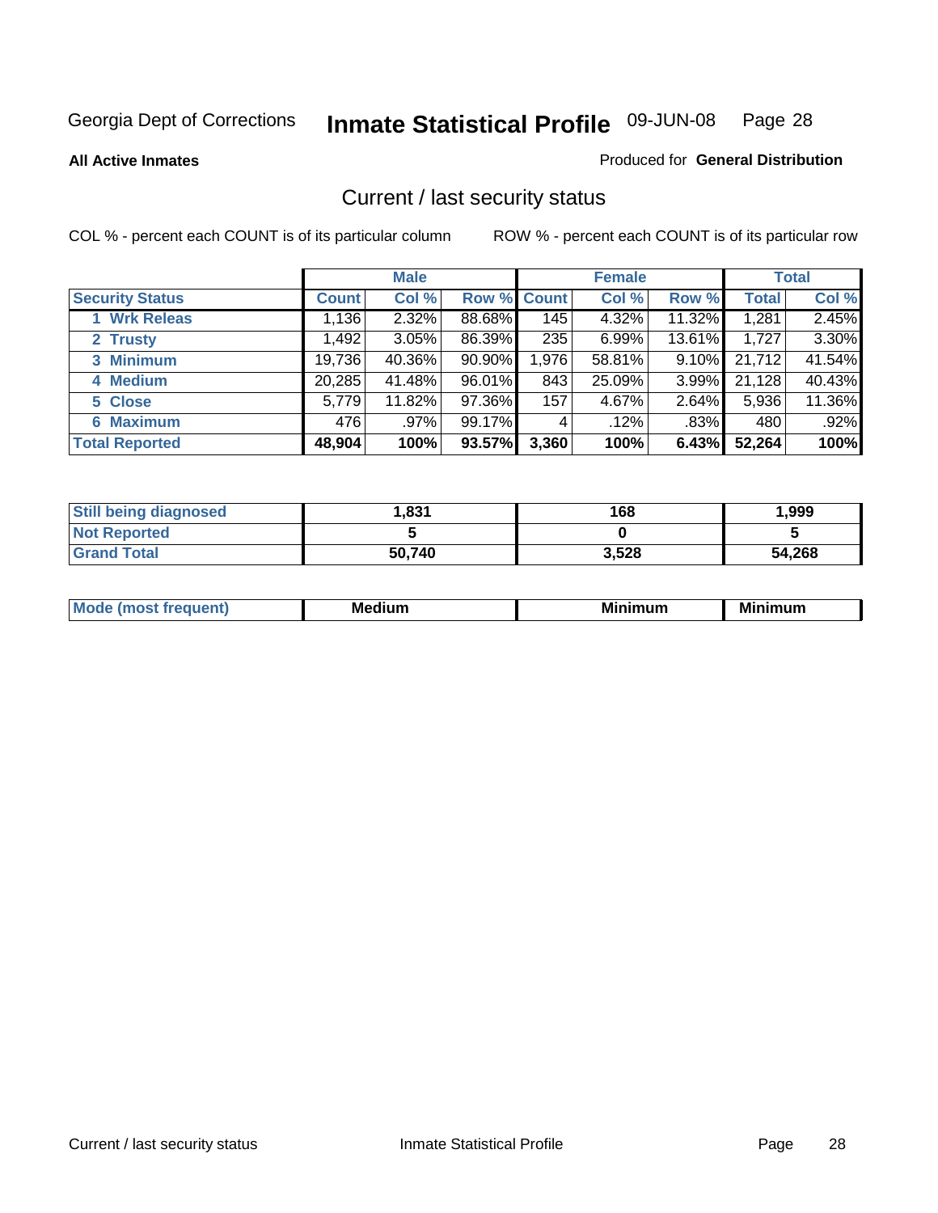Georgia Dept of Corrections **Inmate Statistical Profile** 09-JUN-08

**All Active Inmates**

Produced for **General Distribution**

## Current / last security status

COL % - percent each COUNT is of its particular column

ROW % - percent each COUNT is of its particular row

| | Male | | | Female | | | Total | |
|---|---|---|---|---|---|---|---|---|
| **Security Status** | **Count** | **Col %** | **Row %** | **Count** | **Col %** | **Row %** | **Total** | **Col %** |
| 1 Wrk Releas | 1,136 | 2.32% | 88.68% | 145 | 4.32% | 11.32% | 1,281 | 2.45% |
| 2 Trusty | 1,492 | 3.05% | 86.39% | 235 | 6.99% | 13.61% | 1,727 | 3.30% |
| 3 Minimum | 19,736 | 40.36% | 90.90% | 1,976 | 58.81% | 9.10% | 21,712 | 41.54% |
| 4 Medium | 20,285 | 41.48% | 96.01% | 843 | 25.09% | 3.99% | 21,128 | 40.43% |
| 5 Close | 5,779 | 11.82% | 97.36% | 157 | 4.67% | 2.64% | 5,936 | 11.36% |
| 6 Maximum | 476 | .97% | 99.17% | 4 | .12% | .83% | 480 | .92% |
| **Total Reported** | **48,904** | **100%** | **93.57%** | **3,360** | **100%** | **6.43%** | **52,264** | **100%** |

| | Male | Female | Total |
|---|---|---|---|
| Still being diagnosed | 1,831 | 168 | 1,999 |
| Not Reported | 5 | 0 | 5 |
| Grand Total | 50,740 | 3,528 | 54,268 |

| | Male | Female | Total |
|---|---|---|---|
| Mode (most frequent) | Medium | Minimum | Minimum |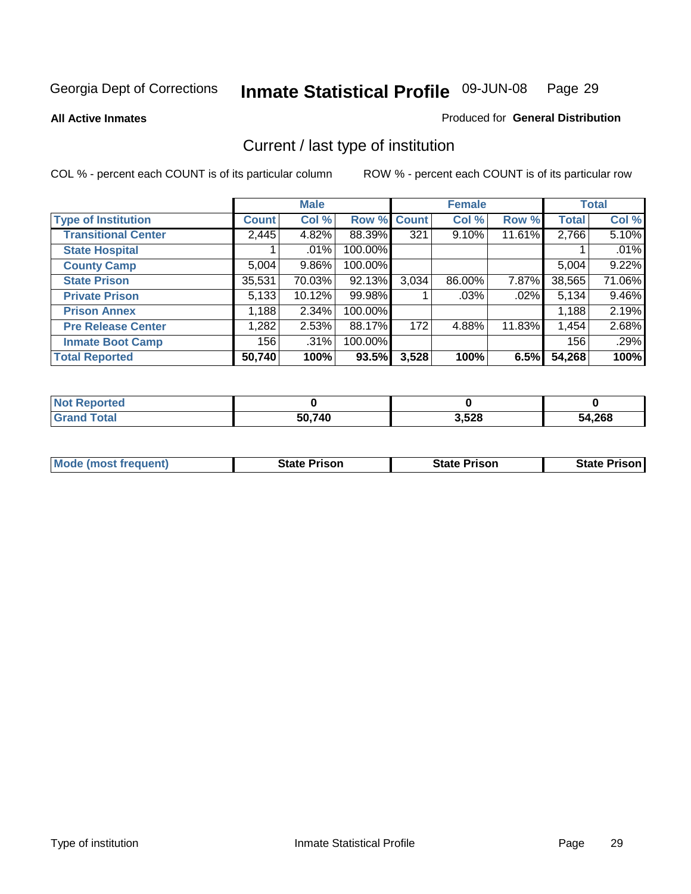Georgia Dept of Corrections **Inmate Statistical Profile** 09-JUN-08

**All Active Inmates** Produced for **General Distribution**

## Current / last type of institution

COL % - percent each COUNT is of its particular column ROW % - percent each COUNT is of its particular row

| | Male | | | Female | | | Total | |
|---|---|---|---|---|---|---|---|---|
| **Type of Institution** | **Count** | **Col %** | **Row %** | **Count** | **Col %** | **Row %** | **Total** | **Col %** |
| **Transitional Center** | 2,445 | 4.82% | 88.39% | 321 | 9.10% | 11.61% | 2,766 | 5.10% |
| **State Hospital** | 1 | .01% | 100.00% | | | | 1 | .01% |
| **County Camp** | 5,004 | 9.86% | 100.00% | | | | 5,004 | 9.22% |
| **State Prison** | 35,531 | 70.03% | 92.13% | 3,034 | 86.00% | 7.87% | 38,565 | 71.06% |
| **Private Prison** | 5,133 | 10.12% | 99.98% | 1 | .03% | .02% | 5,134 | 9.46% |
| **Prison Annex** | 1,188 | 2.34% | 100.00% | | | | 1,188 | 2.19% |
| **Pre Release Center** | 1,282 | 2.53% | 88.17% | 172 | 4.88% | 11.83% | 1,454 | 2.68% |
| **Inmate Boot Camp** | 156 | .31% | 100.00% | | | | 156 | .29% |
| **Total Reported** | **50,740** | **100%** | **93.5%** | **3,528** | **100%** | **6.5%** | **54,268** | **100%** |

| | Male | Female | Total |
|---|---|---|---|
| **Not Reported** | **0** | **0** | **0** |
| **Grand Total** | **50,740** | **3,528** | **54,268** |

| | Male | Female | Total |
|---|---|---|---|
| **Mode (most frequent)** | **State Prison** | **State Prison** | **State Prison** |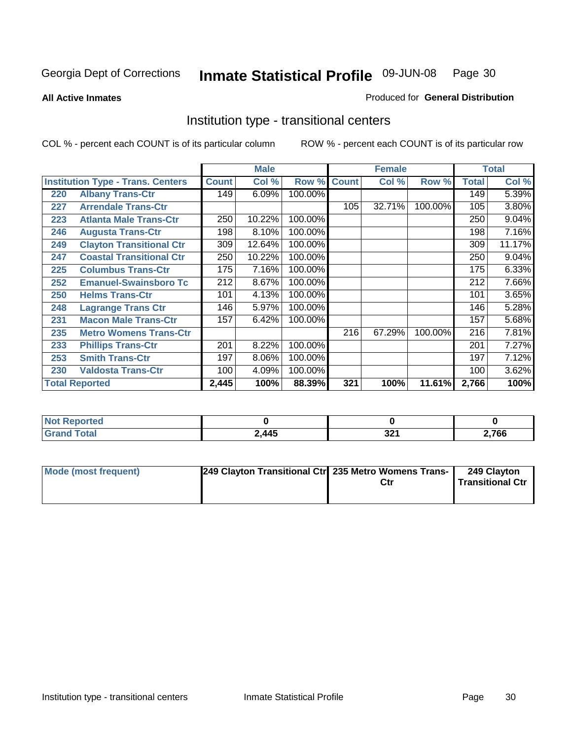Georgia Dept of Corrections **Inmate Statistical Profile** 09-JUN-08

**All Active Inmates**

Produced for **General Distribution**

## Institution type - transitional centers

COL % - percent each COUNT is of its particular column ROW % - percent each COUNT is of its particular row

| | | Male | | | Female | | | Total | |
|---|---|---|---|---|---|---|---|---|---|
| **Institution Type - Trans. Centers** | | **Count** | **Col %** | **Row %** | **Count** | **Col %** | **Row %** | **Total** | **Col %** |
| 220 | Albany Trans-Ctr | 149 | 6.09% | 100.00% | | | | 149 | 5.39% |
| 227 | Arrendale Trans-Ctr | | | | 105 | 32.71% | 100.00% | 105 | 3.80% |
| 223 | Atlanta Male Trans-Ctr | 250 | 10.22% | 100.00% | | | | 250 | 9.04% |
| 246 | Augusta Trans-Ctr | 198 | 8.10% | 100.00% | | | | 198 | 7.16% |
| 249 | Clayton Transitional Ctr | 309 | 12.64% | 100.00% | | | | 309 | 11.17% |
| 247 | Coastal Transitional Ctr | 250 | 10.22% | 100.00% | | | | 250 | 9.04% |
| 225 | Columbus Trans-Ctr | 175 | 7.16% | 100.00% | | | | 175 | 6.33% |
| 252 | Emanuel-Swainsboro Tc | 212 | 8.67% | 100.00% | | | | 212 | 7.66% |
| 250 | Helms Trans-Ctr | 101 | 4.13% | 100.00% | | | | 101 | 3.65% |
| 248 | Lagrange Trans Ctr | 146 | 5.97% | 100.00% | | | | 146 | 5.28% |
| 231 | Macon Male Trans-Ctr | 157 | 6.42% | 100.00% | | | | 157 | 5.68% |
| 235 | Metro Womens Trans-Ctr | | | | 216 | 67.29% | 100.00% | 216 | 7.81% |
| 233 | Phillips Trans-Ctr | 201 | 8.22% | 100.00% | | | | 201 | 7.27% |
| 253 | Smith Trans-Ctr | 197 | 8.06% | 100.00% | | | | 197 | 7.12% |
| 230 | Valdosta Trans-Ctr | 100 | 4.09% | 100.00% | | | | 100 | 3.62% |
| **Total Reported** | | **2,445** | **100%** | **88.39%** | **321** | **100%** | **11.61%** | **2,766** | **100%** |

| | Male | Female | Total |
|---|---|---|---|
| **Not Reported** | **0** | **0** | **0** |
| **Grand Total** | **2,445** | **321** | **2,766** |

| | Male | Female | Total |
|---|---|---|---|
| **Mode (most frequent)** | **249 Clayton Transitional Ctr** | **235 Metro Womens Trans-Ctr** | **249 Clayton Transitional Ctr** |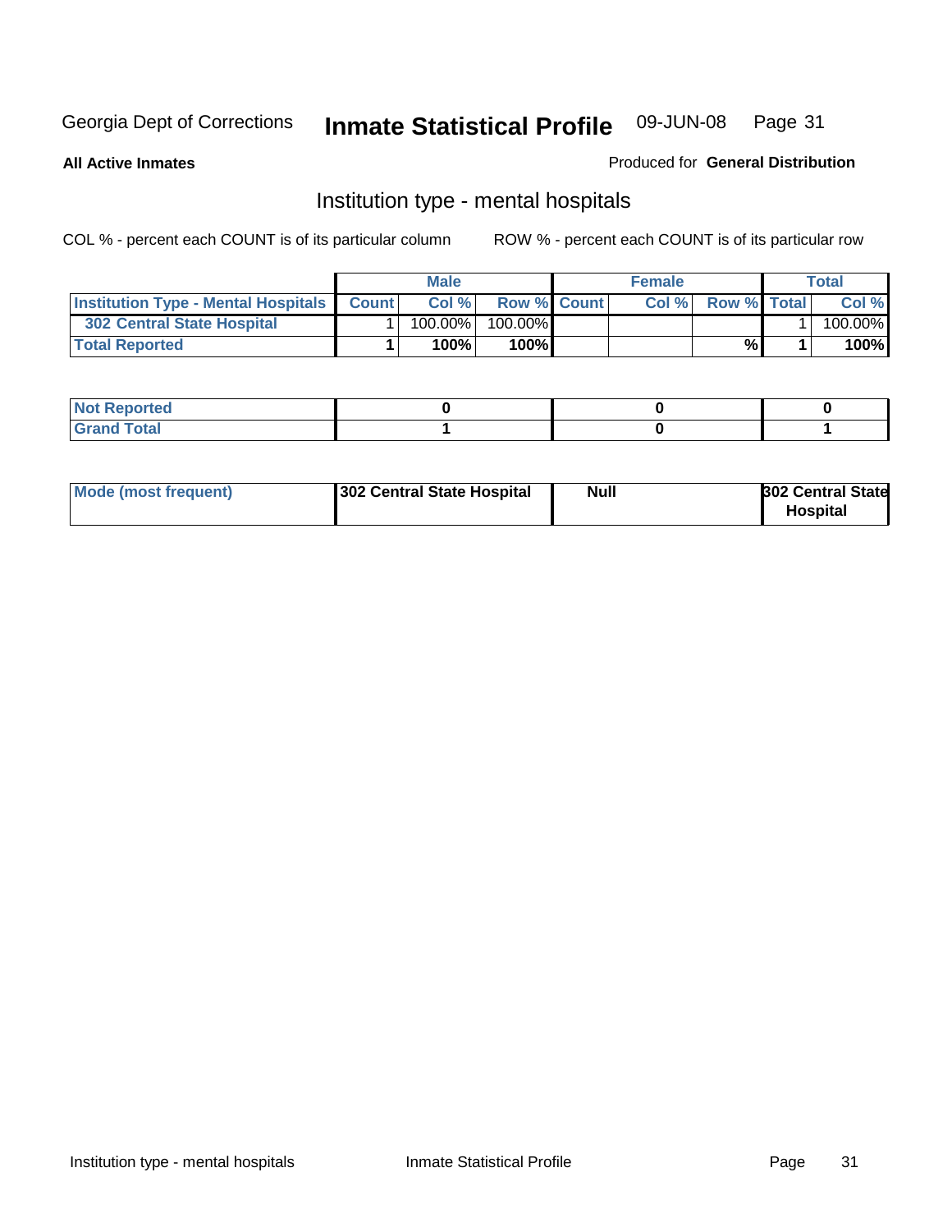Georgia Dept of Corrections **Inmate Statistical Profile** 09-JUN-08

**All Active Inmates**

Produced for **General Distribution**

## Institution type - mental hospitals

COL % - percent each COUNT is of its particular column    ROW % - percent each COUNT is of its particular row

| | Male | | | Female | | | Total | |
|---|---|---|---|---|---|---|---|---|
| **Institution Type - Mental Hospitals** | **Count** | **Col %** | **Row %** | **Count** | **Col %** | **Row %** | **Total** | **Col %** |
| **302 Central State Hospital** | 1 | 100.00% | 100.00% | | | | 1 | 100.00% |
| **Total Reported** | **1** | **100%** | **100%** | | | **%** | **1** | **100%** |

| | Male | Female | Total |
|---|---|---|---|
| **Not Reported** | **0** | **0** | **0** |
| **Grand Total** | **1** | **0** | **1** |

| | Male | Female | Total |
|---|---|---|---|
| **Mode (most frequent)** | **302 Central State Hospital** | **Null** | **302 Central State Hospital** |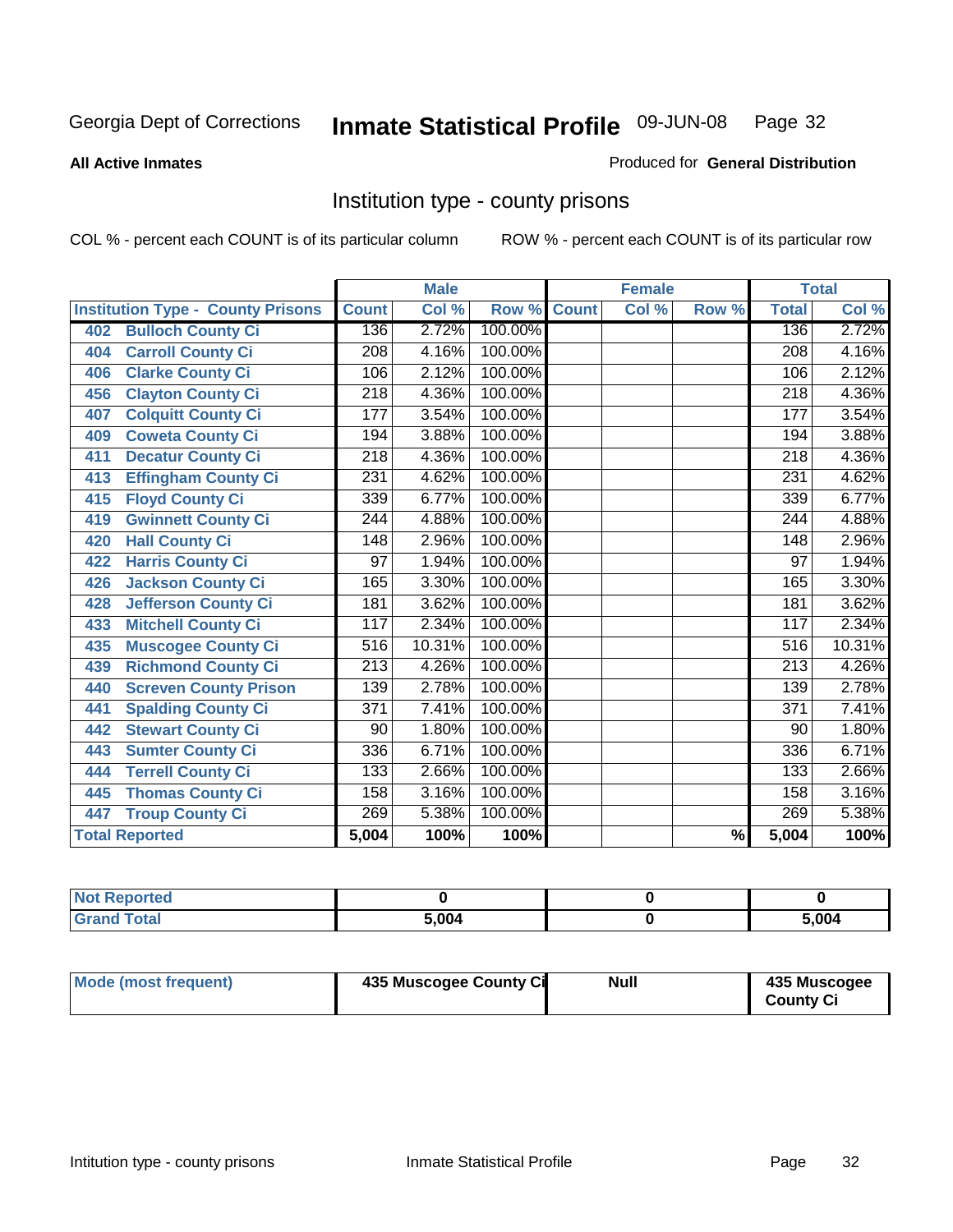Georgia Dept of Corrections **Inmate Statistical Profile** 09-JUN-08

**All Active Inmates**

Produced for **General Distribution**

## Institution type - county prisons

COL % - percent each COUNT is of its particular column

ROW % - percent each COUNT is of its particular row

| Institution Type - County Prisons | Male | | | Female | | | Total | |
|---|---|---|---|---|---|---|---|---|
| | Count | Col % | Row % | Count | Col % | Row % | Total | Col % |
| 402 Bulloch County Ci | 136 | 2.72% | 100.00% | | | | 136 | 2.72% |
| 404 Carroll County Ci | 208 | 4.16% | 100.00% | | | | 208 | 4.16% |
| 406 Clarke County Ci | 106 | 2.12% | 100.00% | | | | 106 | 2.12% |
| 456 Clayton County Ci | 218 | 4.36% | 100.00% | | | | 218 | 4.36% |
| 407 Colquitt County Ci | 177 | 3.54% | 100.00% | | | | 177 | 3.54% |
| 409 Coweta County Ci | 194 | 3.88% | 100.00% | | | | 194 | 3.88% |
| 411 Decatur County Ci | 218 | 4.36% | 100.00% | | | | 218 | 4.36% |
| 413 Effingham County Ci | 231 | 4.62% | 100.00% | | | | 231 | 4.62% |
| 415 Floyd County Ci | 339 | 6.77% | 100.00% | | | | 339 | 6.77% |
| 419 Gwinnett County Ci | 244 | 4.88% | 100.00% | | | | 244 | 4.88% |
| 420 Hall County Ci | 148 | 2.96% | 100.00% | | | | 148 | 2.96% |
| 422 Harris County Ci | 97 | 1.94% | 100.00% | | | | 97 | 1.94% |
| 426 Jackson County Ci | 165 | 3.30% | 100.00% | | | | 165 | 3.30% |
| 428 Jefferson County Ci | 181 | 3.62% | 100.00% | | | | 181 | 3.62% |
| 433 Mitchell County Ci | 117 | 2.34% | 100.00% | | | | 117 | 2.34% |
| 435 Muscogee County Ci | 516 | 10.31% | 100.00% | | | | 516 | 10.31% |
| 439 Richmond County Ci | 213 | 4.26% | 100.00% | | | | 213 | 4.26% |
| 440 Screven County Prison | 139 | 2.78% | 100.00% | | | | 139 | 2.78% |
| 441 Spalding County Ci | 371 | 7.41% | 100.00% | | | | 371 | 7.41% |
| 442 Stewart County Ci | 90 | 1.80% | 100.00% | | | | 90 | 1.80% |
| 443 Sumter County Ci | 336 | 6.71% | 100.00% | | | | 336 | 6.71% |
| 444 Terrell County Ci | 133 | 2.66% | 100.00% | | | | 133 | 2.66% |
| 445 Thomas County Ci | 158 | 3.16% | 100.00% | | | | 158 | 3.16% |
| 447 Troup County Ci | 269 | 5.38% | 100.00% | | | | 269 | 5.38% |
| **Total Reported** | **5,004** | **100%** | **100%** | | | **%** | **5,004** | **100%** |

| | Male | Female | Total |
|---|---|---|---|
| Not Reported | 0 | 0 | 0 |
| Grand Total | 5,004 | 0 | 5,004 |

| | Male | Female | Total |
|---|---|---|---|
| Mode (most frequent) | 435 Muscogee County Ci | Null | 435 Muscogee County Ci |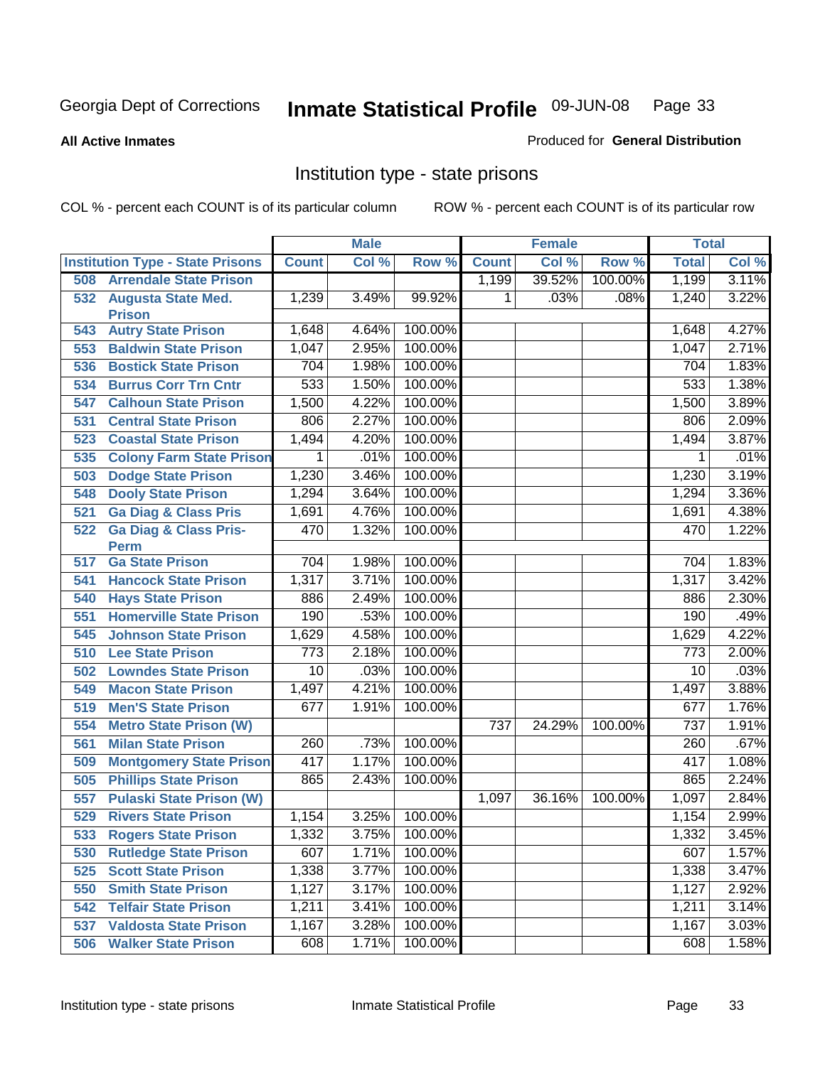Georgia Dept of Corrections **Inmate Statistical Profile** 09-JUN-08

**All Active Inmates** Produced for **General Distribution**

## Institution type - state prisons

COL % - percent each COUNT is of its particular column ROW % - percent each COUNT is of its particular row

| Institution Type - State Prisons | Male | | | Female | | | Total | |
|---|---|---|---|---|---|---|---|---|
| | Count | Col % | Row % | Count | Col % | Row % | Total | Col % |
| 508 Arrendale State Prison | | | | 1,199 | 39.52% | 100.00% | 1,199 | 3.11% |
| 532 Augusta State Med. Prison | 1,239 | 3.49% | 99.92% | 1 | .03% | .08% | 1,240 | 3.22% |
| 543 Autry State Prison | 1,648 | 4.64% | 100.00% | | | | 1,648 | 4.27% |
| 553 Baldwin State Prison | 1,047 | 2.95% | 100.00% | | | | 1,047 | 2.71% |
| 536 Bostick State Prison | 704 | 1.98% | 100.00% | | | | 704 | 1.83% |
| 534 Burrus Corr Trn Cntr | 533 | 1.50% | 100.00% | | | | 533 | 1.38% |
| 547 Calhoun State Prison | 1,500 | 4.22% | 100.00% | | | | 1,500 | 3.89% |
| 531 Central State Prison | 806 | 2.27% | 100.00% | | | | 806 | 2.09% |
| 523 Coastal State Prison | 1,494 | 4.20% | 100.00% | | | | 1,494 | 3.87% |
| 535 Colony Farm State Prison | 1 | .01% | 100.00% | | | | 1 | .01% |
| 503 Dodge State Prison | 1,230 | 3.46% | 100.00% | | | | 1,230 | 3.19% |
| 548 Dooly State Prison | 1,294 | 3.64% | 100.00% | | | | 1,294 | 3.36% |
| 521 Ga Diag & Class Pris | 1,691 | 4.76% | 100.00% | | | | 1,691 | 4.38% |
| 522 Ga Diag & Class Pris-Perm | 470 | 1.32% | 100.00% | | | | 470 | 1.22% |
| 517 Ga State Prison | 704 | 1.98% | 100.00% | | | | 704 | 1.83% |
| 541 Hancock State Prison | 1,317 | 3.71% | 100.00% | | | | 1,317 | 3.42% |
| 540 Hays State Prison | 886 | 2.49% | 100.00% | | | | 886 | 2.30% |
| 551 Homerville State Prison | 190 | .53% | 100.00% | | | | 190 | .49% |
| 545 Johnson State Prison | 1,629 | 4.58% | 100.00% | | | | 1,629 | 4.22% |
| 510 Lee State Prison | 773 | 2.18% | 100.00% | | | | 773 | 2.00% |
| 502 Lowndes State Prison | 10 | .03% | 100.00% | | | | 10 | .03% |
| 549 Macon State Prison | 1,497 | 4.21% | 100.00% | | | | 1,497 | 3.88% |
| 519 Men'S State Prison | 677 | 1.91% | 100.00% | | | | 677 | 1.76% |
| 554 Metro State Prison (W) | | | | 737 | 24.29% | 100.00% | 737 | 1.91% |
| 561 Milan State Prison | 260 | .73% | 100.00% | | | | 260 | .67% |
| 509 Montgomery State Prison | 417 | 1.17% | 100.00% | | | | 417 | 1.08% |
| 505 Phillips State Prison | 865 | 2.43% | 100.00% | | | | 865 | 2.24% |
| 557 Pulaski State Prison (W) | | | | 1,097 | 36.16% | 100.00% | 1,097 | 2.84% |
| 529 Rivers State Prison | 1,154 | 3.25% | 100.00% | | | | 1,154 | 2.99% |
| 533 Rogers State Prison | 1,332 | 3.75% | 100.00% | | | | 1,332 | 3.45% |
| 530 Rutledge State Prison | 607 | 1.71% | 100.00% | | | | 607 | 1.57% |
| 525 Scott State Prison | 1,338 | 3.77% | 100.00% | | | | 1,338 | 3.47% |
| 550 Smith State Prison | 1,127 | 3.17% | 100.00% | | | | 1,127 | 2.92% |
| 542 Telfair State Prison | 1,211 | 3.41% | 100.00% | | | | 1,211 | 3.14% |
| 537 Valdosta State Prison | 1,167 | 3.28% | 100.00% | | | | 1,167 | 3.03% |
| 506 Walker State Prison | 608 | 1.71% | 100.00% | | | | 608 | 1.58% |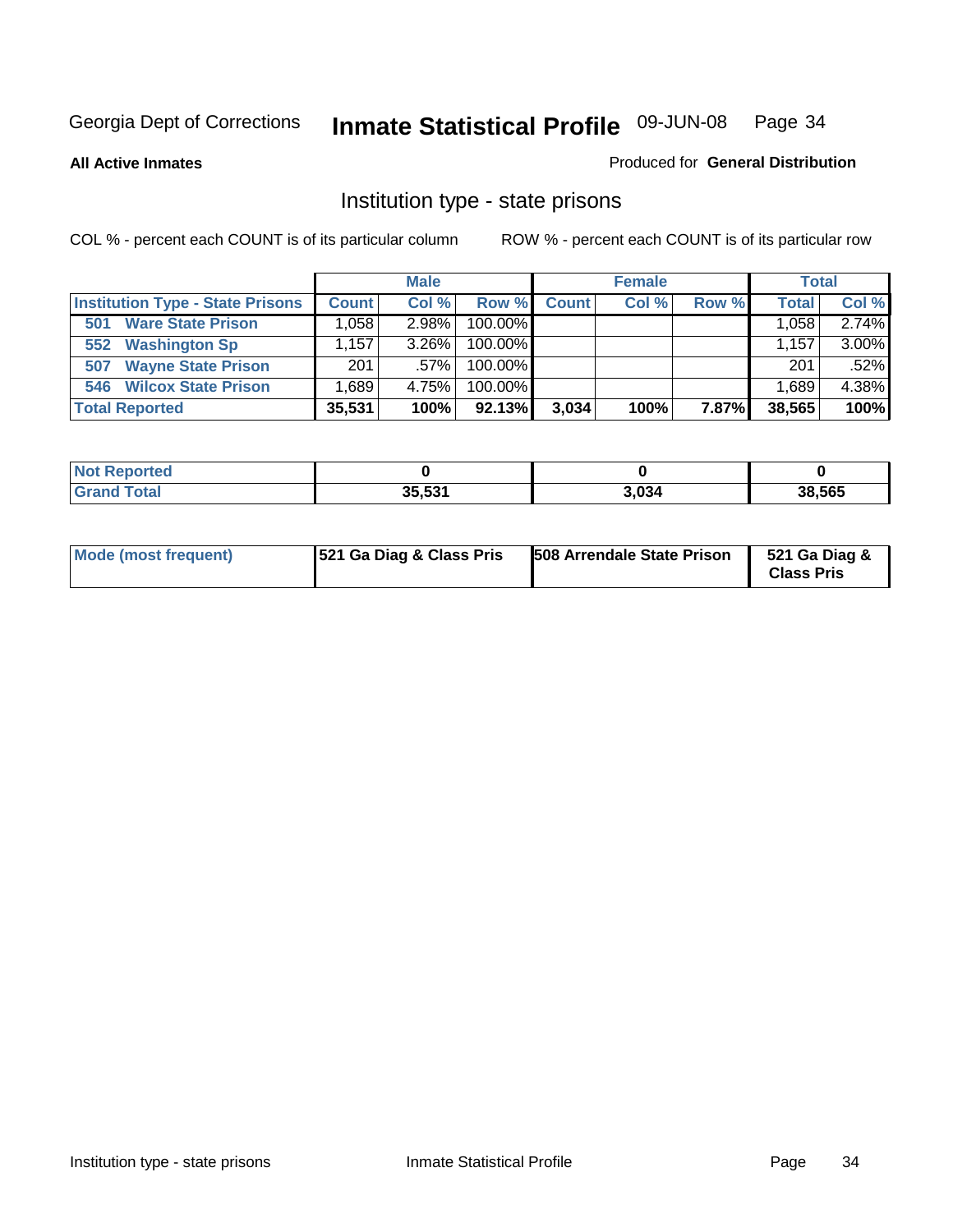Georgia Dept of Corrections **Inmate Statistical Profile** 09-JUN-08 Page 34

**All Active Inmates**

Produced for **General Distribution**

## Institution type - state prisons

COL % - percent each COUNT is of its particular column ROW % - percent each COUNT is of its particular row

| | Male | | | Female | | | Total | |
|---|---|---|---|---|---|---|---|---|
| **Institution Type - State Prisons** | **Count** | **Col %** | **Row %** | **Count** | **Col %** | **Row %** | **Total** | **Col %** |
| **501 Ware State Prison** | 1,058 | 2.98% | 100.00% | | | | 1,058 | 2.74% |
| **552 Washington Sp** | 1,157 | 3.26% | 100.00% | | | | 1,157 | 3.00% |
| **507 Wayne State Prison** | 201 | .57% | 100.00% | | | | 201 | .52% |
| **546 Wilcox State Prison** | 1,689 | 4.75% | 100.00% | | | | 1,689 | 4.38% |
| **Total Reported** | **35,531** | **100%** | **92.13%** | **3,034** | **100%** | **7.87%** | **38,565** | **100%** |

| | Male | Female | Total |
|---|---|---|---|
| **Not Reported** | **0** | **0** | **0** |
| **Grand Total** | **35,531** | **3,034** | **38,565** |

| | Male | Female | Total |
|---|---|---|---|
| **Mode (most frequent)** | **521 Ga Diag & Class Pris** | **508 Arrendale State Prison** | **521 Ga Diag & Class Pris** |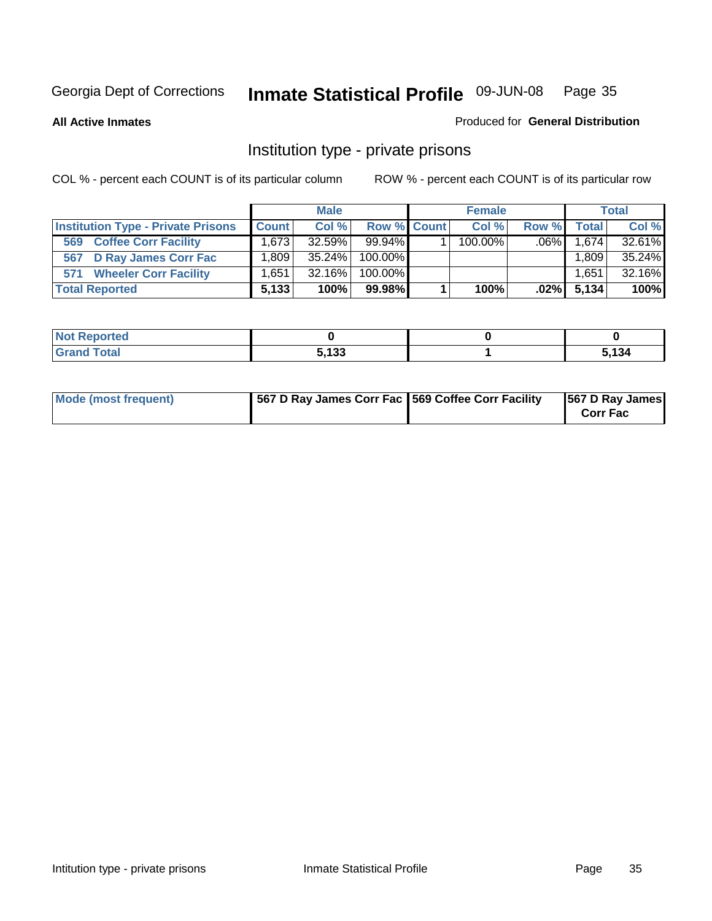Georgia Dept of Corrections **Inmate Statistical Profile** 09-JUN-08

**All Active Inmates**

Produced for **General Distribution**

## Institution type - private prisons

COL % - percent each COUNT is of its particular column

ROW % - percent each COUNT is of its particular row

| | Male | | | Female | | | Total | |
|---|---|---|---|---|---|---|---|---|
| **Institution Type - Private Prisons** | **Count** | **Col %** | **Row %** | **Count** | **Col %** | **Row %** | **Total** | **Col %** |
| **569 Coffee Corr Facility** | 1,673 | 32.59% | 99.94% | 1 | 100.00% | .06% | 1,674 | 32.61% |
| **567 D Ray James Corr Fac** | 1,809 | 35.24% | 100.00% | | | | 1,809 | 35.24% |
| **571 Wheeler Corr Facility** | 1,651 | 32.16% | 100.00% | | | | 1,651 | 32.16% |
| **Total Reported** | **5,133** | **100%** | **99.98%** | **1** | **100%** | **.02%** | **5,134** | **100%** |

| | Male | Female | Total |
|---|---|---|---|
| **Not Reported** | **0** | **0** | **0** |
| **Grand Total** | **5,133** | **1** | **5,134** |

| | Male | Female | Total |
|---|---|---|---|
| **Mode (most frequent)** | **567 D Ray James Corr Fac** | **569 Coffee Corr Facility** | **567 D Ray James Corr Fac** |

Intitution type - private prisons

Inmate Statistical Profile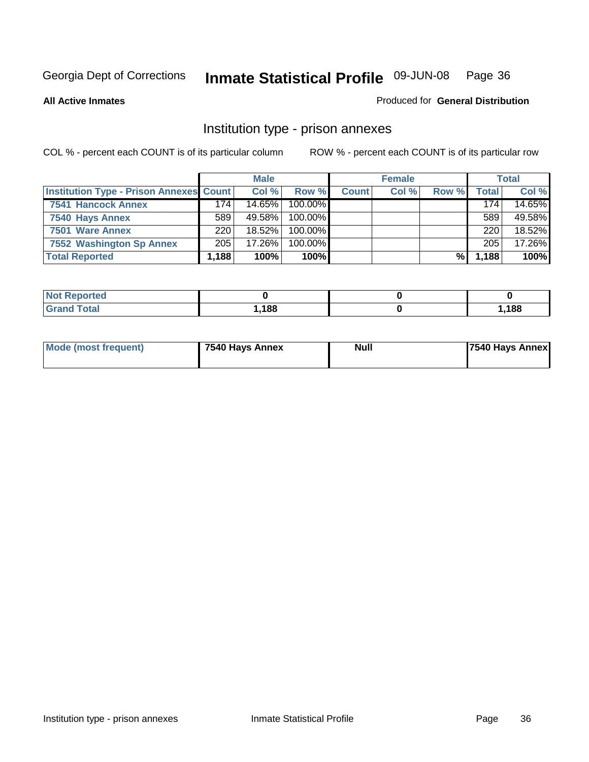Georgia Dept of Corrections **Inmate Statistical Profile** 09-JUN-08

**All Active Inmates**

Produced for **General Distribution**

## Institution type - prison annexes

COL % - percent each COUNT is of its particular column ROW % - percent each COUNT is of its particular row

| | Male | | | Female | | | Total | |
|---|---|---|---|---|---|---|---|---|
| Institution Type - Prison Annexes | Count | Col % | Row % | Count | Col % | Row % | Total | Col % |
| 7541 Hancock Annex | 174 | 14.65% | 100.00% | | | | 174 | 14.65% |
| 7540 Hays Annex | 589 | 49.58% | 100.00% | | | | 589 | 49.58% |
| 7501 Ware Annex | 220 | 18.52% | 100.00% | | | | 220 | 18.52% |
| 7552 Washington Sp Annex | 205 | 17.26% | 100.00% | | | | 205 | 17.26% |
| Total Reported | 1,188 | 100% | 100% | | | % | 1,188 | 100% |

| | Male | Female | Total |
|---|---|---|---|
| Not Reported | 0 | 0 | 0 |
| Grand Total | 1,188 | 0 | 1,188 |

| | Male | Female | Total |
|---|---|---|---|
| Mode (most frequent) | 7540 Hays Annex | Null | 7540 Hays Annex |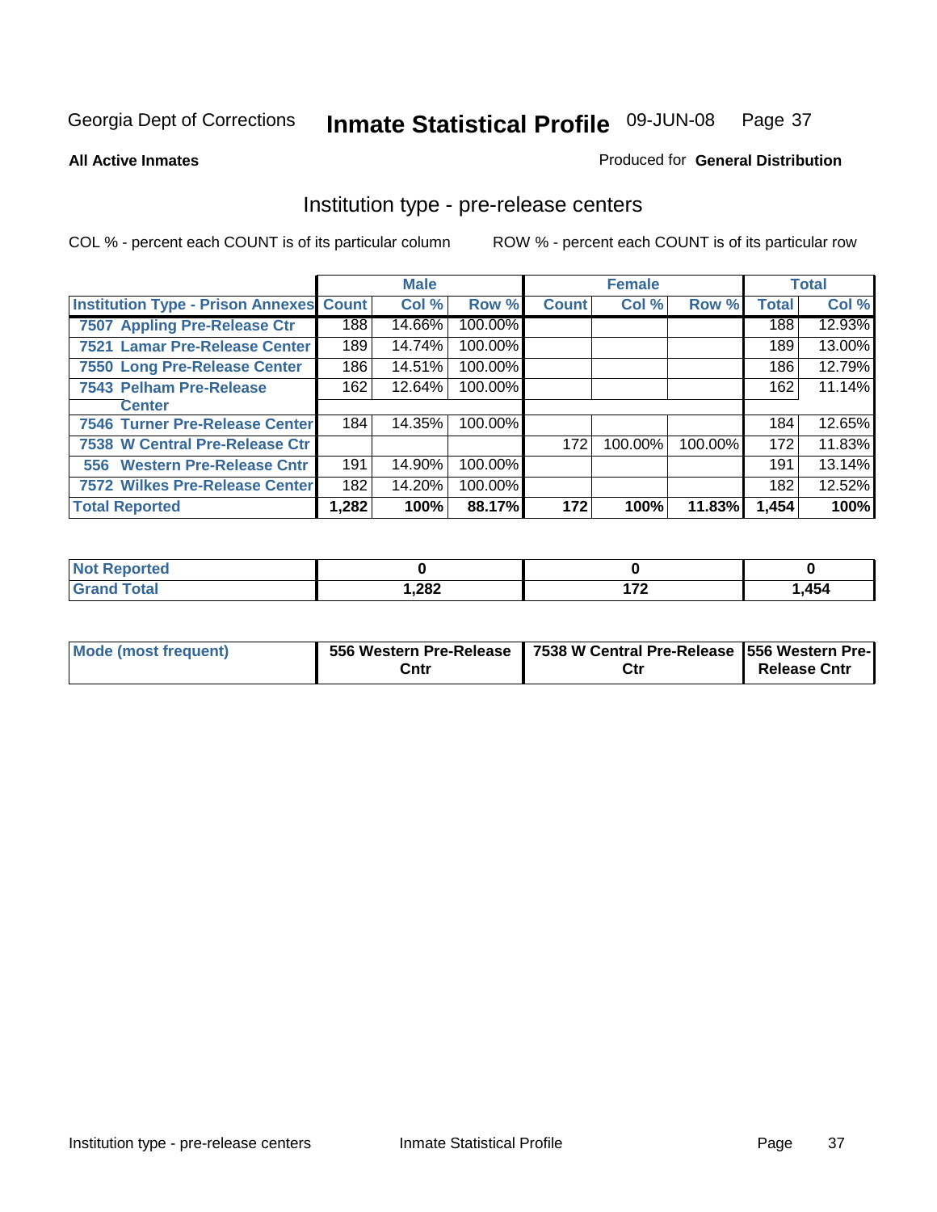Georgia Dept of Corrections **Inmate Statistical Profile** 09-JUN-08

**All Active Inmates** Produced for **General Distribution**

## Institution type - pre-release centers

COL % - percent each COUNT is of its particular column ROW % - percent each COUNT is of its particular row

| | Male | | | Female | | | Total | |
|---|---|---|---|---|---|---|---|---|
| Institution Type - Prison Annexes | Count | Col % | Row % | Count | Col % | Row % | Total | Col % |
| 7507 Appling Pre-Release Ctr | 188 | 14.66% | 100.00% | | | | 188 | 12.93% |
| 7521 Lamar Pre-Release Center | 189 | 14.74% | 100.00% | | | | 189 | 13.00% |
| 7550 Long Pre-Release Center | 186 | 14.51% | 100.00% | | | | 186 | 12.79% |
| 7543 Pelham Pre-Release Center | 162 | 12.64% | 100.00% | | | | 162 | 11.14% |
| 7546 Turner Pre-Release Center | 184 | 14.35% | 100.00% | | | | 184 | 12.65% |
| 7538 W Central Pre-Release Ctr | | | | 172 | 100.00% | 100.00% | 172 | 11.83% |
| 556 Western Pre-Release Cntr | 191 | 14.90% | 100.00% | | | | 191 | 13.14% |
| 7572 Wilkes Pre-Release Center | 182 | 14.20% | 100.00% | | | | 182 | 12.52% |
| **Total Reported** | **1,282** | **100%** | **88.17%** | **172** | **100%** | **11.83%** | **1,454** | **100%** |

| | Male | Female | Total |
|---|---|---|---|
| Not Reported | 0 | 0 | 0 |
| Grand Total | 1,282 | 172 | 1,454 |

| | Male | Female | Total |
|---|---|---|---|
| Mode (most frequent) | 556 Western Pre-Release Cntr | 7538 W Central Pre-Release Ctr | 556 Western Pre-Release Cntr |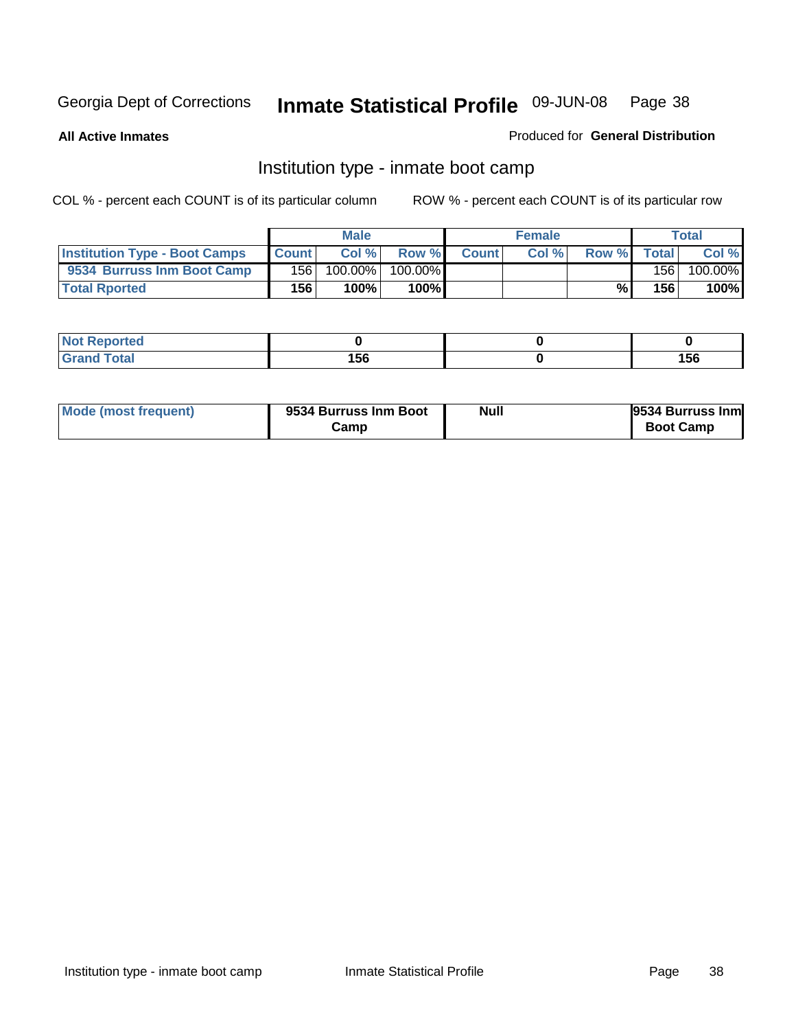Georgia Dept of Corrections **Inmate Statistical Profile** 09-JUN-08 Page 38

**All Active Inmates**

Produced for **General Distribution**

## Institution type - inmate boot camp

COL % - percent each COUNT is of its particular column

ROW % - percent each COUNT is of its particular row

| | Male | | | Female | | | Total | |
|---|---|---|---|---|---|---|---|---|
| **Institution Type - Boot Camps** | **Count** | **Col %** | **Row %** | **Count** | **Col %** | **Row %** | **Total** | **Col %** |
| **9534 Burruss Inm Boot Camp** | 156 | 100.00% | 100.00% | | | | 156 | 100.00% |
| **Total Rported** | **156** | **100%** | **100%** | | | **%** | **156** | **100%** |

| | Male | Female | Total |
|---|---|---|---|
| **Not Reported** | **0** | **0** | **0** |
| **Grand Total** | **156** | **0** | **156** |

| | Male | Female | Total |
|---|---|---|---|
| **Mode (most frequent)** | **9534 Burruss Inm Boot Camp** | **Null** | **9534 Burruss Inm Boot Camp** |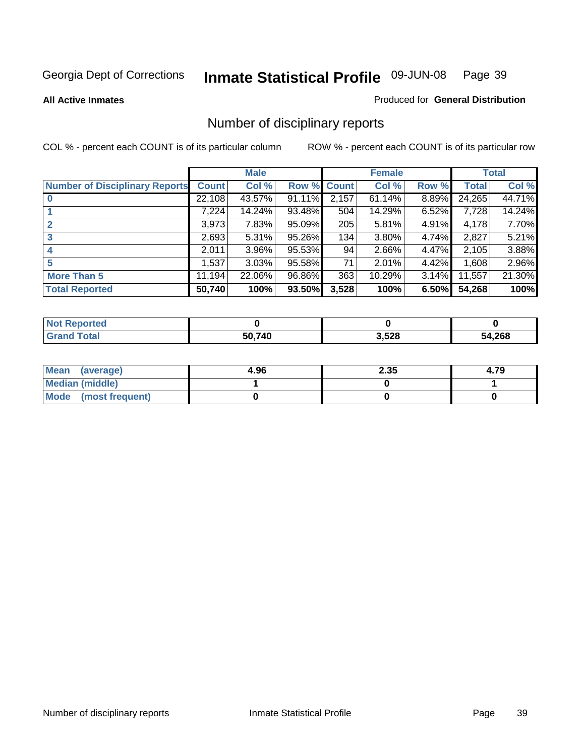Georgia Dept of Corrections **Inmate Statistical Profile** 09-JUN-08

**All Active Inmates** Produced for **General Distribution**

## Number of disciplinary reports

COL % - percent each COUNT is of its particular column ROW % - percent each COUNT is of its particular row

| | Male | | | Female | | | Total | |
|---|---|---|---|---|---|---|---|---|
| **Number of Disciplinary Reports** | **Count** | **Col %** | **Row %** | **Count** | **Col %** | **Row %** | **Total** | **Col %** |
| **0** | 22,108 | 43.57% | 91.11% | 2,157 | 61.14% | 8.89% | 24,265 | 44.71% |
| **1** | 7,224 | 14.24% | 93.48% | 504 | 14.29% | 6.52% | 7,728 | 14.24% |
| **2** | 3,973 | 7.83% | 95.09% | 205 | 5.81% | 4.91% | 4,178 | 7.70% |
| **3** | 2,693 | 5.31% | 95.26% | 134 | 3.80% | 4.74% | 2,827 | 5.21% |
| **4** | 2,011 | 3.96% | 95.53% | 94 | 2.66% | 4.47% | 2,105 | 3.88% |
| **5** | 1,537 | 3.03% | 95.58% | 71 | 2.01% | 4.42% | 1,608 | 2.96% |
| **More Than 5** | 11,194 | 22.06% | 96.86% | 363 | 10.29% | 3.14% | 11,557 | 21.30% |
| **Total Reported** | **50,740** | **100%** | **93.50%** | **3,528** | **100%** | **6.50%** | **54,268** | **100%** |

| | Male | Female | Total |
|---|---|---|---|
| **Not Reported** | **0** | **0** | **0** |
| **Grand Total** | **50,740** | **3,528** | **54,268** |

| | Male | Female | Total |
|---|---|---|---|
| **Mean (average)** | **4.96** | **2.35** | **4.79** |
| **Median (middle)** | **1** | **0** | **1** |
| **Mode (most frequent)** | **0** | **0** | **0** |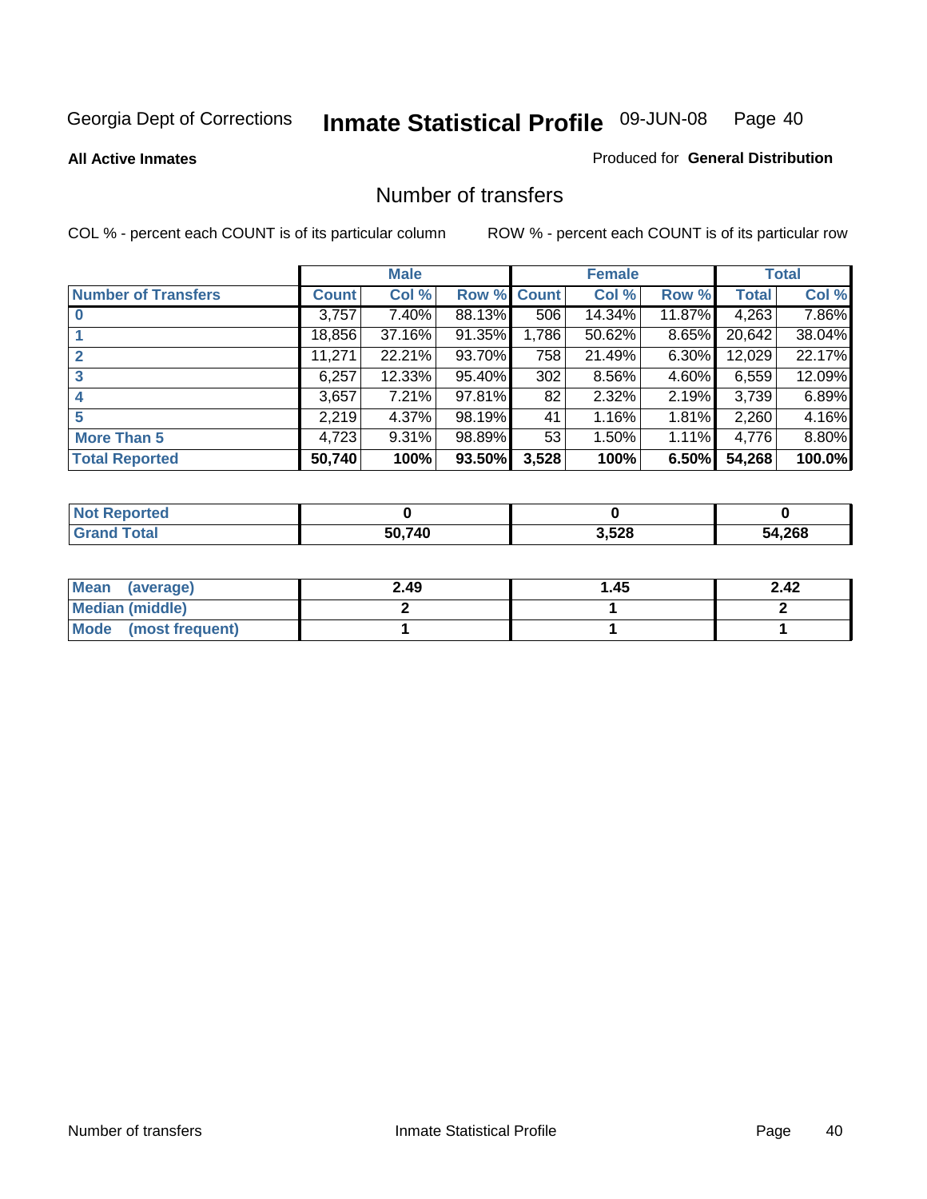Georgia Dept of Corrections **Inmate Statistical Profile** 09-JUN-08

**All Active Inmates**

Produced for **General Distribution**

## Number of transfers

COL % - percent each COUNT is of its particular column

ROW % - percent each COUNT is of its particular row

| | Male | | | Female | | | Total | |
|---|---|---|---|---|---|---|---|---|
| **Number of Transfers** | **Count** | **Col %** | **Row %** | **Count** | **Col %** | **Row %** | **Total** | **Col %** |
| **0** | 3,757 | 7.40% | 88.13% | 506 | 14.34% | 11.87% | 4,263 | 7.86% |
| **1** | 18,856 | 37.16% | 91.35% | 1,786 | 50.62% | 8.65% | 20,642 | 38.04% |
| **2** | 11,271 | 22.21% | 93.70% | 758 | 21.49% | 6.30% | 12,029 | 22.17% |
| **3** | 6,257 | 12.33% | 95.40% | 302 | 8.56% | 4.60% | 6,559 | 12.09% |
| **4** | 3,657 | 7.21% | 97.81% | 82 | 2.32% | 2.19% | 3,739 | 6.89% |
| **5** | 2,219 | 4.37% | 98.19% | 41 | 1.16% | 1.81% | 2,260 | 4.16% |
| **More Than 5** | 4,723 | 9.31% | 98.89% | 53 | 1.50% | 1.11% | 4,776 | 8.80% |
| **Total Reported** | **50,740** | **100%** | **93.50%** | **3,528** | **100%** | **6.50%** | **54,268** | **100.0%** |

| | Male | Female | Total |
|---|---|---|---|
| **Not Reported** | **0** | **0** | **0** |
| **Grand Total** | **50,740** | **3,528** | **54,268** |

| | Male | Female | Total |
|---|---|---|---|
| **Mean (average)** | **2.49** | **1.45** | **2.42** |
| **Median (middle)** | **2** | **1** | **2** |
| **Mode (most frequent)** | **1** | **1** | **1** |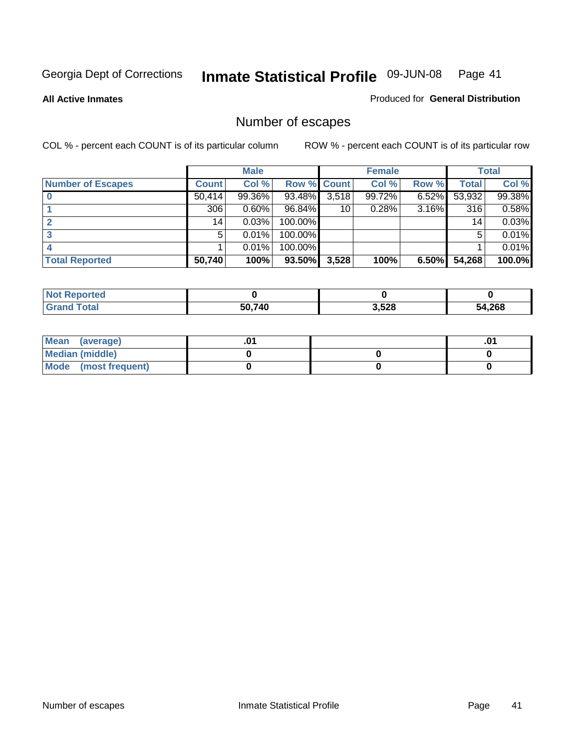Georgia Dept of Corrections **Inmate Statistical Profile** 09-JUN-08

**All Active Inmates**

Produced for **General Distribution**

## Number of escapes

COL % - percent each COUNT is of its particular column

ROW % - percent each COUNT is of its particular row

| | Male | | | Female | | | Total | |
|---|---|---|---|---|---|---|---|---|
| **Number of Escapes** | **Count** | **Col %** | **Row %** | **Count** | **Col %** | **Row %** | **Total** | **Col %** |
| **0** | 50,414 | 99.36% | 93.48% | 3,518 | 99.72% | 6.52% | 53,932 | 99.38% |
| **1** | 306 | 0.60% | 96.84% | 10 | 0.28% | 3.16% | 316 | 0.58% |
| **2** | 14 | 0.03% | 100.00% | | | | 14 | 0.03% |
| **3** | 5 | 0.01% | 100.00% | | | | 5 | 0.01% |
| **4** | 1 | 0.01% | 100.00% | | | | 1 | 0.01% |
| **Total Reported** | **50,740** | **100%** | **93.50%** | **3,528** | **100%** | **6.50%** | **54,268** | **100.0%** |

| | Male | Female | Total |
|---|---|---|---|
| **Not Reported** | **0** | **0** | **0** |
| **Grand Total** | **50,740** | **3,528** | **54,268** |

| | Male | Female | Total |
|---|---|---|---|
| **Mean (average)** | **.01** | | **.01** |
| **Median (middle)** | **0** | **0** | **0** |
| **Mode (most frequent)** | **0** | **0** | **0** |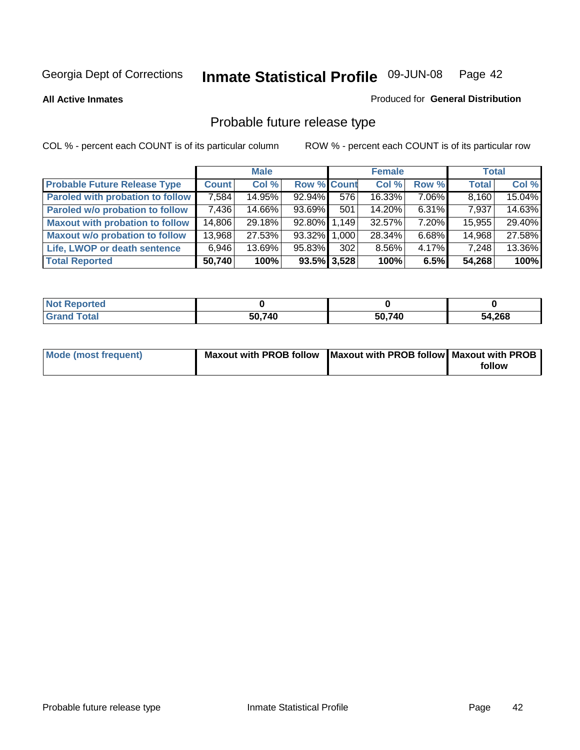Georgia Dept of Corrections **Inmate Statistical Profile** 09-JUN-08

**All Active Inmates**

Produced for **General Distribution**

## Probable future release type

COL % - percent each COUNT is of its particular column ROW % - percent each COUNT is of its particular row

| | Male | | | Female | | | Total | |
|---|---|---|---|---|---|---|---|---|
| **Probable Future Release Type** | **Count** | **Col %** | **Row %** | **Count** | **Col %** | **Row %** | **Total** | **Col %** |
| **Paroled with probation to follow** | 7,584 | 14.95% | 92.94% | 576 | 16.33% | 7.06% | 8,160 | 15.04% |
| **Paroled w/o probation to follow** | 7,436 | 14.66% | 93.69% | 501 | 14.20% | 6.31% | 7,937 | 14.63% |
| **Maxout with probation to follow** | 14,806 | 29.18% | 92.80% | 1,149 | 32.57% | 7.20% | 15,955 | 29.40% |
| **Maxout w/o probation to follow** | 13,968 | 27.53% | 93.32% | 1,000 | 28.34% | 6.68% | 14,968 | 27.58% |
| **Life, LWOP or death sentence** | 6,946 | 13.69% | 95.83% | 302 | 8.56% | 4.17% | 7,248 | 13.36% |
| **Total Reported** | **50,740** | **100%** | **93.5%** | **3,528** | **100%** | **6.5%** | **54,268** | **100%** |

| | Male | Female | Total |
|---|---|---|---|
| **Not Reported** | **0** | **0** | **0** |
| **Grand Total** | **50,740** | **50,740** | **54,268** |

| | Male | Female | Total |
|---|---|---|---|
| **Mode (most frequent)** | **Maxout with PROB follow** | **Maxout with PROB follow** | **Maxout with PROB follow** |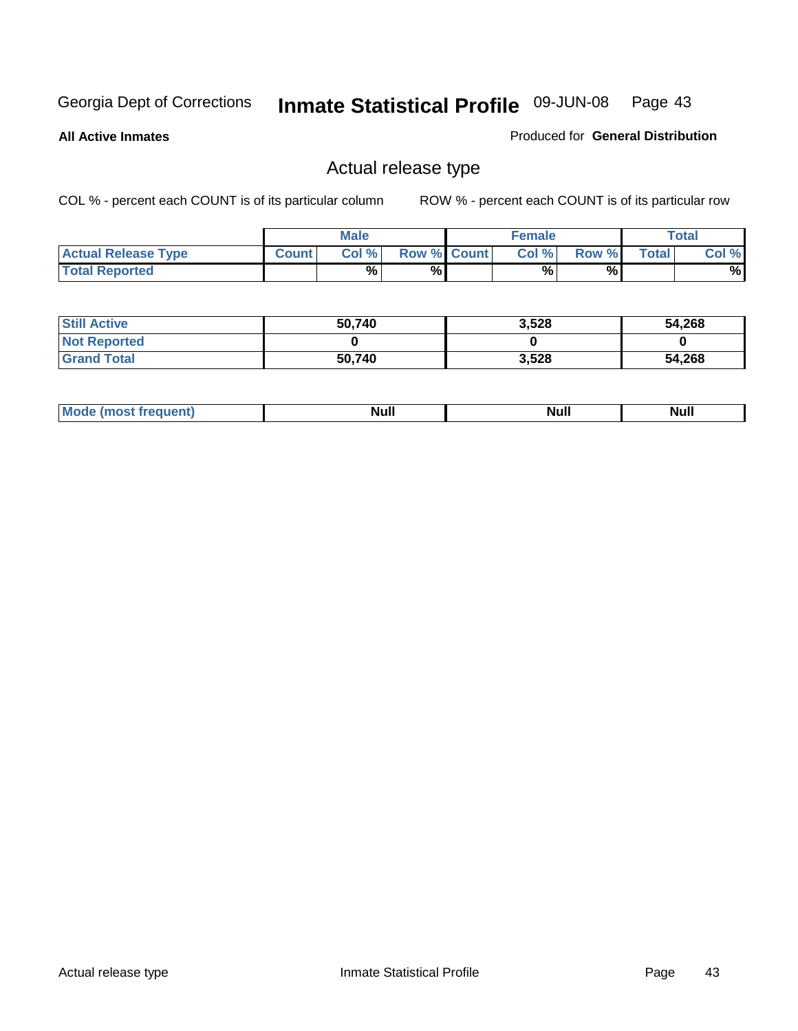Georgia Dept of Corrections **Inmate Statistical Profile** 09-JUN-08

**All Active Inmates**

Produced for **General Distribution**

## Actual release type

COL % - percent each COUNT is of its particular column ROW % - percent each COUNT is of its particular row

| | Male | | | Female | | | Total | |
|---|---|---|---|---|---|---|---|---|
| Actual Release Type | Count | Col % | Row % | Count | Col % | Row % | Total | Col % |
| Total Reported | | % | % | | % | % | | % |
| Still Active | 50,740 | | | 3,528 | | | 54,268 | |
| Not Reported | 0 | | | 0 | | | 0 | |
| Grand Total | 50,740 | | | 3,528 | | | 54,268 | |
| Mode (most frequent) | Null | | | Null | | | Null | |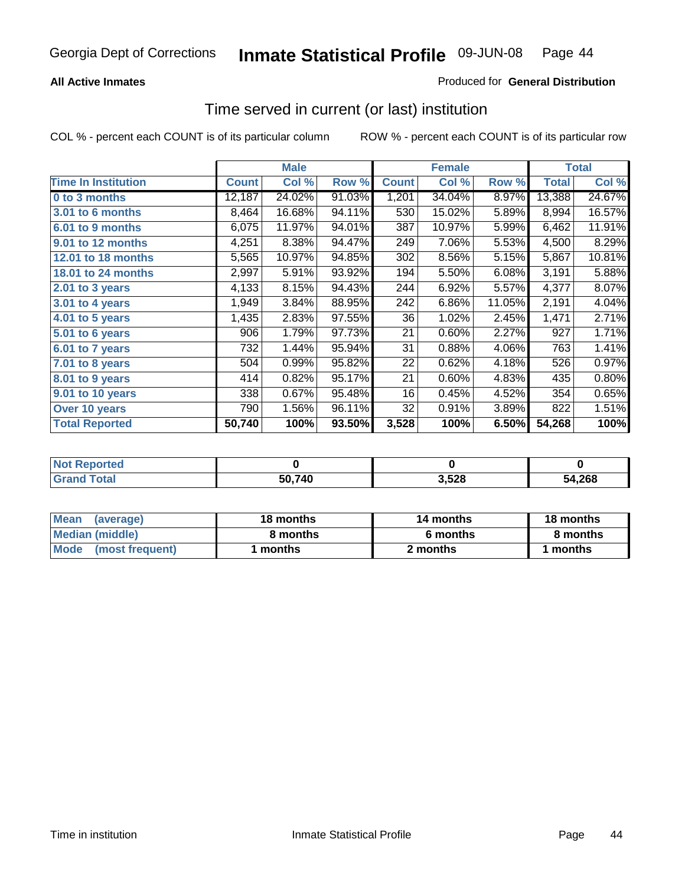Georgia Dept of Corrections **Inmate Statistical Profile** 09-JUN-08

**All Active Inmates**

Produced for **General Distribution**

## Time served in current (or last) institution

COL % - percent each COUNT is of its particular column

ROW % - percent each COUNT is of its particular row

| | Male | | | Female | | | Total | |
|---|---|---|---|---|---|---|---|---|
| **Time In Institution** | **Count** | **Col %** | **Row %** | **Count** | **Col %** | **Row %** | **Total** | **Col %** |
| **0 to 3 months** | 12,187 | 24.02% | 91.03% | 1,201 | 34.04% | 8.97% | 13,388 | 24.67% |
| **3.01 to 6 months** | 8,464 | 16.68% | 94.11% | 530 | 15.02% | 5.89% | 8,994 | 16.57% |
| **6.01 to 9 months** | 6,075 | 11.97% | 94.01% | 387 | 10.97% | 5.99% | 6,462 | 11.91% |
| **9.01 to 12 months** | 4,251 | 8.38% | 94.47% | 249 | 7.06% | 5.53% | 4,500 | 8.29% |
| **12.01 to 18 months** | 5,565 | 10.97% | 94.85% | 302 | 8.56% | 5.15% | 5,867 | 10.81% |
| **18.01 to 24 months** | 2,997 | 5.91% | 93.92% | 194 | 5.50% | 6.08% | 3,191 | 5.88% |
| **2.01 to 3 years** | 4,133 | 8.15% | 94.43% | 244 | 6.92% | 5.57% | 4,377 | 8.07% |
| **3.01 to 4 years** | 1,949 | 3.84% | 88.95% | 242 | 6.86% | 11.05% | 2,191 | 4.04% |
| **4.01 to 5 years** | 1,435 | 2.83% | 97.55% | 36 | 1.02% | 2.45% | 1,471 | 2.71% |
| **5.01 to 6 years** | 906 | 1.79% | 97.73% | 21 | 0.60% | 2.27% | 927 | 1.71% |
| **6.01 to 7 years** | 732 | 1.44% | 95.94% | 31 | 0.88% | 4.06% | 763 | 1.41% |
| **7.01 to 8 years** | 504 | 0.99% | 95.82% | 22 | 0.62% | 4.18% | 526 | 0.97% |
| **8.01 to 9 years** | 414 | 0.82% | 95.17% | 21 | 0.60% | 4.83% | 435 | 0.80% |
| **9.01 to 10 years** | 338 | 0.67% | 95.48% | 16 | 0.45% | 4.52% | 354 | 0.65% |
| **Over 10 years** | 790 | 1.56% | 96.11% | 32 | 0.91% | 3.89% | 822 | 1.51% |
| **Total Reported** | **50,740** | **100%** | **93.50%** | **3,528** | **100%** | **6.50%** | **54,268** | **100%** |

| | Male | Female | Total |
|---|---|---|---|
| **Not Reported** | **0** | **0** | **0** |
| **Grand Total** | **50,740** | **3,528** | **54,268** |

| | Male | Female | Total |
|---|---|---|---|
| **Mean (average)** | **18 months** | **14 months** | **18 months** |
| **Median (middle)** | **8 months** | **6 months** | **8 months** |
| **Mode (most frequent)** | **1 months** | **2 months** | **1 months** |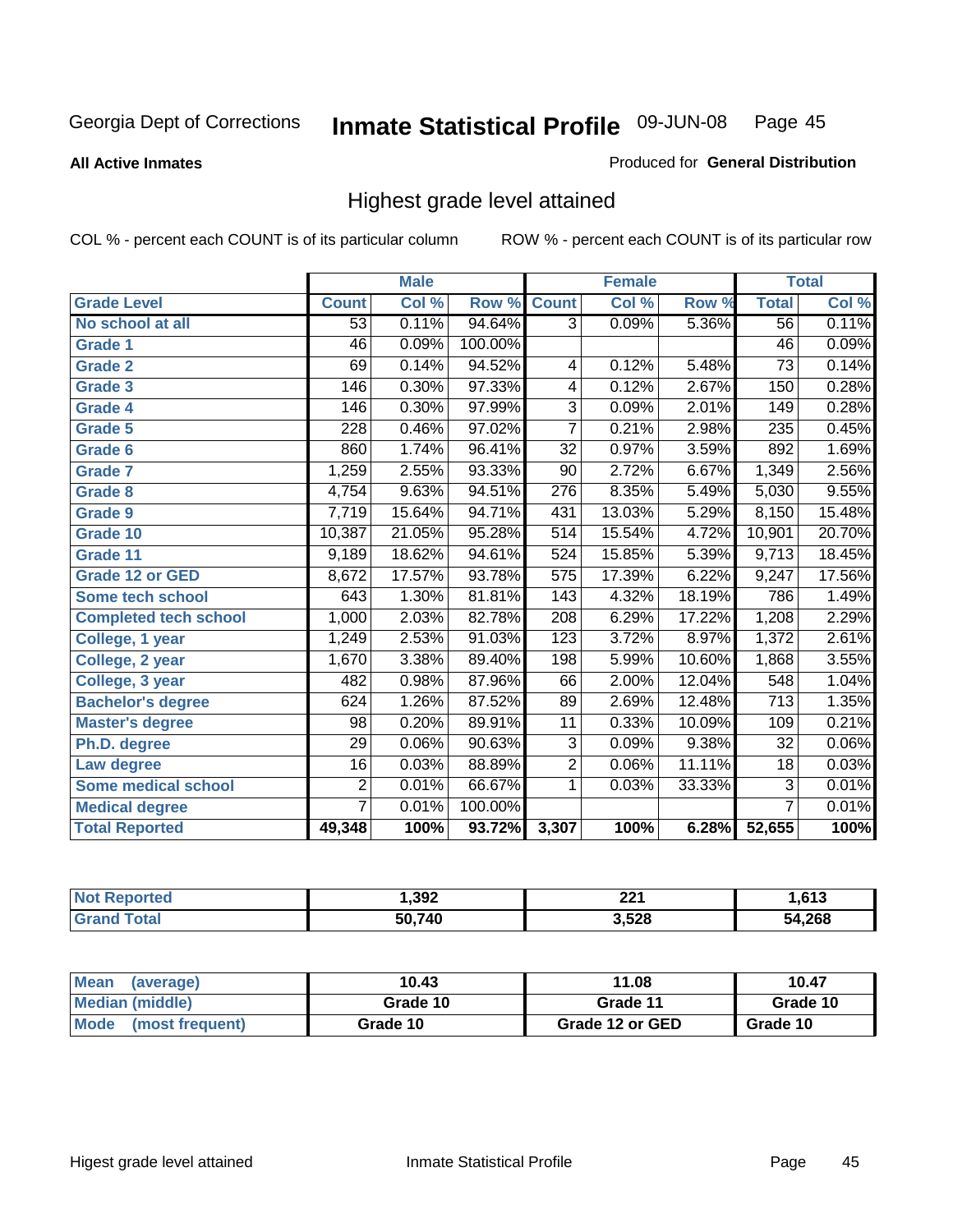Georgia Dept of Corrections **Inmate Statistical Profile** 09-JUN-08

**All Active Inmates**

Produced for **General Distribution**

## Highest grade level attained

COL % - percent each COUNT is of its particular column ROW % - percent each COUNT is of its particular row

| | Male | | | Female | | | Total | |
|---|---|---|---|---|---|---|---|---|
| **Grade Level** | **Count** | **Col %** | **Row %** | **Count** | **Col %** | **Row %** | **Total** | **Col %** |
| No school at all | 53 | 0.11% | 94.64% | 3 | 0.09% | 5.36% | 56 | 0.11% |
| Grade 1 | 46 | 0.09% | 100.00% | | | | 46 | 0.09% |
| Grade 2 | 69 | 0.14% | 94.52% | 4 | 0.12% | 5.48% | 73 | 0.14% |
| Grade 3 | 146 | 0.30% | 97.33% | 4 | 0.12% | 2.67% | 150 | 0.28% |
| Grade 4 | 146 | 0.30% | 97.99% | 3 | 0.09% | 2.01% | 149 | 0.28% |
| Grade 5 | 228 | 0.46% | 97.02% | 7 | 0.21% | 2.98% | 235 | 0.45% |
| Grade 6 | 860 | 1.74% | 96.41% | 32 | 0.97% | 3.59% | 892 | 1.69% |
| Grade 7 | 1,259 | 2.55% | 93.33% | 90 | 2.72% | 6.67% | 1,349 | 2.56% |
| Grade 8 | 4,754 | 9.63% | 94.51% | 276 | 8.35% | 5.49% | 5,030 | 9.55% |
| Grade 9 | 7,719 | 15.64% | 94.71% | 431 | 13.03% | 5.29% | 8,150 | 15.48% |
| Grade 10 | 10,387 | 21.05% | 95.28% | 514 | 15.54% | 4.72% | 10,901 | 20.70% |
| Grade 11 | 9,189 | 18.62% | 94.61% | 524 | 15.85% | 5.39% | 9,713 | 18.45% |
| Grade 12 or GED | 8,672 | 17.57% | 93.78% | 575 | 17.39% | 6.22% | 9,247 | 17.56% |
| Some tech school | 643 | 1.30% | 81.81% | 143 | 4.32% | 18.19% | 786 | 1.49% |
| Completed tech school | 1,000 | 2.03% | 82.78% | 208 | 6.29% | 17.22% | 1,208 | 2.29% |
| College, 1 year | 1,249 | 2.53% | 91.03% | 123 | 3.72% | 8.97% | 1,372 | 2.61% |
| College, 2 year | 1,670 | 3.38% | 89.40% | 198 | 5.99% | 10.60% | 1,868 | 3.55% |
| College, 3 year | 482 | 0.98% | 87.96% | 66 | 2.00% | 12.04% | 548 | 1.04% |
| Bachelor's degree | 624 | 1.26% | 87.52% | 89 | 2.69% | 12.48% | 713 | 1.35% |
| Master's degree | 98 | 0.20% | 89.91% | 11 | 0.33% | 10.09% | 109 | 0.21% |
| Ph.D. degree | 29 | 0.06% | 90.63% | 3 | 0.09% | 9.38% | 32 | 0.06% |
| Law degree | 16 | 0.03% | 88.89% | 2 | 0.06% | 11.11% | 18 | 0.03% |
| Some medical school | 2 | 0.01% | 66.67% | 1 | 0.03% | 33.33% | 3 | 0.01% |
| Medical degree | 7 | 0.01% | 100.00% | | | | 7 | 0.01% |
| **Total Reported** | **49,348** | **100%** | **93.72%** | **3,307** | **100%** | **6.28%** | **52,655** | **100%** |

| | Male | Female | Total |
|---|---|---|---|
| Not Reported | 1,392 | 221 | 1,613 |
| Grand Total | 50,740 | 3,528 | 54,268 |

| | Male | Female | Total |
|---|---|---|---|
| Mean (average) | 10.43 | 11.08 | 10.47 |
| Median (middle) | Grade 10 | Grade 11 | Grade 10 |
| Mode (most frequent) | Grade 10 | Grade 12 or GED | Grade 10 |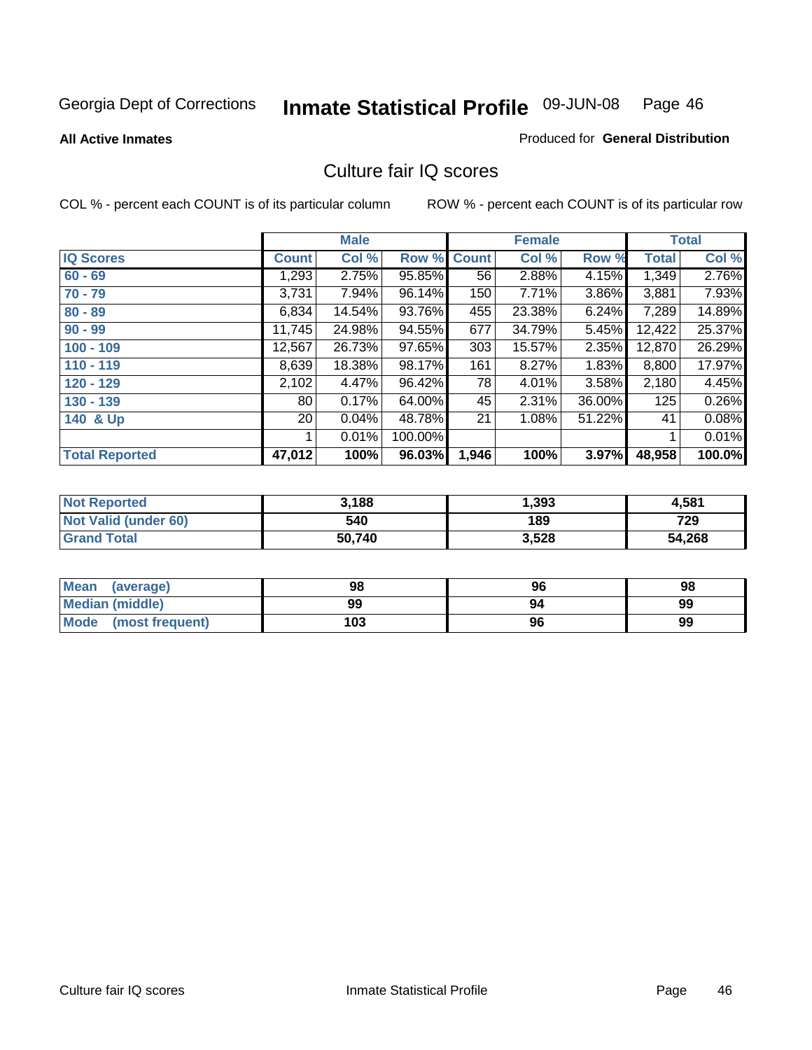Georgia Dept of Corrections **Inmate Statistical Profile** 09-JUN-08

**All Active Inmates** Produced for **General Distribution**

## Culture fair IQ scores

COL % - percent each COUNT is of its particular column ROW % - percent each COUNT is of its particular row

| | Male | | | Female | | | Total | |
|---|---|---|---|---|---|---|---|---|
| IQ Scores | Count | Col % | Row % | Count | Col % | Row % | Total | Col % |
| 60 - 69 | 1,293 | 2.75% | 95.85% | 56 | 2.88% | 4.15% | 1,349 | 2.76% |
| 70 - 79 | 3,731 | 7.94% | 96.14% | 150 | 7.71% | 3.86% | 3,881 | 7.93% |
| 80 - 89 | 6,834 | 14.54% | 93.76% | 455 | 23.38% | 6.24% | 7,289 | 14.89% |
| 90 - 99 | 11,745 | 24.98% | 94.55% | 677 | 34.79% | 5.45% | 12,422 | 25.37% |
| 100 - 109 | 12,567 | 26.73% | 97.65% | 303 | 15.57% | 2.35% | 12,870 | 26.29% |
| 110 - 119 | 8,639 | 18.38% | 98.17% | 161 | 8.27% | 1.83% | 8,800 | 17.97% |
| 120 - 129 | 2,102 | 4.47% | 96.42% | 78 | 4.01% | 3.58% | 2,180 | 4.45% |
| 130 - 139 | 80 | 0.17% | 64.00% | 45 | 2.31% | 36.00% | 125 | 0.26% |
| 140 & Up | 20 | 0.04% | 48.78% | 21 | 1.08% | 51.22% | 41 | 0.08% |
| | 1 | 0.01% | 100.00% | | | | 1 | 0.01% |
| **Total Reported** | **47,012** | **100%** | **96.03%** | **1,946** | **100%** | **3.97%** | **48,958** | **100.0%** |

| | Male | Female | Total |
|---|---|---|---|
| Not Reported | 3,188 | 1,393 | 4,581 |
| Not Valid (under 60) | 540 | 189 | 729 |
| Grand Total | 50,740 | 3,528 | 54,268 |

| | Male | Female | Total |
|---|---|---|---|
| Mean (average) | 98 | 96 | 98 |
| Median (middle) | 99 | 94 | 99 |
| Mode (most frequent) | 103 | 96 | 99 |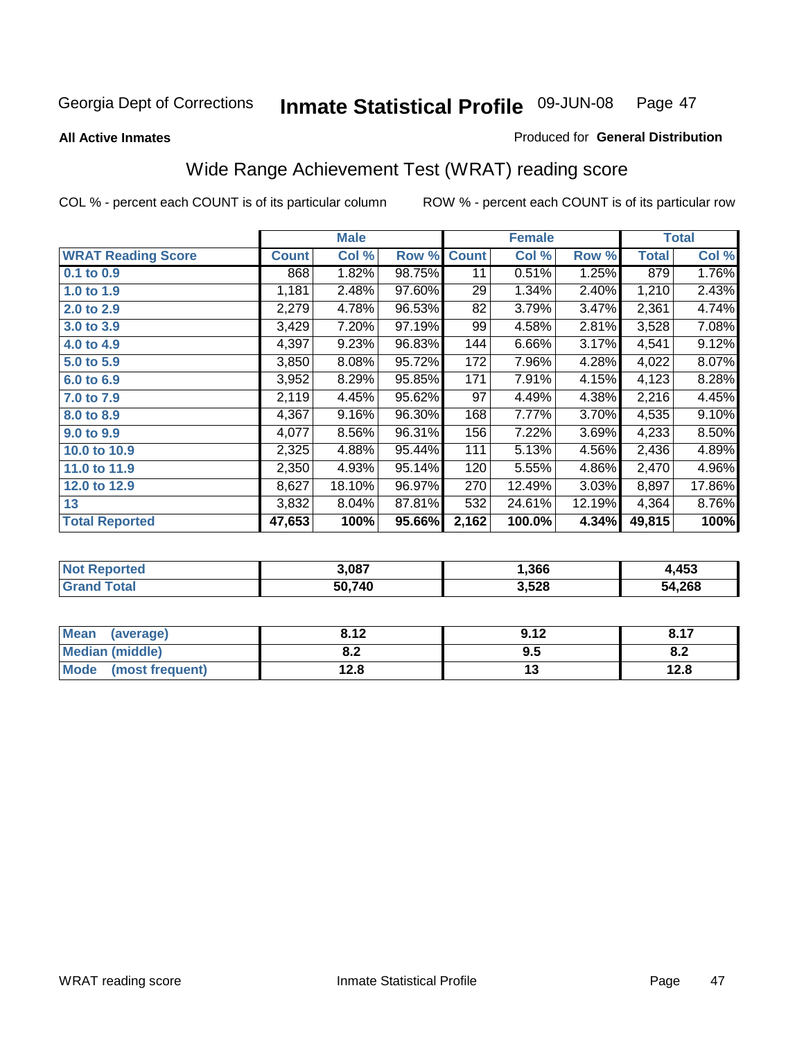Georgia Dept of Corrections **Inmate Statistical Profile** 09-JUN-08

**All Active Inmates**

Produced for **General Distribution**

## Wide Range Achievement Test (WRAT) reading score

COL % - percent each COUNT is of its particular column

ROW % - percent each COUNT is of its particular row

| | Male | | | Female | | | Total | |
|---|---|---|---|---|---|---|---|---|
| **WRAT Reading Score** | **Count** | **Col %** | **Row %** | **Count** | **Col %** | **Row %** | **Total** | **Col %** |
| 0.1 to 0.9 | 868 | 1.82% | 98.75% | 11 | 0.51% | 1.25% | 879 | 1.76% |
| 1.0 to 1.9 | 1,181 | 2.48% | 97.60% | 29 | 1.34% | 2.40% | 1,210 | 2.43% |
| 2.0 to 2.9 | 2,279 | 4.78% | 96.53% | 82 | 3.79% | 3.47% | 2,361 | 4.74% |
| 3.0 to 3.9 | 3,429 | 7.20% | 97.19% | 99 | 4.58% | 2.81% | 3,528 | 7.08% |
| 4.0 to 4.9 | 4,397 | 9.23% | 96.83% | 144 | 6.66% | 3.17% | 4,541 | 9.12% |
| 5.0 to 5.9 | 3,850 | 8.08% | 95.72% | 172 | 7.96% | 4.28% | 4,022 | 8.07% |
| 6.0 to 6.9 | 3,952 | 8.29% | 95.85% | 171 | 7.91% | 4.15% | 4,123 | 8.28% |
| 7.0 to 7.9 | 2,119 | 4.45% | 95.62% | 97 | 4.49% | 4.38% | 2,216 | 4.45% |
| 8.0 to 8.9 | 4,367 | 9.16% | 96.30% | 168 | 7.77% | 3.70% | 4,535 | 9.10% |
| 9.0 to 9.9 | 4,077 | 8.56% | 96.31% | 156 | 7.22% | 3.69% | 4,233 | 8.50% |
| 10.0 to 10.9 | 2,325 | 4.88% | 95.44% | 111 | 5.13% | 4.56% | 2,436 | 4.89% |
| 11.0 to 11.9 | 2,350 | 4.93% | 95.14% | 120 | 5.55% | 4.86% | 2,470 | 4.96% |
| 12.0 to 12.9 | 8,627 | 18.10% | 96.97% | 270 | 12.49% | 3.03% | 8,897 | 17.86% |
| 13 | 3,832 | 8.04% | 87.81% | 532 | 24.61% | 12.19% | 4,364 | 8.76% |
| **Total Reported** | **47,653** | **100%** | **95.66%** | **2,162** | **100.0%** | **4.34%** | **49,815** | **100%** |

| | Male | Female | Total |
|---|---|---|---|
| Not Reported | 3,087 | 1,366 | 4,453 |
| Grand Total | 50,740 | 3,528 | 54,268 |

| | Male | Female | Total |
|---|---|---|---|
| Mean (average) | 8.12 | 9.12 | 8.17 |
| Median (middle) | 8.2 | 9.5 | 8.2 |
| Mode (most frequent) | 12.8 | 13 | 12.8 |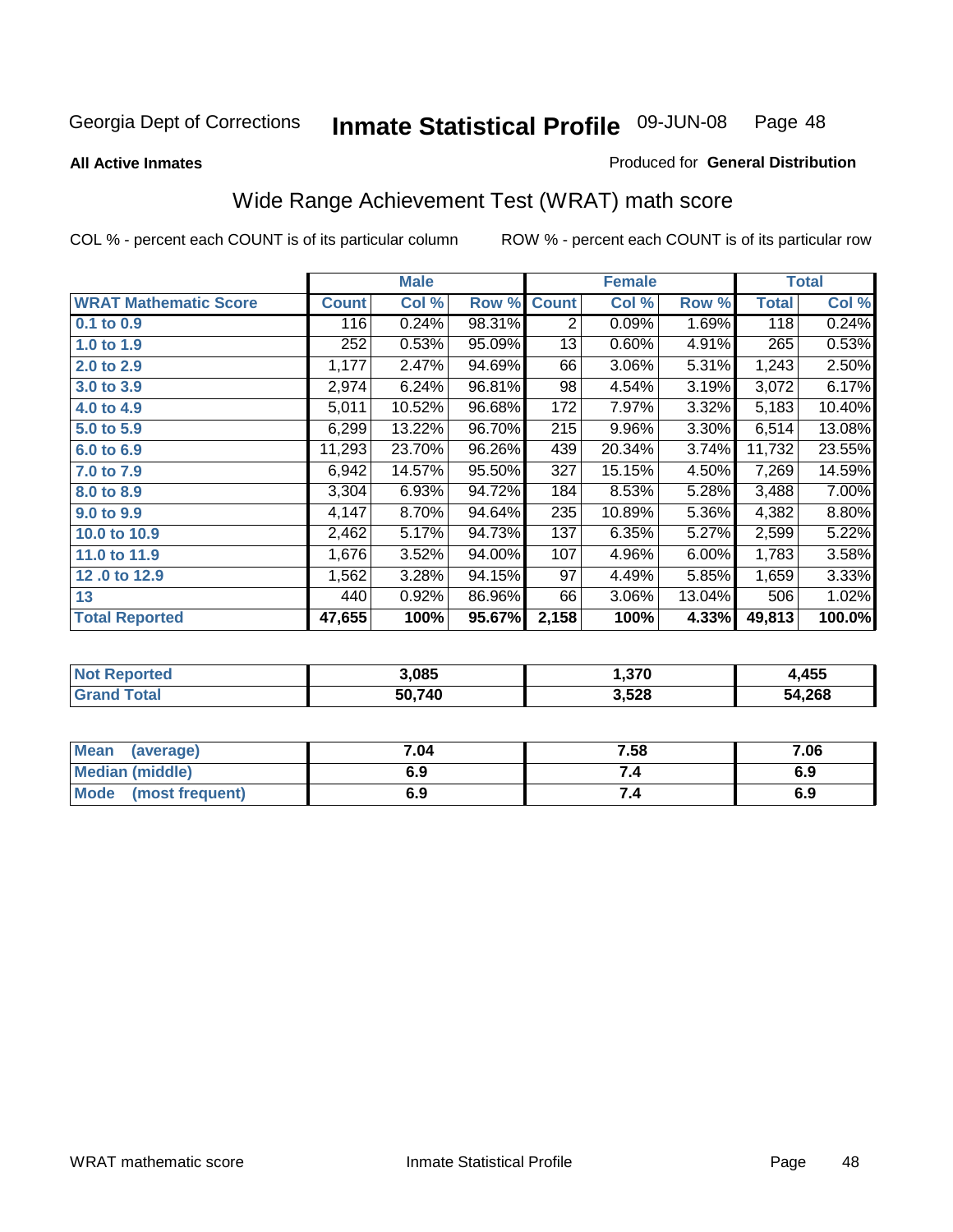Georgia Dept of Corrections **Inmate Statistical Profile** 09-JUN-08

**All Active Inmates**

Produced for **General Distribution**

## Wide Range Achievement Test (WRAT) math score

COL % - percent each COUNT is of its particular column ROW % - percent each COUNT is of its particular row

| | Male | | | Female | | | Total | |
|---|---|---|---|---|---|---|---|---|
| **WRAT Mathematic Score** | **Count** | **Col %** | **Row %** | **Count** | **Col %** | **Row %** | **Total** | **Col %** |
| 0.1 to 0.9 | 116 | 0.24% | 98.31% | 2 | 0.09% | 1.69% | 118 | 0.24% |
| 1.0 to 1.9 | 252 | 0.53% | 95.09% | 13 | 0.60% | 4.91% | 265 | 0.53% |
| 2.0 to 2.9 | 1,177 | 2.47% | 94.69% | 66 | 3.06% | 5.31% | 1,243 | 2.50% |
| 3.0 to 3.9 | 2,974 | 6.24% | 96.81% | 98 | 4.54% | 3.19% | 3,072 | 6.17% |
| 4.0 to 4.9 | 5,011 | 10.52% | 96.68% | 172 | 7.97% | 3.32% | 5,183 | 10.40% |
| 5.0 to 5.9 | 6,299 | 13.22% | 96.70% | 215 | 9.96% | 3.30% | 6,514 | 13.08% |
| 6.0 to 6.9 | 11,293 | 23.70% | 96.26% | 439 | 20.34% | 3.74% | 11,732 | 23.55% |
| 7.0 to 7.9 | 6,942 | 14.57% | 95.50% | 327 | 15.15% | 4.50% | 7,269 | 14.59% |
| 8.0 to 8.9 | 3,304 | 6.93% | 94.72% | 184 | 8.53% | 5.28% | 3,488 | 7.00% |
| 9.0 to 9.9 | 4,147 | 8.70% | 94.64% | 235 | 10.89% | 5.36% | 4,382 | 8.80% |
| 10.0 to 10.9 | 2,462 | 5.17% | 94.73% | 137 | 6.35% | 5.27% | 2,599 | 5.22% |
| 11.0 to 11.9 | 1,676 | 3.52% | 94.00% | 107 | 4.96% | 6.00% | 1,783 | 3.58% |
| 12 .0 to 12.9 | 1,562 | 3.28% | 94.15% | 97 | 4.49% | 5.85% | 1,659 | 3.33% |
| 13 | 440 | 0.92% | 86.96% | 66 | 3.06% | 13.04% | 506 | 1.02% |
| **Total Reported** | **47,655** | **100%** | **95.67%** | **2,158** | **100%** | **4.33%** | **49,813** | **100.0%** |

| | Male | Female | Total |
|---|---|---|---|
| Not Reported | 3,085 | 1,370 | 4,455 |
| Grand Total | 50,740 | 3,528 | 54,268 |

| | Male | Female | Total |
|---|---|---|---|
| Mean (average) | 7.04 | 7.58 | 7.06 |
| Median (middle) | 6.9 | 7.4 | 6.9 |
| Mode (most frequent) | 6.9 | 7.4 | 6.9 |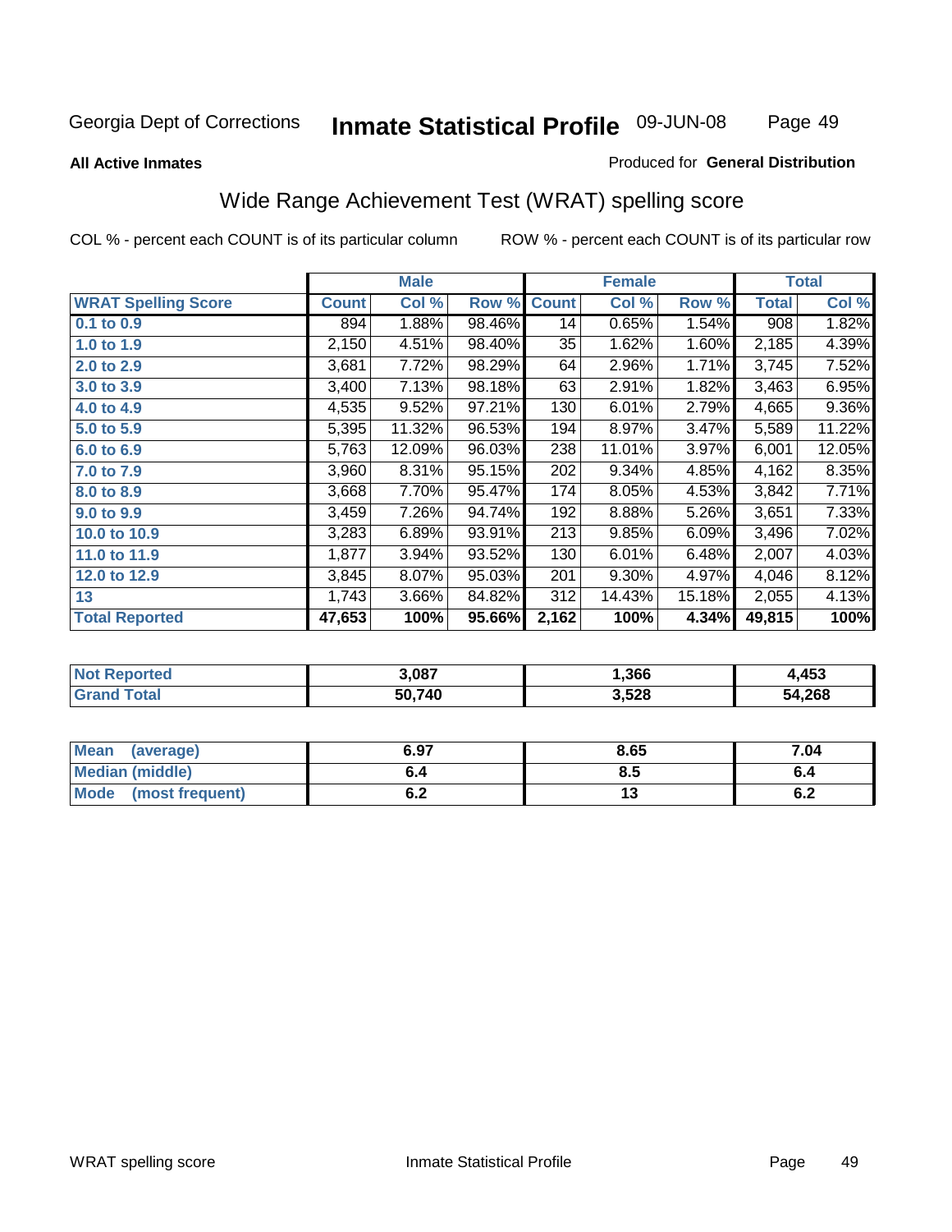## All Active Inmates

Produced for **General Distribution**

# Wide Range Achievement Test (WRAT) spelling score

COL % - percent each COUNT is of its particular column

ROW % - percent each COUNT is of its particular row

| | Male | | | Female | | | Total | |
|---|---|---|---|---|---|---|---|---|
| **WRAT Spelling Score** | **Count** | **Col %** | **Row %** | **Count** | **Col %** | **Row %** | **Total** | **Col %** |
| 0.1 to 0.9 | 894 | 1.88% | 98.46% | 14 | 0.65% | 1.54% | 908 | 1.82% |
| 1.0 to 1.9 | 2,150 | 4.51% | 98.40% | 35 | 1.62% | 1.60% | 2,185 | 4.39% |
| 2.0 to 2.9 | 3,681 | 7.72% | 98.29% | 64 | 2.96% | 1.71% | 3,745 | 7.52% |
| 3.0 to 3.9 | 3,400 | 7.13% | 98.18% | 63 | 2.91% | 1.82% | 3,463 | 6.95% |
| 4.0 to 4.9 | 4,535 | 9.52% | 97.21% | 130 | 6.01% | 2.79% | 4,665 | 9.36% |
| 5.0 to 5.9 | 5,395 | 11.32% | 96.53% | 194 | 8.97% | 3.47% | 5,589 | 11.22% |
| 6.0 to 6.9 | 5,763 | 12.09% | 96.03% | 238 | 11.01% | 3.97% | 6,001 | 12.05% |
| 7.0 to 7.9 | 3,960 | 8.31% | 95.15% | 202 | 9.34% | 4.85% | 4,162 | 8.35% |
| 8.0 to 8.9 | 3,668 | 7.70% | 95.47% | 174 | 8.05% | 4.53% | 3,842 | 7.71% |
| 9.0 to 9.9 | 3,459 | 7.26% | 94.74% | 192 | 8.88% | 5.26% | 3,651 | 7.33% |
| 10.0 to 10.9 | 3,283 | 6.89% | 93.91% | 213 | 9.85% | 6.09% | 3,496 | 7.02% |
| 11.0 to 11.9 | 1,877 | 3.94% | 93.52% | 130 | 6.01% | 6.48% | 2,007 | 4.03% |
| 12.0 to 12.9 | 3,845 | 8.07% | 95.03% | 201 | 9.30% | 4.97% | 4,046 | 8.12% |
| 13 | 1,743 | 3.66% | 84.82% | 312 | 14.43% | 15.18% | 2,055 | 4.13% |
| **Total Reported** | **47,653** | **100%** | **95.66%** | **2,162** | **100%** | **4.34%** | **49,815** | **100%** |

| | Male | Female | Total |
|---|---|---|---|
| Not Reported | 3,087 | 1,366 | 4,453 |
| Grand Total | 50,740 | 3,528 | 54,268 |

| | Male | Female | Total |
|---|---|---|---|
| Mean (average) | 6.97 | 8.65 | 7.04 |
| Median (middle) | 6.4 | 8.5 | 6.4 |
| Mode (most frequent) | 6.2 | 13 | 6.2 |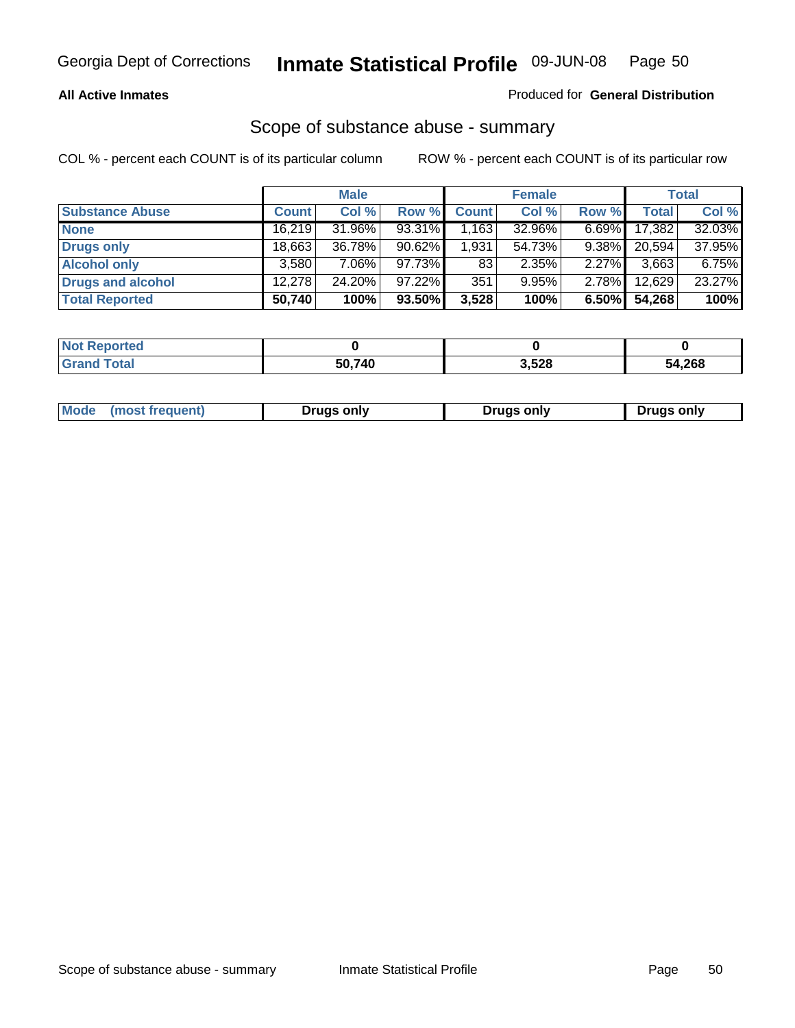**All Active Inmates**

Produced for **General Distribution**

## Scope of substance abuse - summary

COL % - percent each COUNT is of its particular column

ROW % - percent each COUNT is of its particular row

| | Male | | | Female | | | Total | |
|---|---|---|---|---|---|---|---|---|
| **Substance Abuse** | **Count** | **Col %** | **Row %** | **Count** | **Col %** | **Row %** | **Total** | **Col %** |
| **None** | 16,219 | 31.96% | 93.31% | 1,163 | 32.96% | 6.69% | 17,382 | 32.03% |
| **Drugs only** | 18,663 | 36.78% | 90.62% | 1,931 | 54.73% | 9.38% | 20,594 | 37.95% |
| **Alcohol only** | 3,580 | 7.06% | 97.73% | 83 | 2.35% | 2.27% | 3,663 | 6.75% |
| **Drugs and alcohol** | 12,278 | 24.20% | 97.22% | 351 | 9.95% | 2.78% | 12,629 | 23.27% |
| **Total Reported** | **50,740** | **100%** | **93.50%** | **3,528** | **100%** | **6.50%** | **54,268** | **100%** |

| | Male | Female | Total |
|---|---|---|---|
| **Not Reported** | **0** | **0** | **0** |
| **Grand Total** | **50,740** | **3,528** | **54,268** |

| | Male | Female | Total |
|---|---|---|---|
| **Mode (most frequent)** | **Drugs only** | **Drugs only** | **Drugs only** |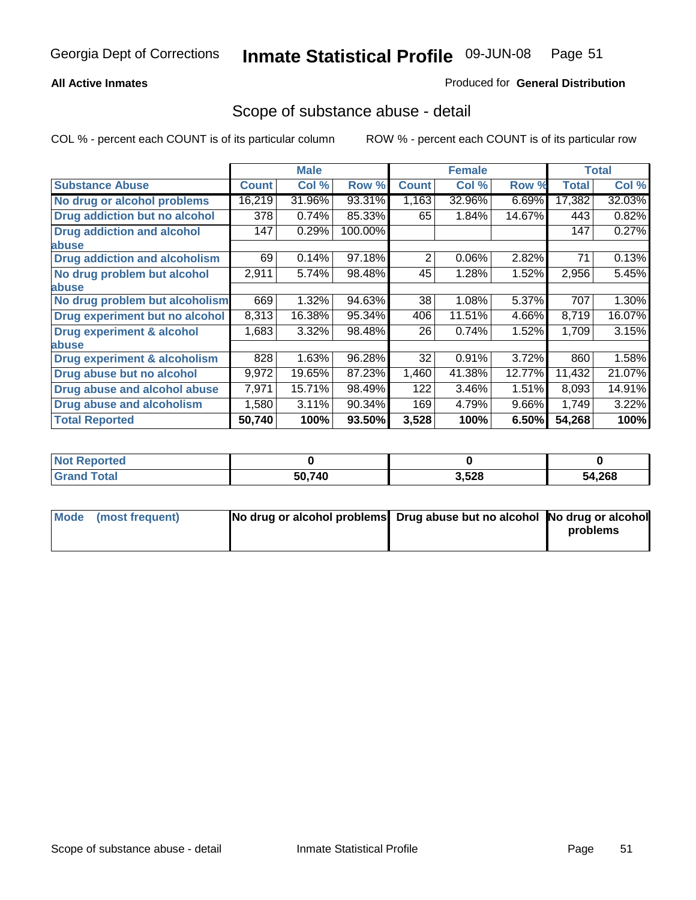Georgia Dept of Corrections **Inmate Statistical Profile** 09-JUN-08

**All Active Inmates**

Produced for **General Distribution**

## Scope of substance abuse - detail

COL % - percent each COUNT is of its particular column ROW % - percent each COUNT is of its particular row

| | Male | | | Female | | | Total | |
|---|---|---|---|---|---|---|---|---|
| **Substance Abuse** | **Count** | **Col %** | **Row %** | **Count** | **Col %** | **Row %** | **Total** | **Col %** |
| **No drug or alcohol problems** | 16,219 | 31.96% | 93.31% | 1,163 | 32.96% | 6.69% | 17,382 | 32.03% |
| **Drug addiction but no alcohol** | 378 | 0.74% | 85.33% | 65 | 1.84% | 14.67% | 443 | 0.82% |
| **Drug addiction and alcohol abuse** | 147 | 0.29% | 100.00% | | | | 147 | 0.27% |
| **Drug addiction and alcoholism** | 69 | 0.14% | 97.18% | 2 | 0.06% | 2.82% | 71 | 0.13% |
| **No drug problem but alcohol abuse** | 2,911 | 5.74% | 98.48% | 45 | 1.28% | 1.52% | 2,956 | 5.45% |
| **No drug problem but alcoholism** | 669 | 1.32% | 94.63% | 38 | 1.08% | 5.37% | 707 | 1.30% |
| **Drug experiment but no alcohol** | 8,313 | 16.38% | 95.34% | 406 | 11.51% | 4.66% | 8,719 | 16.07% |
| **Drug experiment & alcohol abuse** | 1,683 | 3.32% | 98.48% | 26 | 0.74% | 1.52% | 1,709 | 3.15% |
| **Drug experiment & alcoholism** | 828 | 1.63% | 96.28% | 32 | 0.91% | 3.72% | 860 | 1.58% |
| **Drug abuse but no alcohol** | 9,972 | 19.65% | 87.23% | 1,460 | 41.38% | 12.77% | 11,432 | 21.07% |
| **Drug abuse and alcohol abuse** | 7,971 | 15.71% | 98.49% | 122 | 3.46% | 1.51% | 8,093 | 14.91% |
| **Drug abuse and alcoholism** | 1,580 | 3.11% | 90.34% | 169 | 4.79% | 9.66% | 1,749 | 3.22% |
| **Total Reported** | **50,740** | **100%** | **93.50%** | **3,528** | **100%** | **6.50%** | **54,268** | **100%** |

| | Male | Female | Total |
|---|---|---|---|
| **Not Reported** | **0** | **0** | **0** |
| **Grand Total** | **50,740** | **3,528** | **54,268** |

| | Male | Female | Total |
|---|---|---|---|
| **Mode (most frequent)** | **No drug or alcohol problems** | **Drug abuse but no alcohol** | **No drug or alcohol problems** |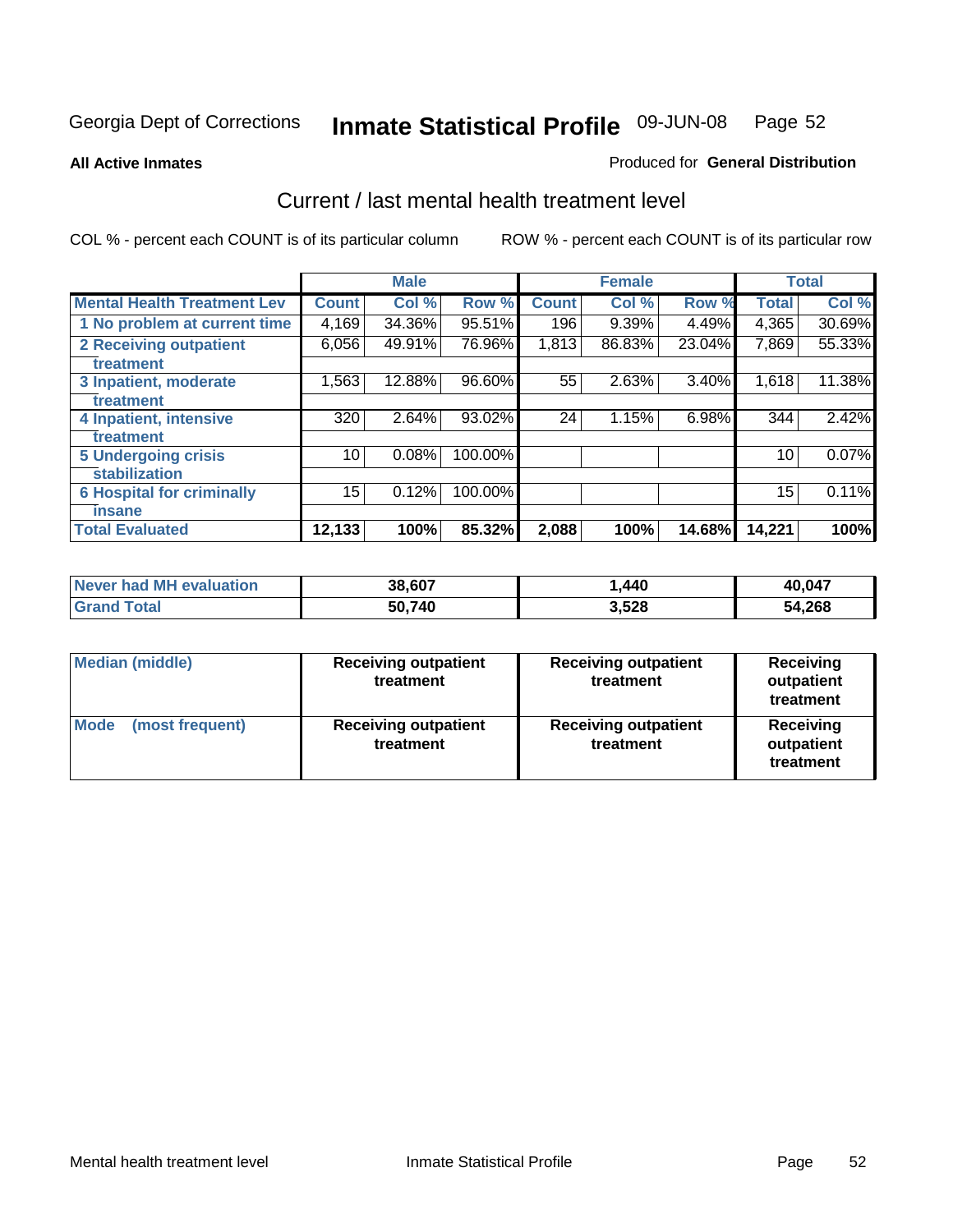Georgia Dept of Corrections **Inmate Statistical Profile** 09-JUN-08

**All Active Inmates**

Produced for **General Distribution**

## Current / last mental health treatment level

COL % - percent each COUNT is of its particular column

ROW % - percent each COUNT is of its particular row

| | Male | | | Female | | | Total | |
|---|---|---|---|---|---|---|---|---|
| **Mental Health Treatment Lev** | **Count** | **Col %** | **Row %** | **Count** | **Col %** | **Row %** | **Total** | **Col %** |
| **1 No problem at current time** | 4,169 | 34.36% | 95.51% | 196 | 9.39% | 4.49% | 4,365 | 30.69% |
| **2 Receiving outpatient treatment** | 6,056 | 49.91% | 76.96% | 1,813 | 86.83% | 23.04% | 7,869 | 55.33% |
| **3 Inpatient, moderate treatment** | 1,563 | 12.88% | 96.60% | 55 | 2.63% | 3.40% | 1,618 | 11.38% |
| **4 Inpatient, intensive treatment** | 320 | 2.64% | 93.02% | 24 | 1.15% | 6.98% | 344 | 2.42% |
| **5 Undergoing crisis stabilization** | 10 | 0.08% | 100.00% | | | | 10 | 0.07% |
| **6 Hospital for criminally insane** | 15 | 0.12% | 100.00% | | | | 15 | 0.11% |
| **Total Evaluated** | **12,133** | **100%** | **85.32%** | **2,088** | **100%** | **14.68%** | **14,221** | **100%** |

| | Male | Female | Total |
|---|---|---|---|
| **Never had MH evaluation** | **38,607** | **1,440** | **40,047** |
| **Grand Total** | **50,740** | **3,528** | **54,268** |

| | Male | Female | Total |
|---|---|---|---|
| **Median (middle)** | **Receiving outpatient treatment** | **Receiving outpatient treatment** | **Receiving outpatient treatment** |
| **Mode (most frequent)** | **Receiving outpatient treatment** | **Receiving outpatient treatment** | **Receiving outpatient treatment** |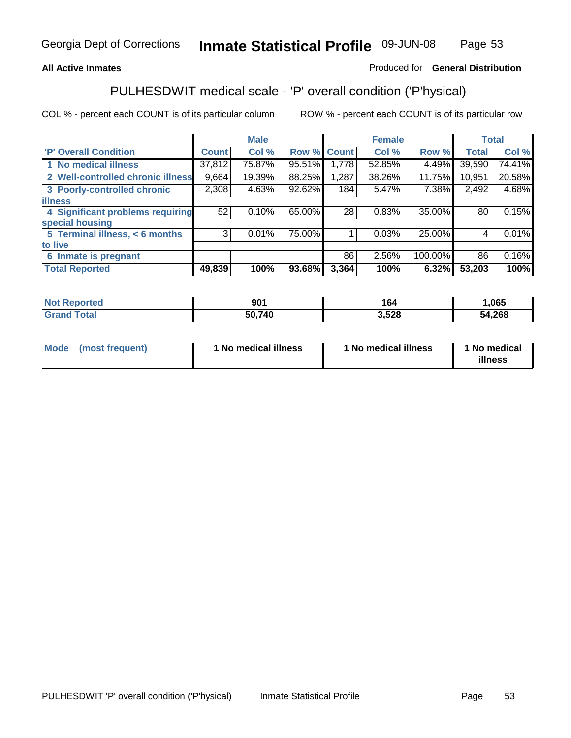**All Active Inmates**

Produced for **General Distribution**

## PULHESDWIT medical scale - 'P' overall condition ('P'hysical)

COL % - percent each COUNT is of its particular column

ROW % - percent each COUNT is of its particular row

| | Male | | | Female | | | Total | |
|---|---|---|---|---|---|---|---|---|
| 'P' Overall Condition | Count | Col % | Row % | Count | Col % | Row % | Total | Col % |
| 1 No medical illness | 37,812 | 75.87% | 95.51% | 1,778 | 52.85% | 4.49% | 39,590 | 74.41% |
| 2 Well-controlled chronic illness | 9,664 | 19.39% | 88.25% | 1,287 | 38.26% | 11.75% | 10,951 | 20.58% |
| 3 Poorly-controlled chronic illness | 2,308 | 4.63% | 92.62% | 184 | 5.47% | 7.38% | 2,492 | 4.68% |
| 4 Significant problems requiring special housing | 52 | 0.10% | 65.00% | 28 | 0.83% | 35.00% | 80 | 0.15% |
| 5 Terminal illness, < 6 months to live | 3 | 0.01% | 75.00% | 1 | 0.03% | 25.00% | 4 | 0.01% |
| 6 Inmate is pregnant | | | | 86 | 2.56% | 100.00% | 86 | 0.16% |
| **Total Reported** | **49,839** | **100%** | **93.68%** | **3,364** | **100%** | **6.32%** | **53,203** | **100%** |

| | Male | Female | Total |
|---|---|---|---|
| Not Reported | 901 | 164 | 1,065 |
| Grand Total | 50,740 | 3,528 | 54,268 |

| | Male | Female | Total |
|---|---|---|---|
| Mode (most frequent) | 1 No medical illness | 1 No medical illness | 1 No medical illness |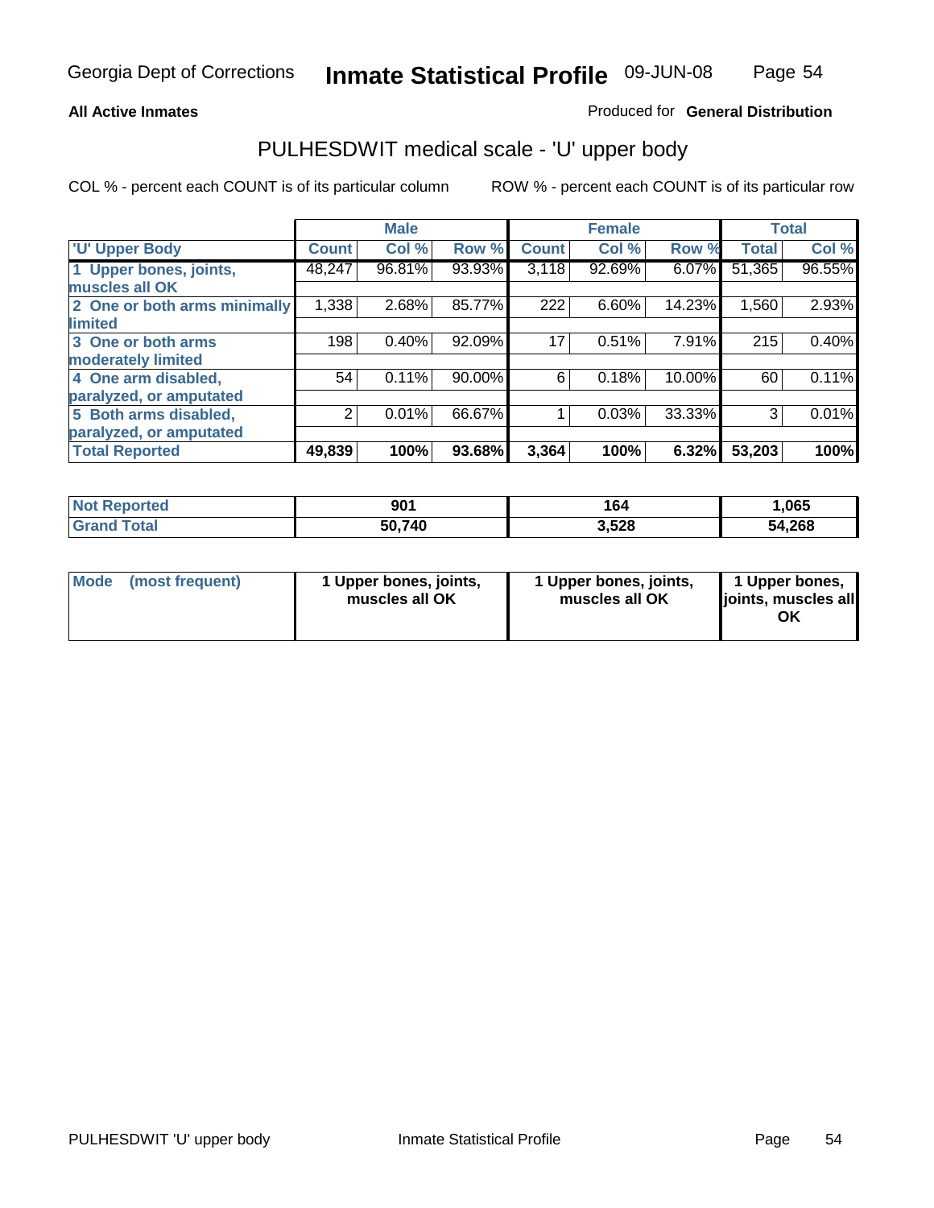Georgia Dept of Corrections **Inmate Statistical Profile** 09-JUN-08

**All Active Inmates**

Produced for **General Distribution**

## PULHESDWIT medical scale - 'U' upper body

COL % - percent each COUNT is of its particular column

ROW % - percent each COUNT is of its particular row

| | Male | | | Female | | | Total | |
|---|---|---|---|---|---|---|---|---|
| **'U' Upper Body** | **Count** | **Col %** | **Row %** | **Count** | **Col %** | **Row %** | **Total** | **Col %** |
| **1 Upper bones, joints, muscles all OK** | 48,247 | 96.81% | 93.93% | 3,118 | 92.69% | 6.07% | 51,365 | 96.55% |
| **2 One or both arms minimally limited** | 1,338 | 2.68% | 85.77% | 222 | 6.60% | 14.23% | 1,560 | 2.93% |
| **3 One or both arms moderately limited** | 198 | 0.40% | 92.09% | 17 | 0.51% | 7.91% | 215 | 0.40% |
| **4 One arm disabled, paralyzed, or amputated** | 54 | 0.11% | 90.00% | 6 | 0.18% | 10.00% | 60 | 0.11% |
| **5 Both arms disabled, paralyzed, or amputated** | 2 | 0.01% | 66.67% | 1 | 0.03% | 33.33% | 3 | 0.01% |
| **Total Reported** | **49,839** | **100%** | **93.68%** | **3,364** | **100%** | **6.32%** | **53,203** | **100%** |

| | Male | Female | Total |
|---|---|---|---|
| **Not Reported** | **901** | **164** | **1,065** |
| **Grand Total** | **50,740** | **3,528** | **54,268** |

| | Male | Female | Total |
|---|---|---|---|
| **Mode (most frequent)** | **1 Upper bones, joints, muscles all OK** | **1 Upper bones, joints, muscles all OK** | **1 Upper bones, joints, muscles all OK** |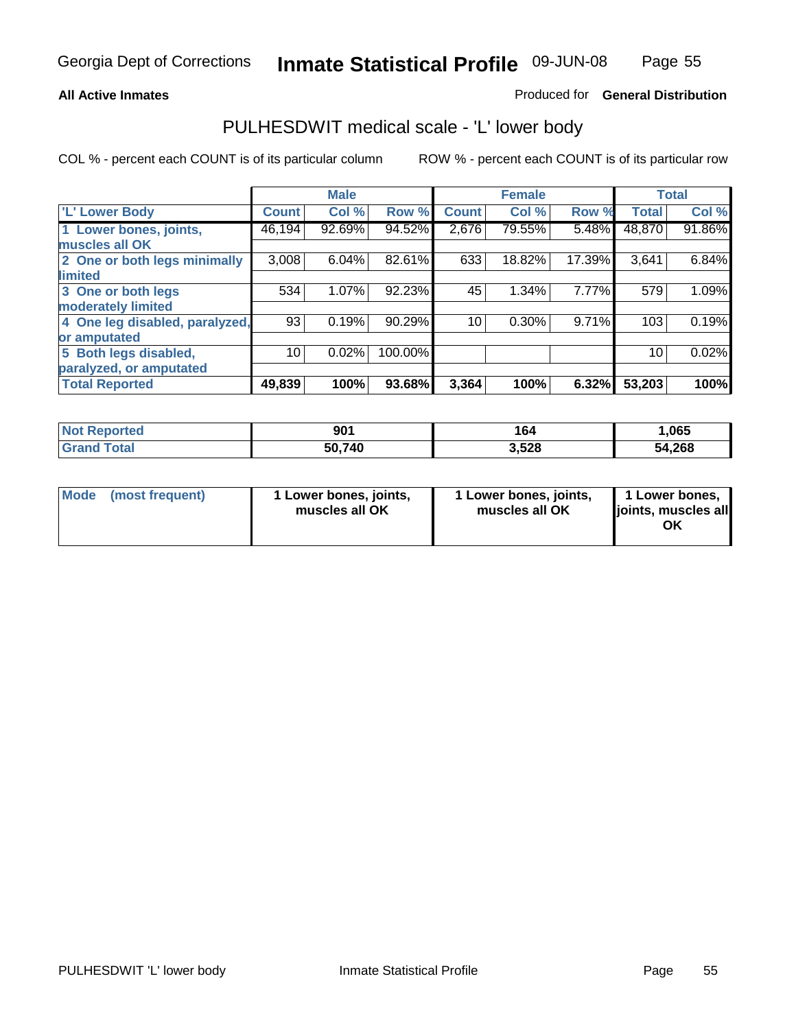Georgia Dept of Corrections **Inmate Statistical Profile** 09-JUN-08

**All Active Inmates**

Produced for **General Distribution**

## PULHESDWIT medical scale - 'L' lower body

COL % - percent each COUNT is of its particular column

ROW % - percent each COUNT is of its particular row

| | Male | | | Female | | | Total | |
|---|---|---|---|---|---|---|---|---|
| 'L' Lower Body | Count | Col % | Row % | Count | Col % | Row % | Total | Col % |
| 1 Lower bones, joints, muscles all OK | 46,194 | 92.69% | 94.52% | 2,676 | 79.55% | 5.48% | 48,870 | 91.86% |
| 2 One or both legs minimally limited | 3,008 | 6.04% | 82.61% | 633 | 18.82% | 17.39% | 3,641 | 6.84% |
| 3 One or both legs moderately limited | 534 | 1.07% | 92.23% | 45 | 1.34% | 7.77% | 579 | 1.09% |
| 4 One leg disabled, paralyzed, or amputated | 93 | 0.19% | 90.29% | 10 | 0.30% | 9.71% | 103 | 0.19% |
| 5 Both legs disabled, paralyzed, or amputated | 10 | 0.02% | 100.00% | | | | 10 | 0.02% |
| **Total Reported** | **49,839** | **100%** | **93.68%** | **3,364** | **100%** | **6.32%** | **53,203** | **100%** |

| | Male | Female | Total |
|---|---|---|---|
| Not Reported | 901 | 164 | 1,065 |
| Grand Total | 50,740 | 3,528 | 54,268 |

| | Male | Female | Total |
|---|---|---|---|
| Mode (most frequent) | 1 Lower bones, joints, muscles all OK | 1 Lower bones, joints, muscles all OK | 1 Lower bones, joints, muscles all OK |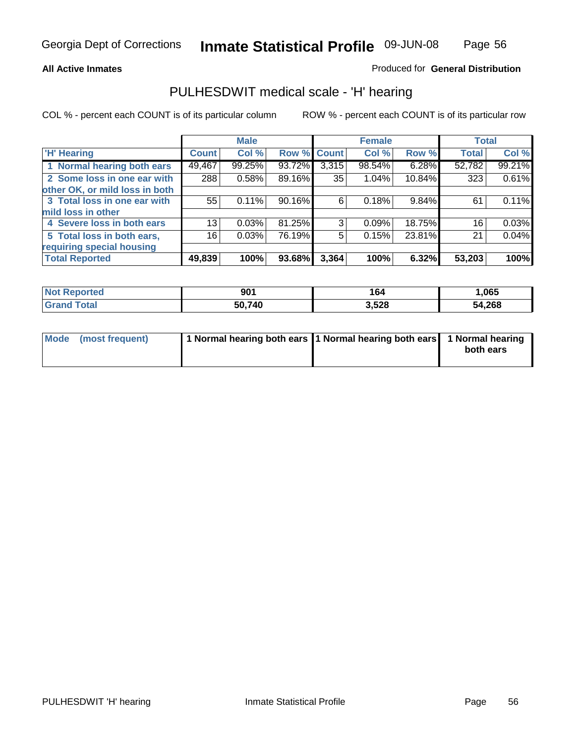**All Active Inmates**

Produced for **General Distribution**

## PULHESDWIT medical scale - 'H' hearing

COL % - percent each COUNT is of its particular column

ROW % - percent each COUNT is of its particular row

| | Male | | | Female | | | Total | |
|---|---|---|---|---|---|---|---|---|
| 'H' Hearing | Count | Col % | Row % | Count | Col % | Row % | Total | Col % |
| 1 Normal hearing both ears | 49,467 | 99.25% | 93.72% | 3,315 | 98.54% | 6.28% | 52,782 | 99.21% |
| 2 Some loss in one ear with other OK, or mild loss in both | 288 | 0.58% | 89.16% | 35 | 1.04% | 10.84% | 323 | 0.61% |
| 3 Total loss in one ear with mild loss in other | 55 | 0.11% | 90.16% | 6 | 0.18% | 9.84% | 61 | 0.11% |
| 4 Severe loss in both ears | 13 | 0.03% | 81.25% | 3 | 0.09% | 18.75% | 16 | 0.03% |
| 5 Total loss in both ears, requiring special housing | 16 | 0.03% | 76.19% | 5 | 0.15% | 23.81% | 21 | 0.04% |
| **Total Reported** | **49,839** | **100%** | **93.68%** | **3,364** | **100%** | **6.32%** | **53,203** | **100%** |

| | Male | Female | Total |
|---|---|---|---|
| Not Reported | 901 | 164 | 1,065 |
| Grand Total | 50,740 | 3,528 | 54,268 |

| | Male | Female | Total |
|---|---|---|---|
| Mode (most frequent) | 1 Normal hearing both ears | 1 Normal hearing both ears | 1 Normal hearing both ears |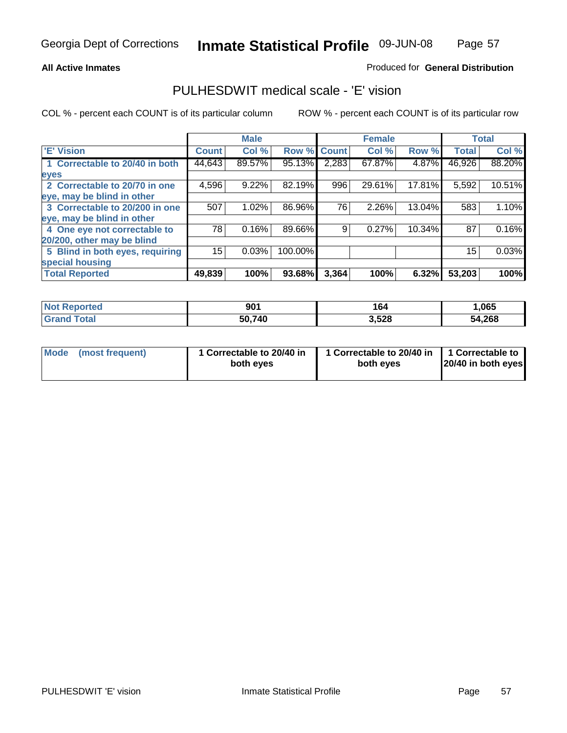Georgia Dept of Corrections **Inmate Statistical Profile** 09-JUN-08

**All Active Inmates**

Produced for **General Distribution**

## PULHESDWIT medical scale - 'E' vision

COL % - percent each COUNT is of its particular column ROW % - percent each COUNT is of its particular row

| | Male | | | Female | | | Total | |
|---|---|---|---|---|---|---|---|---|
| 'E' Vision | Count | Col % | Row % | Count | Col % | Row % | Total | Col % |
| 1 Correctable to 20/40 in both eyes | 44,643 | 89.57% | 95.13% | 2,283 | 67.87% | 4.87% | 46,926 | 88.20% |
| 2 Correctable to 20/70 in one eye, may be blind in other | 4,596 | 9.22% | 82.19% | 996 | 29.61% | 17.81% | 5,592 | 10.51% |
| 3 Correctable to 20/200 in one eye, may be blind in other | 507 | 1.02% | 86.96% | 76 | 2.26% | 13.04% | 583 | 1.10% |
| 4 One eye not correctable to 20/200, other may be blind | 78 | 0.16% | 89.66% | 9 | 0.27% | 10.34% | 87 | 0.16% |
| 5 Blind in both eyes, requiring special housing | 15 | 0.03% | 100.00% | | | | 15 | 0.03% |
| **Total Reported** | **49,839** | **100%** | **93.68%** | **3,364** | **100%** | **6.32%** | **53,203** | **100%** |

| | Male | Female | Total |
|---|---|---|---|
| Not Reported | 901 | 164 | 1,065 |
| Grand Total | 50,740 | 3,528 | 54,268 |

| | Male | Female | Total |
|---|---|---|---|
| Mode (most frequent) | 1 Correctable to 20/40 in both eyes | 1 Correctable to 20/40 in both eyes | 1 Correctable to 20/40 in both eyes |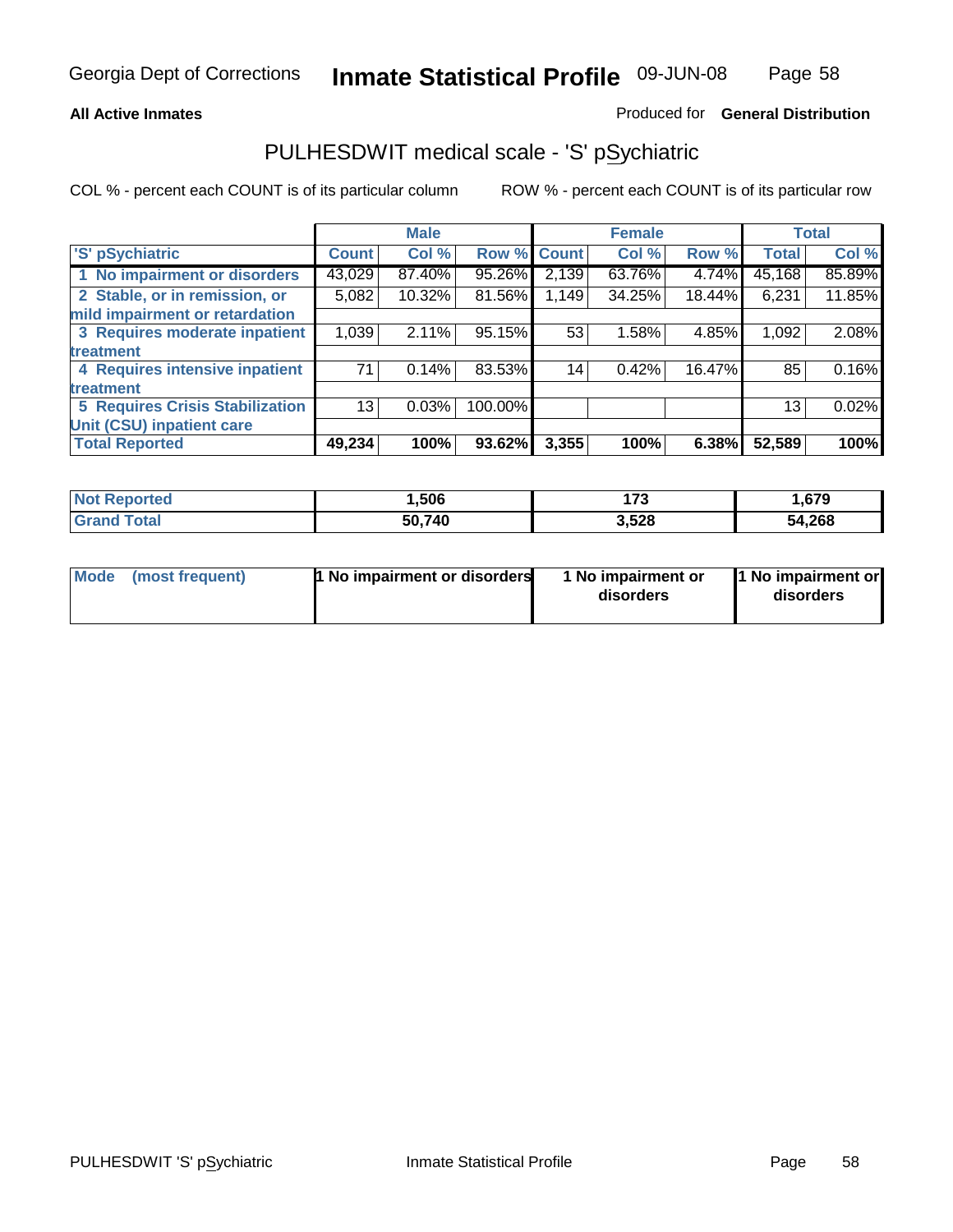**All Active Inmates**

Produced for **General Distribution**

## PULHESDWIT medical scale - 'S' pSychiatric

COL % - percent each COUNT is of its particular column

ROW % - percent each COUNT is of its particular row

| | Male | | | Female | | | Total | |
|---|---|---|---|---|---|---|---|---|
| 'S' pSychiatric | Count | Col % | Row % | Count | Col % | Row % | Total | Col % |
| 1 No impairment or disorders | 43,029 | 87.40% | 95.26% | 2,139 | 63.76% | 4.74% | 45,168 | 85.89% |
| 2 Stable, or in remission, or mild impairment or retardation | 5,082 | 10.32% | 81.56% | 1,149 | 34.25% | 18.44% | 6,231 | 11.85% |
| 3 Requires moderate inpatient treatment | 1,039 | 2.11% | 95.15% | 53 | 1.58% | 4.85% | 1,092 | 2.08% |
| 4 Requires intensive inpatient treatment | 71 | 0.14% | 83.53% | 14 | 0.42% | 16.47% | 85 | 0.16% |
| 5 Requires Crisis Stabilization Unit (CSU) inpatient care | 13 | 0.03% | 100.00% | | | | 13 | 0.02% |
| **Total Reported** | **49,234** | **100%** | **93.62%** | **3,355** | **100%** | **6.38%** | **52,589** | **100%** |

| | Male | Female | Total |
|---|---|---|---|
| Not Reported | 1,506 | 173 | 1,679 |
| Grand Total | 50,740 | 3,528 | 54,268 |

| | Male | Female | Total |
|---|---|---|---|
| Mode (most frequent) | 1 No impairment or disorders | 1 No impairment or disorders | 1 No impairment or disorders |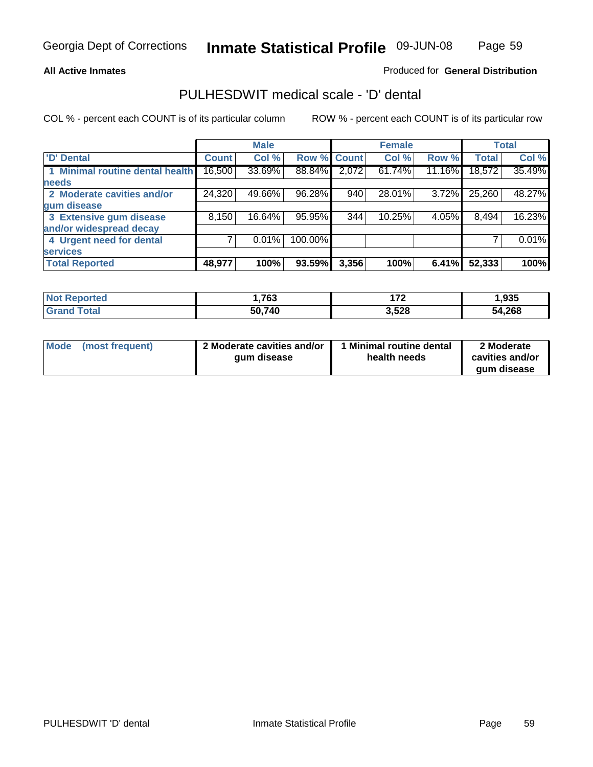Georgia Dept of Corrections **Inmate Statistical Profile** 09-JUN-08

**All Active Inmates**

Produced for **General Distribution**

## PULHESDWIT medical scale - 'D' dental

COL % - percent each COUNT is of its particular column

ROW % - percent each COUNT is of its particular row

| | Male | | | Female | | | Total | |
|---|---|---|---|---|---|---|---|---|
| 'D' Dental | Count | Col % | Row % | Count | Col % | Row % | Total | Col % |
| 1 Minimal routine dental health needs | 16,500 | 33.69% | 88.84% | 2,072 | 61.74% | 11.16% | 18,572 | 35.49% |
| 2 Moderate cavities and/or gum disease | 24,320 | 49.66% | 96.28% | 940 | 28.01% | 3.72% | 25,260 | 48.27% |
| 3 Extensive gum disease and/or widespread decay | 8,150 | 16.64% | 95.95% | 344 | 10.25% | 4.05% | 8,494 | 16.23% |
| 4 Urgent need for dental services | 7 | 0.01% | 100.00% | | | | 7 | 0.01% |
| **Total Reported** | **48,977** | **100%** | **93.59%** | **3,356** | **100%** | **6.41%** | **52,333** | **100%** |

| | Male | Female | Total |
|---|---|---|---|
| Not Reported | 1,763 | 172 | 1,935 |
| Grand Total | 50,740 | 3,528 | 54,268 |

| | Male | Female | Total |
|---|---|---|---|
| Mode (most frequent) | 2 Moderate cavities and/or gum disease | 1 Minimal routine dental health needs | 2 Moderate cavities and/or gum disease |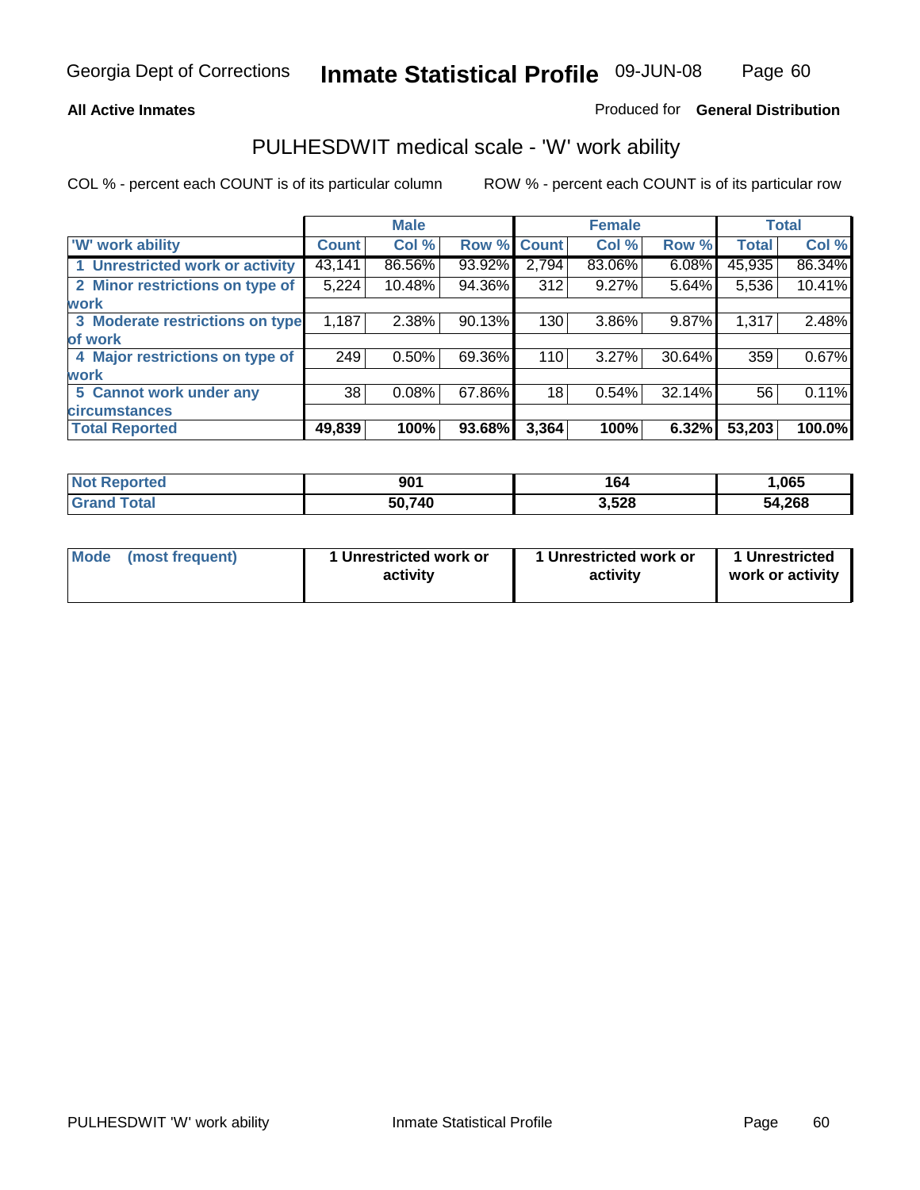**All Active Inmates** Produced for **General Distribution**

## PULHESDWIT medical scale - 'W' work ability

COL % - percent each COUNT is of its particular column ROW % - percent each COUNT is of its particular row

| | Male | | | Female | | | Total | |
|---|---|---|---|---|---|---|---|---|
| 'W' work ability | Count | Col % | Row % | Count | Col % | Row % | Total | Col % |
| 1 Unrestricted work or activity | 43,141 | 86.56% | 93.92% | 2,794 | 83.06% | 6.08% | 45,935 | 86.34% |
| 2 Minor restrictions on type of work | 5,224 | 10.48% | 94.36% | 312 | 9.27% | 5.64% | 5,536 | 10.41% |
| 3 Moderate restrictions on type of work | 1,187 | 2.38% | 90.13% | 130 | 3.86% | 9.87% | 1,317 | 2.48% |
| 4 Major restrictions on type of work | 249 | 0.50% | 69.36% | 110 | 3.27% | 30.64% | 359 | 0.67% |
| 5 Cannot work under any circumstances | 38 | 0.08% | 67.86% | 18 | 0.54% | 32.14% | 56 | 0.11% |
| **Total Reported** | **49,839** | **100%** | **93.68%** | **3,364** | **100%** | **6.32%** | **53,203** | **100.0%** |

| | Male | Female | Total |
|---|---|---|---|
| Not Reported | 901 | 164 | 1,065 |
| Grand Total | 50,740 | 3,528 | 54,268 |

| | Male | Female | Total |
|---|---|---|---|
| Mode (most frequent) | 1 Unrestricted work or activity | 1 Unrestricted work or activity | 1 Unrestricted work or activity |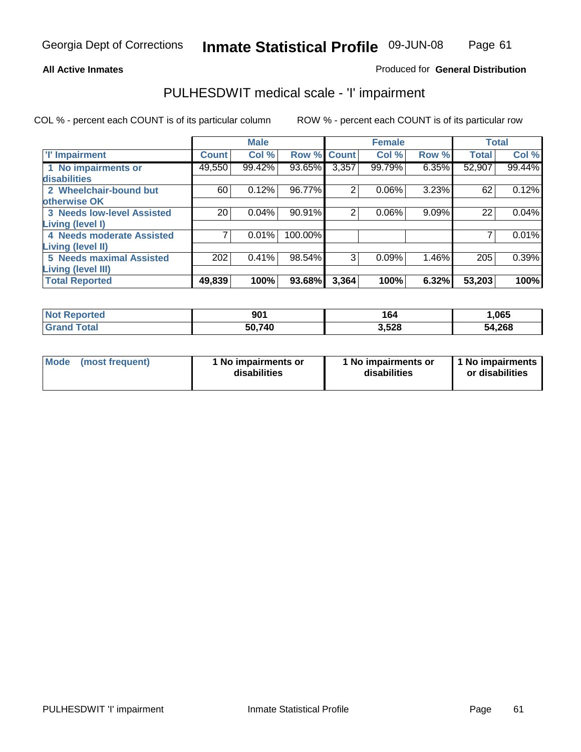**All Active Inmates**

Produced for **General Distribution**

## PULHESDWIT medical scale - 'I' impairment

COL % - percent each COUNT is of its particular column

ROW % - percent each COUNT is of its particular row

| | Male | | | Female | | | Total | |
|---|---|---|---|---|---|---|---|---|
| 'I' Impairment | Count | Col % | Row % | Count | Col % | Row % | Total | Col % |
| 1 No impairments or disabilities | 49,550 | 99.42% | 93.65% | 3,357 | 99.79% | 6.35% | 52,907 | 99.44% |
| 2 Wheelchair-bound but otherwise OK | 60 | 0.12% | 96.77% | 2 | 0.06% | 3.23% | 62 | 0.12% |
| 3 Needs low-level Assisted Living (level I) | 20 | 0.04% | 90.91% | 2 | 0.06% | 9.09% | 22 | 0.04% |
| 4 Needs moderate Assisted Living (level II) | 7 | 0.01% | 100.00% | | | | 7 | 0.01% |
| 5 Needs maximal Assisted Living (level III) | 202 | 0.41% | 98.54% | 3 | 0.09% | 1.46% | 205 | 0.39% |
| **Total Reported** | **49,839** | **100%** | **93.68%** | **3,364** | **100%** | **6.32%** | **53,203** | **100%** |

| | Male | Female | Total |
|---|---|---|---|
| Not Reported | 901 | 164 | 1,065 |
| Grand Total | 50,740 | 3,528 | 54,268 |

| | Male | Female | Total |
|---|---|---|---|
| Mode (most frequent) | 1 No impairments or disabilities | 1 No impairments or disabilities | 1 No impairments or disabilities |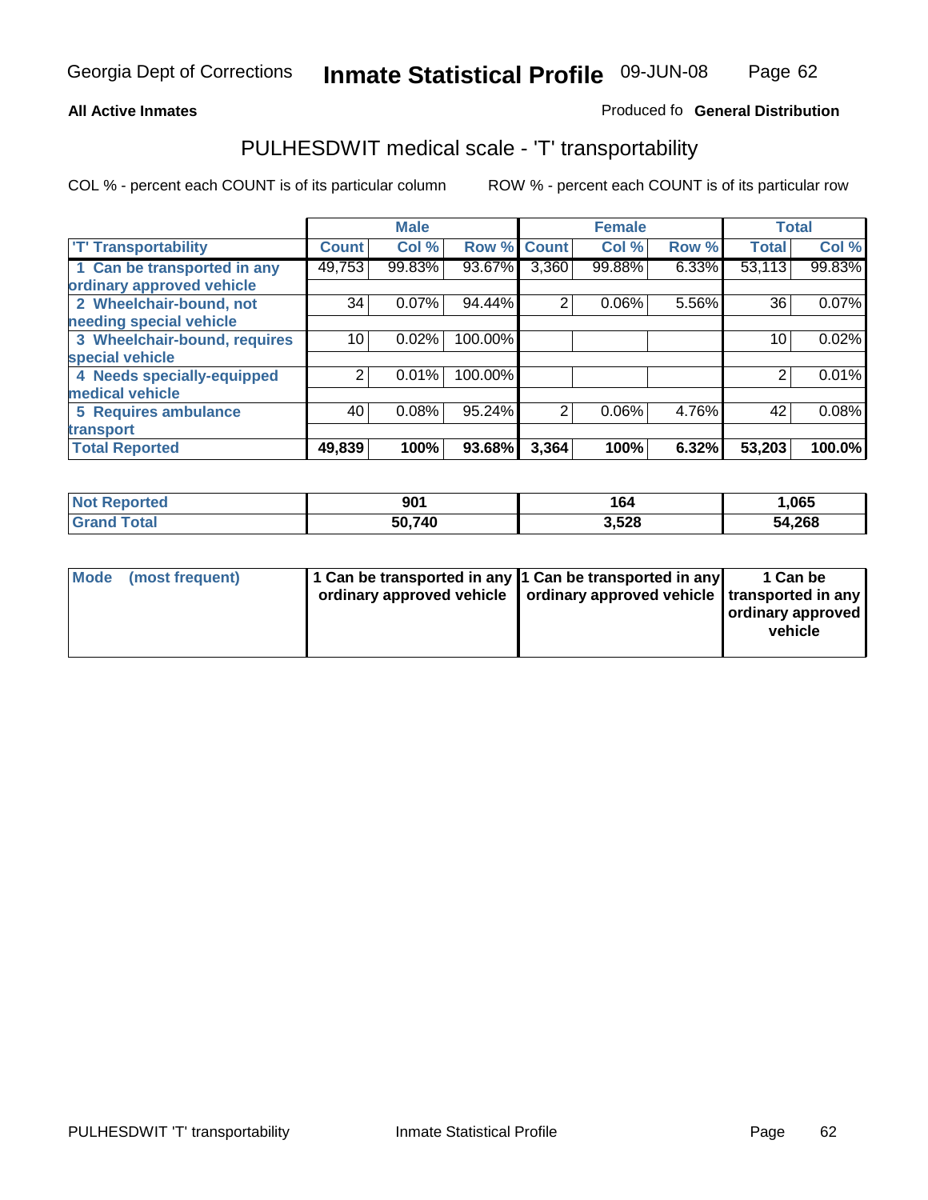**All Active Inmates**

Produced fo **General Distribution**

## PULHESDWIT medical scale - 'T' transportability

COL % - percent each COUNT is of its particular column

ROW % - percent each COUNT is of its particular row

| | Male | | | Female | | | Total | |
|---|---|---|---|---|---|---|---|---|
| 'T' Transportability | Count | Col % | Row % | Count | Col % | Row % | Total | Col % |
| 1 Can be transported in any ordinary approved vehicle | 49,753 | 99.83% | 93.67% | 3,360 | 99.88% | 6.33% | 53,113 | 99.83% |
| 2 Wheelchair-bound, not needing special vehicle | 34 | 0.07% | 94.44% | 2 | 0.06% | 5.56% | 36 | 0.07% |
| 3 Wheelchair-bound, requires special vehicle | 10 | 0.02% | 100.00% | | | | 10 | 0.02% |
| 4 Needs specially-equipped medical vehicle | 2 | 0.01% | 100.00% | | | | 2 | 0.01% |
| 5 Requires ambulance transport | 40 | 0.08% | 95.24% | 2 | 0.06% | 4.76% | 42 | 0.08% |
| **Total Reported** | **49,839** | **100%** | **93.68%** | **3,364** | **100%** | **6.32%** | **53,203** | **100.0%** |

| | Male | Female | Total |
|---|---|---|---|
| Not Reported | 901 | 164 | 1,065 |
| Grand Total | 50,740 | 3,528 | 54,268 |

| | Male | Female | Total |
|---|---|---|---|
| Mode (most frequent) | 1 Can be transported in any ordinary approved vehicle | 1 Can be transported in any ordinary approved vehicle | 1 Can be transported in any ordinary approved vehicle |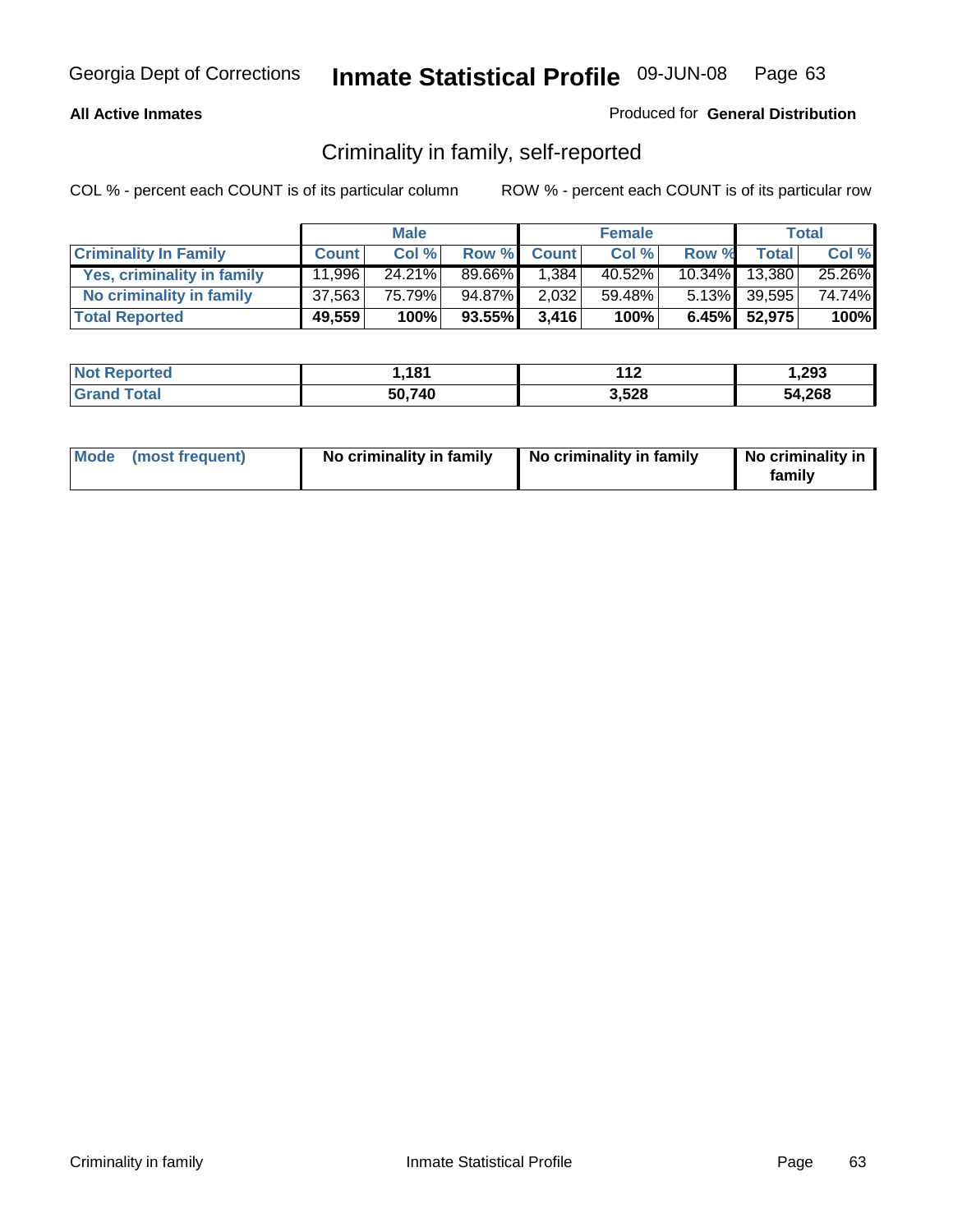**All Active Inmates** Produced for **General Distribution**

## Criminality in family, self-reported

COL % - percent each COUNT is of its particular column ROW % - percent each COUNT is of its particular row

| | Male | | | Female | | | Total | |
|---|---|---|---|---|---|---|---|---|
| **Criminality In Family** | **Count** | **Col %** | **Row %** | **Count** | **Col %** | **Row %** | **Total** | **Col %** |
| Yes, criminality in family | 11,996 | 24.21% | 89.66% | 1,384 | 40.52% | 10.34% | 13,380 | 25.26% |
| No criminality in family | 37,563 | 75.79% | 94.87% | 2,032 | 59.48% | 5.13% | 39,595 | 74.74% |
| **Total Reported** | **49,559** | **100%** | **93.55%** | **3,416** | **100%** | **6.45%** | **52,975** | **100%** |

| | Male | Female | Total |
|---|---|---|---|
| **Not Reported** | **1,181** | **112** | **1,293** |
| **Grand Total** | **50,740** | **3,528** | **54,268** |

| | Male | Female | Total |
|---|---|---|---|
| **Mode (most frequent)** | **No criminality in family** | **No criminality in family** | **No criminality in family** |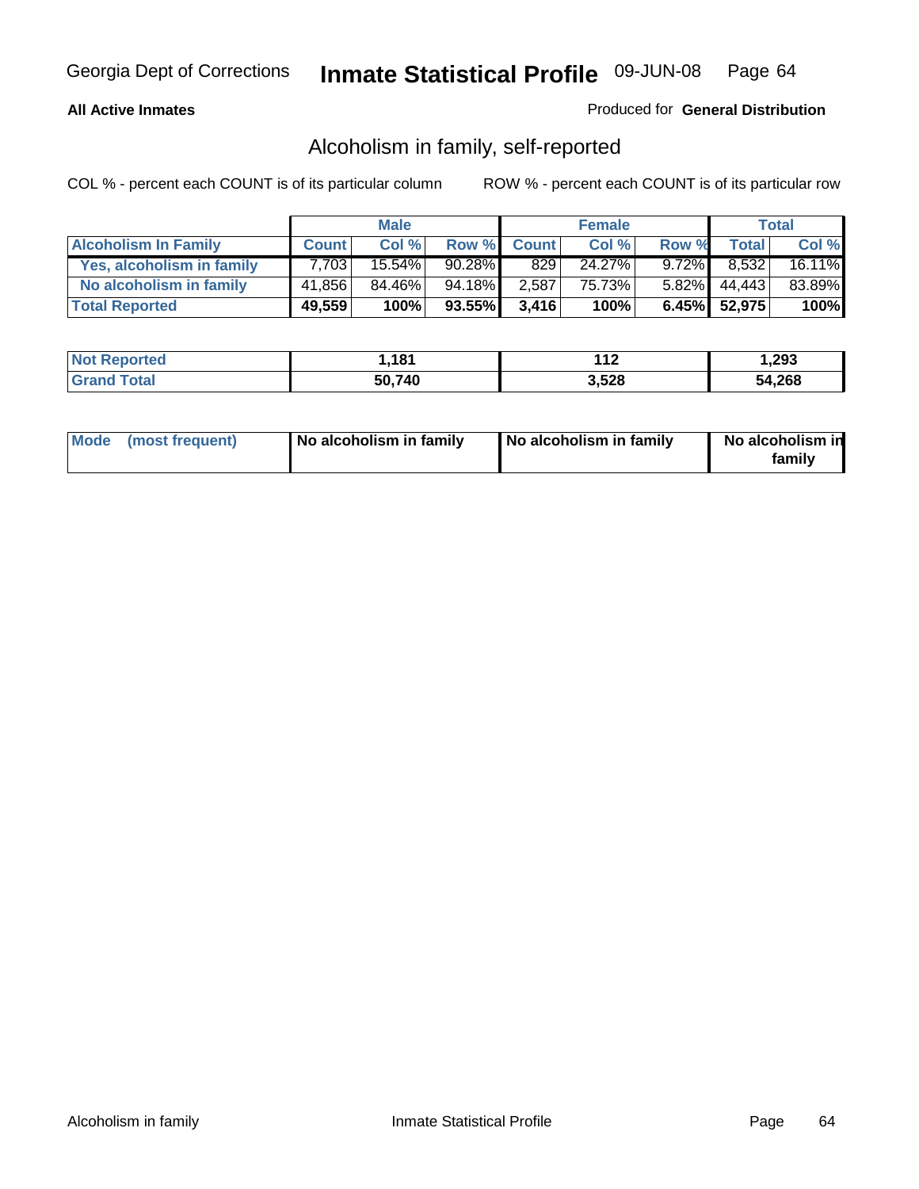**All Active Inmates**

Produced for **General Distribution**

## Alcoholism in family, self-reported

COL % - percent each COUNT is of its particular column

ROW % - percent each COUNT is of its particular row

| | Male | | | Female | | | Total | |
|---|---|---|---|---|---|---|---|---|
| **Alcoholism In Family** | **Count** | **Col %** | **Row %** | **Count** | **Col %** | **Row %** | **Total** | **Col %** |
| **Yes, alcoholism in family** | 7,703 | 15.54% | 90.28% | 829 | 24.27% | 9.72% | 8,532 | 16.11% |
| **No alcoholism in family** | 41,856 | 84.46% | 94.18% | 2,587 | 75.73% | 5.82% | 44,443 | 83.89% |
| **Total Reported** | **49,559** | **100%** | **93.55%** | **3,416** | **100%** | **6.45%** | **52,975** | **100%** |

| | Male | Female | Total |
|---|---|---|---|
| **Not Reported** | **1,181** | **112** | **1,293** |
| **Grand Total** | **50,740** | **3,528** | **54,268** |

| | Male | Female | Total |
|---|---|---|---|
| **Mode (most frequent)** | **No alcoholism in family** | **No alcoholism in family** | **No alcoholism in family** |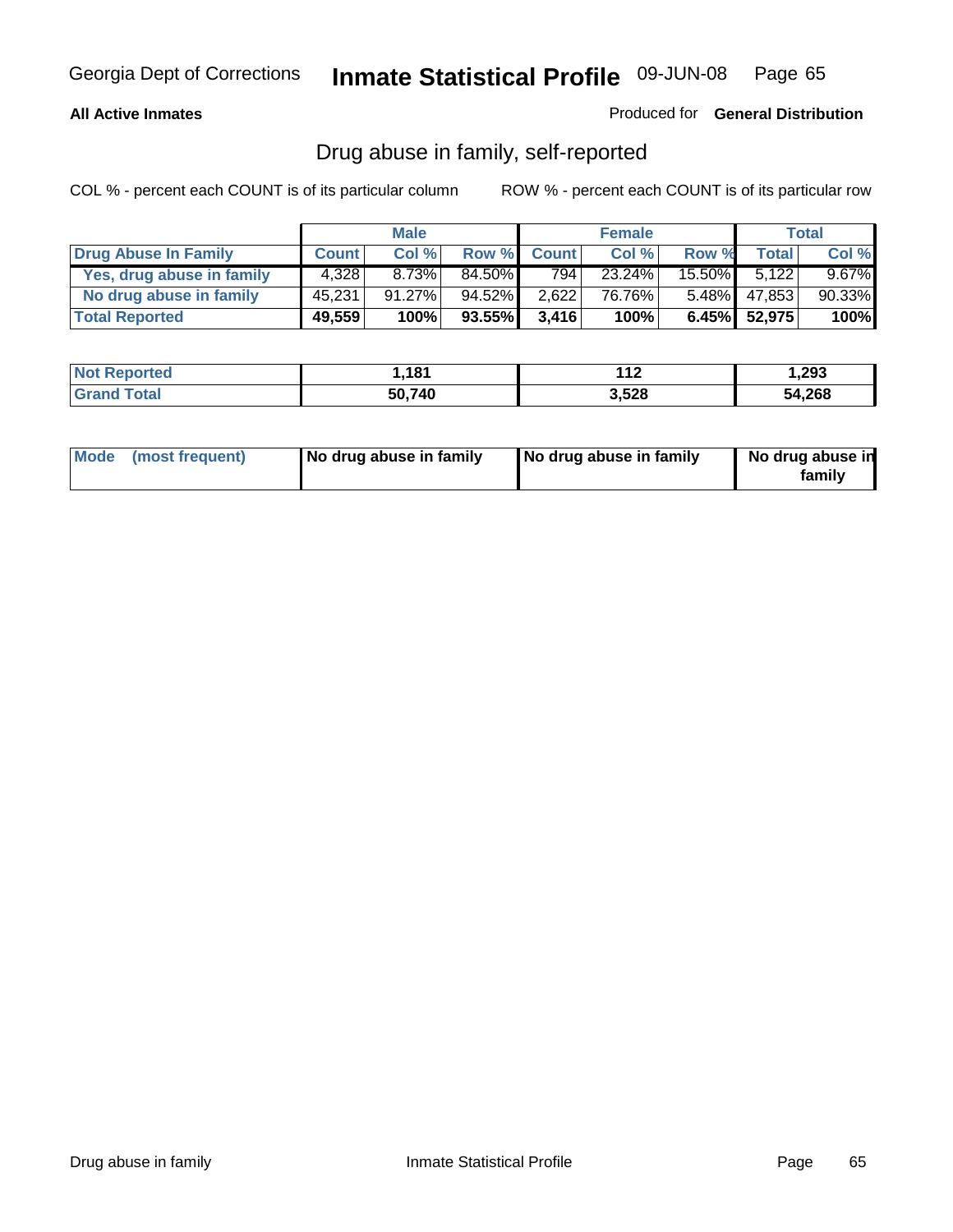**All Active Inmates**

Produced for **General Distribution**

## Drug abuse in family, self-reported

COL % - percent each COUNT is of its particular column

ROW % - percent each COUNT is of its particular row

| | Male | | | Female | | | Total | |
|---|---|---|---|---|---|---|---|---|
| **Drug Abuse In Family** | **Count** | **Col %** | **Row %** | **Count** | **Col %** | **Row %** | **Total** | **Col %** |
| Yes, drug abuse in family | 4,328 | 8.73% | 84.50% | 794 | 23.24% | 15.50% | 5,122 | 9.67% |
| No drug abuse in family | 45,231 | 91.27% | 94.52% | 2,622 | 76.76% | 5.48% | 47,853 | 90.33% |
| **Total Reported** | **49,559** | **100%** | **93.55%** | **3,416** | **100%** | **6.45%** | **52,975** | **100%** |

| | Male | Female | Total |
|---|---|---|---|
| **Not Reported** | **1,181** | **112** | **1,293** |
| **Grand Total** | **50,740** | **3,528** | **54,268** |

| | Male | Female | Total |
|---|---|---|---|
| **Mode (most frequent)** | **No drug abuse in family** | **No drug abuse in family** | **No drug abuse in family** |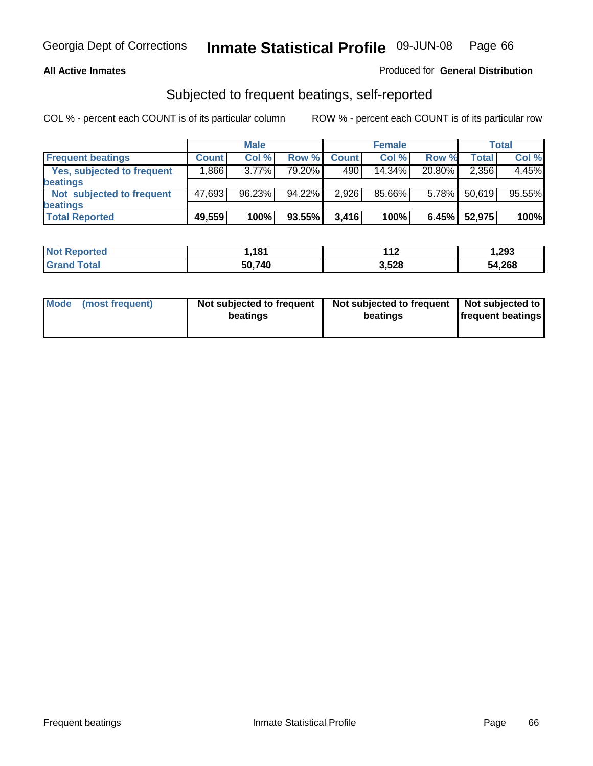**All Active Inmates**

Produced for **General Distribution**

## Subjected to frequent beatings, self-reported

COL % - percent each COUNT is of its particular column

ROW % - percent each COUNT is of its particular row

| | Male | | | Female | | | Total | |
|---|---|---|---|---|---|---|---|---|
| **Frequent beatings** | **Count** | **Col %** | **Row %** | **Count** | **Col %** | **Row %** | **Total** | **Col %** |
| Yes, subjected to frequent beatings | 1,866 | 3.77% | 79.20% | 490 | 14.34% | 20.80% | 2,356 | 4.45% |
| Not subjected to frequent beatings | 47,693 | 96.23% | 94.22% | 2,926 | 85.66% | 5.78% | 50,619 | 95.55% |
| **Total Reported** | **49,559** | **100%** | **93.55%** | **3,416** | **100%** | **6.45%** | **52,975** | **100%** |

| | Male | Female | Total |
|---|---|---|---|
| **Not Reported** | **1,181** | **112** | **1,293** |
| **Grand Total** | **50,740** | **3,528** | **54,268** |

| | Male | Female | Total |
|---|---|---|---|
| **Mode (most frequent)** | **Not subjected to frequent beatings** | **Not subjected to frequent beatings** | **Not subjected to frequent beatings** |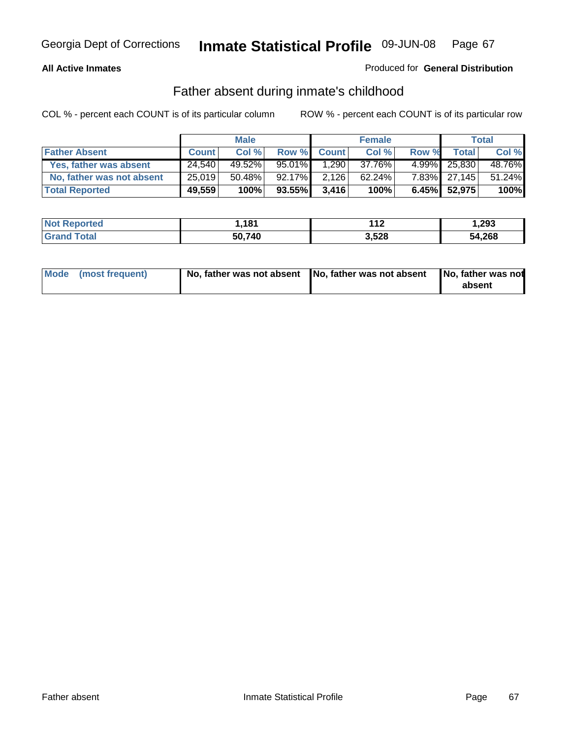Georgia Dept of Corrections **Inmate Statistical Profile** 09-JUN-08

**All Active Inmates**

Produced for **General Distribution**

## Father absent during inmate's childhood

COL % - percent each COUNT is of its particular column ROW % - percent each COUNT is of its particular row

| | Male | | | Female | | | Total | |
|---|---|---|---|---|---|---|---|---|
| **Father Absent** | **Count** | **Col %** | **Row %** | **Count** | **Col %** | **Row %** | **Total** | **Col %** |
| **Yes, father was absent** | 24,540 | 49.52% | 95.01% | 1,290 | 37.76% | 4.99% | 25,830 | 48.76% |
| **No, father was not absent** | 25,019 | 50.48% | 92.17% | 2,126 | 62.24% | 7.83% | 27,145 | 51.24% |
| **Total Reported** | **49,559** | **100%** | **93.55%** | **3,416** | **100%** | **6.45%** | **52,975** | **100%** |

| | Male | Female | Total |
|---|---|---|---|
| **Not Reported** | **1,181** | **112** | **1,293** |
| **Grand Total** | **50,740** | **3,528** | **54,268** |

| | Male | Female | Total |
|---|---|---|---|
| **Mode (most frequent)** | **No, father was not absent** | **No, father was not absent** | **No, father was not absent** |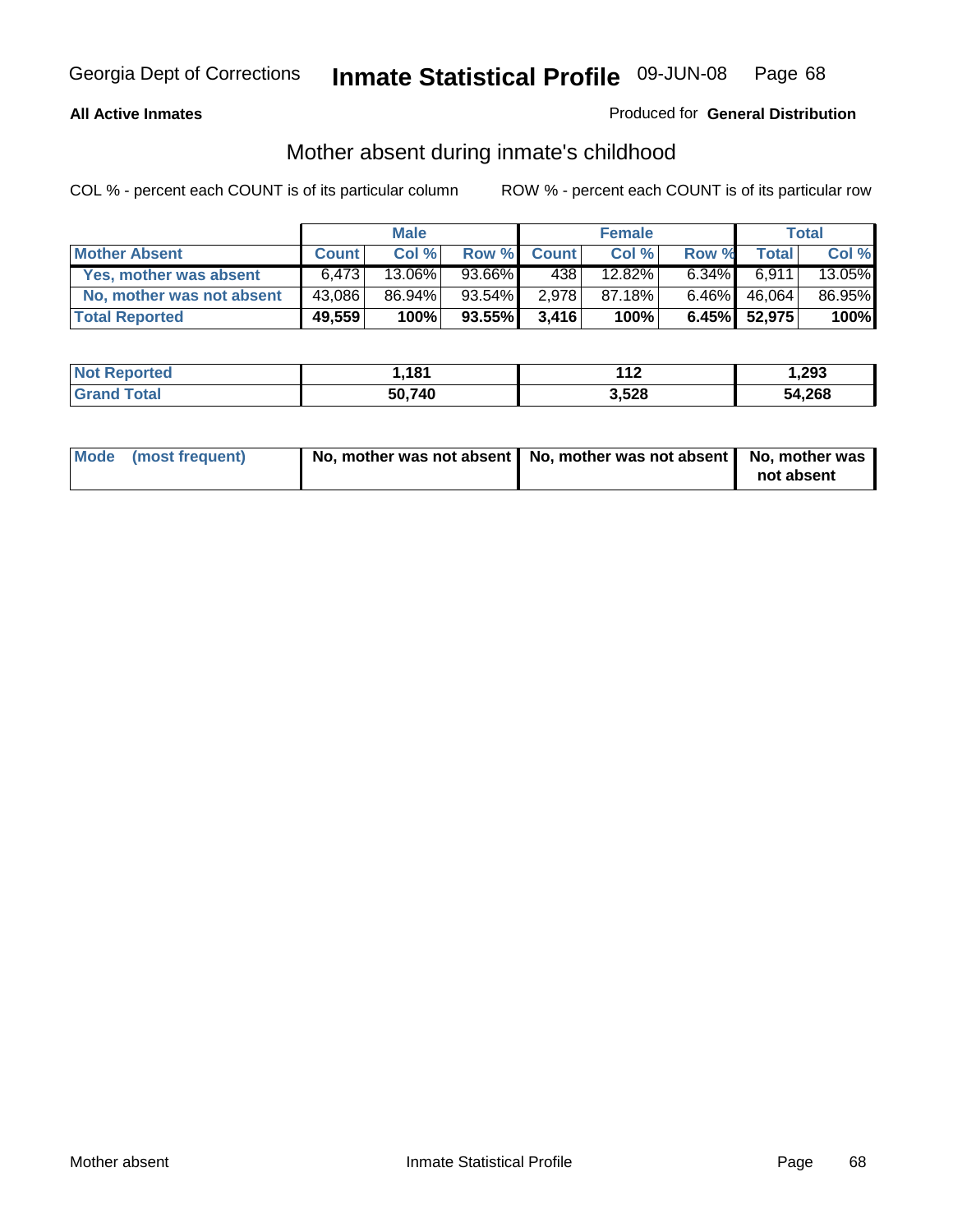**All Active Inmates**

Produced for **General Distribution**

## Mother absent during inmate's childhood

COL % - percent each COUNT is of its particular column

ROW % - percent each COUNT is of its particular row

| | Male | | | Female | | | Total | |
|---|---|---|---|---|---|---|---|---|
| **Mother Absent** | **Count** | **Col %** | **Row %** | **Count** | **Col %** | **Row %** | **Total** | **Col %** |
| **Yes, mother was absent** | 6,473 | 13.06% | 93.66% | 438 | 12.82% | 6.34% | 6,911 | 13.05% |
| **No, mother was not absent** | 43,086 | 86.94% | 93.54% | 2,978 | 87.18% | 6.46% | 46,064 | 86.95% |
| **Total Reported** | **49,559** | **100%** | **93.55%** | **3,416** | **100%** | **6.45%** | **52,975** | **100%** |

| | Male | Female | Total |
|---|---|---|---|
| **Not Reported** | **1,181** | **112** | **1,293** |
| **Grand Total** | **50,740** | **3,528** | **54,268** |

| | Male | Female | Total |
|---|---|---|---|
| **Mode (most frequent)** | **No, mother was not absent** | **No, mother was not absent** | **No, mother was not absent** |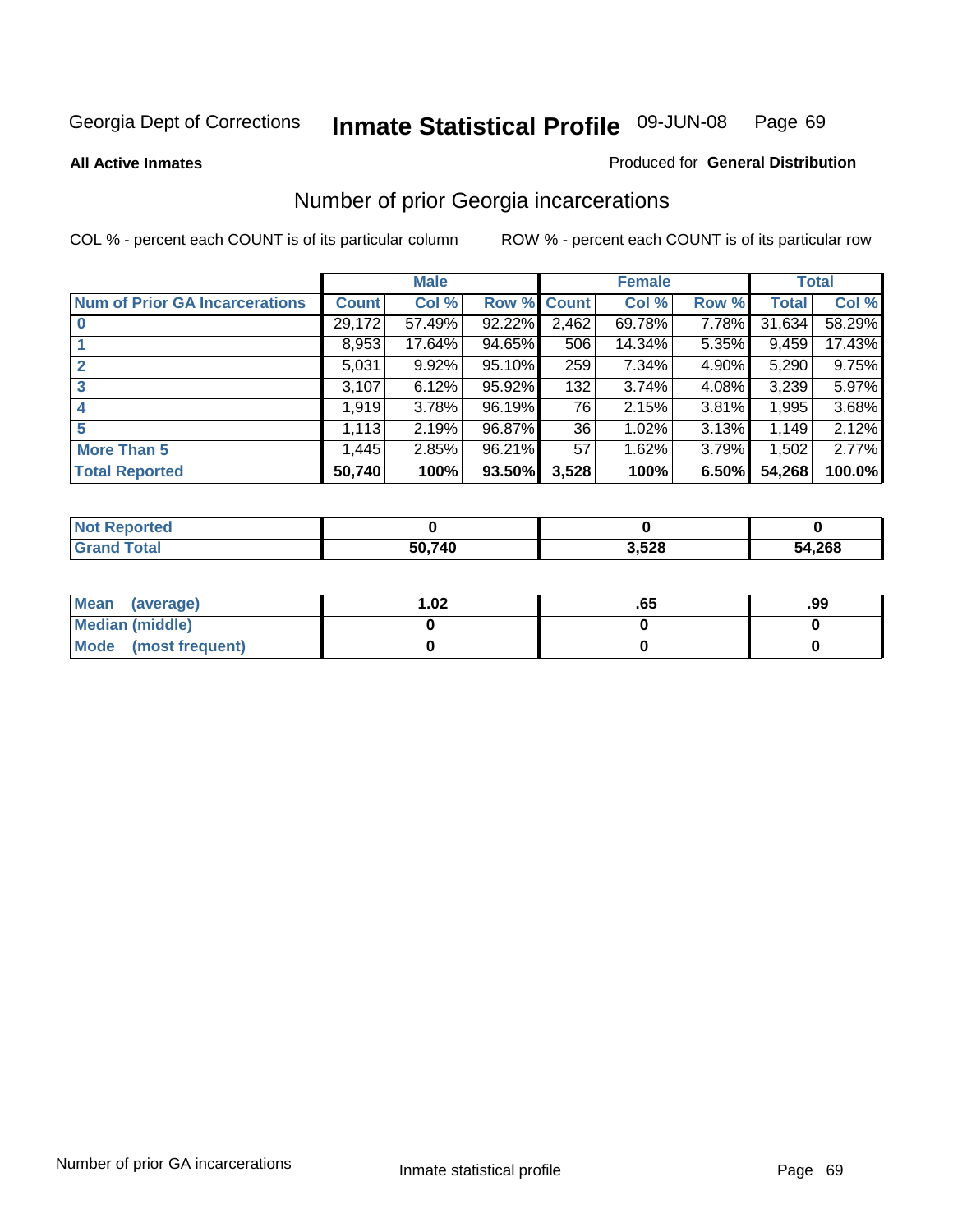Georgia Dept of Corrections **Inmate Statistical Profile** 09-JUN-08

**All Active Inmates**

Produced for **General Distribution**

## Number of prior Georgia incarcerations

COL % - percent each COUNT is of its particular column

ROW % - percent each COUNT is of its particular row

| | Male | | | Female | | | Total | |
|---|---|---|---|---|---|---|---|---|
| **Num of Prior GA Incarcerations** | **Count** | **Col %** | **Row %** | **Count** | **Col %** | **Row %** | **Total** | **Col %** |
| **0** | 29,172 | 57.49% | 92.22% | 2,462 | 69.78% | 7.78% | 31,634 | 58.29% |
| **1** | 8,953 | 17.64% | 94.65% | 506 | 14.34% | 5.35% | 9,459 | 17.43% |
| **2** | 5,031 | 9.92% | 95.10% | 259 | 7.34% | 4.90% | 5,290 | 9.75% |
| **3** | 3,107 | 6.12% | 95.92% | 132 | 3.74% | 4.08% | 3,239 | 5.97% |
| **4** | 1,919 | 3.78% | 96.19% | 76 | 2.15% | 3.81% | 1,995 | 3.68% |
| **5** | 1,113 | 2.19% | 96.87% | 36 | 1.02% | 3.13% | 1,149 | 2.12% |
| **More Than 5** | 1,445 | 2.85% | 96.21% | 57 | 1.62% | 3.79% | 1,502 | 2.77% |
| **Total Reported** | **50,740** | **100%** | **93.50%** | **3,528** | **100%** | **6.50%** | **54,268** | **100.0%** |

| | Male | Female | Total |
|---|---|---|---|
| **Not Reported** | **0** | **0** | **0** |
| **Grand Total** | **50,740** | **3,528** | **54,268** |

| | Male | Female | Total |
|---|---|---|---|
| **Mean (average)** | **1.02** | **.65** | **.99** |
| **Median (middle)** | **0** | **0** | **0** |
| **Mode (most frequent)** | **0** | **0** | **0** |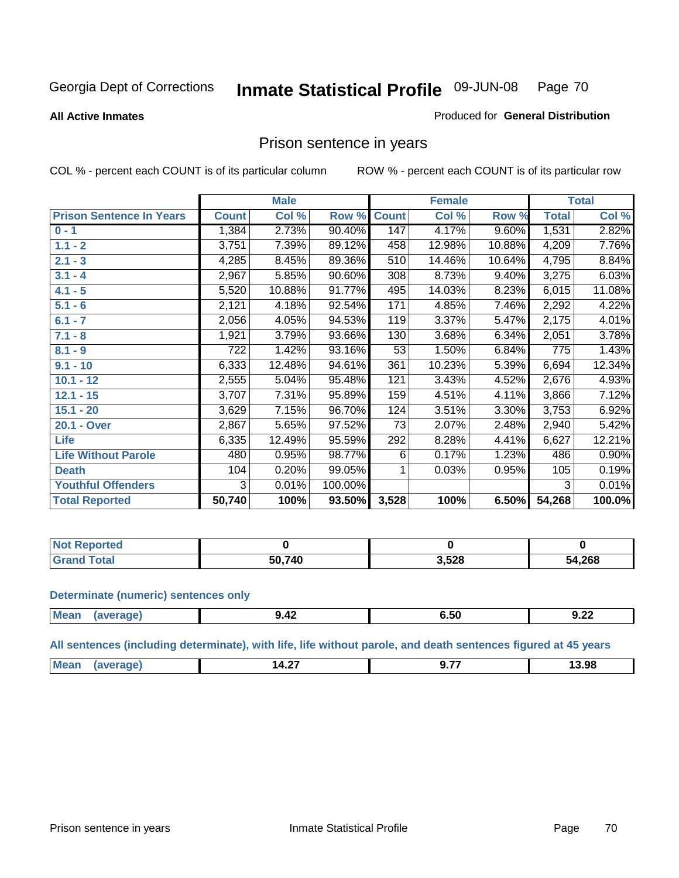Georgia Dept of Corrections **Inmate Statistical Profile** 09-JUN-08

**All Active Inmates**

Produced for **General Distribution**

## Prison sentence in years

COL % - percent each COUNT is of its particular column ROW % - percent each COUNT is of its particular row

| | Male | | | Female | | | Total | |
|---|---|---|---|---|---|---|---|---|
| **Prison Sentence In Years** | **Count** | **Col %** | **Row %** | **Count** | **Col %** | **Row %** | **Total** | **Col %** |
| 0 - 1 | 1,384 | 2.73% | 90.40% | 147 | 4.17% | 9.60% | 1,531 | 2.82% |
| 1.1 - 2 | 3,751 | 7.39% | 89.12% | 458 | 12.98% | 10.88% | 4,209 | 7.76% |
| 2.1 - 3 | 4,285 | 8.45% | 89.36% | 510 | 14.46% | 10.64% | 4,795 | 8.84% |
| 3.1 - 4 | 2,967 | 5.85% | 90.60% | 308 | 8.73% | 9.40% | 3,275 | 6.03% |
| 4.1 - 5 | 5,520 | 10.88% | 91.77% | 495 | 14.03% | 8.23% | 6,015 | 11.08% |
| 5.1 - 6 | 2,121 | 4.18% | 92.54% | 171 | 4.85% | 7.46% | 2,292 | 4.22% |
| 6.1 - 7 | 2,056 | 4.05% | 94.53% | 119 | 3.37% | 5.47% | 2,175 | 4.01% |
| 7.1 - 8 | 1,921 | 3.79% | 93.66% | 130 | 3.68% | 6.34% | 2,051 | 3.78% |
| 8.1 - 9 | 722 | 1.42% | 93.16% | 53 | 1.50% | 6.84% | 775 | 1.43% |
| 9.1 - 10 | 6,333 | 12.48% | 94.61% | 361 | 10.23% | 5.39% | 6,694 | 12.34% |
| 10.1 - 12 | 2,555 | 5.04% | 95.48% | 121 | 3.43% | 4.52% | 2,676 | 4.93% |
| 12.1 - 15 | 3,707 | 7.31% | 95.89% | 159 | 4.51% | 4.11% | 3,866 | 7.12% |
| 15.1 - 20 | 3,629 | 7.15% | 96.70% | 124 | 3.51% | 3.30% | 3,753 | 6.92% |
| 20.1 - Over | 2,867 | 5.65% | 97.52% | 73 | 2.07% | 2.48% | 2,940 | 5.42% |
| Life | 6,335 | 12.49% | 95.59% | 292 | 8.28% | 4.41% | 6,627 | 12.21% |
| Life Without Parole | 480 | 0.95% | 98.77% | 6 | 0.17% | 1.23% | 486 | 0.90% |
| Death | 104 | 0.20% | 99.05% | 1 | 0.03% | 0.95% | 105 | 0.19% |
| Youthful Offenders | 3 | 0.01% | 100.00% | | | | 3 | 0.01% |
| **Total Reported** | **50,740** | **100%** | **93.50%** | **3,528** | **100%** | **6.50%** | **54,268** | **100.0%** |

| | Male | Female | Total |
|---|---|---|---|
| **Not Reported** | **0** | **0** | **0** |
| **Grand Total** | **50,740** | **3,528** | **54,268** |

**Determinate (numeric) sentences only**

| | Male | Female | Total |
|---|---|---|---|
| **Mean (average)** | **9.42** | **6.50** | **9.22** |

**All sentences (including determinate), with life, life without parole, and death sentences figured at 45 years**

| | Male | Female | Total |
|---|---|---|---|
| **Mean (average)** | **14.27** | **9.77** | **13.98** |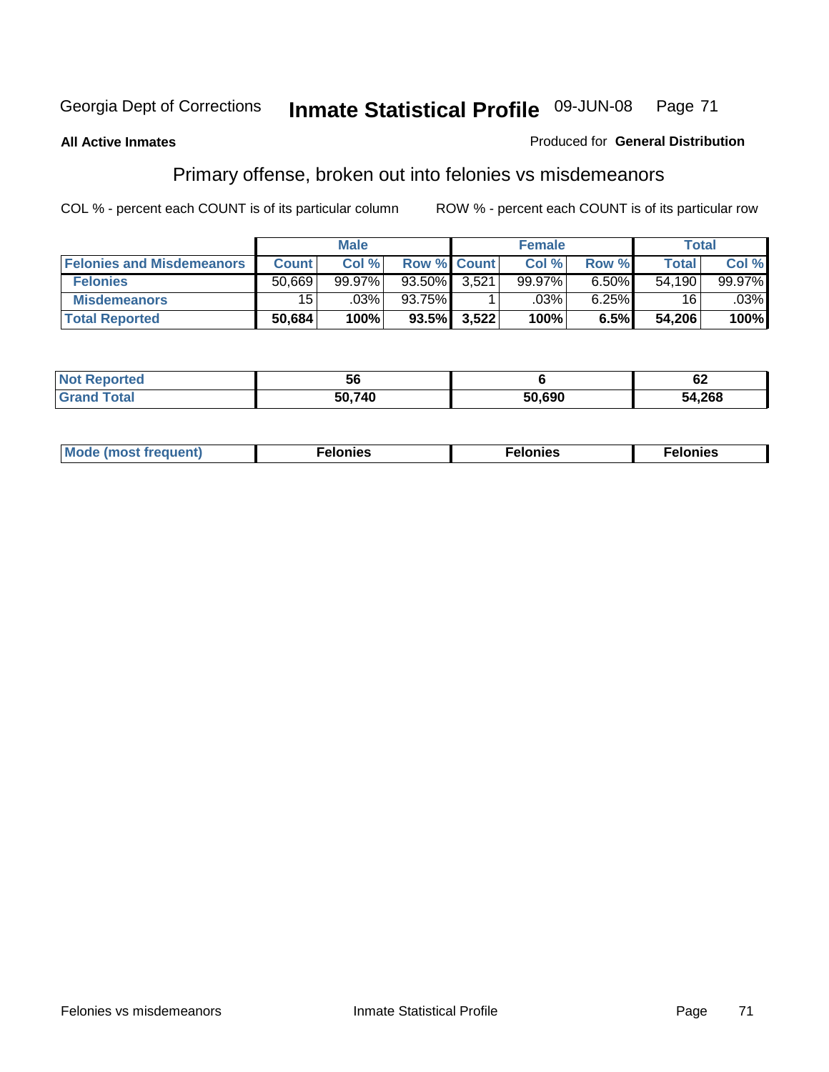Georgia Dept of Corrections **Inmate Statistical Profile** 09-JUN-08

**All Active Inmates**

Produced for **General Distribution**

## Primary offense, broken out into felonies vs misdemeanors

COL % - percent each COUNT is of its particular column

ROW % - percent each COUNT is of its particular row

| | Male | | | Female | | | Total | |
|---|---|---|---|---|---|---|---|---|
| **Felonies and Misdemeanors** | **Count** | **Col %** | **Row %** | **Count** | **Col %** | **Row %** | **Total** | **Col %** |
| **Felonies** | 50,669 | 99.97% | 93.50% | 3,521 | 99.97% | 6.50% | 54,190 | 99.97% |
| **Misdemeanors** | 15 | .03% | 93.75% | 1 | .03% | 6.25% | 16 | .03% |
| **Total Reported** | **50,684** | **100%** | **93.5%** | **3,522** | **100%** | **6.5%** | **54,206** | **100%** |

| | Male | Female | Total |
|---|---|---|---|
| **Not Reported** | **56** | **6** | **62** |
| **Grand Total** | **50,740** | **50,690** | **54,268** |

| | Male | Female | Total |
|---|---|---|---|
| **Mode (most frequent)** | **Felonies** | **Felonies** | **Felonies** |

Felonies vs misdemeanors

Inmate Statistical Profile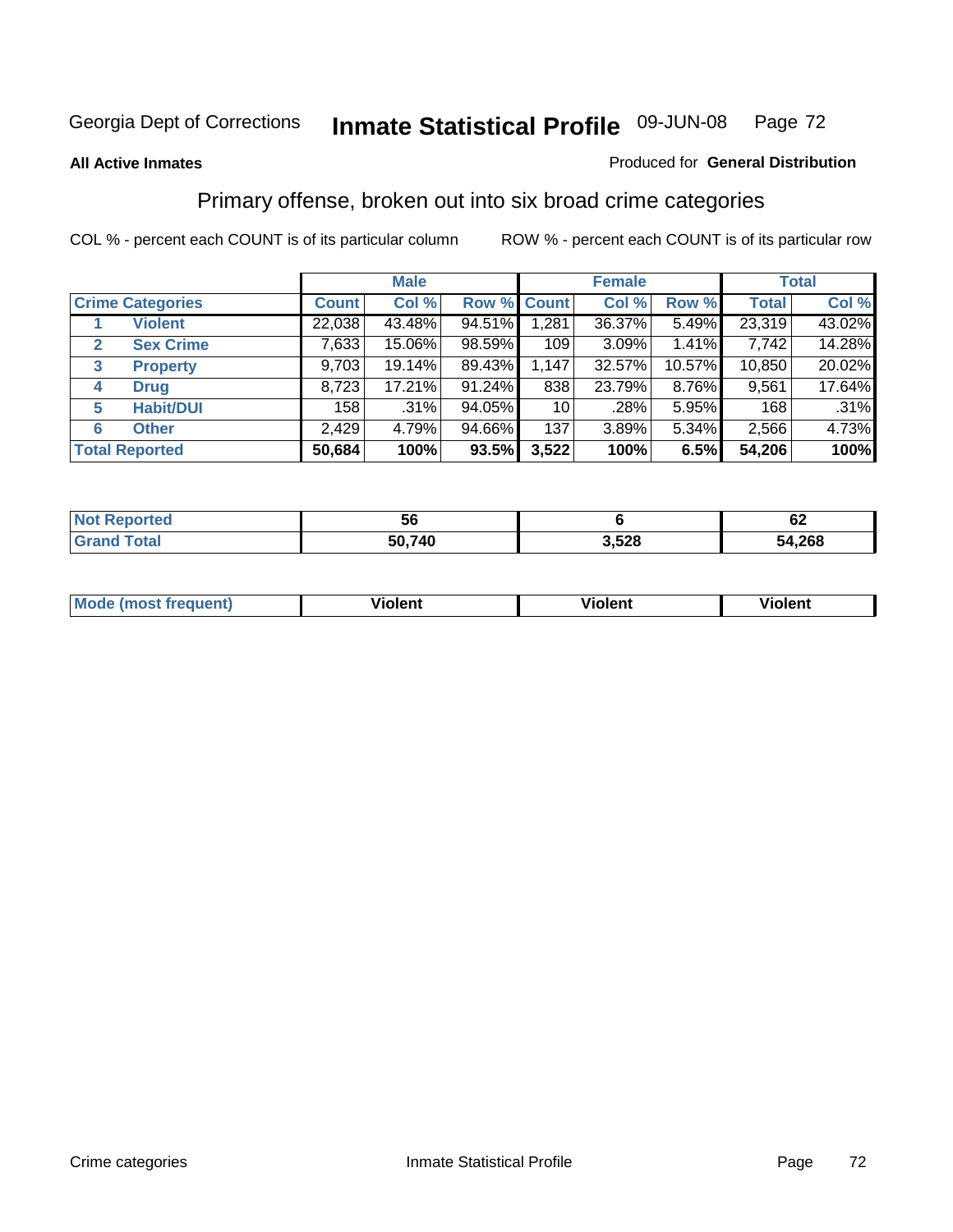Georgia Dept of Corrections **Inmate Statistical Profile** 09-JUN-08

**All Active Inmates**

Produced for **General Distribution**

## Primary offense, broken out into six broad crime categories

COL % - percent each COUNT is of its particular column

ROW % - percent each COUNT is of its particular row

| Crime Categories | | Male | | | Female | | | Total | |
|---|---|---|---|---|---|---|---|---|---|
| | | Count | Col % | Row % | Count | Col % | Row % | Total | Col % |
| 1 | Violent | 22,038 | 43.48% | 94.51% | 1,281 | 36.37% | 5.49% | 23,319 | 43.02% |
| 2 | Sex Crime | 7,633 | 15.06% | 98.59% | 109 | 3.09% | 1.41% | 7,742 | 14.28% |
| 3 | Property | 9,703 | 19.14% | 89.43% | 1,147 | 32.57% | 10.57% | 10,850 | 20.02% |
| 4 | Drug | 8,723 | 17.21% | 91.24% | 838 | 23.79% | 8.76% | 9,561 | 17.64% |
| 5 | Habit/DUI | 158 | .31% | 94.05% | 10 | .28% | 5.95% | 168 | .31% |
| 6 | Other | 2,429 | 4.79% | 94.66% | 137 | 3.89% | 5.34% | 2,566 | 4.73% |
| **Total Reported** | | **50,684** | **100%** | **93.5%** | **3,522** | **100%** | **6.5%** | **54,206** | **100%** |

| | Male | Female | Total |
|---|---|---|---|
| Not Reported | 56 | 6 | 62 |
| Grand Total | 50,740 | 3,528 | 54,268 |

| | Male | Female | Total |
|---|---|---|---|
| Mode (most frequent) | Violent | Violent | Violent |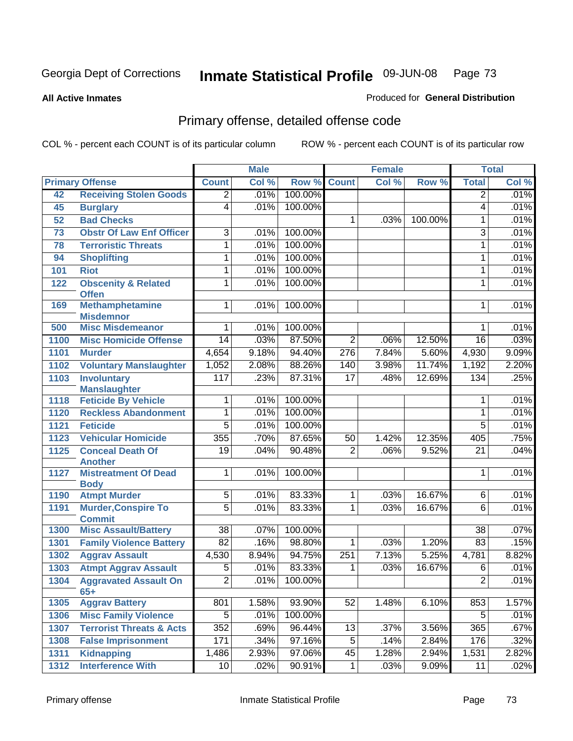Georgia Dept of Corrections **Inmate Statistical Profile** 09-JUN-08

**All Active Inmates**

Produced for **General Distribution**

## Primary offense, detailed offense code

COL % - percent each COUNT is of its particular column ROW % - percent each COUNT is of its particular row

| Primary Offense | | Male | | | Female | | | Total | |
|---|---|---|---|---|---|---|---|---|---|
| | | Count | Col % | Row % | Count | Col % | Row % | Total | Col % |
| 42 | Receiving Stolen Goods | 2 | .01% | 100.00% | | | | 2 | .01% |
| 45 | Burglary | 4 | .01% | 100.00% | | | | 4 | .01% |
| 52 | Bad Checks | | | | 1 | .03% | 100.00% | 1 | .01% |
| 73 | Obstr Of Law Enf Officer | 3 | .01% | 100.00% | | | | 3 | .01% |
| 78 | Terroristic Threats | 1 | .01% | 100.00% | | | | 1 | .01% |
| 94 | Shoplifting | 1 | .01% | 100.00% | | | | 1 | .01% |
| 101 | Riot | 1 | .01% | 100.00% | | | | 1 | .01% |
| 122 | Obscenity & Related Offen | 1 | .01% | 100.00% | | | | 1 | .01% |
| 169 | Methamphetamine Misdemnor | 1 | .01% | 100.00% | | | | 1 | .01% |
| 500 | Misc Misdemeanor | 1 | .01% | 100.00% | | | | 1 | .01% |
| 1100 | Misc Homicide Offense | 14 | .03% | 87.50% | 2 | .06% | 12.50% | 16 | .03% |
| 1101 | Murder | 4,654 | 9.18% | 94.40% | 276 | 7.84% | 5.60% | 4,930 | 9.09% |
| 1102 | Voluntary Manslaughter | 1,052 | 2.08% | 88.26% | 140 | 3.98% | 11.74% | 1,192 | 2.20% |
| 1103 | Involuntary Manslaughter | 117 | .23% | 87.31% | 17 | .48% | 12.69% | 134 | .25% |
| 1118 | Feticide By Vehicle | 1 | .01% | 100.00% | | | | 1 | .01% |
| 1120 | Reckless Abandonment | 1 | .01% | 100.00% | | | | 1 | .01% |
| 1121 | Feticide | 5 | .01% | 100.00% | | | | 5 | .01% |
| 1123 | Vehicular Homicide | 355 | .70% | 87.65% | 50 | 1.42% | 12.35% | 405 | .75% |
| 1125 | Conceal Death Of Another | 19 | .04% | 90.48% | 2 | .06% | 9.52% | 21 | .04% |
| 1127 | Mistreatment Of Dead Body | 1 | .01% | 100.00% | | | | 1 | .01% |
| 1190 | Atmpt Murder | 5 | .01% | 83.33% | 1 | .03% | 16.67% | 6 | .01% |
| 1191 | Murder,Conspire To Commit | 5 | .01% | 83.33% | 1 | .03% | 16.67% | 6 | .01% |
| 1300 | Misc Assault/Battery | 38 | .07% | 100.00% | | | | 38 | .07% |
| 1301 | Family Violence Battery | 82 | .16% | 98.80% | 1 | .03% | 1.20% | 83 | .15% |
| 1302 | Aggrav Assault | 4,530 | 8.94% | 94.75% | 251 | 7.13% | 5.25% | 4,781 | 8.82% |
| 1303 | Atmpt Aggrav Assault | 5 | .01% | 83.33% | 1 | .03% | 16.67% | 6 | .01% |
| 1304 | Aggravated Assault On 65+ | 2 | .01% | 100.00% | | | | 2 | .01% |
| 1305 | Aggrav Battery | 801 | 1.58% | 93.90% | 52 | 1.48% | 6.10% | 853 | 1.57% |
| 1306 | Misc Family Violence | 5 | .01% | 100.00% | | | | 5 | .01% |
| 1307 | Terrorist Threats & Acts | 352 | .69% | 96.44% | 13 | .37% | 3.56% | 365 | .67% |
| 1308 | False Imprisonment | 171 | .34% | 97.16% | 5 | .14% | 2.84% | 176 | .32% |
| 1311 | Kidnapping | 1,486 | 2.93% | 97.06% | 45 | 1.28% | 2.94% | 1,531 | 2.82% |
| 1312 | Interference With | 10 | .02% | 90.91% | 1 | .03% | 9.09% | 11 | .02% |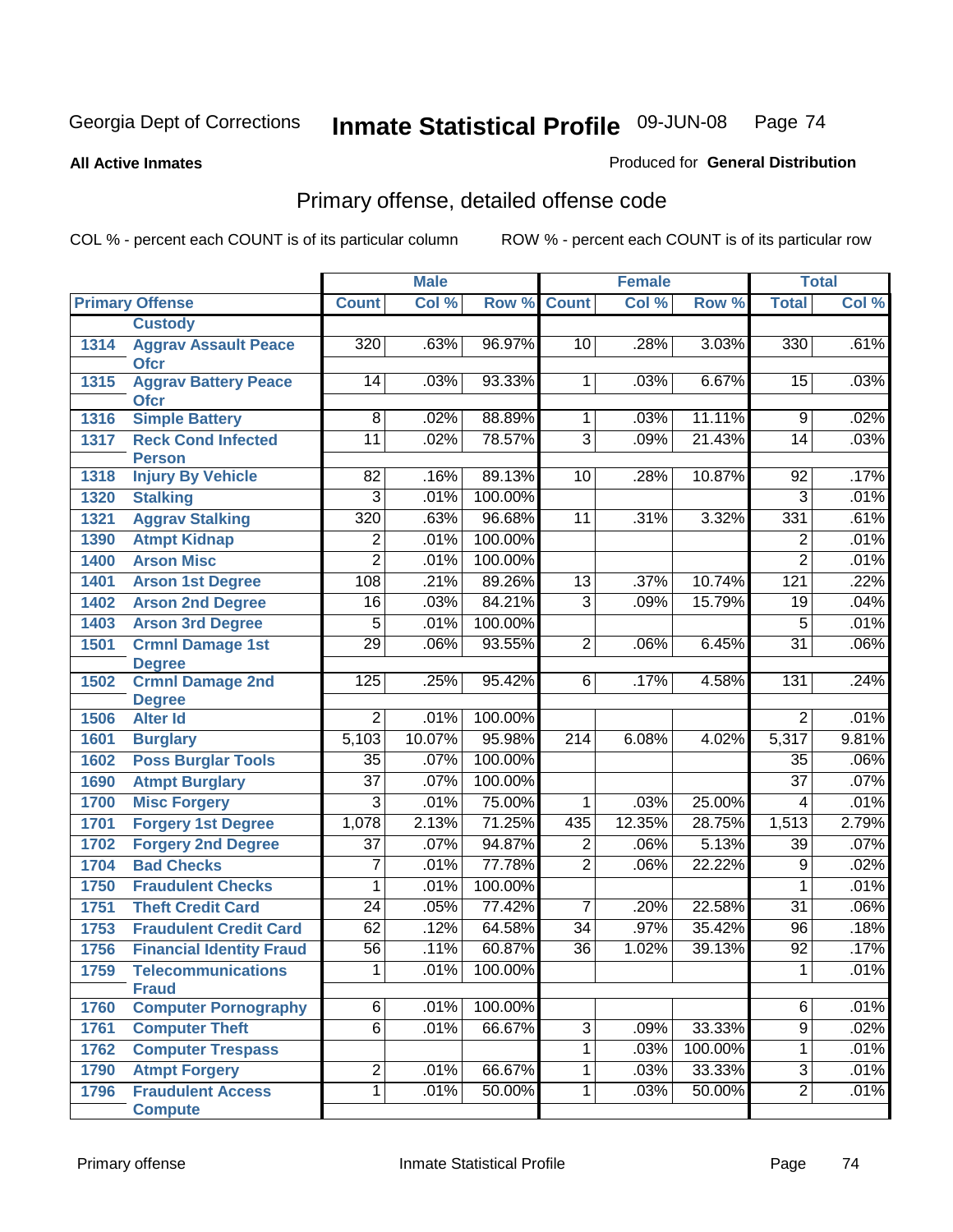# Primary offense, detailed offense code

**All Active Inmates** — Produced for **General Distribution**

COL % - percent each COUNT is of its particular column        ROW % - percent each COUNT is of its particular row

| Primary Offense | | Male | | | Female | | | Total | |
|---|---|---|---|---|---|---|---|---|---|
| | | Count | Col % | Row % | Count | Col % | Row % | Total | Col % |
| | Custody | | | | | | | | |
| 1314 | Aggrav Assault Peace Ofcr | 320 | .63% | 96.97% | 10 | .28% | 3.03% | 330 | .61% |
| 1315 | Aggrav Battery Peace Ofcr | 14 | .03% | 93.33% | 1 | .03% | 6.67% | 15 | .03% |
| 1316 | Simple Battery | 8 | .02% | 88.89% | 1 | .03% | 11.11% | 9 | .02% |
| 1317 | Reck Cond Infected Person | 11 | .02% | 78.57% | 3 | .09% | 21.43% | 14 | .03% |
| 1318 | Injury By Vehicle | 82 | .16% | 89.13% | 10 | .28% | 10.87% | 92 | .17% |
| 1320 | Stalking | 3 | .01% | 100.00% | | | | 3 | .01% |
| 1321 | Aggrav Stalking | 320 | .63% | 96.68% | 11 | .31% | 3.32% | 331 | .61% |
| 1390 | Atmpt Kidnap | 2 | .01% | 100.00% | | | | 2 | .01% |
| 1400 | Arson Misc | 2 | .01% | 100.00% | | | | 2 | .01% |
| 1401 | Arson 1st Degree | 108 | .21% | 89.26% | 13 | .37% | 10.74% | 121 | .22% |
| 1402 | Arson 2nd Degree | 16 | .03% | 84.21% | 3 | .09% | 15.79% | 19 | .04% |
| 1403 | Arson 3rd Degree | 5 | .01% | 100.00% | | | | 5 | .01% |
| 1501 | Crmnl Damage 1st Degree | 29 | .06% | 93.55% | 2 | .06% | 6.45% | 31 | .06% |
| 1502 | Crmnl Damage 2nd Degree | 125 | .25% | 95.42% | 6 | .17% | 4.58% | 131 | .24% |
| 1506 | Alter Id | 2 | .01% | 100.00% | | | | 2 | .01% |
| 1601 | Burglary | 5,103 | 10.07% | 95.98% | 214 | 6.08% | 4.02% | 5,317 | 9.81% |
| 1602 | Poss Burglar Tools | 35 | .07% | 100.00% | | | | 35 | .06% |
| 1690 | Atmpt Burglary | 37 | .07% | 100.00% | | | | 37 | .07% |
| 1700 | Misc Forgery | 3 | .01% | 75.00% | 1 | .03% | 25.00% | 4 | .01% |
| 1701 | Forgery 1st Degree | 1,078 | 2.13% | 71.25% | 435 | 12.35% | 28.75% | 1,513 | 2.79% |
| 1702 | Forgery 2nd Degree | 37 | .07% | 94.87% | 2 | .06% | 5.13% | 39 | .07% |
| 1704 | Bad Checks | 7 | .01% | 77.78% | 2 | .06% | 22.22% | 9 | .02% |
| 1750 | Fraudulent Checks | 1 | .01% | 100.00% | | | | 1 | .01% |
| 1751 | Theft Credit Card | 24 | .05% | 77.42% | 7 | .20% | 22.58% | 31 | .06% |
| 1753 | Fraudulent Credit Card | 62 | .12% | 64.58% | 34 | .97% | 35.42% | 96 | .18% |
| 1756 | Financial Identity Fraud | 56 | .11% | 60.87% | 36 | 1.02% | 39.13% | 92 | .17% |
| 1759 | Telecommunications Fraud | 1 | .01% | 100.00% | | | | 1 | .01% |
| 1760 | Computer Pornography | 6 | .01% | 100.00% | | | | 6 | .01% |
| 1761 | Computer Theft | 6 | .01% | 66.67% | 3 | .09% | 33.33% | 9 | .02% |
| 1762 | Computer Trespass | | | | 1 | .03% | 100.00% | 1 | .01% |
| 1790 | Atmpt Forgery | 2 | .01% | 66.67% | 1 | .03% | 33.33% | 3 | .01% |
| 1796 | Fraudulent Access Compute | 1 | .01% | 50.00% | 1 | .03% | 50.00% | 2 | .01% |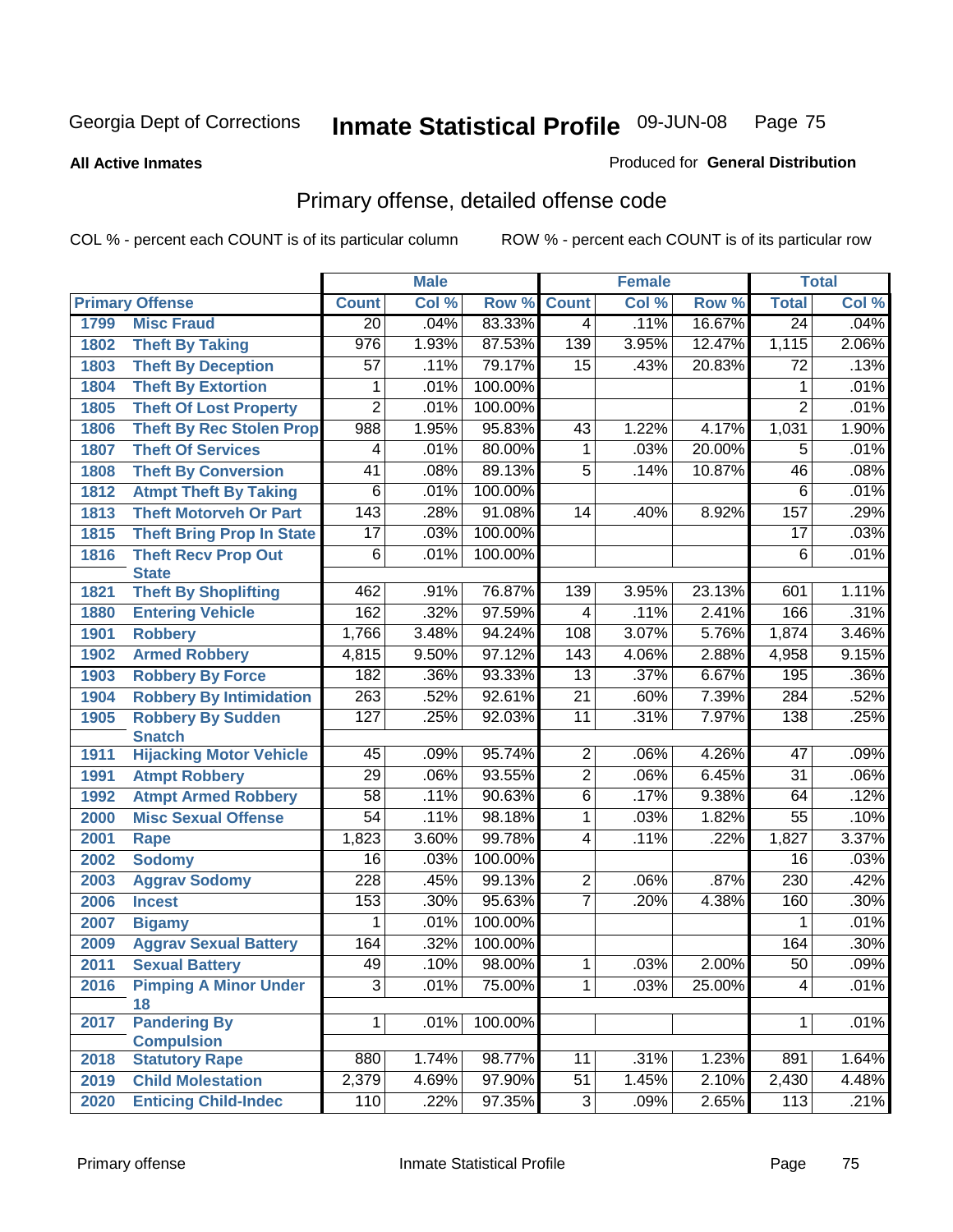Georgia Dept of Corrections **Inmate Statistical Profile** 09-JUN-08

**All Active Inmates** Produced for **General Distribution**

## Primary offense, detailed offense code

COL % - percent each COUNT is of its particular column ROW % - percent each COUNT is of its particular row

| Primary Offense | | Male | | | Female | | | Total | |
|---|---|---|---|---|---|---|---|---|---|
| | | Count | Col % | Row % | Count | Col % | Row % | Total | Col % |
| 1799 | Misc Fraud | 20 | .04% | 83.33% | 4 | .11% | 16.67% | 24 | .04% |
| 1802 | Theft By Taking | 976 | 1.93% | 87.53% | 139 | 3.95% | 12.47% | 1,115 | 2.06% |
| 1803 | Theft By Deception | 57 | .11% | 79.17% | 15 | .43% | 20.83% | 72 | .13% |
| 1804 | Theft By Extortion | 1 | .01% | 100.00% | | | | 1 | .01% |
| 1805 | Theft Of Lost Property | 2 | .01% | 100.00% | | | | 2 | .01% |
| 1806 | Theft By Rec Stolen Prop | 988 | 1.95% | 95.83% | 43 | 1.22% | 4.17% | 1,031 | 1.90% |
| 1807 | Theft Of Services | 4 | .01% | 80.00% | 1 | .03% | 20.00% | 5 | .01% |
| 1808 | Theft By Conversion | 41 | .08% | 89.13% | 5 | .14% | 10.87% | 46 | .08% |
| 1812 | Atmpt Theft By Taking | 6 | .01% | 100.00% | | | | 6 | .01% |
| 1813 | Theft Motorveh Or Part | 143 | .28% | 91.08% | 14 | .40% | 8.92% | 157 | .29% |
| 1815 | Theft Bring Prop In State | 17 | .03% | 100.00% | | | | 17 | .03% |
| 1816 | Theft Recv Prop Out State | 6 | .01% | 100.00% | | | | 6 | .01% |
| 1821 | Theft By Shoplifting | 462 | .91% | 76.87% | 139 | 3.95% | 23.13% | 601 | 1.11% |
| 1880 | Entering Vehicle | 162 | .32% | 97.59% | 4 | .11% | 2.41% | 166 | .31% |
| 1901 | Robbery | 1,766 | 3.48% | 94.24% | 108 | 3.07% | 5.76% | 1,874 | 3.46% |
| 1902 | Armed Robbery | 4,815 | 9.50% | 97.12% | 143 | 4.06% | 2.88% | 4,958 | 9.15% |
| 1903 | Robbery By Force | 182 | .36% | 93.33% | 13 | .37% | 6.67% | 195 | .36% |
| 1904 | Robbery By Intimidation | 263 | .52% | 92.61% | 21 | .60% | 7.39% | 284 | .52% |
| 1905 | Robbery By Sudden Snatch | 127 | .25% | 92.03% | 11 | .31% | 7.97% | 138 | .25% |
| 1911 | Hijacking Motor Vehicle | 45 | .09% | 95.74% | 2 | .06% | 4.26% | 47 | .09% |
| 1991 | Atmpt Robbery | 29 | .06% | 93.55% | 2 | .06% | 6.45% | 31 | .06% |
| 1992 | Atmpt Armed Robbery | 58 | .11% | 90.63% | 6 | .17% | 9.38% | 64 | .12% |
| 2000 | Misc Sexual Offense | 54 | .11% | 98.18% | 1 | .03% | 1.82% | 55 | .10% |
| 2001 | Rape | 1,823 | 3.60% | 99.78% | 4 | .11% | .22% | 1,827 | 3.37% |
| 2002 | Sodomy | 16 | .03% | 100.00% | | | | 16 | .03% |
| 2003 | Aggrav Sodomy | 228 | .45% | 99.13% | 2 | .06% | .87% | 230 | .42% |
| 2006 | Incest | 153 | .30% | 95.63% | 7 | .20% | 4.38% | 160 | .30% |
| 2007 | Bigamy | 1 | .01% | 100.00% | | | | 1 | .01% |
| 2009 | Aggrav Sexual Battery | 164 | .32% | 100.00% | | | | 164 | .30% |
| 2011 | Sexual Battery | 49 | .10% | 98.00% | 1 | .03% | 2.00% | 50 | .09% |
| 2016 | Pimping A Minor Under 18 | 3 | .01% | 75.00% | 1 | .03% | 25.00% | 4 | .01% |
| 2017 | Pandering By Compulsion | 1 | .01% | 100.00% | | | | 1 | .01% |
| 2018 | Statutory Rape | 880 | 1.74% | 98.77% | 11 | .31% | 1.23% | 891 | 1.64% |
| 2019 | Child Molestation | 2,379 | 4.69% | 97.90% | 51 | 1.45% | 2.10% | 2,430 | 4.48% |
| 2020 | Enticing Child-Indec | 110 | .22% | 97.35% | 3 | .09% | 2.65% | 113 | .21% |

Primary offense Inmate Statistical Profile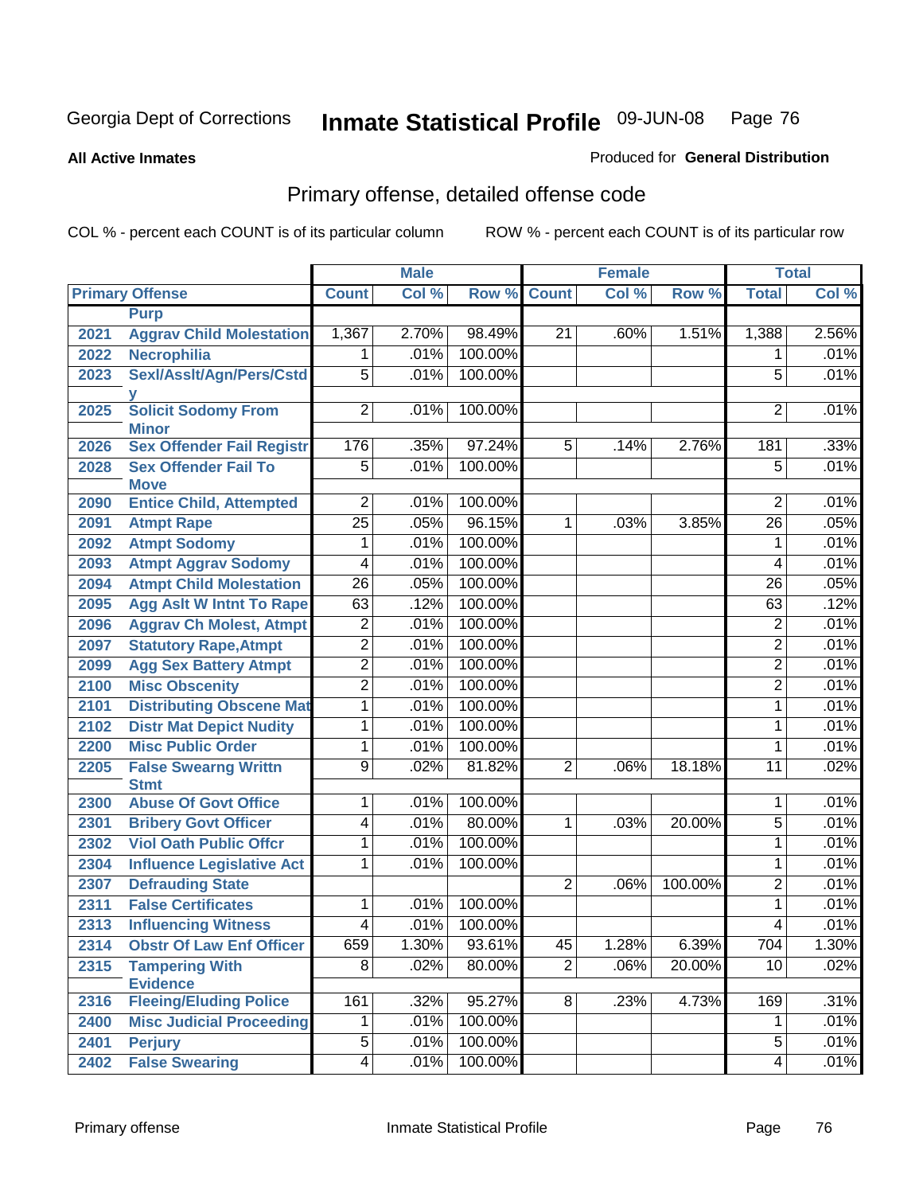Georgia Dept of Corrections **Inmate Statistical Profile** 09-JUN-08

**All Active Inmates**

Produced for **General Distribution**

## Primary offense, detailed offense code

COL % - percent each COUNT is of its particular column

ROW % - percent each COUNT is of its particular row

| Primary Offense | | Male | | | Female | | | Total | |
|---|---|---|---|---|---|---|---|---|---|
| | | Count | Col % | Row % | Count | Col % | Row % | Total | Col % |
| | Purp | | | | | | | | |
| 2021 | Aggrav Child Molestation | 1,367 | 2.70% | 98.49% | 21 | .60% | 1.51% | 1,388 | 2.56% |
| 2022 | Necrophilia | 1 | .01% | 100.00% | | | | 1 | .01% |
| 2023 | Sexl/Asslt/Agn/Pers/Cstdy | 5 | .01% | 100.00% | | | | 5 | .01% |
| 2025 | Solicit Sodomy From Minor | 2 | .01% | 100.00% | | | | 2 | .01% |
| 2026 | Sex Offender Fail Registr | 176 | .35% | 97.24% | 5 | .14% | 2.76% | 181 | .33% |
| 2028 | Sex Offender Fail To Move | 5 | .01% | 100.00% | | | | 5 | .01% |
| 2090 | Entice Child, Attempted | 2 | .01% | 100.00% | | | | 2 | .01% |
| 2091 | Atmpt Rape | 25 | .05% | 96.15% | 1 | .03% | 3.85% | 26 | .05% |
| 2092 | Atmpt Sodomy | 1 | .01% | 100.00% | | | | 1 | .01% |
| 2093 | Atmpt Aggrav Sodomy | 4 | .01% | 100.00% | | | | 4 | .01% |
| 2094 | Atmpt Child Molestation | 26 | .05% | 100.00% | | | | 26 | .05% |
| 2095 | Agg Aslt W Intnt To Rape | 63 | .12% | 100.00% | | | | 63 | .12% |
| 2096 | Aggrav Ch Molest, Atmpt | 2 | .01% | 100.00% | | | | 2 | .01% |
| 2097 | Statutory Rape,Atmpt | 2 | .01% | 100.00% | | | | 2 | .01% |
| 2099 | Agg Sex Battery Atmpt | 2 | .01% | 100.00% | | | | 2 | .01% |
| 2100 | Misc Obscenity | 2 | .01% | 100.00% | | | | 2 | .01% |
| 2101 | Distributing Obscene Mat | 1 | .01% | 100.00% | | | | 1 | .01% |
| 2102 | Distr Mat Depict Nudity | 1 | .01% | 100.00% | | | | 1 | .01% |
| 2200 | Misc Public Order | 1 | .01% | 100.00% | | | | 1 | .01% |
| 2205 | False Swearng Writtn Stmt | 9 | .02% | 81.82% | 2 | .06% | 18.18% | 11 | .02% |
| 2300 | Abuse Of Govt Office | 1 | .01% | 100.00% | | | | 1 | .01% |
| 2301 | Bribery Govt Officer | 4 | .01% | 80.00% | 1 | .03% | 20.00% | 5 | .01% |
| 2302 | Viol Oath Public Offcr | 1 | .01% | 100.00% | | | | 1 | .01% |
| 2304 | Influence Legislative Act | 1 | .01% | 100.00% | | | | 1 | .01% |
| 2307 | Defrauding State | | | | 2 | .06% | 100.00% | 2 | .01% |
| 2311 | False Certificates | 1 | .01% | 100.00% | | | | 1 | .01% |
| 2313 | Influencing Witness | 4 | .01% | 100.00% | | | | 4 | .01% |
| 2314 | Obstr Of Law Enf Officer | 659 | 1.30% | 93.61% | 45 | 1.28% | 6.39% | 704 | 1.30% |
| 2315 | Tampering With Evidence | 8 | .02% | 80.00% | 2 | .06% | 20.00% | 10 | .02% |
| 2316 | Fleeing/Eluding Police | 161 | .32% | 95.27% | 8 | .23% | 4.73% | 169 | .31% |
| 2400 | Misc Judicial Proceeding | 1 | .01% | 100.00% | | | | 1 | .01% |
| 2401 | Perjury | 5 | .01% | 100.00% | | | | 5 | .01% |
| 2402 | False Swearing | 4 | .01% | 100.00% | | | | 4 | .01% |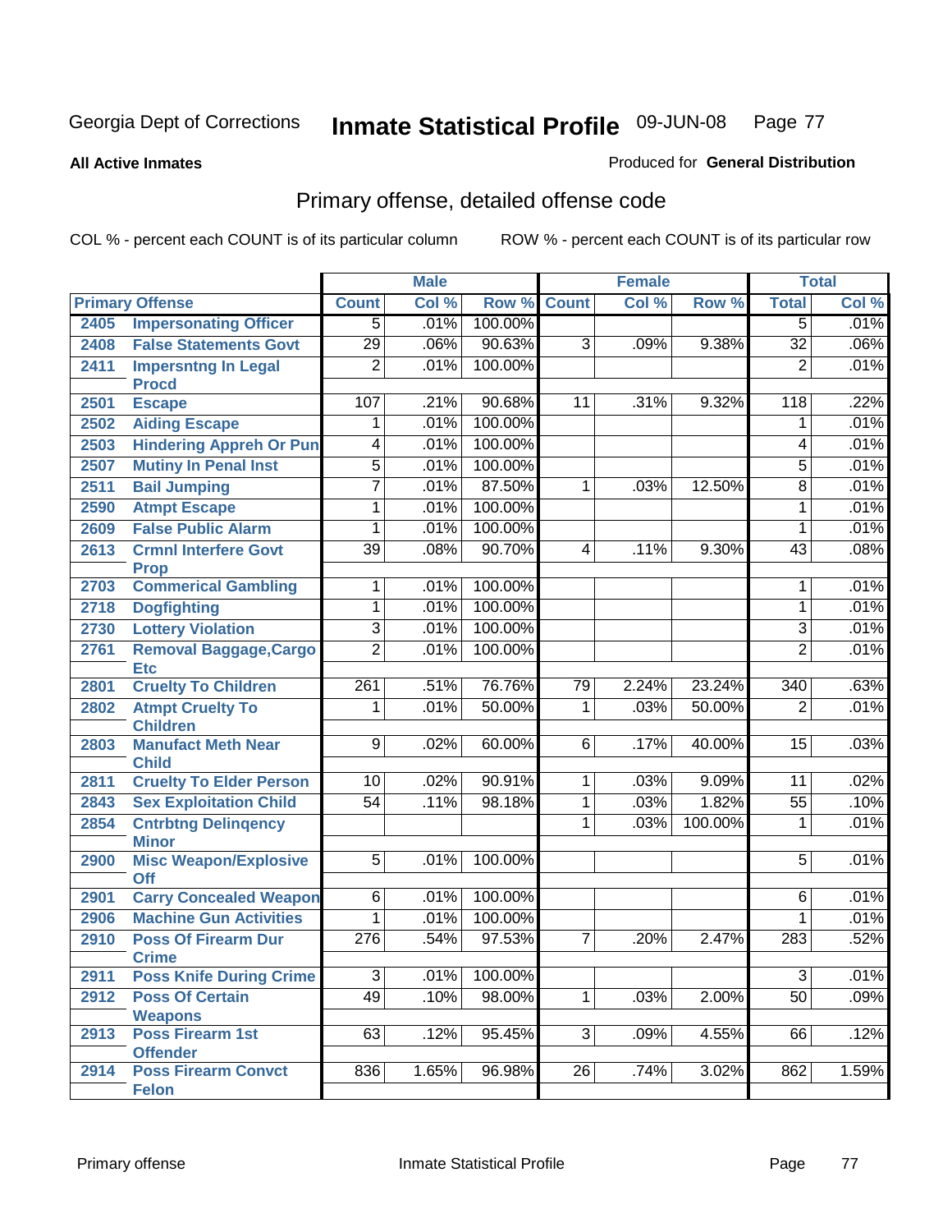Georgia Dept of Corrections **Inmate Statistical Profile** 09-JUN-08

**All Active Inmates** Produced for **General Distribution**

## Primary offense, detailed offense code

COL % - percent each COUNT is of its particular column ROW % - percent each COUNT is of its particular row

| Primary Offense | | Male | | | Female | | | Total | |
|---|---|---|---|---|---|---|---|---|---|
| | | Count | Col % | Row % | Count | Col % | Row % | Total | Col % |
| 2405 | Impersonating Officer | 5 | .01% | 100.00% | | | | 5 | .01% |
| 2408 | False Statements Govt | 29 | .06% | 90.63% | 3 | .09% | 9.38% | 32 | .06% |
| 2411 | Impersntng In Legal Procd | 2 | .01% | 100.00% | | | | 2 | .01% |
| 2501 | Escape | 107 | .21% | 90.68% | 11 | .31% | 9.32% | 118 | .22% |
| 2502 | Aiding Escape | 1 | .01% | 100.00% | | | | 1 | .01% |
| 2503 | Hindering Appreh Or Pun | 4 | .01% | 100.00% | | | | 4 | .01% |
| 2507 | Mutiny In Penal Inst | 5 | .01% | 100.00% | | | | 5 | .01% |
| 2511 | Bail Jumping | 7 | .01% | 87.50% | 1 | .03% | 12.50% | 8 | .01% |
| 2590 | Atmpt Escape | 1 | .01% | 100.00% | | | | 1 | .01% |
| 2609 | False Public Alarm | 1 | .01% | 100.00% | | | | 1 | .01% |
| 2613 | Crmnl Interfere Govt Prop | 39 | .08% | 90.70% | 4 | .11% | 9.30% | 43 | .08% |
| 2703 | Commerical Gambling | 1 | .01% | 100.00% | | | | 1 | .01% |
| 2718 | Dogfighting | 1 | .01% | 100.00% | | | | 1 | .01% |
| 2730 | Lottery Violation | 3 | .01% | 100.00% | | | | 3 | .01% |
| 2761 | Removal Baggage,Cargo Etc | 2 | .01% | 100.00% | | | | 2 | .01% |
| 2801 | Cruelty To Children | 261 | .51% | 76.76% | 79 | 2.24% | 23.24% | 340 | .63% |
| 2802 | Atmpt Cruelty To Children | 1 | .01% | 50.00% | 1 | .03% | 50.00% | 2 | .01% |
| 2803 | Manufact Meth Near Child | 9 | .02% | 60.00% | 6 | .17% | 40.00% | 15 | .03% |
| 2811 | Cruelty To Elder Person | 10 | .02% | 90.91% | 1 | .03% | 9.09% | 11 | .02% |
| 2843 | Sex Exploitation Child | 54 | .11% | 98.18% | 1 | .03% | 1.82% | 55 | .10% |
| 2854 | Cntrbtng Delinqency Minor | | | | 1 | .03% | 100.00% | 1 | .01% |
| 2900 | Misc Weapon/Explosive Off | 5 | .01% | 100.00% | | | | 5 | .01% |
| 2901 | Carry Concealed Weapon | 6 | .01% | 100.00% | | | | 6 | .01% |
| 2906 | Machine Gun Activities | 1 | .01% | 100.00% | | | | 1 | .01% |
| 2910 | Poss Of Firearm Dur Crime | 276 | .54% | 97.53% | 7 | .20% | 2.47% | 283 | .52% |
| 2911 | Poss Knife During Crime | 3 | .01% | 100.00% | | | | 3 | .01% |
| 2912 | Poss Of Certain Weapons | 49 | .10% | 98.00% | 1 | .03% | 2.00% | 50 | .09% |
| 2913 | Poss Firearm 1st Offender | 63 | .12% | 95.45% | 3 | .09% | 4.55% | 66 | .12% |
| 2914 | Poss Firearm Convct Felon | 836 | 1.65% | 96.98% | 26 | .74% | 3.02% | 862 | 1.59% |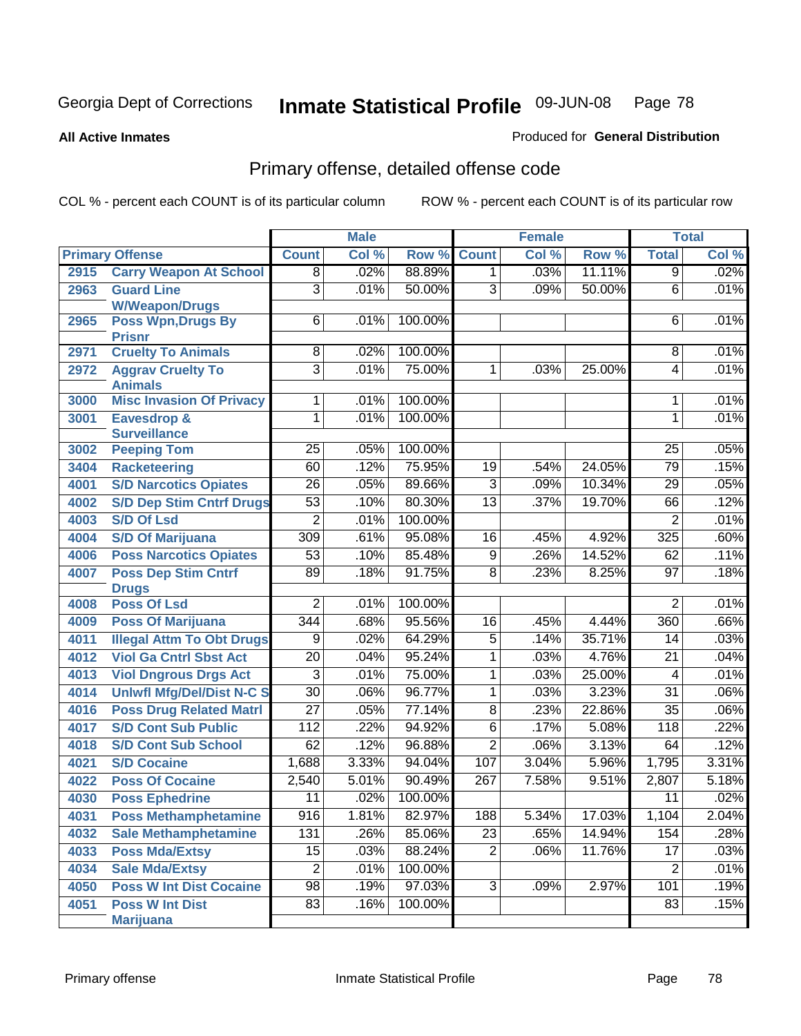Georgia Dept of Corrections **Inmate Statistical Profile** 09-JUN-08

**All Active Inmates**

Produced for **General Distribution**

## Primary offense, detailed offense code

COL % - percent each COUNT is of its particular column

ROW % - percent each COUNT is of its particular row

| Primary Offense | | Male | | | Female | | | Total | |
|---|---|---|---|---|---|---|---|---|---|
| | | Count | Col % | Row % | Count | Col % | Row % | Total | Col % |
| 2915 | Carry Weapon At School | 8 | .02% | 88.89% | 1 | .03% | 11.11% | 9 | .02% |
| 2963 | Guard Line W/Weapon/Drugs | 3 | .01% | 50.00% | 3 | .09% | 50.00% | 6 | .01% |
| 2965 | Poss Wpn,Drugs By Prisnr | 6 | .01% | 100.00% | | | | 6 | .01% |
| 2971 | Cruelty To Animals | 8 | .02% | 100.00% | | | | 8 | .01% |
| 2972 | Aggrav Cruelty To Animals | 3 | .01% | 75.00% | 1 | .03% | 25.00% | 4 | .01% |
| 3000 | Misc Invasion Of Privacy | 1 | .01% | 100.00% | | | | 1 | .01% |
| 3001 | Eavesdrop & Surveillance | 1 | .01% | 100.00% | | | | 1 | .01% |
| 3002 | Peeping Tom | 25 | .05% | 100.00% | | | | 25 | .05% |
| 3404 | Racketeering | 60 | .12% | 75.95% | 19 | .54% | 24.05% | 79 | .15% |
| 4001 | S/D Narcotics Opiates | 26 | .05% | 89.66% | 3 | .09% | 10.34% | 29 | .05% |
| 4002 | S/D Dep Stim Cntrf Drugs | 53 | .10% | 80.30% | 13 | .37% | 19.70% | 66 | .12% |
| 4003 | S/D Of Lsd | 2 | .01% | 100.00% | | | | 2 | .01% |
| 4004 | S/D Of Marijuana | 309 | .61% | 95.08% | 16 | .45% | 4.92% | 325 | .60% |
| 4006 | Poss Narcotics Opiates | 53 | .10% | 85.48% | 9 | .26% | 14.52% | 62 | .11% |
| 4007 | Poss Dep Stim Cntrf Drugs | 89 | .18% | 91.75% | 8 | .23% | 8.25% | 97 | .18% |
| 4008 | Poss Of Lsd | 2 | .01% | 100.00% | | | | 2 | .01% |
| 4009 | Poss Of Marijuana | 344 | .68% | 95.56% | 16 | .45% | 4.44% | 360 | .66% |
| 4011 | Illegal Attm To Obt Drugs | 9 | .02% | 64.29% | 5 | .14% | 35.71% | 14 | .03% |
| 4012 | Viol Ga Cntrl Sbst Act | 20 | .04% | 95.24% | 1 | .03% | 4.76% | 21 | .04% |
| 4013 | Viol Dngrous Drgs Act | 3 | .01% | 75.00% | 1 | .03% | 25.00% | 4 | .01% |
| 4014 | Unlwfl Mfg/Del/Dist N-C S | 30 | .06% | 96.77% | 1 | .03% | 3.23% | 31 | .06% |
| 4016 | Poss Drug Related Matrl | 27 | .05% | 77.14% | 8 | .23% | 22.86% | 35 | .06% |
| 4017 | S/D Cont Sub Public | 112 | .22% | 94.92% | 6 | .17% | 5.08% | 118 | .22% |
| 4018 | S/D Cont Sub School | 62 | .12% | 96.88% | 2 | .06% | 3.13% | 64 | .12% |
| 4021 | S/D Cocaine | 1,688 | 3.33% | 94.04% | 107 | 3.04% | 5.96% | 1,795 | 3.31% |
| 4022 | Poss Of Cocaine | 2,540 | 5.01% | 90.49% | 267 | 7.58% | 9.51% | 2,807 | 5.18% |
| 4030 | Poss Ephedrine | 11 | .02% | 100.00% | | | | 11 | .02% |
| 4031 | Poss Methamphetamine | 916 | 1.81% | 82.97% | 188 | 5.34% | 17.03% | 1,104 | 2.04% |
| 4032 | Sale Methamphetamine | 131 | .26% | 85.06% | 23 | .65% | 14.94% | 154 | .28% |
| 4033 | Poss Mda/Extsy | 15 | .03% | 88.24% | 2 | .06% | 11.76% | 17 | .03% |
| 4034 | Sale Mda/Extsy | 2 | .01% | 100.00% | | | | 2 | .01% |
| 4050 | Poss W Int Dist Cocaine | 98 | .19% | 97.03% | 3 | .09% | 2.97% | 101 | .19% |
| 4051 | Poss W Int Dist Marijuana | 83 | .16% | 100.00% | | | | 83 | .15% |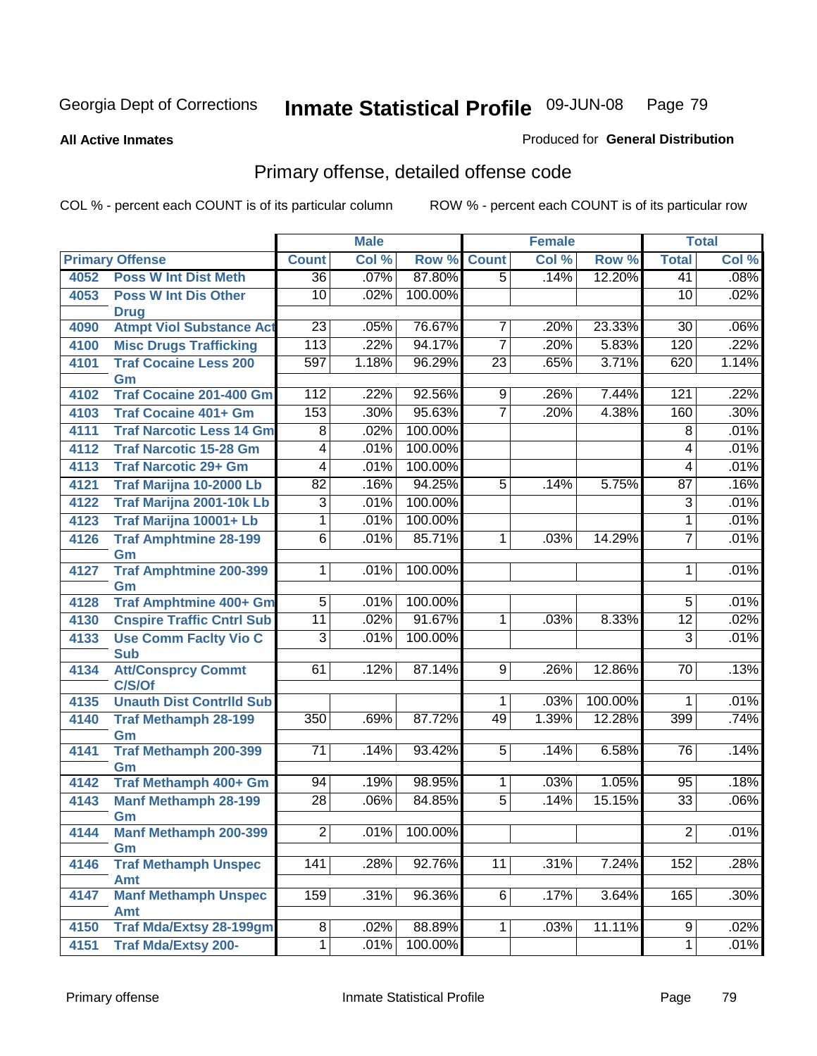Georgia Dept of Corrections **Inmate Statistical Profile** 09-JUN-08

**All Active Inmates**

Produced for **General Distribution**

## Primary offense, detailed offense code

COL % - percent each COUNT is of its particular column

ROW % - percent each COUNT is of its particular row

| Primary Offense | | Male | | | Female | | | Total | |
|---|---|---|---|---|---|---|---|---|---|
| | | Count | Col % | Row % | Count | Col % | Row % | Total | Col % |
| 4052 | Poss W Int Dist Meth | 36 | .07% | 87.80% | 5 | .14% | 12.20% | 41 | .08% |
| 4053 | Poss W Int Dis Other Drug | 10 | .02% | 100.00% | | | | 10 | .02% |
| 4090 | Atmpt Viol Substance Act | 23 | .05% | 76.67% | 7 | .20% | 23.33% | 30 | .06% |
| 4100 | Misc Drugs Trafficking | 113 | .22% | 94.17% | 7 | .20% | 5.83% | 120 | .22% |
| 4101 | Traf Cocaine Less 200 Gm | 597 | 1.18% | 96.29% | 23 | .65% | 3.71% | 620 | 1.14% |
| 4102 | Traf Cocaine 201-400 Gm | 112 | .22% | 92.56% | 9 | .26% | 7.44% | 121 | .22% |
| 4103 | Traf Cocaine 401+ Gm | 153 | .30% | 95.63% | 7 | .20% | 4.38% | 160 | .30% |
| 4111 | Traf Narcotic Less 14 Gm | 8 | .02% | 100.00% | | | | 8 | .01% |
| 4112 | Traf Narcotic 15-28 Gm | 4 | .01% | 100.00% | | | | 4 | .01% |
| 4113 | Traf Narcotic 29+ Gm | 4 | .01% | 100.00% | | | | 4 | .01% |
| 4121 | Traf Marijna 10-2000 Lb | 82 | .16% | 94.25% | 5 | .14% | 5.75% | 87 | .16% |
| 4122 | Traf Marijna 2001-10k Lb | 3 | .01% | 100.00% | | | | 3 | .01% |
| 4123 | Traf Marijna 10001+ Lb | 1 | .01% | 100.00% | | | | 1 | .01% |
| 4126 | Traf Amphtmine 28-199 Gm | 6 | .01% | 85.71% | 1 | .03% | 14.29% | 7 | .01% |
| 4127 | Traf Amphtmine 200-399 Gm | 1 | .01% | 100.00% | | | | 1 | .01% |
| 4128 | Traf Amphtmine 400+ Gm | 5 | .01% | 100.00% | | | | 5 | .01% |
| 4130 | Cnspire Traffic Cntrl Sub | 11 | .02% | 91.67% | 1 | .03% | 8.33% | 12 | .02% |
| 4133 | Use Comm Faclty Vio C Sub | 3 | .01% | 100.00% | | | | 3 | .01% |
| 4134 | Att/Consprcy Commt C/S/Of | 61 | .12% | 87.14% | 9 | .26% | 12.86% | 70 | .13% |
| 4135 | Unauth Dist Contrlld Sub | | | | 1 | .03% | 100.00% | 1 | .01% |
| 4140 | Traf Methamph 28-199 Gm | 350 | .69% | 87.72% | 49 | 1.39% | 12.28% | 399 | .74% |
| 4141 | Traf Methamph 200-399 Gm | 71 | .14% | 93.42% | 5 | .14% | 6.58% | 76 | .14% |
| 4142 | Traf Methamph 400+ Gm | 94 | .19% | 98.95% | 1 | .03% | 1.05% | 95 | .18% |
| 4143 | Manf Methamph 28-199 Gm | 28 | .06% | 84.85% | 5 | .14% | 15.15% | 33 | .06% |
| 4144 | Manf Methamph 200-399 Gm | 2 | .01% | 100.00% | | | | 2 | .01% |
| 4146 | Traf Methamph Unspec Amt | 141 | .28% | 92.76% | 11 | .31% | 7.24% | 152 | .28% |
| 4147 | Manf Methamph Unspec Amt | 159 | .31% | 96.36% | 6 | .17% | 3.64% | 165 | .30% |
| 4150 | Traf Mda/Extsy 28-199gm | 8 | .02% | 88.89% | 1 | .03% | 11.11% | 9 | .02% |
| 4151 | Traf Mda/Extsy 200- | 1 | .01% | 100.00% | | | | 1 | .01% |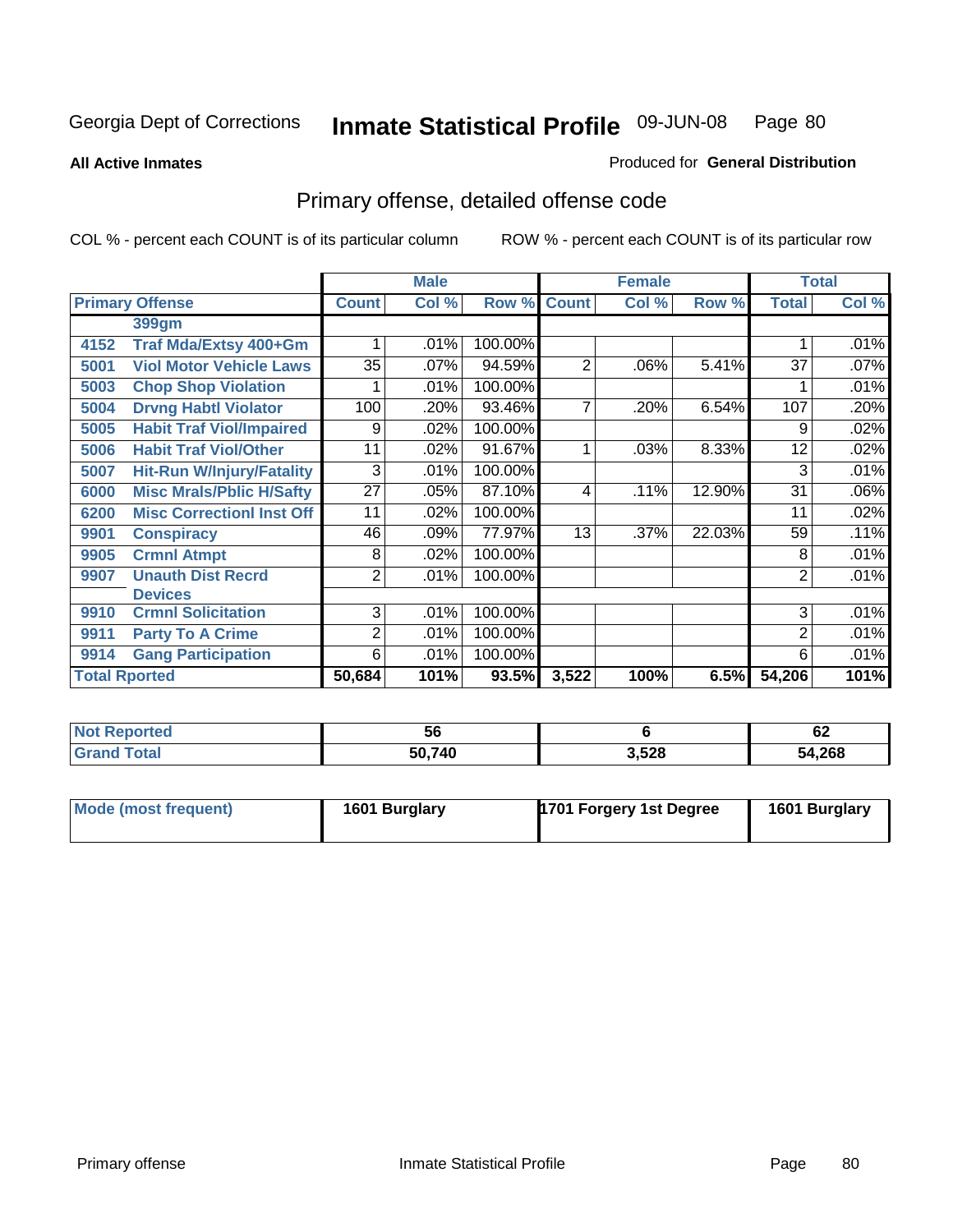Georgia Dept of Corrections **Inmate Statistical Profile** 09-JUN-08

**All Active Inmates**

Produced for **General Distribution**

## Primary offense, detailed offense code

COL % - percent each COUNT is of its particular column    ROW % - percent each COUNT is of its particular row

| | | Male | | | Female | | | Total | |
|---|---|---|---|---|---|---|---|---|---|
| **Primary Offense** | | **Count** | **Col %** | **Row %** | **Count** | **Col %** | **Row %** | **Total** | **Col %** |
| | **399gm** | | | | | | | | |
| **4152** | **Traf Mda/Extsy 400+Gm** | 1 | .01% | 100.00% | | | | 1 | .01% |
| **5001** | **Viol Motor Vehicle Laws** | 35 | .07% | 94.59% | 2 | .06% | 5.41% | 37 | .07% |
| **5003** | **Chop Shop Violation** | 1 | .01% | 100.00% | | | | 1 | .01% |
| **5004** | **Drvng Habtl Violator** | 100 | .20% | 93.46% | 7 | .20% | 6.54% | 107 | .20% |
| **5005** | **Habit Traf Viol/Impaired** | 9 | .02% | 100.00% | | | | 9 | .02% |
| **5006** | **Habit Traf Viol/Other** | 11 | .02% | 91.67% | 1 | .03% | 8.33% | 12 | .02% |
| **5007** | **Hit-Run W/Injury/Fatality** | 3 | .01% | 100.00% | | | | 3 | .01% |
| **6000** | **Misc Mrals/Pblic H/Safty** | 27 | .05% | 87.10% | 4 | .11% | 12.90% | 31 | .06% |
| **6200** | **Misc Correctionl Inst Off** | 11 | .02% | 100.00% | | | | 11 | .02% |
| **9901** | **Conspiracy** | 46 | .09% | 77.97% | 13 | .37% | 22.03% | 59 | .11% |
| **9905** | **Crmnl Atmpt** | 8 | .02% | 100.00% | | | | 8 | .01% |
| **9907** | **Unauth Dist Recrd Devices** | 2 | .01% | 100.00% | | | | 2 | .01% |
| **9910** | **Crmnl Solicitation** | 3 | .01% | 100.00% | | | | 3 | .01% |
| **9911** | **Party To A Crime** | 2 | .01% | 100.00% | | | | 2 | .01% |
| **9914** | **Gang Participation** | 6 | .01% | 100.00% | | | | 6 | .01% |
| **Total Rported** | | **50,684** | **101%** | **93.5%** | **3,522** | **100%** | **6.5%** | **54,206** | **101%** |

| | Male | Female | Total |
|---|---|---|---|
| **Not Reported** | **56** | **6** | **62** |
| **Grand Total** | **50,740** | **3,528** | **54,268** |

| | Male | Female | Total |
|---|---|---|---|
| **Mode (most frequent)** | **1601 Burglary** | **1701 Forgery 1st Degree** | **1601 Burglary** |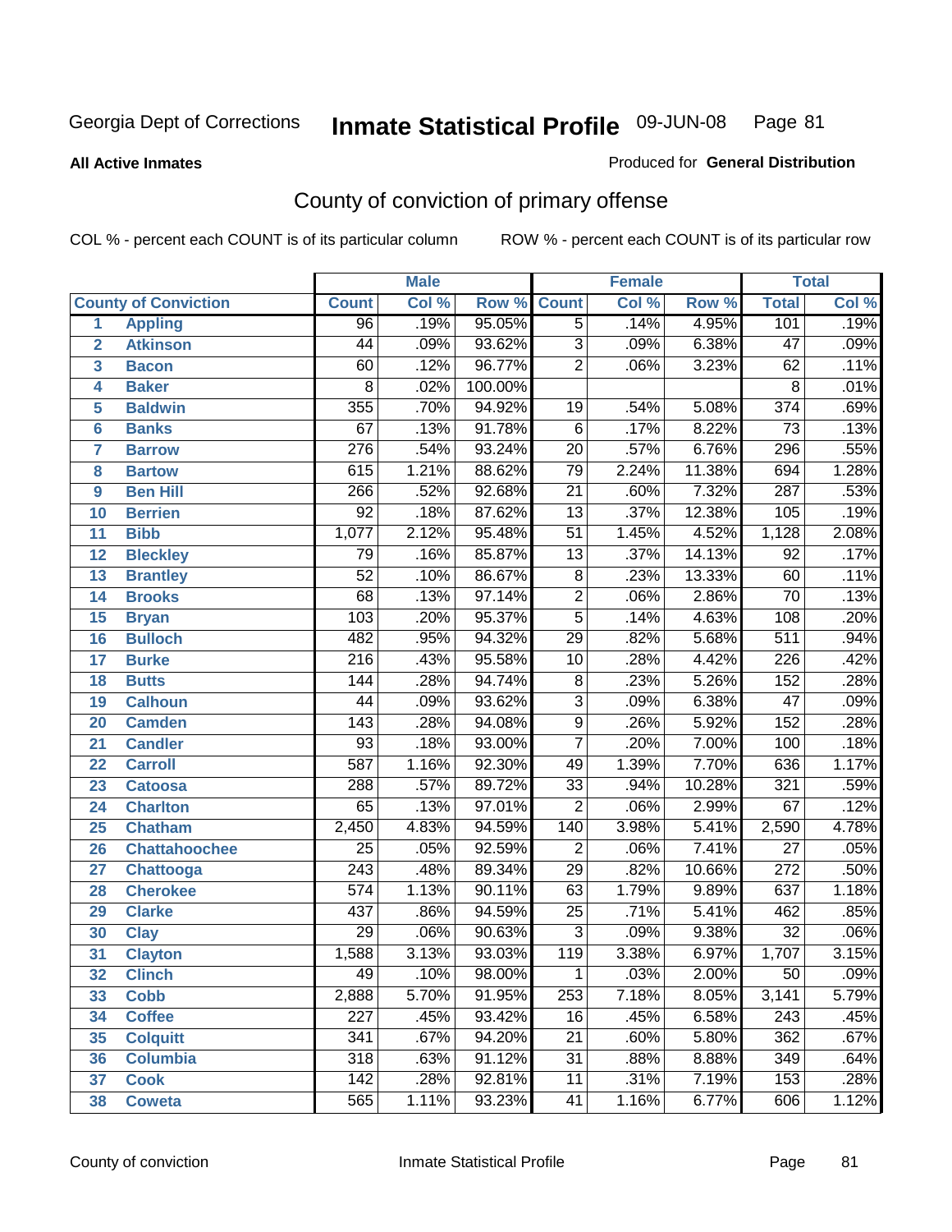Georgia Dept of Corrections **Inmate Statistical Profile** 09-JUN-08

**All Active Inmates**

Produced for **General Distribution**

## County of conviction of primary offense

COL % - percent each COUNT is of its particular column ROW % - percent each COUNT is of its particular row

| County of Conviction | | Male | | | Female | | | Total | |
|---|---|---|---|---|---|---|---|---|---|
| | | Count | Col % | Row % | Count | Col % | Row % | Total | Col % |
| 1 | Appling | 96 | .19% | 95.05% | 5 | .14% | 4.95% | 101 | .19% |
| 2 | Atkinson | 44 | .09% | 93.62% | 3 | .09% | 6.38% | 47 | .09% |
| 3 | Bacon | 60 | .12% | 96.77% | 2 | .06% | 3.23% | 62 | .11% |
| 4 | Baker | 8 | .02% | 100.00% | | | | 8 | .01% |
| 5 | Baldwin | 355 | .70% | 94.92% | 19 | .54% | 5.08% | 374 | .69% |
| 6 | Banks | 67 | .13% | 91.78% | 6 | .17% | 8.22% | 73 | .13% |
| 7 | Barrow | 276 | .54% | 93.24% | 20 | .57% | 6.76% | 296 | .55% |
| 8 | Bartow | 615 | 1.21% | 88.62% | 79 | 2.24% | 11.38% | 694 | 1.28% |
| 9 | Ben Hill | 266 | .52% | 92.68% | 21 | .60% | 7.32% | 287 | .53% |
| 10 | Berrien | 92 | .18% | 87.62% | 13 | .37% | 12.38% | 105 | .19% |
| 11 | Bibb | 1,077 | 2.12% | 95.48% | 51 | 1.45% | 4.52% | 1,128 | 2.08% |
| 12 | Bleckley | 79 | .16% | 85.87% | 13 | .37% | 14.13% | 92 | .17% |
| 13 | Brantley | 52 | .10% | 86.67% | 8 | .23% | 13.33% | 60 | .11% |
| 14 | Brooks | 68 | .13% | 97.14% | 2 | .06% | 2.86% | 70 | .13% |
| 15 | Bryan | 103 | .20% | 95.37% | 5 | .14% | 4.63% | 108 | .20% |
| 16 | Bulloch | 482 | .95% | 94.32% | 29 | .82% | 5.68% | 511 | .94% |
| 17 | Burke | 216 | .43% | 95.58% | 10 | .28% | 4.42% | 226 | .42% |
| 18 | Butts | 144 | .28% | 94.74% | 8 | .23% | 5.26% | 152 | .28% |
| 19 | Calhoun | 44 | .09% | 93.62% | 3 | .09% | 6.38% | 47 | .09% |
| 20 | Camden | 143 | .28% | 94.08% | 9 | .26% | 5.92% | 152 | .28% |
| 21 | Candler | 93 | .18% | 93.00% | 7 | .20% | 7.00% | 100 | .18% |
| 22 | Carroll | 587 | 1.16% | 92.30% | 49 | 1.39% | 7.70% | 636 | 1.17% |
| 23 | Catoosa | 288 | .57% | 89.72% | 33 | .94% | 10.28% | 321 | .59% |
| 24 | Charlton | 65 | .13% | 97.01% | 2 | .06% | 2.99% | 67 | .12% |
| 25 | Chatham | 2,450 | 4.83% | 94.59% | 140 | 3.98% | 5.41% | 2,590 | 4.78% |
| 26 | Chattahoochee | 25 | .05% | 92.59% | 2 | .06% | 7.41% | 27 | .05% |
| 27 | Chattooga | 243 | .48% | 89.34% | 29 | .82% | 10.66% | 272 | .50% |
| 28 | Cherokee | 574 | 1.13% | 90.11% | 63 | 1.79% | 9.89% | 637 | 1.18% |
| 29 | Clarke | 437 | .86% | 94.59% | 25 | .71% | 5.41% | 462 | .85% |
| 30 | Clay | 29 | .06% | 90.63% | 3 | .09% | 9.38% | 32 | .06% |
| 31 | Clayton | 1,588 | 3.13% | 93.03% | 119 | 3.38% | 6.97% | 1,707 | 3.15% |
| 32 | Clinch | 49 | .10% | 98.00% | 1 | .03% | 2.00% | 50 | .09% |
| 33 | Cobb | 2,888 | 5.70% | 91.95% | 253 | 7.18% | 8.05% | 3,141 | 5.79% |
| 34 | Coffee | 227 | .45% | 93.42% | 16 | .45% | 6.58% | 243 | .45% |
| 35 | Colquitt | 341 | .67% | 94.20% | 21 | .60% | 5.80% | 362 | .67% |
| 36 | Columbia | 318 | .63% | 91.12% | 31 | .88% | 8.88% | 349 | .64% |
| 37 | Cook | 142 | .28% | 92.81% | 11 | .31% | 7.19% | 153 | .28% |
| 38 | Coweta | 565 | 1.11% | 93.23% | 41 | 1.16% | 6.77% | 606 | 1.12% |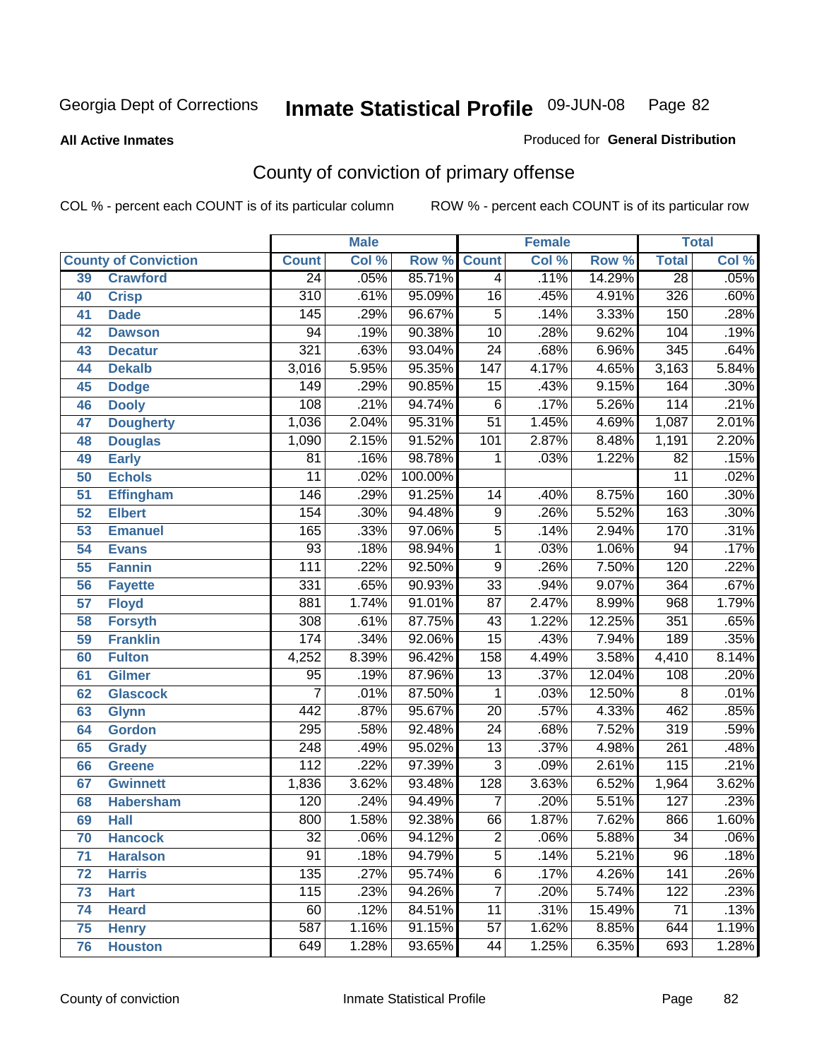Georgia Dept of Corrections

# Inmate Statistical Profile 09-JUN-08

**All Active Inmates**

Produced for **General Distribution**

## County of conviction of primary offense

COL % - percent each COUNT is of its particular column

ROW % - percent each COUNT is of its particular row

| | | Male | | | Female | | | Total | |
|---|---|---|---|---|---|---|---|---|---|
| **County of Conviction** | | **Count** | **Col %** | **Row %** | **Count** | **Col %** | **Row %** | **Total** | **Col %** |
| 39 | Crawford | 24 | .05% | 85.71% | 4 | .11% | 14.29% | 28 | .05% |
| 40 | Crisp | 310 | .61% | 95.09% | 16 | .45% | 4.91% | 326 | .60% |
| 41 | Dade | 145 | .29% | 96.67% | 5 | .14% | 3.33% | 150 | .28% |
| 42 | Dawson | 94 | .19% | 90.38% | 10 | .28% | 9.62% | 104 | .19% |
| 43 | Decatur | 321 | .63% | 93.04% | 24 | .68% | 6.96% | 345 | .64% |
| 44 | Dekalb | 3,016 | 5.95% | 95.35% | 147 | 4.17% | 4.65% | 3,163 | 5.84% |
| 45 | Dodge | 149 | .29% | 90.85% | 15 | .43% | 9.15% | 164 | .30% |
| 46 | Dooly | 108 | .21% | 94.74% | 6 | .17% | 5.26% | 114 | .21% |
| 47 | Dougherty | 1,036 | 2.04% | 95.31% | 51 | 1.45% | 4.69% | 1,087 | 2.01% |
| 48 | Douglas | 1,090 | 2.15% | 91.52% | 101 | 2.87% | 8.48% | 1,191 | 2.20% |
| 49 | Early | 81 | .16% | 98.78% | 1 | .03% | 1.22% | 82 | .15% |
| 50 | Echols | 11 | .02% | 100.00% | | | | 11 | .02% |
| 51 | Effingham | 146 | .29% | 91.25% | 14 | .40% | 8.75% | 160 | .30% |
| 52 | Elbert | 154 | .30% | 94.48% | 9 | .26% | 5.52% | 163 | .30% |
| 53 | Emanuel | 165 | .33% | 97.06% | 5 | .14% | 2.94% | 170 | .31% |
| 54 | Evans | 93 | .18% | 98.94% | 1 | .03% | 1.06% | 94 | .17% |
| 55 | Fannin | 111 | .22% | 92.50% | 9 | .26% | 7.50% | 120 | .22% |
| 56 | Fayette | 331 | .65% | 90.93% | 33 | .94% | 9.07% | 364 | .67% |
| 57 | Floyd | 881 | 1.74% | 91.01% | 87 | 2.47% | 8.99% | 968 | 1.79% |
| 58 | Forsyth | 308 | .61% | 87.75% | 43 | 1.22% | 12.25% | 351 | .65% |
| 59 | Franklin | 174 | .34% | 92.06% | 15 | .43% | 7.94% | 189 | .35% |
| 60 | Fulton | 4,252 | 8.39% | 96.42% | 158 | 4.49% | 3.58% | 4,410 | 8.14% |
| 61 | Gilmer | 95 | .19% | 87.96% | 13 | .37% | 12.04% | 108 | .20% |
| 62 | Glascock | 7 | .01% | 87.50% | 1 | .03% | 12.50% | 8 | .01% |
| 63 | Glynn | 442 | .87% | 95.67% | 20 | .57% | 4.33% | 462 | .85% |
| 64 | Gordon | 295 | .58% | 92.48% | 24 | .68% | 7.52% | 319 | .59% |
| 65 | Grady | 248 | .49% | 95.02% | 13 | .37% | 4.98% | 261 | .48% |
| 66 | Greene | 112 | .22% | 97.39% | 3 | .09% | 2.61% | 115 | .21% |
| 67 | Gwinnett | 1,836 | 3.62% | 93.48% | 128 | 3.63% | 6.52% | 1,964 | 3.62% |
| 68 | Habersham | 120 | .24% | 94.49% | 7 | .20% | 5.51% | 127 | .23% |
| 69 | Hall | 800 | 1.58% | 92.38% | 66 | 1.87% | 7.62% | 866 | 1.60% |
| 70 | Hancock | 32 | .06% | 94.12% | 2 | .06% | 5.88% | 34 | .06% |
| 71 | Haralson | 91 | .18% | 94.79% | 5 | .14% | 5.21% | 96 | .18% |
| 72 | Harris | 135 | .27% | 95.74% | 6 | .17% | 4.26% | 141 | .26% |
| 73 | Hart | 115 | .23% | 94.26% | 7 | .20% | 5.74% | 122 | .23% |
| 74 | Heard | 60 | .12% | 84.51% | 11 | .31% | 15.49% | 71 | .13% |
| 75 | Henry | 587 | 1.16% | 91.15% | 57 | 1.62% | 8.85% | 644 | 1.19% |
| 76 | Houston | 649 | 1.28% | 93.65% | 44 | 1.25% | 6.35% | 693 | 1.28% |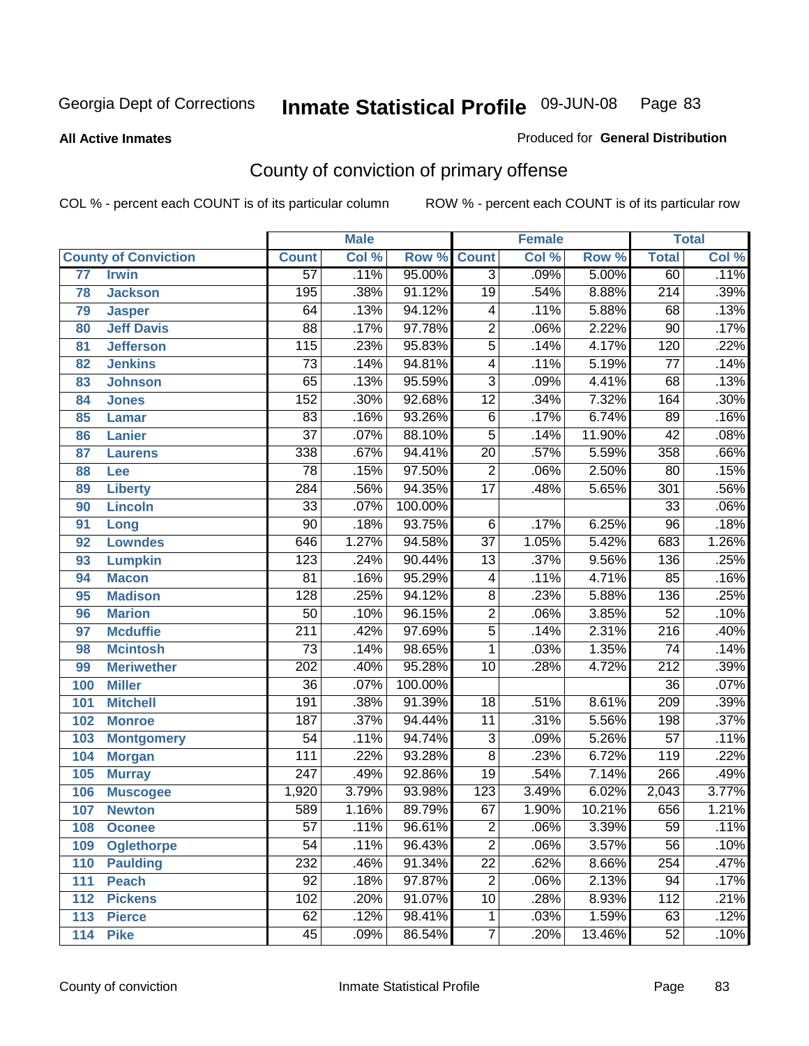Georgia Dept of Corrections **Inmate Statistical Profile** 09-JUN-08 Page 83

**All Active Inmates**

Produced for **General Distribution**

# County of conviction of primary offense

COL % - percent each COUNT is of its particular column ROW % - percent each COUNT is of its particular row

| County of Conviction | | Male | | | Female | | | Total | |
|---|---|---|---|---|---|---|---|---|---|
| | | Count | Col % | Row % | Count | Col % | Row % | Total | Col % |
| 77 | Irwin | 57 | .11% | 95.00% | 3 | .09% | 5.00% | 60 | .11% |
| 78 | Jackson | 195 | .38% | 91.12% | 19 | .54% | 8.88% | 214 | .39% |
| 79 | Jasper | 64 | .13% | 94.12% | 4 | .11% | 5.88% | 68 | .13% |
| 80 | Jeff Davis | 88 | .17% | 97.78% | 2 | .06% | 2.22% | 90 | .17% |
| 81 | Jefferson | 115 | .23% | 95.83% | 5 | .14% | 4.17% | 120 | .22% |
| 82 | Jenkins | 73 | .14% | 94.81% | 4 | .11% | 5.19% | 77 | .14% |
| 83 | Johnson | 65 | .13% | 95.59% | 3 | .09% | 4.41% | 68 | .13% |
| 84 | Jones | 152 | .30% | 92.68% | 12 | .34% | 7.32% | 164 | .30% |
| 85 | Lamar | 83 | .16% | 93.26% | 6 | .17% | 6.74% | 89 | .16% |
| 86 | Lanier | 37 | .07% | 88.10% | 5 | .14% | 11.90% | 42 | .08% |
| 87 | Laurens | 338 | .67% | 94.41% | 20 | .57% | 5.59% | 358 | .66% |
| 88 | Lee | 78 | .15% | 97.50% | 2 | .06% | 2.50% | 80 | .15% |
| 89 | Liberty | 284 | .56% | 94.35% | 17 | .48% | 5.65% | 301 | .56% |
| 90 | Lincoln | 33 | .07% | 100.00% | | | | 33 | .06% |
| 91 | Long | 90 | .18% | 93.75% | 6 | .17% | 6.25% | 96 | .18% |
| 92 | Lowndes | 646 | 1.27% | 94.58% | 37 | 1.05% | 5.42% | 683 | 1.26% |
| 93 | Lumpkin | 123 | .24% | 90.44% | 13 | .37% | 9.56% | 136 | .25% |
| 94 | Macon | 81 | .16% | 95.29% | 4 | .11% | 4.71% | 85 | .16% |
| 95 | Madison | 128 | .25% | 94.12% | 8 | .23% | 5.88% | 136 | .25% |
| 96 | Marion | 50 | .10% | 96.15% | 2 | .06% | 3.85% | 52 | .10% |
| 97 | Mcduffie | 211 | .42% | 97.69% | 5 | .14% | 2.31% | 216 | .40% |
| 98 | Mcintosh | 73 | .14% | 98.65% | 1 | .03% | 1.35% | 74 | .14% |
| 99 | Meriwether | 202 | .40% | 95.28% | 10 | .28% | 4.72% | 212 | .39% |
| 100 | Miller | 36 | .07% | 100.00% | | | | 36 | .07% |
| 101 | Mitchell | 191 | .38% | 91.39% | 18 | .51% | 8.61% | 209 | .39% |
| 102 | Monroe | 187 | .37% | 94.44% | 11 | .31% | 5.56% | 198 | .37% |
| 103 | Montgomery | 54 | .11% | 94.74% | 3 | .09% | 5.26% | 57 | .11% |
| 104 | Morgan | 111 | .22% | 93.28% | 8 | .23% | 6.72% | 119 | .22% |
| 105 | Murray | 247 | .49% | 92.86% | 19 | .54% | 7.14% | 266 | .49% |
| 106 | Muscogee | 1,920 | 3.79% | 93.98% | 123 | 3.49% | 6.02% | 2,043 | 3.77% |
| 107 | Newton | 589 | 1.16% | 89.79% | 67 | 1.90% | 10.21% | 656 | 1.21% |
| 108 | Oconee | 57 | .11% | 96.61% | 2 | .06% | 3.39% | 59 | .11% |
| 109 | Oglethorpe | 54 | .11% | 96.43% | 2 | .06% | 3.57% | 56 | .10% |
| 110 | Paulding | 232 | .46% | 91.34% | 22 | .62% | 8.66% | 254 | .47% |
| 111 | Peach | 92 | .18% | 97.87% | 2 | .06% | 2.13% | 94 | .17% |
| 112 | Pickens | 102 | .20% | 91.07% | 10 | .28% | 8.93% | 112 | .21% |
| 113 | Pierce | 62 | .12% | 98.41% | 1 | .03% | 1.59% | 63 | .12% |
| 114 | Pike | 45 | .09% | 86.54% | 7 | .20% | 13.46% | 52 | .10% |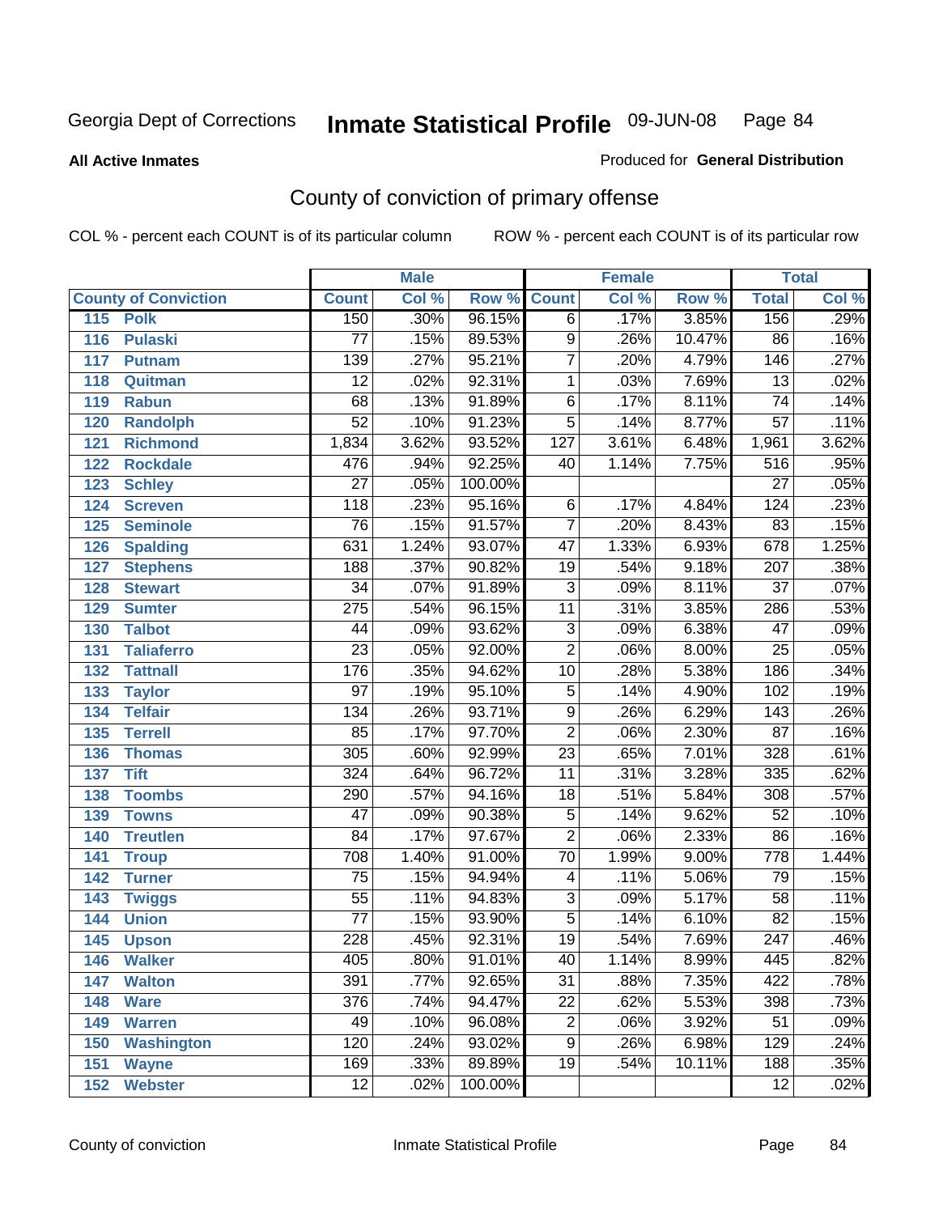# Georgia Dept of Corrections — Inmate Statistical Profile — 09-JUN-08

**All Active Inmates**

Produced for **General Distribution**

## County of conviction of primary offense

COL % - percent each COUNT is of its particular column    ROW % - percent each COUNT is of its particular row

| | | Male | | | Female | | | Total | |
|---|---|---|---|---|---|---|---|---|---|
| **County of Conviction** | | **Count** | **Col %** | **Row %** | **Count** | **Col %** | **Row %** | **Total** | **Col %** |
| 115 | Polk | 150 | .30% | 96.15% | 6 | .17% | 3.85% | 156 | .29% |
| 116 | Pulaski | 77 | .15% | 89.53% | 9 | .26% | 10.47% | 86 | .16% |
| 117 | Putnam | 139 | .27% | 95.21% | 7 | .20% | 4.79% | 146 | .27% |
| 118 | Quitman | 12 | .02% | 92.31% | 1 | .03% | 7.69% | 13 | .02% |
| 119 | Rabun | 68 | .13% | 91.89% | 6 | .17% | 8.11% | 74 | .14% |
| 120 | Randolph | 52 | .10% | 91.23% | 5 | .14% | 8.77% | 57 | .11% |
| 121 | Richmond | 1,834 | 3.62% | 93.52% | 127 | 3.61% | 6.48% | 1,961 | 3.62% |
| 122 | Rockdale | 476 | .94% | 92.25% | 40 | 1.14% | 7.75% | 516 | .95% |
| 123 | Schley | 27 | .05% | 100.00% | | | | 27 | .05% |
| 124 | Screven | 118 | .23% | 95.16% | 6 | .17% | 4.84% | 124 | .23% |
| 125 | Seminole | 76 | .15% | 91.57% | 7 | .20% | 8.43% | 83 | .15% |
| 126 | Spalding | 631 | 1.24% | 93.07% | 47 | 1.33% | 6.93% | 678 | 1.25% |
| 127 | Stephens | 188 | .37% | 90.82% | 19 | .54% | 9.18% | 207 | .38% |
| 128 | Stewart | 34 | .07% | 91.89% | 3 | .09% | 8.11% | 37 | .07% |
| 129 | Sumter | 275 | .54% | 96.15% | 11 | .31% | 3.85% | 286 | .53% |
| 130 | Talbot | 44 | .09% | 93.62% | 3 | .09% | 6.38% | 47 | .09% |
| 131 | Taliaferro | 23 | .05% | 92.00% | 2 | .06% | 8.00% | 25 | .05% |
| 132 | Tattnall | 176 | .35% | 94.62% | 10 | .28% | 5.38% | 186 | .34% |
| 133 | Taylor | 97 | .19% | 95.10% | 5 | .14% | 4.90% | 102 | .19% |
| 134 | Telfair | 134 | .26% | 93.71% | 9 | .26% | 6.29% | 143 | .26% |
| 135 | Terrell | 85 | .17% | 97.70% | 2 | .06% | 2.30% | 87 | .16% |
| 136 | Thomas | 305 | .60% | 92.99% | 23 | .65% | 7.01% | 328 | .61% |
| 137 | Tift | 324 | .64% | 96.72% | 11 | .31% | 3.28% | 335 | .62% |
| 138 | Toombs | 290 | .57% | 94.16% | 18 | .51% | 5.84% | 308 | .57% |
| 139 | Towns | 47 | .09% | 90.38% | 5 | .14% | 9.62% | 52 | .10% |
| 140 | Treutlen | 84 | .17% | 97.67% | 2 | .06% | 2.33% | 86 | .16% |
| 141 | Troup | 708 | 1.40% | 91.00% | 70 | 1.99% | 9.00% | 778 | 1.44% |
| 142 | Turner | 75 | .15% | 94.94% | 4 | .11% | 5.06% | 79 | .15% |
| 143 | Twiggs | 55 | .11% | 94.83% | 3 | .09% | 5.17% | 58 | .11% |
| 144 | Union | 77 | .15% | 93.90% | 5 | .14% | 6.10% | 82 | .15% |
| 145 | Upson | 228 | .45% | 92.31% | 19 | .54% | 7.69% | 247 | .46% |
| 146 | Walker | 405 | .80% | 91.01% | 40 | 1.14% | 8.99% | 445 | .82% |
| 147 | Walton | 391 | .77% | 92.65% | 31 | .88% | 7.35% | 422 | .78% |
| 148 | Ware | 376 | .74% | 94.47% | 22 | .62% | 5.53% | 398 | .73% |
| 149 | Warren | 49 | .10% | 96.08% | 2 | .06% | 3.92% | 51 | .09% |
| 150 | Washington | 120 | .24% | 93.02% | 9 | .26% | 6.98% | 129 | .24% |
| 151 | Wayne | 169 | .33% | 89.89% | 19 | .54% | 10.11% | 188 | .35% |
| 152 | Webster | 12 | .02% | 100.00% | | | | 12 | .02% |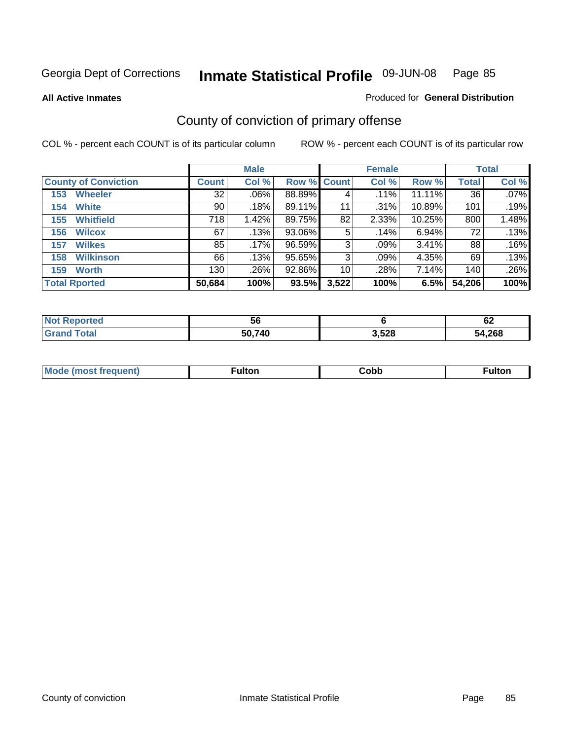Georgia Dept of Corrections **Inmate Statistical Profile** 09-JUN-08 Page 85

**All Active Inmates**

Produced for **General Distribution**

## County of conviction of primary offense

COL % - percent each COUNT is of its particular column

ROW % - percent each COUNT is of its particular row

| County of Conviction | Male | | | Female | | | Total | |
|---|---|---|---|---|---|---|---|---|
| | Count | Col % | Row % | Count | Col % | Row % | Total | Col % |
| 153 Wheeler | 32 | .06% | 88.89% | 4 | .11% | 11.11% | 36 | .07% |
| 154 White | 90 | .18% | 89.11% | 11 | .31% | 10.89% | 101 | .19% |
| 155 Whitfield | 718 | 1.42% | 89.75% | 82 | 2.33% | 10.25% | 800 | 1.48% |
| 156 Wilcox | 67 | .13% | 93.06% | 5 | .14% | 6.94% | 72 | .13% |
| 157 Wilkes | 85 | .17% | 96.59% | 3 | .09% | 3.41% | 88 | .16% |
| 158 Wilkinson | 66 | .13% | 95.65% | 3 | .09% | 4.35% | 69 | .13% |
| 159 Worth | 130 | .26% | 92.86% | 10 | .28% | 7.14% | 140 | .26% |
| **Total Rported** | **50,684** | **100%** | **93.5%** | **3,522** | **100%** | **6.5%** | **54,206** | **100%** |

| | Male | Female | Total |
|---|---|---|---|
| Not Reported | 56 | 6 | 62 |
| Grand Total | 50,740 | 3,528 | 54,268 |

| | Male | Female | Total |
|---|---|---|---|
| Mode (most frequent) | Fulton | Cobb | Fulton |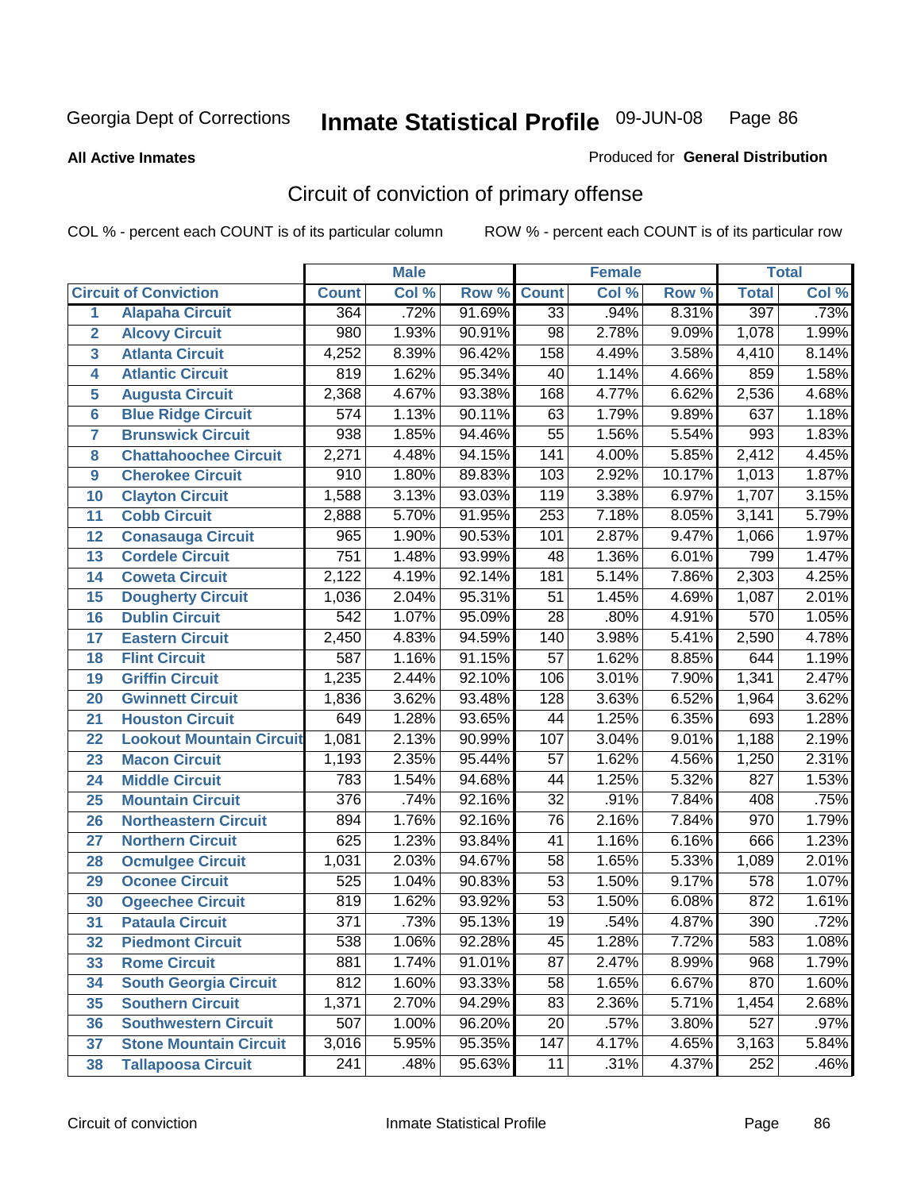# Inmate Statistical Profile

**All Active Inmates**

Produced for **General Distribution**

## Circuit of conviction of primary offense

COL % - percent each COUNT is of its particular column

ROW % - percent each COUNT is of its particular row

| Circuit of Conviction | | Male | | | Female | | | Total | |
|---|---|---|---|---|---|---|---|---|---|
| | | Count | Col % | Row % | Count | Col % | Row % | Total | Col % |
| 1 | Alapaha Circuit | 364 | .72% | 91.69% | 33 | .94% | 8.31% | 397 | .73% |
| 2 | Alcovy Circuit | 980 | 1.93% | 90.91% | 98 | 2.78% | 9.09% | 1,078 | 1.99% |
| 3 | Atlanta Circuit | 4,252 | 8.39% | 96.42% | 158 | 4.49% | 3.58% | 4,410 | 8.14% |
| 4 | Atlantic Circuit | 819 | 1.62% | 95.34% | 40 | 1.14% | 4.66% | 859 | 1.58% |
| 5 | Augusta Circuit | 2,368 | 4.67% | 93.38% | 168 | 4.77% | 6.62% | 2,536 | 4.68% |
| 6 | Blue Ridge Circuit | 574 | 1.13% | 90.11% | 63 | 1.79% | 9.89% | 637 | 1.18% |
| 7 | Brunswick Circuit | 938 | 1.85% | 94.46% | 55 | 1.56% | 5.54% | 993 | 1.83% |
| 8 | Chattahoochee Circuit | 2,271 | 4.48% | 94.15% | 141 | 4.00% | 5.85% | 2,412 | 4.45% |
| 9 | Cherokee Circuit | 910 | 1.80% | 89.83% | 103 | 2.92% | 10.17% | 1,013 | 1.87% |
| 10 | Clayton Circuit | 1,588 | 3.13% | 93.03% | 119 | 3.38% | 6.97% | 1,707 | 3.15% |
| 11 | Cobb Circuit | 2,888 | 5.70% | 91.95% | 253 | 7.18% | 8.05% | 3,141 | 5.79% |
| 12 | Conasauga Circuit | 965 | 1.90% | 90.53% | 101 | 2.87% | 9.47% | 1,066 | 1.97% |
| 13 | Cordele Circuit | 751 | 1.48% | 93.99% | 48 | 1.36% | 6.01% | 799 | 1.47% |
| 14 | Coweta Circuit | 2,122 | 4.19% | 92.14% | 181 | 5.14% | 7.86% | 2,303 | 4.25% |
| 15 | Dougherty Circuit | 1,036 | 2.04% | 95.31% | 51 | 1.45% | 4.69% | 1,087 | 2.01% |
| 16 | Dublin Circuit | 542 | 1.07% | 95.09% | 28 | .80% | 4.91% | 570 | 1.05% |
| 17 | Eastern Circuit | 2,450 | 4.83% | 94.59% | 140 | 3.98% | 5.41% | 2,590 | 4.78% |
| 18 | Flint Circuit | 587 | 1.16% | 91.15% | 57 | 1.62% | 8.85% | 644 | 1.19% |
| 19 | Griffin Circuit | 1,235 | 2.44% | 92.10% | 106 | 3.01% | 7.90% | 1,341 | 2.47% |
| 20 | Gwinnett Circuit | 1,836 | 3.62% | 93.48% | 128 | 3.63% | 6.52% | 1,964 | 3.62% |
| 21 | Houston Circuit | 649 | 1.28% | 93.65% | 44 | 1.25% | 6.35% | 693 | 1.28% |
| 22 | Lookout Mountain Circuit | 1,081 | 2.13% | 90.99% | 107 | 3.04% | 9.01% | 1,188 | 2.19% |
| 23 | Macon Circuit | 1,193 | 2.35% | 95.44% | 57 | 1.62% | 4.56% | 1,250 | 2.31% |
| 24 | Middle Circuit | 783 | 1.54% | 94.68% | 44 | 1.25% | 5.32% | 827 | 1.53% |
| 25 | Mountain Circuit | 376 | .74% | 92.16% | 32 | .91% | 7.84% | 408 | .75% |
| 26 | Northeastern Circuit | 894 | 1.76% | 92.16% | 76 | 2.16% | 7.84% | 970 | 1.79% |
| 27 | Northern Circuit | 625 | 1.23% | 93.84% | 41 | 1.16% | 6.16% | 666 | 1.23% |
| 28 | Ocmulgee Circuit | 1,031 | 2.03% | 94.67% | 58 | 1.65% | 5.33% | 1,089 | 2.01% |
| 29 | Oconee Circuit | 525 | 1.04% | 90.83% | 53 | 1.50% | 9.17% | 578 | 1.07% |
| 30 | Ogeechee Circuit | 819 | 1.62% | 93.92% | 53 | 1.50% | 6.08% | 872 | 1.61% |
| 31 | Pataula Circuit | 371 | .73% | 95.13% | 19 | .54% | 4.87% | 390 | .72% |
| 32 | Piedmont Circuit | 538 | 1.06% | 92.28% | 45 | 1.28% | 7.72% | 583 | 1.08% |
| 33 | Rome Circuit | 881 | 1.74% | 91.01% | 87 | 2.47% | 8.99% | 968 | 1.79% |
| 34 | South Georgia Circuit | 812 | 1.60% | 93.33% | 58 | 1.65% | 6.67% | 870 | 1.60% |
| 35 | Southern Circuit | 1,371 | 2.70% | 94.29% | 83 | 2.36% | 5.71% | 1,454 | 2.68% |
| 36 | Southwestern Circuit | 507 | 1.00% | 96.20% | 20 | .57% | 3.80% | 527 | .97% |
| 37 | Stone Mountain Circuit | 3,016 | 5.95% | 95.35% | 147 | 4.17% | 4.65% | 3,163 | 5.84% |
| 38 | Tallapoosa Circuit | 241 | .48% | 95.63% | 11 | .31% | 4.37% | 252 | .46% |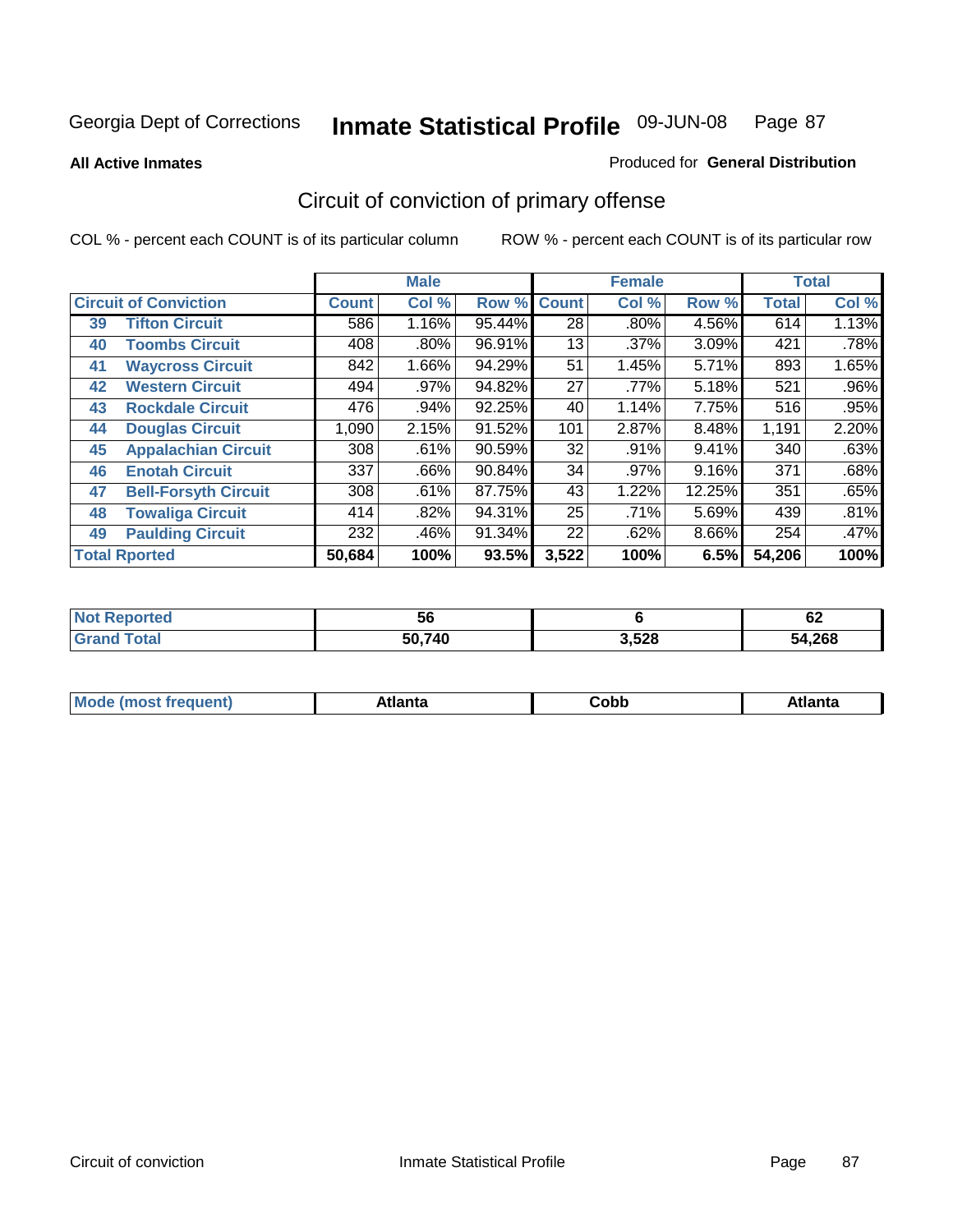Georgia Dept of Corrections **Inmate Statistical Profile** 09-JUN-08

**All Active Inmates**

Produced for **General Distribution**

## Circuit of conviction of primary offense

COL % - percent each COUNT is of its particular column ROW % - percent each COUNT is of its particular row

| Circuit of Conviction | | Male | | | Female | | | Total | |
|---|---|---|---|---|---|---|---|---|---|
| | | Count | Col % | Row % | Count | Col % | Row % | Total | Col % |
| 39 | Tifton Circuit | 586 | 1.16% | 95.44% | 28 | .80% | 4.56% | 614 | 1.13% |
| 40 | Toombs Circuit | 408 | .80% | 96.91% | 13 | .37% | 3.09% | 421 | .78% |
| 41 | Waycross Circuit | 842 | 1.66% | 94.29% | 51 | 1.45% | 5.71% | 893 | 1.65% |
| 42 | Western Circuit | 494 | .97% | 94.82% | 27 | .77% | 5.18% | 521 | .96% |
| 43 | Rockdale Circuit | 476 | .94% | 92.25% | 40 | 1.14% | 7.75% | 516 | .95% |
| 44 | Douglas Circuit | 1,090 | 2.15% | 91.52% | 101 | 2.87% | 8.48% | 1,191 | 2.20% |
| 45 | Appalachian Circuit | 308 | .61% | 90.59% | 32 | .91% | 9.41% | 340 | .63% |
| 46 | Enotah Circuit | 337 | .66% | 90.84% | 34 | .97% | 9.16% | 371 | .68% |
| 47 | Bell-Forsyth Circuit | 308 | .61% | 87.75% | 43 | 1.22% | 12.25% | 351 | .65% |
| 48 | Towaliga Circuit | 414 | .82% | 94.31% | 25 | .71% | 5.69% | 439 | .81% |
| 49 | Paulding Circuit | 232 | .46% | 91.34% | 22 | .62% | 8.66% | 254 | .47% |
| Total Rported | | 50,684 | 100% | 93.5% | 3,522 | 100% | 6.5% | 54,206 | 100% |

| | Male | Female | Total |
|---|---|---|---|
| Not Reported | 56 | 6 | 62 |
| Grand Total | 50,740 | 3,528 | 54,268 |

| | Male | Female | Total |
|---|---|---|---|
| Mode (most frequent) | Atlanta | Cobb | Atlanta |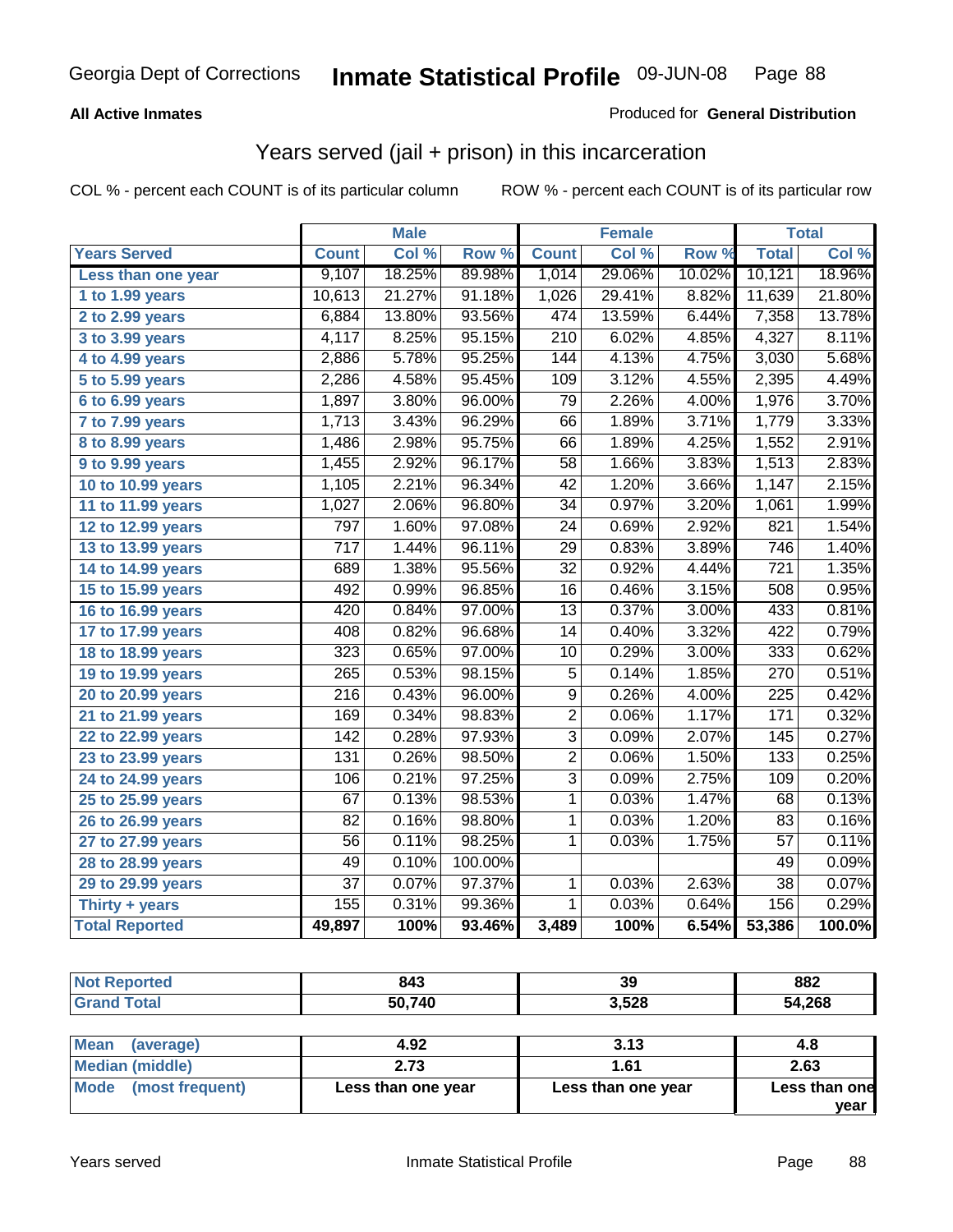Georgia Dept of Corrections **Inmate Statistical Profile** 09-JUN-08

**All Active Inmates** Produced for **General Distribution**

## Years served (jail + prison) in this incarceration

COL % - percent each COUNT is of its particular column ROW % - percent each COUNT is of its particular row

| | Male | | | Female | | | Total | |
|---|---|---|---|---|---|---|---|---|
| Years Served | Count | Col % | Row % | Count | Col % | Row % | Total | Col % |
| Less than one year | 9,107 | 18.25% | 89.98% | 1,014 | 29.06% | 10.02% | 10,121 | 18.96% |
| 1 to 1.99 years | 10,613 | 21.27% | 91.18% | 1,026 | 29.41% | 8.82% | 11,639 | 21.80% |
| 2 to 2.99 years | 6,884 | 13.80% | 93.56% | 474 | 13.59% | 6.44% | 7,358 | 13.78% |
| 3 to 3.99 years | 4,117 | 8.25% | 95.15% | 210 | 6.02% | 4.85% | 4,327 | 8.11% |
| 4 to 4.99 years | 2,886 | 5.78% | 95.25% | 144 | 4.13% | 4.75% | 3,030 | 5.68% |
| 5 to 5.99 years | 2,286 | 4.58% | 95.45% | 109 | 3.12% | 4.55% | 2,395 | 4.49% |
| 6 to 6.99 years | 1,897 | 3.80% | 96.00% | 79 | 2.26% | 4.00% | 1,976 | 3.70% |
| 7 to 7.99 years | 1,713 | 3.43% | 96.29% | 66 | 1.89% | 3.71% | 1,779 | 3.33% |
| 8 to 8.99 years | 1,486 | 2.98% | 95.75% | 66 | 1.89% | 4.25% | 1,552 | 2.91% |
| 9 to 9.99 years | 1,455 | 2.92% | 96.17% | 58 | 1.66% | 3.83% | 1,513 | 2.83% |
| 10 to 10.99 years | 1,105 | 2.21% | 96.34% | 42 | 1.20% | 3.66% | 1,147 | 2.15% |
| 11 to 11.99 years | 1,027 | 2.06% | 96.80% | 34 | 0.97% | 3.20% | 1,061 | 1.99% |
| 12 to 12.99 years | 797 | 1.60% | 97.08% | 24 | 0.69% | 2.92% | 821 | 1.54% |
| 13 to 13.99 years | 717 | 1.44% | 96.11% | 29 | 0.83% | 3.89% | 746 | 1.40% |
| 14 to 14.99 years | 689 | 1.38% | 95.56% | 32 | 0.92% | 4.44% | 721 | 1.35% |
| 15 to 15.99 years | 492 | 0.99% | 96.85% | 16 | 0.46% | 3.15% | 508 | 0.95% |
| 16 to 16.99 years | 420 | 0.84% | 97.00% | 13 | 0.37% | 3.00% | 433 | 0.81% |
| 17 to 17.99 years | 408 | 0.82% | 96.68% | 14 | 0.40% | 3.32% | 422 | 0.79% |
| 18 to 18.99 years | 323 | 0.65% | 97.00% | 10 | 0.29% | 3.00% | 333 | 0.62% |
| 19 to 19.99 years | 265 | 0.53% | 98.15% | 5 | 0.14% | 1.85% | 270 | 0.51% |
| 20 to 20.99 years | 216 | 0.43% | 96.00% | 9 | 0.26% | 4.00% | 225 | 0.42% |
| 21 to 21.99 years | 169 | 0.34% | 98.83% | 2 | 0.06% | 1.17% | 171 | 0.32% |
| 22 to 22.99 years | 142 | 0.28% | 97.93% | 3 | 0.09% | 2.07% | 145 | 0.27% |
| 23 to 23.99 years | 131 | 0.26% | 98.50% | 2 | 0.06% | 1.50% | 133 | 0.25% |
| 24 to 24.99 years | 106 | 0.21% | 97.25% | 3 | 0.09% | 2.75% | 109 | 0.20% |
| 25 to 25.99 years | 67 | 0.13% | 98.53% | 1 | 0.03% | 1.47% | 68 | 0.13% |
| 26 to 26.99 years | 82 | 0.16% | 98.80% | 1 | 0.03% | 1.20% | 83 | 0.16% |
| 27 to 27.99 years | 56 | 0.11% | 98.25% | 1 | 0.03% | 1.75% | 57 | 0.11% |
| 28 to 28.99 years | 49 | 0.10% | 100.00% | | | | 49 | 0.09% |
| 29 to 29.99 years | 37 | 0.07% | 97.37% | 1 | 0.03% | 2.63% | 38 | 0.07% |
| Thirty + years | 155 | 0.31% | 99.36% | 1 | 0.03% | 0.64% | 156 | 0.29% |
| **Total Reported** | **49,897** | **100%** | **93.46%** | **3,489** | **100%** | **6.54%** | **53,386** | **100.0%** |

| | Male | Female | Total |
|---|---|---|---|
| Not Reported | 843 | 39 | 882 |
| Grand Total | 50,740 | 3,528 | 54,268 |

| | Male | Female | Total |
|---|---|---|---|
| Mean (average) | 4.92 | 3.13 | 4.8 |
| Median (middle) | 2.73 | 1.61 | 2.63 |
| Mode (most frequent) | Less than one year | Less than one year | Less than one year |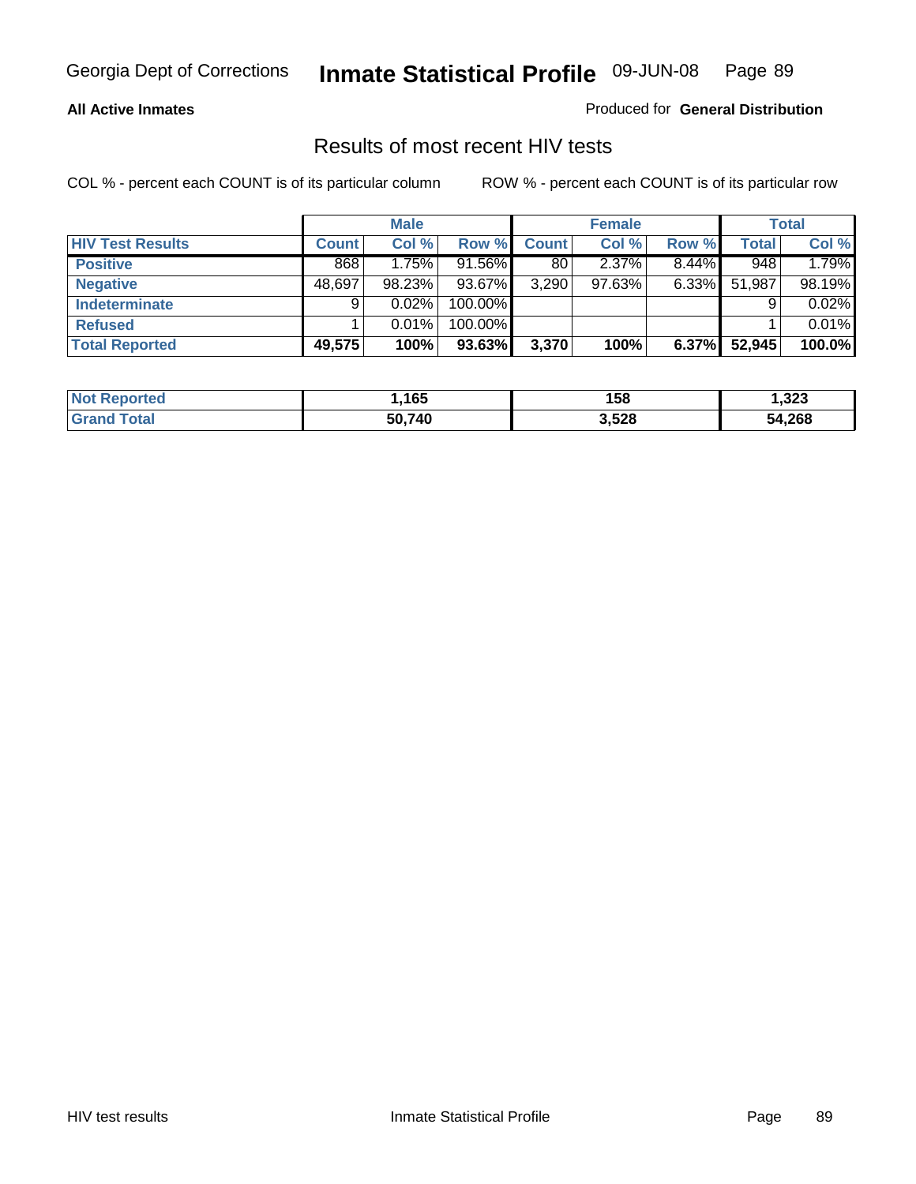Georgia Dept of Corrections **Inmate Statistical Profile** 09-JUN-08

**All Active Inmates**

Produced for **General Distribution**

## Results of most recent HIV tests

COL % - percent each COUNT is of its particular column ROW % - percent each COUNT is of its particular row

| | Male | | | Female | | | Total | |
|---|---|---|---|---|---|---|---|---|
| **HIV Test Results** | **Count** | **Col %** | **Row %** | **Count** | **Col %** | **Row %** | **Total** | **Col %** |
| **Positive** | 868 | 1.75% | 91.56% | 80 | 2.37% | 8.44% | 948 | 1.79% |
| **Negative** | 48,697 | 98.23% | 93.67% | 3,290 | 97.63% | 6.33% | 51,987 | 98.19% |
| **Indeterminate** | 9 | 0.02% | 100.00% | | | | 9 | 0.02% |
| **Refused** | 1 | 0.01% | 100.00% | | | | 1 | 0.01% |
| **Total Reported** | **49,575** | **100%** | **93.63%** | **3,370** | **100%** | **6.37%** | **52,945** | **100.0%** |

| | Male | Female | Total |
|---|---|---|---|
| **Not Reported** | **1,165** | **158** | **1,323** |
| **Grand Total** | **50,740** | **3,528** | **54,268** |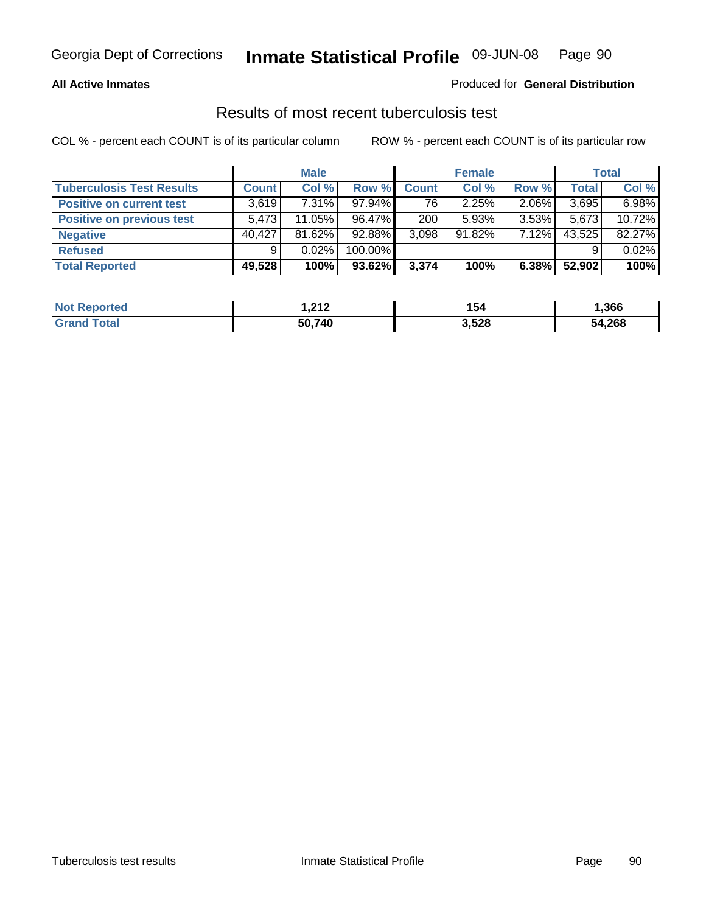**All Active Inmates**

Produced for **General Distribution**

## Results of most recent tuberculosis test

COL % - percent each COUNT is of its particular column

ROW % - percent each COUNT is of its particular row

| | Male | | | Female | | | Total | |
|---|---|---|---|---|---|---|---|---|
| **Tuberculosis Test Results** | **Count** | **Col %** | **Row %** | **Count** | **Col %** | **Row %** | **Total** | **Col %** |
| **Positive on current test** | 3,619 | 7.31% | 97.94% | 76 | 2.25% | 2.06% | 3,695 | 6.98% |
| **Positive on previous test** | 5,473 | 11.05% | 96.47% | 200 | 5.93% | 3.53% | 5,673 | 10.72% |
| **Negative** | 40,427 | 81.62% | 92.88% | 3,098 | 91.82% | 7.12% | 43,525 | 82.27% |
| **Refused** | 9 | 0.02% | 100.00% | | | | 9 | 0.02% |
| **Total Reported** | **49,528** | **100%** | **93.62%** | **3,374** | **100%** | **6.38%** | **52,902** | **100%** |

| | Male | Female | Total |
|---|---|---|---|
| **Not Reported** | **1,212** | **154** | **1,366** |
| **Grand Total** | **50,740** | **3,528** | **54,268** |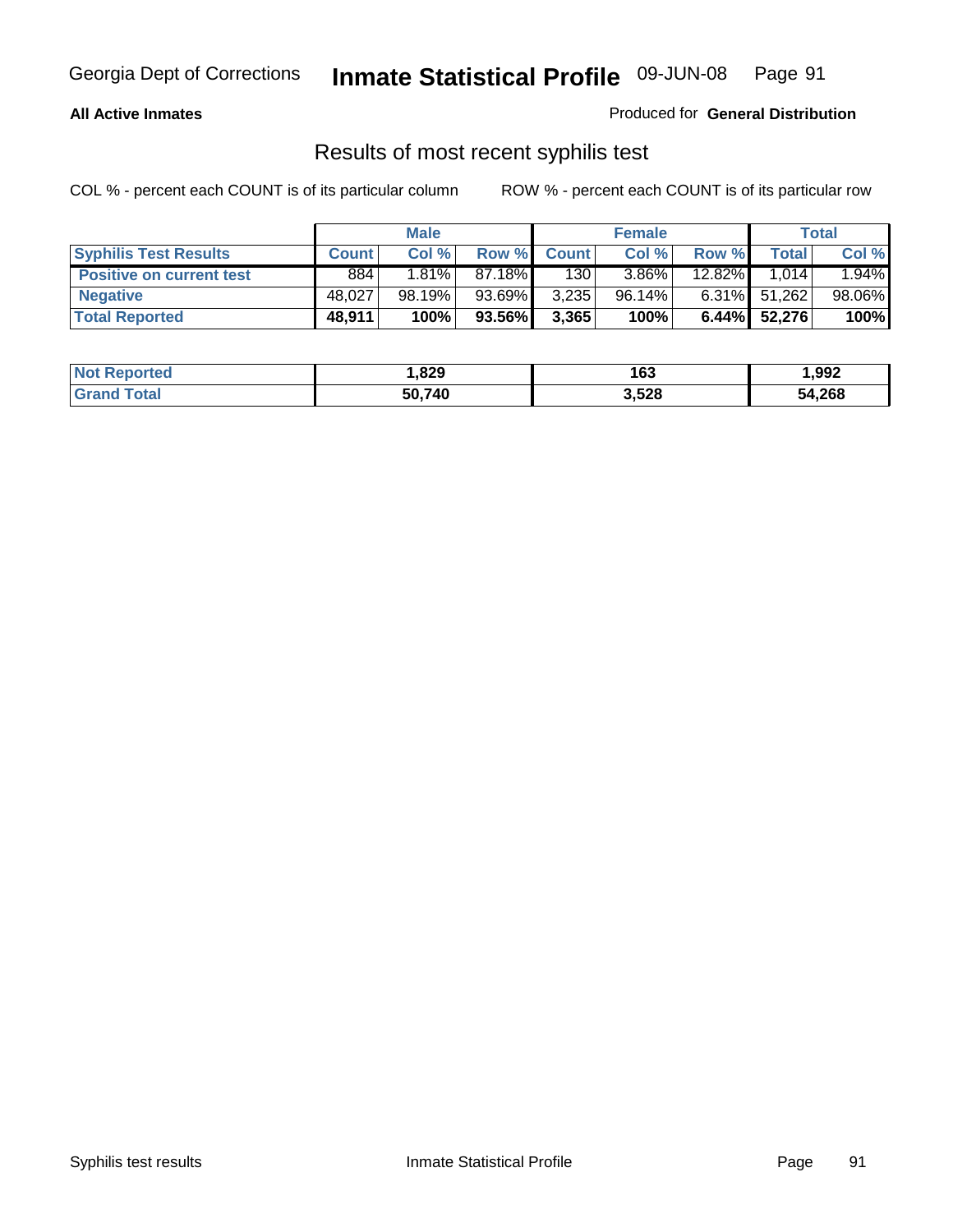**All Active Inmates**

Produced for **General Distribution**

## Results of most recent syphilis test

COL % - percent each COUNT is of its particular column

ROW % - percent each COUNT is of its particular row

| | Male | | | Female | | | Total | |
|---|---|---|---|---|---|---|---|---|
| **Syphilis Test Results** | **Count** | **Col %** | **Row %** | **Count** | **Col %** | **Row %** | **Total** | **Col %** |
| **Positive on current test** | 884 | 1.81% | 87.18% | 130 | 3.86% | 12.82% | 1,014 | 1.94% |
| **Negative** | 48,027 | 98.19% | 93.69% | 3,235 | 96.14% | 6.31% | 51,262 | 98.06% |
| **Total Reported** | **48,911** | **100%** | **93.56%** | **3,365** | **100%** | **6.44%** | **52,276** | **100%** |

| | Male | Female | Total |
|---|---|---|---|
| **Not Reported** | **1,829** | **163** | **1,992** |
| **Grand Total** | **50,740** | **3,528** | **54,268** |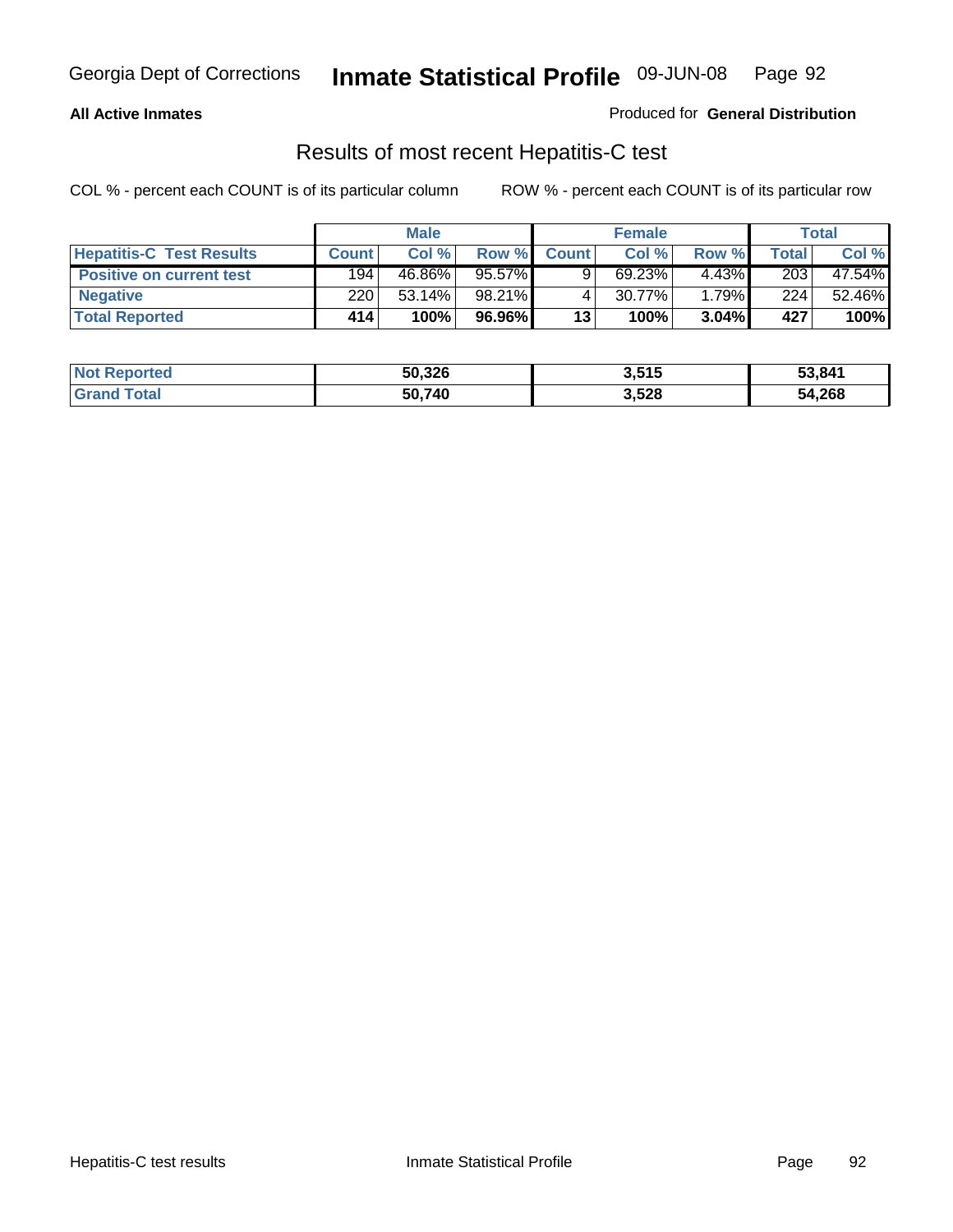**All Active Inmates**

Produced for **General Distribution**

## Results of most recent Hepatitis-C test

COL % - percent each COUNT is of its particular column

ROW % - percent each COUNT is of its particular row

| | Male | | | Female | | | Total | |
|---|---|---|---|---|---|---|---|---|
| **Hepatitis-C Test Results** | **Count** | **Col %** | **Row %** | **Count** | **Col %** | **Row %** | **Total** | **Col %** |
| **Positive on current test** | 194 | 46.86% | 95.57% | 9 | 69.23% | 4.43% | 203 | 47.54% |
| **Negative** | 220 | 53.14% | 98.21% | 4 | 30.77% | 1.79% | 224 | 52.46% |
| **Total Reported** | **414** | **100%** | **96.96%** | **13** | **100%** | **3.04%** | **427** | **100%** |

| | Male | Female | Total |
|---|---|---|---|
| **Not Reported** | **50,326** | **3,515** | **53,841** |
| **Grand Total** | **50,740** | **3,528** | **54,268** |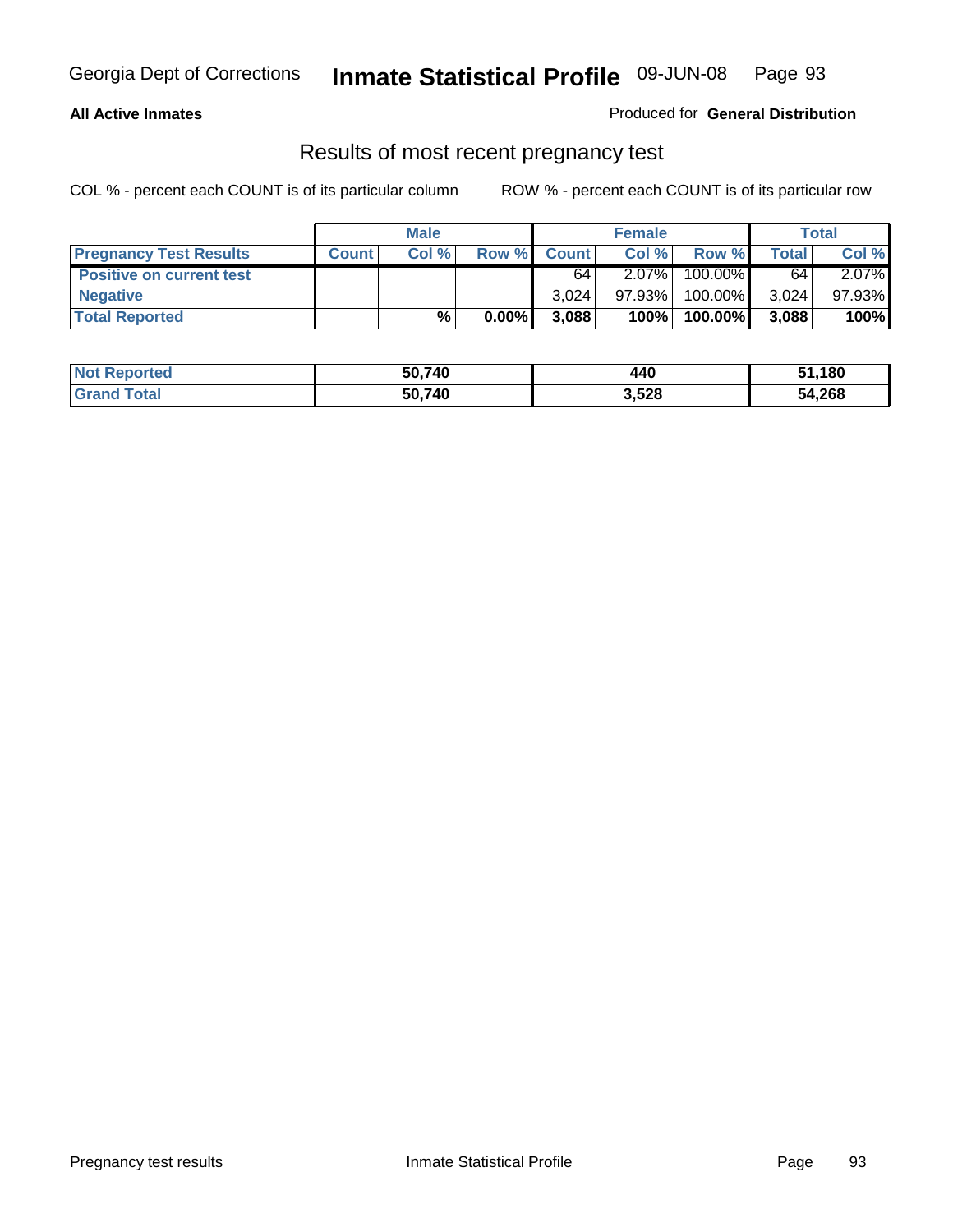Georgia Dept of Corrections **Inmate Statistical Profile** 09-JUN-08

**All Active Inmates**

Produced for **General Distribution**

## Results of most recent pregnancy test

COL % - percent each COUNT is of its particular column    ROW % - percent each COUNT is of its particular row

| | Male | | | Female | | | Total | |
|---|---|---|---|---|---|---|---|---|
| **Pregnancy Test Results** | **Count** | **Col %** | **Row %** | **Count** | **Col %** | **Row %** | **Total** | **Col %** |
| **Positive on current test** | | | | 64 | 2.07% | 100.00% | 64 | 2.07% |
| **Negative** | | | | 3,024 | 97.93% | 100.00% | 3,024 | 97.93% |
| **Total Reported** | | **%** | **0.00%** | **3,088** | **100%** | **100.00%** | **3,088** | **100%** |

| | Male | Female | Total |
|---|---|---|---|
| **Not Reported** | **50,740** | **440** | **51,180** |
| **Grand Total** | **50,740** | **3,528** | **54,268** |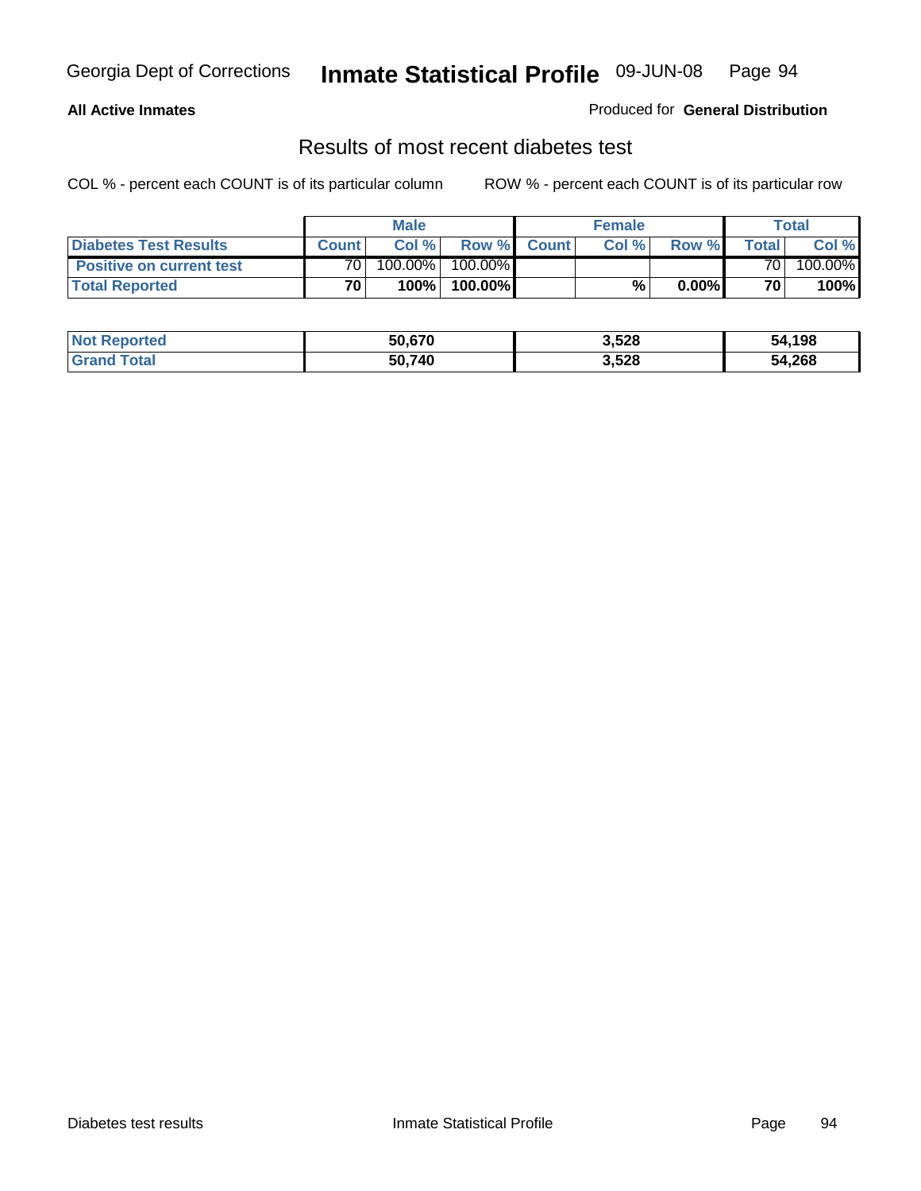**All Active Inmates**

Produced for **General Distribution**

## Results of most recent diabetes test

COL % - percent each COUNT is of its particular column

ROW % - percent each COUNT is of its particular row

| | Male | | | Female | | | Total | |
|---|---|---|---|---|---|---|---|---|
| **Diabetes Test Results** | **Count** | **Col %** | **Row %** | **Count** | **Col %** | **Row %** | **Total** | **Col %** |
| **Positive on current test** | 70 | 100.00% | 100.00% | | | | 70 | 100.00% |
| **Total Reported** | **70** | **100%** | **100.00%** | | **%** | **0.00%** | **70** | **100%** |

| | Male | Female | Total |
|---|---|---|---|
| **Not Reported** | **50,670** | **3,528** | **54,198** |
| **Grand Total** | **50,740** | **3,528** | **54,268** |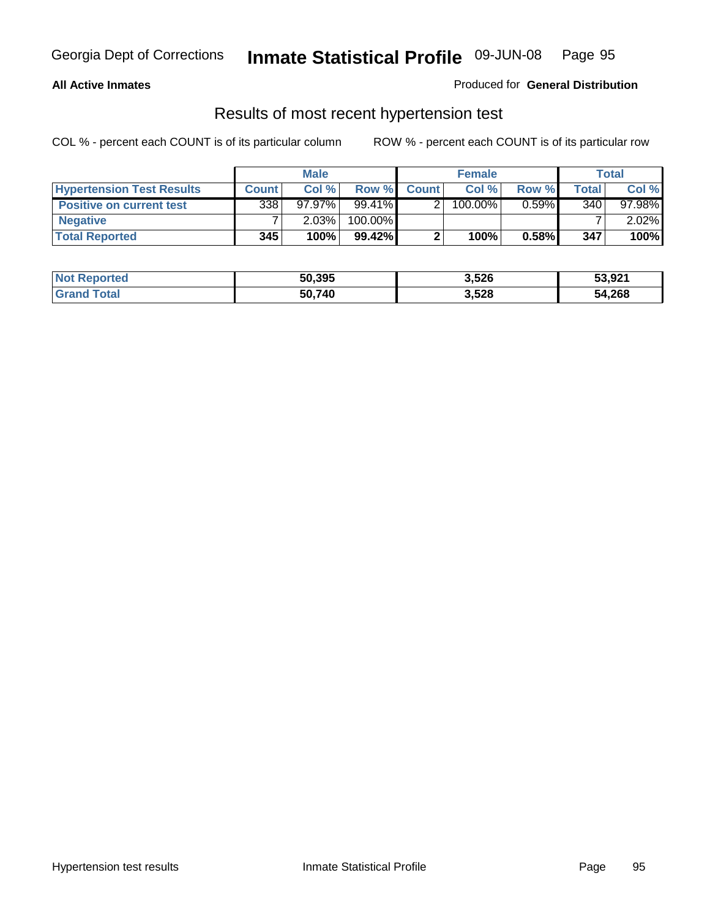**All Active Inmates**

Produced for **General Distribution**

## Results of most recent hypertension test

COL % - percent each COUNT is of its particular column

ROW % - percent each COUNT is of its particular row

| | Male | | | Female | | | Total | |
|---|---|---|---|---|---|---|---|---|
| **Hypertension Test Results** | **Count** | **Col %** | **Row %** | **Count** | **Col %** | **Row %** | **Total** | **Col %** |
| **Positive on current test** | 338 | 97.97% | 99.41% | 2 | 100.00% | 0.59% | 340 | 97.98% |
| **Negative** | 7 | 2.03% | 100.00% | | | | 7 | 2.02% |
| **Total Reported** | **345** | **100%** | **99.42%** | **2** | **100%** | **0.58%** | **347** | **100%** |

| | Male | Female | Total |
|---|---|---|---|
| **Not Reported** | **50,395** | **3,526** | **53,921** |
| **Grand Total** | **50,740** | **3,528** | **54,268** |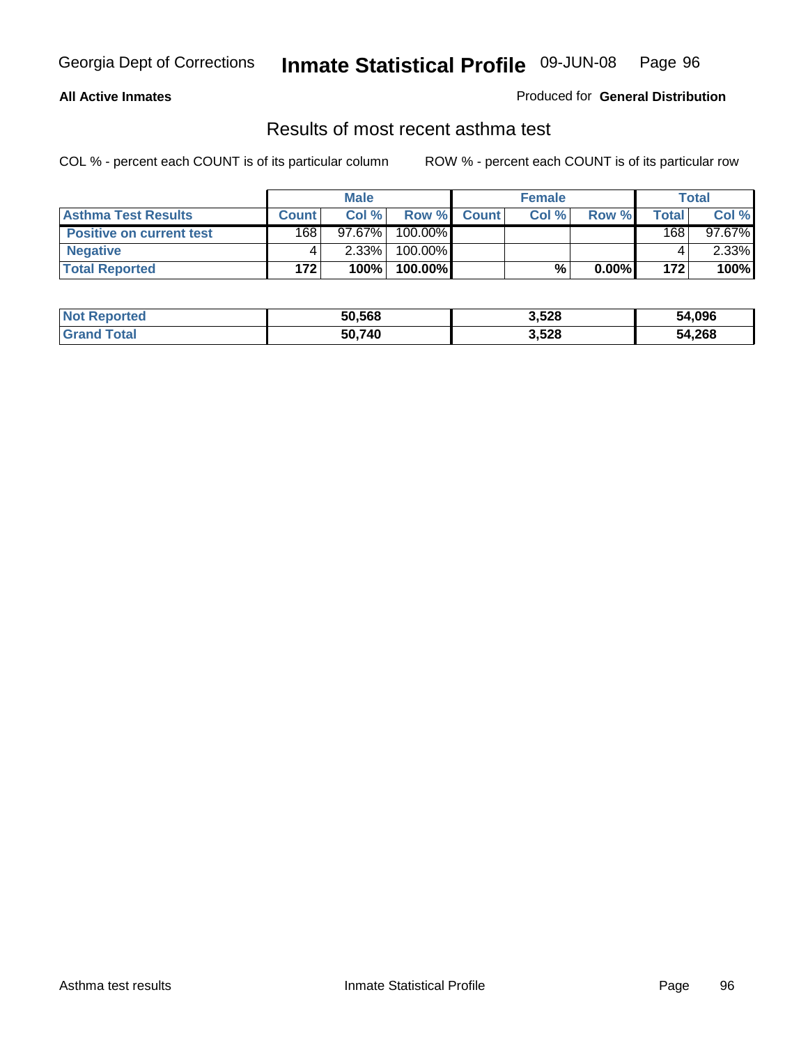Georgia Dept of Corrections **Inmate Statistical Profile** 09-JUN-08

**All Active Inmates**

Produced for **General Distribution**

## Results of most recent asthma test

COL % - percent each COUNT is of its particular column ROW % - percent each COUNT is of its particular row

| | Male | | | Female | | | Total | |
|---|---|---|---|---|---|---|---|---|
| **Asthma Test Results** | **Count** | **Col %** | **Row %** | **Count** | **Col %** | **Row %** | **Total** | **Col %** |
| **Positive on current test** | 168 | 97.67% | 100.00% | | | | 168 | 97.67% |
| **Negative** | 4 | 2.33% | 100.00% | | | | 4 | 2.33% |
| **Total Reported** | **172** | **100%** | **100.00%** | | **%** | **0.00%** | **172** | **100%** |

| | Male | Female | Total |
|---|---|---|---|
| **Not Reported** | **50,568** | **3,528** | **54,096** |
| **Grand Total** | **50,740** | **3,528** | **54,268** |

Asthma test results Inmate Statistical Profile